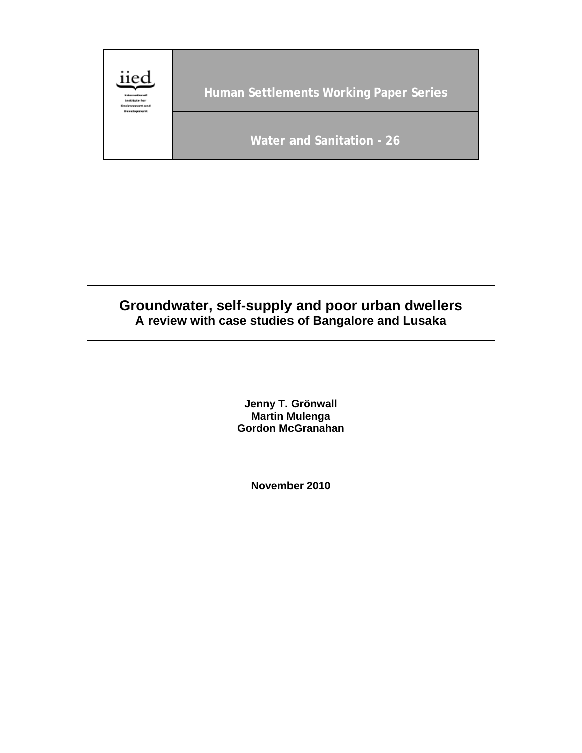iied

International Institute for Environment and Development

Human Settlements Working Paper Series

Water and Sanitation - 26

# Groundwater, self-supply and poor urban dwellers

## A review with case studies of Bangalore and Lusaka

**Jenny T. Grönwall**
**Martin Mulenga**
**Gordon McGranahan**

**November 2010**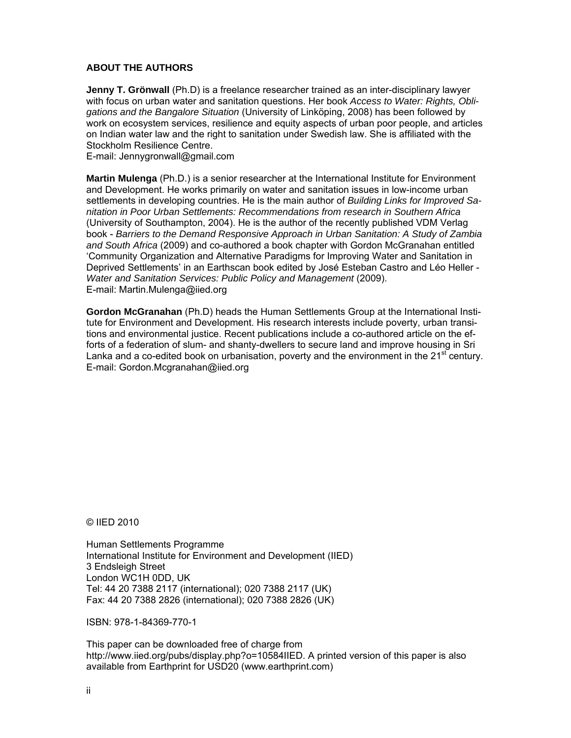## ABOUT THE AUTHORS

**Jenny T. Grönwall** (Ph.D) is a freelance researcher trained as an inter-disciplinary lawyer with focus on urban water and sanitation questions. Her book *Access to Water: Rights, Obligations and the Bangalore Situation* (University of Linköping, 2008) has been followed by work on ecosystem services, resilience and equity aspects of urban poor people, and articles on Indian water law and the right to sanitation under Swedish law. She is affiliated with the Stockholm Resilience Centre.
E-mail: Jennygronwall@gmail.com

**Martin Mulenga** (Ph.D.) is a senior researcher at the International Institute for Environment and Development. He works primarily on water and sanitation issues in low-income urban settlements in developing countries. He is the main author of *Building Links for Improved Sanitation in Poor Urban Settlements: Recommendations from research in Southern Africa* (University of Southampton, 2004). He is the author of the recently published VDM Verlag book - *Barriers to the Demand Responsive Approach in Urban Sanitation: A Study of Zambia and South Africa* (2009) and co-authored a book chapter with Gordon McGranahan entitled 'Community Organization and Alternative Paradigms for Improving Water and Sanitation in Deprived Settlements' in an Earthscan book edited by José Esteban Castro and Léo Heller - *Water and Sanitation Services: Public Policy and Management* (2009).
E-mail: Martin.Mulenga@iied.org

**Gordon McGranahan** (Ph.D) heads the Human Settlements Group at the International Institute for Environment and Development. His research interests include poverty, urban transitions and environmental justice. Recent publications include a co-authored article on the efforts of a federation of slum- and shanty-dwellers to secure land and improve housing in Sri Lanka and a co-edited book on urbanisation, poverty and the environment in the 21st century.
E-mail: Gordon.Mcgranahan@iied.org

© IIED 2010

Human Settlements Programme
International Institute for Environment and Development (IIED)
3 Endsleigh Street
London WC1H 0DD, UK
Tel: 44 20 7388 2117 (international); 020 7388 2117 (UK)
Fax: 44 20 7388 2826 (international); 020 7388 2826 (UK)

ISBN: 978-1-84369-770-1

This paper can be downloaded free of charge from http://www.iied.org/pubs/display.php?o=10584IIED. A printed version of this paper is also available from Earthprint for USD20 (www.earthprint.com)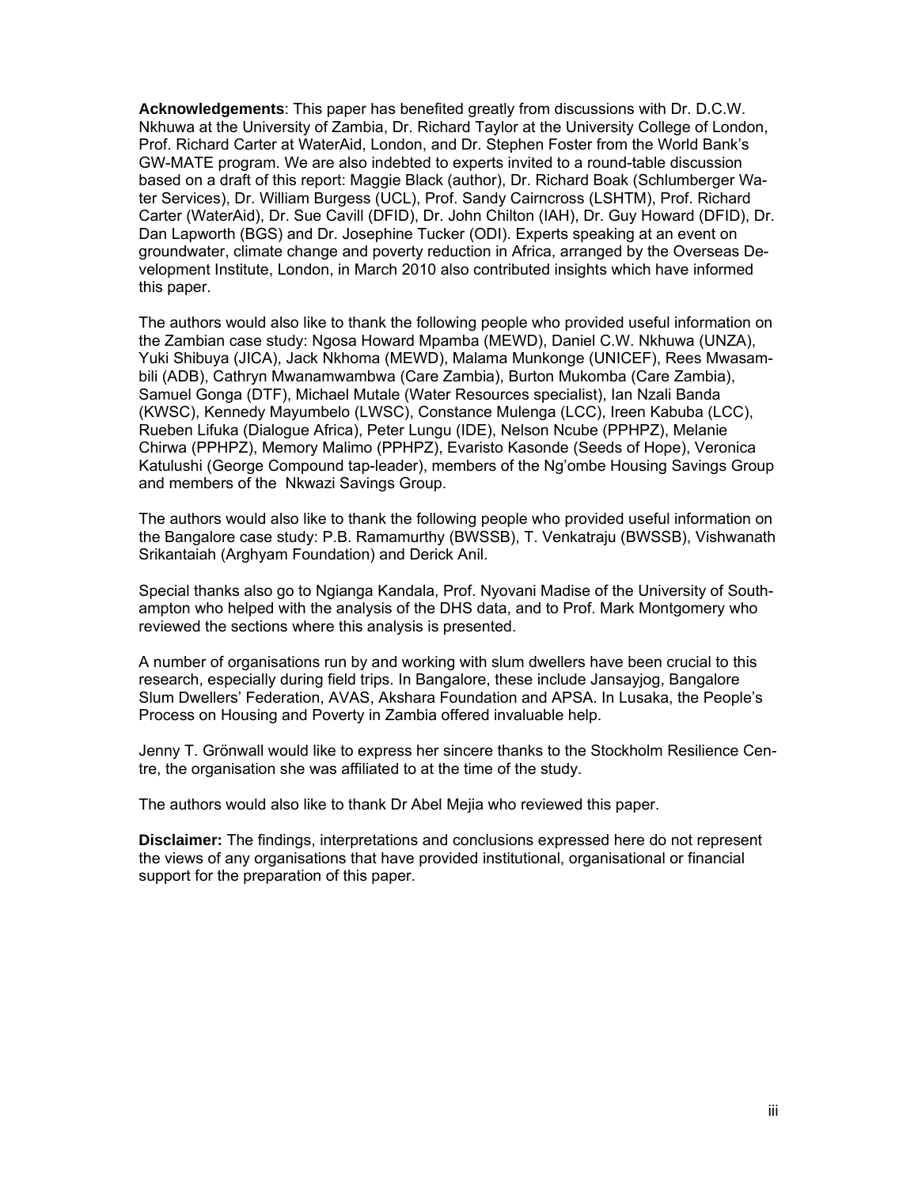**Acknowledgements**: This paper has benefited greatly from discussions with Dr. D.C.W. Nkhuwa at the University of Zambia, Dr. Richard Taylor at the University College of London, Prof. Richard Carter at WaterAid, London, and Dr. Stephen Foster from the World Bank's GW-MATE program. We are also indebted to experts invited to a round-table discussion based on a draft of this report: Maggie Black (author), Dr. Richard Boak (Schlumberger Water Services), Dr. William Burgess (UCL), Prof. Sandy Cairncross (LSHTM), Prof. Richard Carter (WaterAid), Dr. Sue Cavill (DFID), Dr. John Chilton (IAH), Dr. Guy Howard (DFID), Dr. Dan Lapworth (BGS) and Dr. Josephine Tucker (ODI). Experts speaking at an event on groundwater, climate change and poverty reduction in Africa, arranged by the Overseas Development Institute, London, in March 2010 also contributed insights which have informed this paper.

The authors would also like to thank the following people who provided useful information on the Zambian case study: Ngosa Howard Mpamba (MEWD), Daniel C.W. Nkhuwa (UNZA), Yuki Shibuya (JICA), Jack Nkhoma (MEWD), Malama Munkonge (UNICEF), Rees Mwasambili (ADB), Cathryn Mwanamwambwa (Care Zambia), Burton Mukomba (Care Zambia), Samuel Gonga (DTF), Michael Mutale (Water Resources specialist), Ian Nzali Banda (KWSC), Kennedy Mayumbelo (LWSC), Constance Mulenga (LCC), Ireen Kabuba (LCC), Rueben Lifuka (Dialogue Africa), Peter Lungu (IDE), Nelson Ncube (PPHPZ), Melanie Chirwa (PPHPZ), Memory Malimo (PPHPZ), Evaristo Kasonde (Seeds of Hope), Veronica Katulushi (George Compound tap-leader), members of the Ng'ombe Housing Savings Group and members of the Nkwazi Savings Group.

The authors would also like to thank the following people who provided useful information on the Bangalore case study: P.B. Ramamurthy (BWSSB), T. Venkatraju (BWSSB), Vishwanath Srikantaiah (Arghyam Foundation) and Derick Anil.

Special thanks also go to Ngianga Kandala, Prof. Nyovani Madise of the University of Southampton who helped with the analysis of the DHS data, and to Prof. Mark Montgomery who reviewed the sections where this analysis is presented.

A number of organisations run by and working with slum dwellers have been crucial to this research, especially during field trips. In Bangalore, these include Jansayjog, Bangalore Slum Dwellers' Federation, AVAS, Akshara Foundation and APSA. In Lusaka, the People's Process on Housing and Poverty in Zambia offered invaluable help.

Jenny T. Grönwall would like to express her sincere thanks to the Stockholm Resilience Centre, the organisation she was affiliated to at the time of the study.

The authors would also like to thank Dr Abel Mejia who reviewed this paper.

**Disclaimer:** The findings, interpretations and conclusions expressed here do not represent the views of any organisations that have provided institutional, organisational or financial support for the preparation of this paper.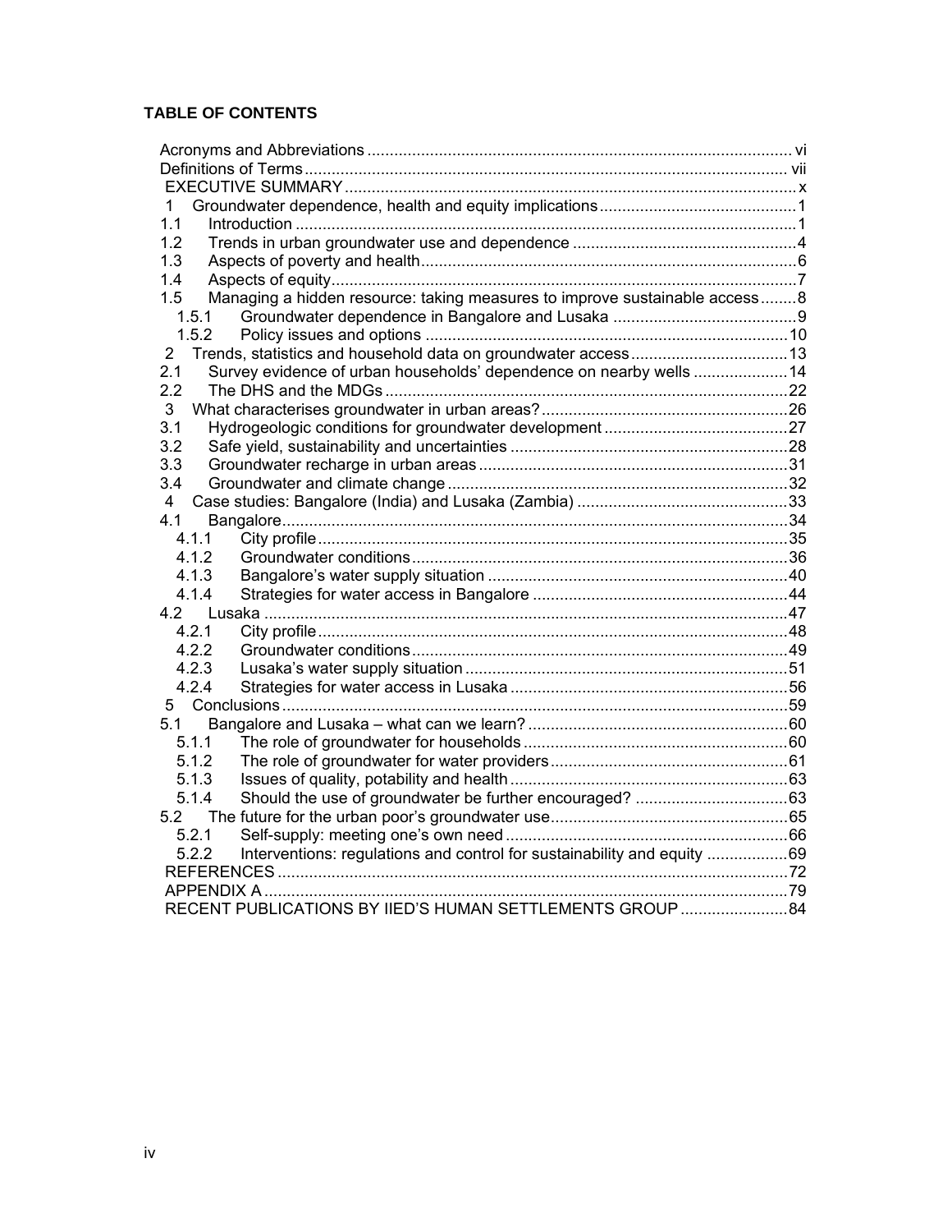**TABLE OF CONTENTS**

Acronyms and Abbreviations ..... vi
Definitions of Terms ..... vii
EXECUTIVE SUMMARY ..... x
1 Groundwater dependence, health and equity implications ..... 1
1.1 Introduction ..... 1
1.2 Trends in urban groundwater use and dependence ..... 4
1.3 Aspects of poverty and health ..... 6
1.4 Aspects of equity ..... 7
1.5 Managing a hidden resource: taking measures to improve sustainable access ..... 8
1.5.1 Groundwater dependence in Bangalore and Lusaka ..... 9
1.5.2 Policy issues and options ..... 10
2 Trends, statistics and household data on groundwater access ..... 13
2.1 Survey evidence of urban households' dependence on nearby wells ..... 14
2.2 The DHS and the MDGs ..... 22
3 What characterises groundwater in urban areas? ..... 26
3.1 Hydrogeologic conditions for groundwater development ..... 27
3.2 Safe yield, sustainability and uncertainties ..... 28
3.3 Groundwater recharge in urban areas ..... 31
3.4 Groundwater and climate change ..... 32
4 Case studies: Bangalore (India) and Lusaka (Zambia) ..... 33
4.1 Bangalore ..... 34
4.1.1 City profile ..... 35
4.1.2 Groundwater conditions ..... 36
4.1.3 Bangalore's water supply situation ..... 40
4.1.4 Strategies for water access in Bangalore ..... 44
4.2 Lusaka ..... 47
4.2.1 City profile ..... 48
4.2.2 Groundwater conditions ..... 49
4.2.3 Lusaka's water supply situation ..... 51
4.2.4 Strategies for water access in Lusaka ..... 56
5 Conclusions ..... 59
5.1 Bangalore and Lusaka – what can we learn? ..... 60
5.1.1 The role of groundwater for households ..... 60
5.1.2 The role of groundwater for water providers ..... 61
5.1.3 Issues of quality, potability and health ..... 63
5.1.4 Should the use of groundwater be further encouraged? ..... 63
5.2 The future for the urban poor's groundwater use ..... 65
5.2.1 Self-supply: meeting one's own need ..... 66
5.2.2 Interventions: regulations and control for sustainability and equity ..... 69
REFERENCES ..... 72
APPENDIX A ..... 79
RECENT PUBLICATIONS BY IIED'S HUMAN SETTLEMENTS GROUP ..... 84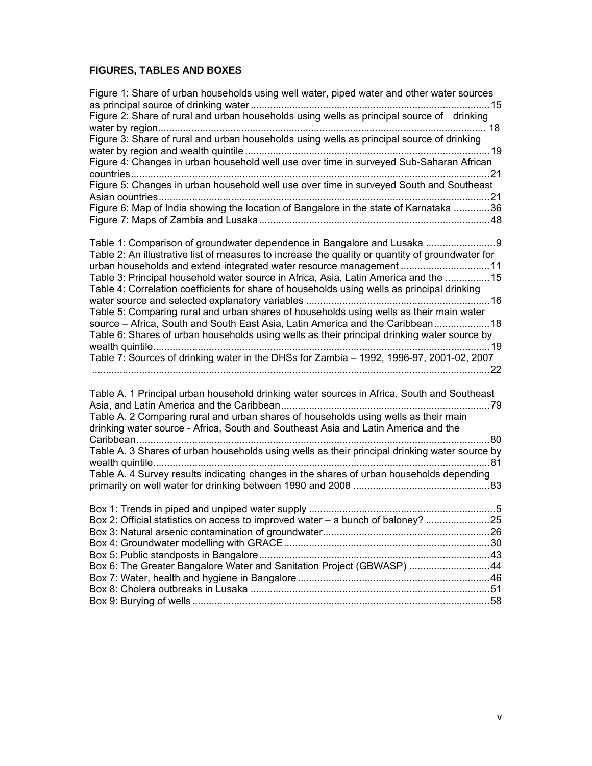**FIGURES, TABLES AND BOXES**

Figure 1: Share of urban households using well water, piped water and other water sources as principal source of drinking water ....................................................................................15
Figure 2: Share of rural and urban households using wells as principal source of drinking water by region.................................................................................................................... 18
Figure 3: Share of rural and urban households using wells as principal source of drinking water by region and wealth quintile .....................................................................................19
Figure 4: Changes in urban household well use over time in surveyed Sub-Saharan African countries.................................................................................................................................21
Figure 5: Changes in urban household well use over time in surveyed South and Southeast Asian countries.......................................................................................................................21
Figure 6: Map of India showing the location of Bangalore in the state of Karnataka .............36
Figure 7: Maps of Zambia and Lusaka..................................................................................48

Table 1: Comparison of groundwater dependence in Bangalore and Lusaka .........................9
Table 2: An illustrative list of measures to increase the quality or quantity of groundwater for urban households and extend integrated water resource management ................................11
Table 3: Principal household water source in Africa, Asia, Latin America and the ................15
Table 4: Correlation coefficients for share of households using wells as principal drinking water source and selected explanatory variables ..................................................................16
Table 5: Comparing rural and urban shares of households using wells as their main water source – Africa, South and South East Asia, Latin America and the Caribbean....................18
Table 6: Shares of urban households using wells as their principal drinking water source by wealth quintile.........................................................................................................................19
Table 7: Sources of drinking water in the DHSs for Zambia – 1992, 1996-97, 2001-02, 2007 ..............................................................................................................................................22

Table A. 1 Principal urban household drinking water sources in Africa, South and Southeast Asia, and Latin America and the Caribbean...........................................................................79
Table A. 2 Comparing rural and urban shares of households using wells as their main drinking water source - Africa, South and Southeast Asia and Latin America and the Caribbean...............................................................................................................................80
Table A. 3 Shares of urban households using wells as their principal drinking water source by wealth quintile.........................................................................................................................81
Table A. 4 Survey results indicating changes in the shares of urban households depending primarily on well water for drinking between 1990 and 2008 .................................................83

Box 1: Trends in piped and unpiped water supply ..................................................................5
Box 2: Official statistics on access to improved water – a bunch of baloney? .......................25
Box 3: Natural arsenic contamination of groundwater............................................................26
Box 4: Groundwater modelling with GRACE..........................................................................30
Box 5: Public standposts in Bangalore...................................................................................43
Box 6: The Greater Bangalore Water and Sanitation Project (GBWASP) .............................44
Box 7: Water, health and hygiene in Bangalore .....................................................................46
Box 8: Cholera outbreaks in Lusaka ......................................................................................51
Box 9: Burying of wells...........................................................................................................58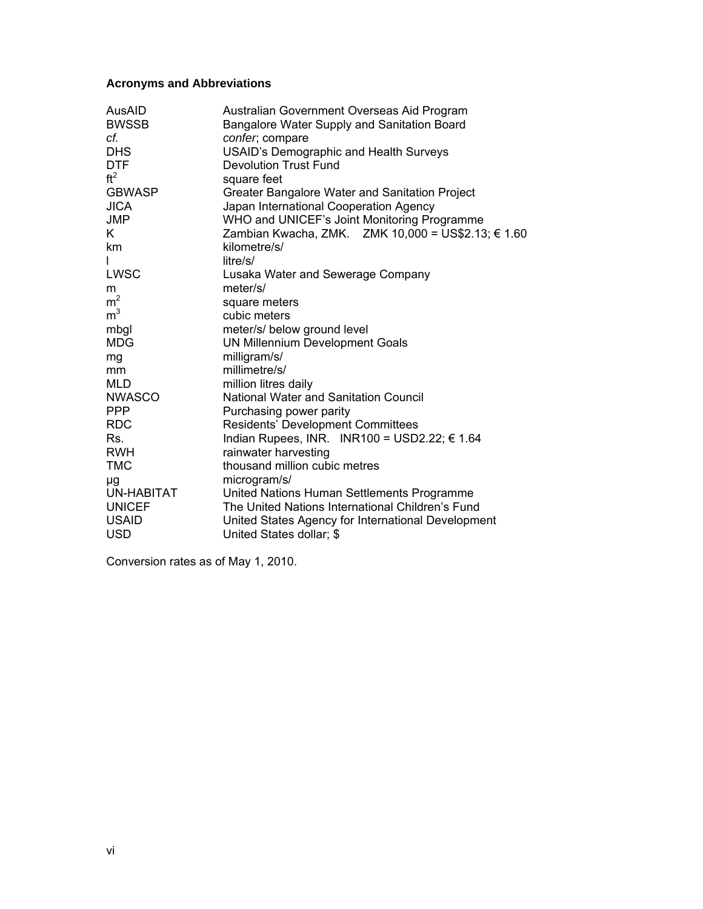### Acronyms and Abbreviations

| | |
|---|---|
| AusAID | Australian Government Overseas Aid Program |
| BWSSB | Bangalore Water Supply and Sanitation Board |
| *cf.* | *confer*; compare |
| DHS | USAID's Demographic and Health Surveys |
| DTF | Devolution Trust Fund |
| $ft^2$ | square feet |
| GBWASP | Greater Bangalore Water and Sanitation Project |
| JICA | Japan International Cooperation Agency |
| JMP | WHO and UNICEF's Joint Monitoring Programme |
| K | Zambian Kwacha, ZMK. ZMK 10,000 = US$2.13; € 1.60 |
| km | kilometre/s/ |
| l | litre/s/ |
| LWSC | Lusaka Water and Sewerage Company |
| m | meter/s/ |
| $m^2$ | square meters |
| $m^3$ | cubic meters |
| mbgl | meter/s/ below ground level |
| MDG | UN Millennium Development Goals |
| mg | milligram/s/ |
| mm | millimetre/s/ |
| MLD | million litres daily |
| NWASCO | National Water and Sanitation Council |
| PPP | Purchasing power parity |
| RDC | Residents' Development Committees |
| Rs. | Indian Rupees, INR. INR100 = USD2.22; € 1.64 |
| RWH | rainwater harvesting |
| TMC | thousand million cubic metres |
| μg | microgram/s/ |
| UN-HABITAT | United Nations Human Settlements Programme |
| UNICEF | The United Nations International Children's Fund |
| USAID | United States Agency for International Development |
| USD | United States dollar; $ |

Conversion rates as of May 1, 2010.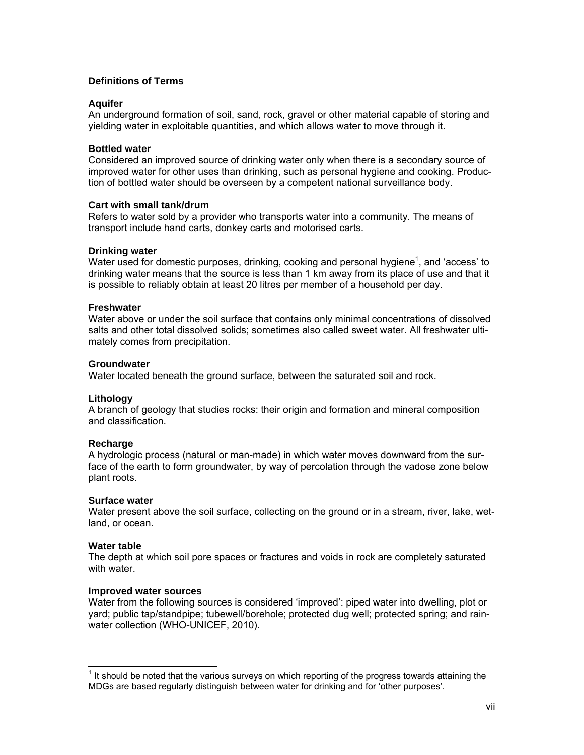## Definitions of Terms

### Aquifer

An underground formation of soil, sand, rock, gravel or other material capable of storing and yielding water in exploitable quantities, and which allows water to move through it.

### Bottled water

Considered an improved source of drinking water only when there is a secondary source of improved water for other uses than drinking, such as personal hygiene and cooking. Production of bottled water should be overseen by a competent national surveillance body.

### Cart with small tank/drum

Refers to water sold by a provider who transports water into a community. The means of transport include hand carts, donkey carts and motorised carts.

### Drinking water

Water used for domestic purposes, drinking, cooking and personal hygiene[1], and 'access' to drinking water means that the source is less than 1 km away from its place of use and that it is possible to reliably obtain at least 20 litres per member of a household per day.

### Freshwater

Water above or under the soil surface that contains only minimal concentrations of dissolved salts and other total dissolved solids; sometimes also called sweet water. All freshwater ultimately comes from precipitation.

### Groundwater

Water located beneath the ground surface, between the saturated soil and rock.

### Lithology

A branch of geology that studies rocks: their origin and formation and mineral composition and classification.

### Recharge

A hydrologic process (natural or man-made) in which water moves downward from the surface of the earth to form groundwater, by way of percolation through the vadose zone below plant roots.

### Surface water

Water present above the soil surface, collecting on the ground or in a stream, river, lake, wetland, or ocean.

### Water table

The depth at which soil pore spaces or fractures and voids in rock are completely saturated with water.

### Improved water sources

Water from the following sources is considered 'improved': piped water into dwelling, plot or yard; public tap/standpipe; tubewell/borehole; protected dug well; protected spring; and rainwater collection (WHO-UNICEF, 2010).

---

[1] It should be noted that the various surveys on which reporting of the progress towards attaining the MDGs are based regularly distinguish between water for drinking and for 'other purposes'.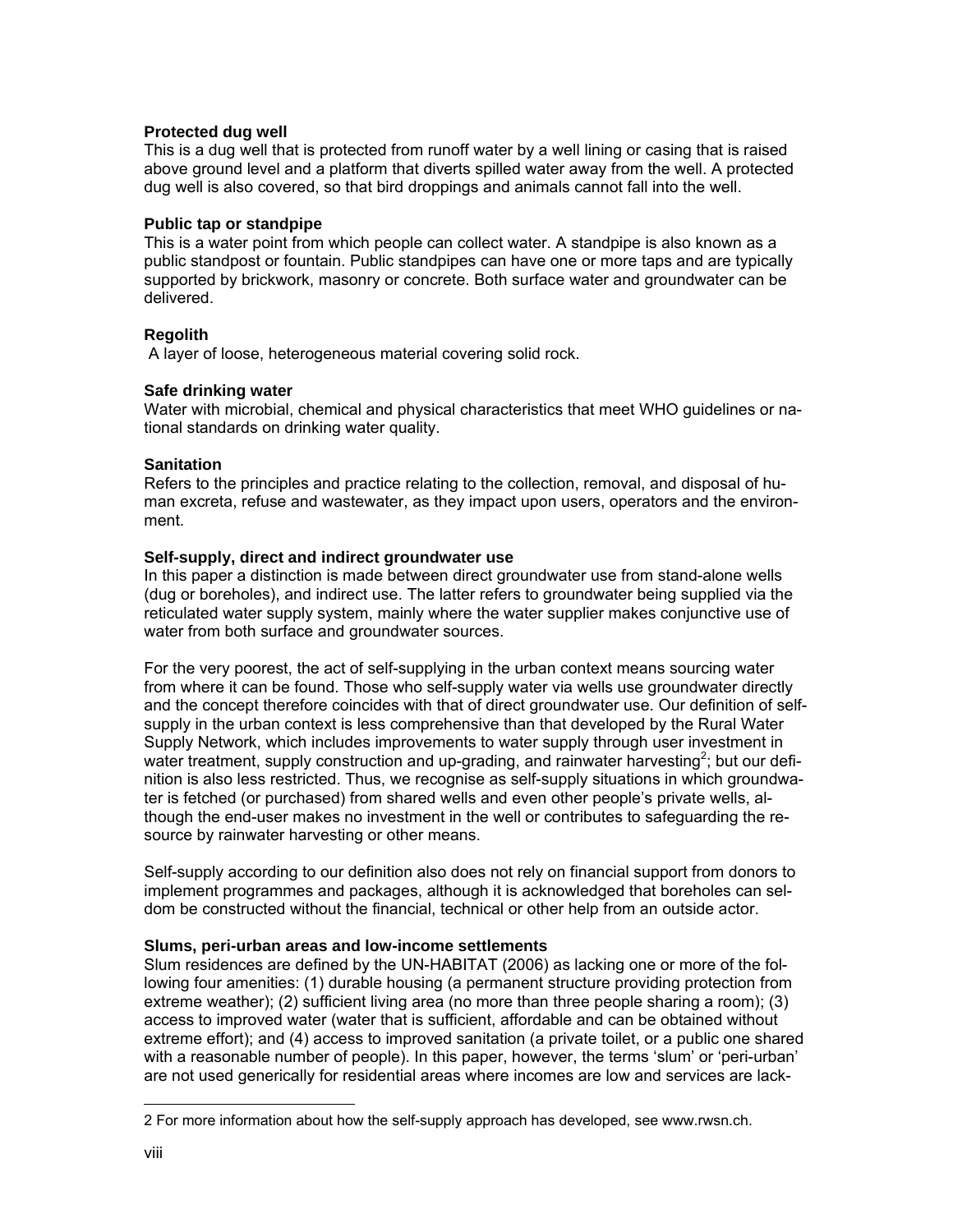**Protected dug well**

This is a dug well that is protected from runoff water by a well lining or casing that is raised above ground level and a platform that diverts spilled water away from the well. A protected dug well is also covered, so that bird droppings and animals cannot fall into the well.

**Public tap or standpipe**

This is a water point from which people can collect water. A standpipe is also known as a public standpost or fountain. Public standpipes can have one or more taps and are typically supported by brickwork, masonry or concrete. Both surface water and groundwater can be delivered.

**Regolith**

A layer of loose, heterogeneous material covering solid rock.

**Safe drinking water**

Water with microbial, chemical and physical characteristics that meet WHO guidelines or national standards on drinking water quality.

**Sanitation**

Refers to the principles and practice relating to the collection, removal, and disposal of human excreta, refuse and wastewater, as they impact upon users, operators and the environment.

**Self-supply, direct and indirect groundwater use**

In this paper a distinction is made between direct groundwater use from stand-alone wells (dug or boreholes), and indirect use. The latter refers to groundwater being supplied via the reticulated water supply system, mainly where the water supplier makes conjunctive use of water from both surface and groundwater sources.

For the very poorest, the act of self-supplying in the urban context means sourcing water from where it can be found. Those who self-supply water via wells use groundwater directly and the concept therefore coincides with that of direct groundwater use. Our definition of self-supply in the urban context is less comprehensive than that developed by the Rural Water Supply Network, which includes improvements to water supply through user investment in water treatment, supply construction and up-grading, and rainwater harvesting[2]; but our definition is also less restricted. Thus, we recognise as self-supply situations in which groundwater is fetched (or purchased) from shared wells and even other people's private wells, although the end-user makes no investment in the well or contributes to safeguarding the resource by rainwater harvesting or other means.

Self-supply according to our definition also does not rely on financial support from donors to implement programmes and packages, although it is acknowledged that boreholes can seldom be constructed without the financial, technical or other help from an outside actor.

**Slums, peri-urban areas and low-income settlements**

Slum residences are defined by the UN-HABITAT (2006) as lacking one or more of the following four amenities: (1) durable housing (a permanent structure providing protection from extreme weather); (2) sufficient living area (no more than three people sharing a room); (3) access to improved water (water that is sufficient, affordable and can be obtained without extreme effort); and (4) access to improved sanitation (a private toilet, or a public one shared with a reasonable number of people). In this paper, however, the terms 'slum' or 'peri-urban' are not used generically for residential areas where incomes are low and services are lack-

2 For more information about how the self-supply approach has developed, see www.rwsn.ch.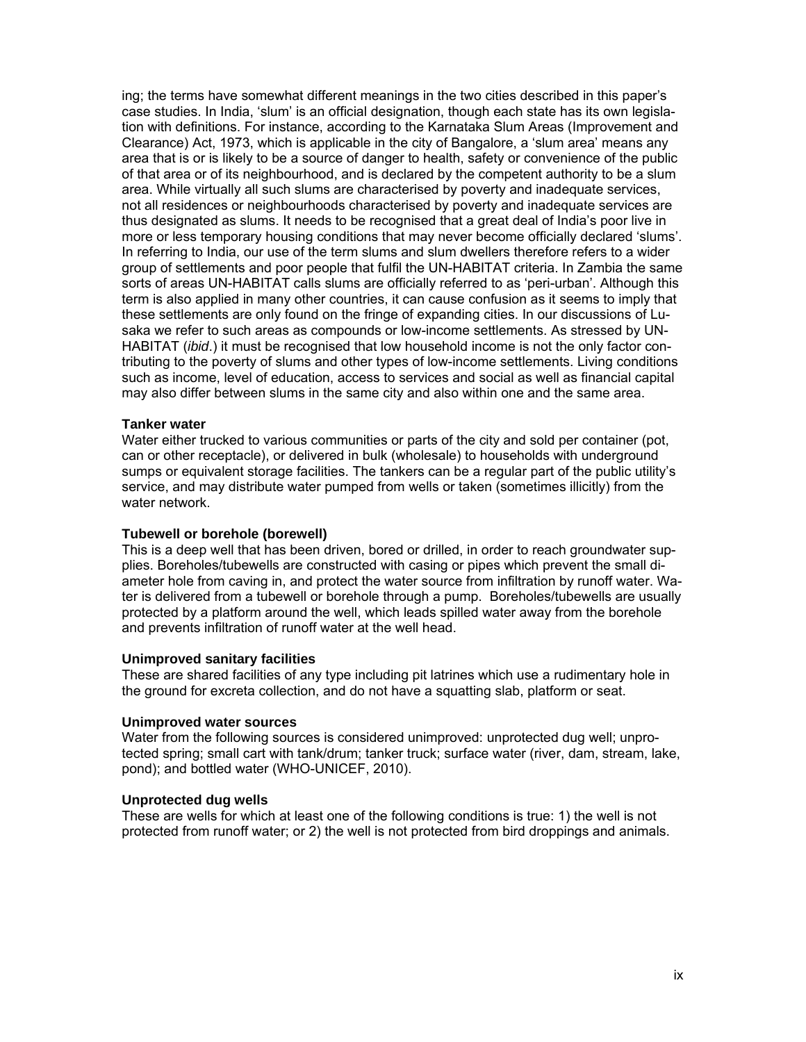ing; the terms have somewhat different meanings in the two cities described in this paper's case studies. In India, 'slum' is an official designation, though each state has its own legislation with definitions. For instance, according to the Karnataka Slum Areas (Improvement and Clearance) Act, 1973, which is applicable in the city of Bangalore, a 'slum area' means any area that is or is likely to be a source of danger to health, safety or convenience of the public of that area or of its neighbourhood, and is declared by the competent authority to be a slum area. While virtually all such slums are characterised by poverty and inadequate services, not all residences or neighbourhoods characterised by poverty and inadequate services are thus designated as slums. It needs to be recognised that a great deal of India's poor live in more or less temporary housing conditions that may never become officially declared 'slums'. In referring to India, our use of the term slums and slum dwellers therefore refers to a wider group of settlements and poor people that fulfil the UN-HABITAT criteria. In Zambia the same sorts of areas UN-HABITAT calls slums are officially referred to as 'peri-urban'. Although this term is also applied in many other countries, it can cause confusion as it seems to imply that these settlements are only found on the fringe of expanding cities. In our discussions of Lusaka we refer to such areas as compounds or low-income settlements. As stressed by UN-HABITAT (*ibid*.) it must be recognised that low household income is not the only factor contributing to the poverty of slums and other types of low-income settlements. Living conditions such as income, level of education, access to services and social as well as financial capital may also differ between slums in the same city and also within one and the same area.

**Tanker water**

Water either trucked to various communities or parts of the city and sold per container (pot, can or other receptacle), or delivered in bulk (wholesale) to households with underground sumps or equivalent storage facilities. The tankers can be a regular part of the public utility's service, and may distribute water pumped from wells or taken (sometimes illicitly) from the water network.

**Tubewell or borehole (borewell)**

This is a deep well that has been driven, bored or drilled, in order to reach groundwater supplies. Boreholes/tubewells are constructed with casing or pipes which prevent the small diameter hole from caving in, and protect the water source from infiltration by runoff water. Water is delivered from a tubewell or borehole through a pump. Boreholes/tubewells are usually protected by a platform around the well, which leads spilled water away from the borehole and prevents infiltration of runoff water at the well head.

**Unimproved sanitary facilities**

These are shared facilities of any type including pit latrines which use a rudimentary hole in the ground for excreta collection, and do not have a squatting slab, platform or seat.

**Unimproved water sources**

Water from the following sources is considered unimproved: unprotected dug well; unprotected spring; small cart with tank/drum; tanker truck; surface water (river, dam, stream, lake, pond); and bottled water (WHO-UNICEF, 2010).

**Unprotected dug wells**

These are wells for which at least one of the following conditions is true: 1) the well is not protected from runoff water; or 2) the well is not protected from bird droppings and animals.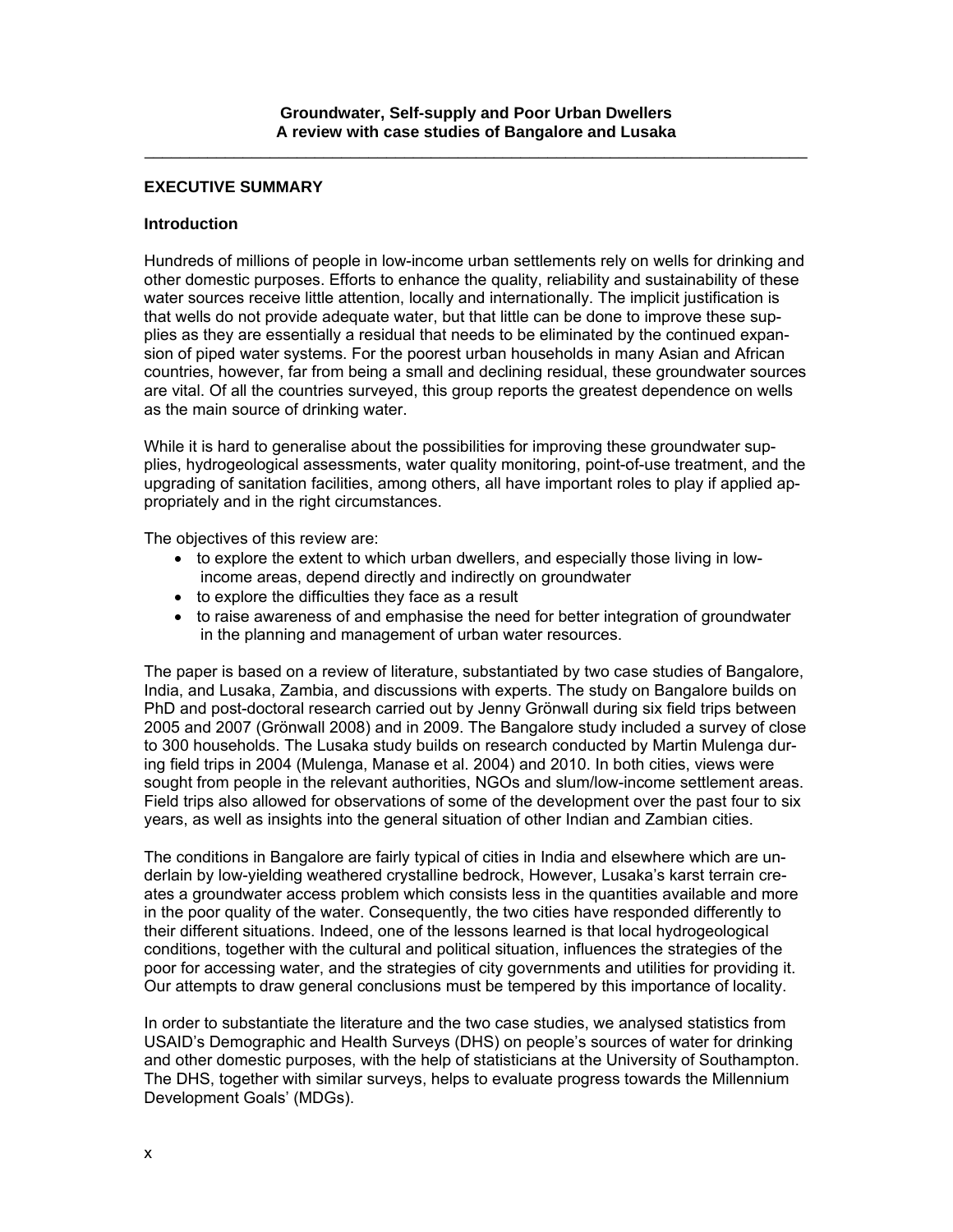**Groundwater, Self-supply and Poor Urban Dwellers**
**A review with case studies of Bangalore and Lusaka**

## EXECUTIVE SUMMARY

### Introduction

Hundreds of millions of people in low-income urban settlements rely on wells for drinking and other domestic purposes. Efforts to enhance the quality, reliability and sustainability of these water sources receive little attention, locally and internationally. The implicit justification is that wells do not provide adequate water, but that little can be done to improve these supplies as they are essentially a residual that needs to be eliminated by the continued expansion of piped water systems. For the poorest urban households in many Asian and African countries, however, far from being a small and declining residual, these groundwater sources are vital. Of all the countries surveyed, this group reports the greatest dependence on wells as the main source of drinking water.

While it is hard to generalise about the possibilities for improving these groundwater supplies, hydrogeological assessments, water quality monitoring, point-of-use treatment, and the upgrading of sanitation facilities, among others, all have important roles to play if applied appropriately and in the right circumstances.

The objectives of this review are:

- to explore the extent to which urban dwellers, and especially those living in low-income areas, depend directly and indirectly on groundwater
- to explore the difficulties they face as a result
- to raise awareness of and emphasise the need for better integration of groundwater in the planning and management of urban water resources.

The paper is based on a review of literature, substantiated by two case studies of Bangalore, India, and Lusaka, Zambia, and discussions with experts. The study on Bangalore builds on PhD and post-doctoral research carried out by Jenny Grönwall during six field trips between 2005 and 2007 (Grönwall 2008) and in 2009. The Bangalore study included a survey of close to 300 households. The Lusaka study builds on research conducted by Martin Mulenga during field trips in 2004 (Mulenga, Manase et al. 2004) and 2010. In both cities, views were sought from people in the relevant authorities, NGOs and slum/low-income settlement areas. Field trips also allowed for observations of some of the development over the past four to six years, as well as insights into the general situation of other Indian and Zambian cities.

The conditions in Bangalore are fairly typical of cities in India and elsewhere which are underlain by low-yielding weathered crystalline bedrock, However, Lusaka's karst terrain creates a groundwater access problem which consists less in the quantities available and more in the poor quality of the water. Consequently, the two cities have responded differently to their different situations. Indeed, one of the lessons learned is that local hydrogeological conditions, together with the cultural and political situation, influences the strategies of the poor for accessing water, and the strategies of city governments and utilities for providing it. Our attempts to draw general conclusions must be tempered by this importance of locality.

In order to substantiate the literature and the two case studies, we analysed statistics from USAID's Demographic and Health Surveys (DHS) on people's sources of water for drinking and other domestic purposes, with the help of statisticians at the University of Southampton. The DHS, together with similar surveys, helps to evaluate progress towards the Millennium Development Goals' (MDGs).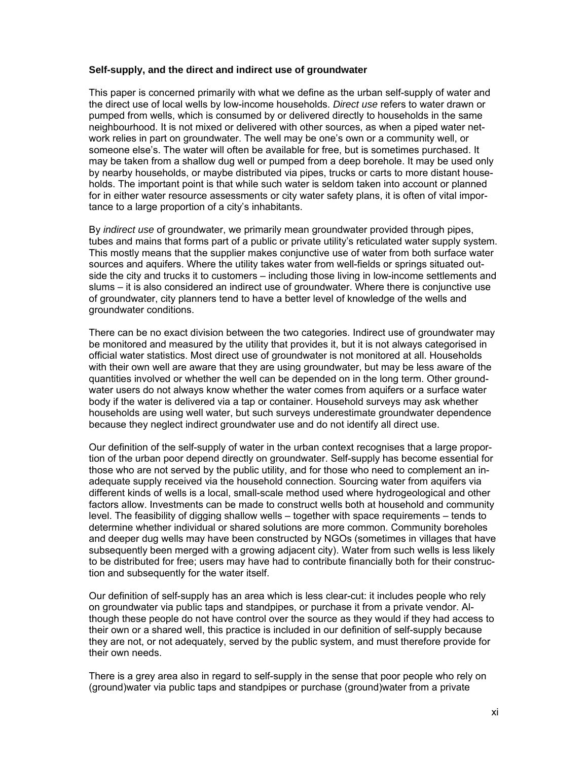**Self-supply, and the direct and indirect use of groundwater**

This paper is concerned primarily with what we define as the urban self-supply of water and the direct use of local wells by low-income households. *Direct use* refers to water drawn or pumped from wells, which is consumed by or delivered directly to households in the same neighbourhood. It is not mixed or delivered with other sources, as when a piped water network relies in part on groundwater. The well may be one's own or a community well, or someone else's. The water will often be available for free, but is sometimes purchased. It may be taken from a shallow dug well or pumped from a deep borehole. It may be used only by nearby households, or maybe distributed via pipes, trucks or carts to more distant households. The important point is that while such water is seldom taken into account or planned for in either water resource assessments or city water safety plans, it is often of vital importance to a large proportion of a city's inhabitants.

By *indirect use* of groundwater, we primarily mean groundwater provided through pipes, tubes and mains that forms part of a public or private utility's reticulated water supply system. This mostly means that the supplier makes conjunctive use of water from both surface water sources and aquifers. Where the utility takes water from well-fields or springs situated outside the city and trucks it to customers – including those living in low-income settlements and slums – it is also considered an indirect use of groundwater. Where there is conjunctive use of groundwater, city planners tend to have a better level of knowledge of the wells and groundwater conditions.

There can be no exact division between the two categories. Indirect use of groundwater may be monitored and measured by the utility that provides it, but it is not always categorised in official water statistics. Most direct use of groundwater is not monitored at all. Households with their own well are aware that they are using groundwater, but may be less aware of the quantities involved or whether the well can be depended on in the long term. Other groundwater users do not always know whether the water comes from aquifers or a surface water body if the water is delivered via a tap or container. Household surveys may ask whether households are using well water, but such surveys underestimate groundwater dependence because they neglect indirect groundwater use and do not identify all direct use.

Our definition of the self-supply of water in the urban context recognises that a large proportion of the urban poor depend directly on groundwater. Self-supply has become essential for those who are not served by the public utility, and for those who need to complement an inadequate supply received via the household connection. Sourcing water from aquifers via different kinds of wells is a local, small-scale method used where hydrogeological and other factors allow. Investments can be made to construct wells both at household and community level. The feasibility of digging shallow wells – together with space requirements – tends to determine whether individual or shared solutions are more common. Community boreholes and deeper dug wells may have been constructed by NGOs (sometimes in villages that have subsequently been merged with a growing adjacent city). Water from such wells is less likely to be distributed for free; users may have had to contribute financially both for their construction and subsequently for the water itself.

Our definition of self-supply has an area which is less clear-cut: it includes people who rely on groundwater via public taps and standpipes, or purchase it from a private vendor. Although these people do not have control over the source as they would if they had access to their own or a shared well, this practice is included in our definition of self-supply because they are not, or not adequately, served by the public system, and must therefore provide for their own needs.

There is a grey area also in regard to self-supply in the sense that poor people who rely on (ground)water via public taps and standpipes or purchase (ground)water from a private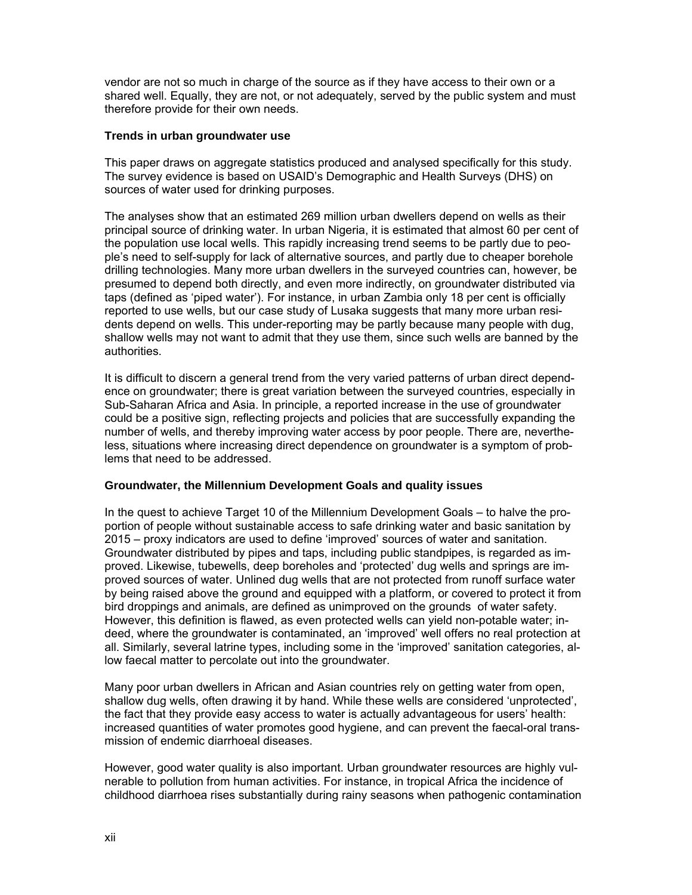vendor are not so much in charge of the source as if they have access to their own or a shared well. Equally, they are not, or not adequately, served by the public system and must therefore provide for their own needs.

### Trends in urban groundwater use

This paper draws on aggregate statistics produced and analysed specifically for this study. The survey evidence is based on USAID's Demographic and Health Surveys (DHS) on sources of water used for drinking purposes.

The analyses show that an estimated 269 million urban dwellers depend on wells as their principal source of drinking water. In urban Nigeria, it is estimated that almost 60 per cent of the population use local wells. This rapidly increasing trend seems to be partly due to people's need to self-supply for lack of alternative sources, and partly due to cheaper borehole drilling technologies. Many more urban dwellers in the surveyed countries can, however, be presumed to depend both directly, and even more indirectly, on groundwater distributed via taps (defined as 'piped water'). For instance, in urban Zambia only 18 per cent is officially reported to use wells, but our case study of Lusaka suggests that many more urban residents depend on wells. This under-reporting may be partly because many people with dug, shallow wells may not want to admit that they use them, since such wells are banned by the authorities.

It is difficult to discern a general trend from the very varied patterns of urban direct dependence on groundwater; there is great variation between the surveyed countries, especially in Sub-Saharan Africa and Asia. In principle, a reported increase in the use of groundwater could be a positive sign, reflecting projects and policies that are successfully expanding the number of wells, and thereby improving water access by poor people. There are, nevertheless, situations where increasing direct dependence on groundwater is a symptom of problems that need to be addressed.

### Groundwater, the Millennium Development Goals and quality issues

In the quest to achieve Target 10 of the Millennium Development Goals – to halve the proportion of people without sustainable access to safe drinking water and basic sanitation by 2015 – proxy indicators are used to define 'improved' sources of water and sanitation. Groundwater distributed by pipes and taps, including public standpipes, is regarded as improved. Likewise, tubewells, deep boreholes and 'protected' dug wells and springs are improved sources of water. Unlined dug wells that are not protected from runoff surface water by being raised above the ground and equipped with a platform, or covered to protect it from bird droppings and animals, are defined as unimproved on the grounds of water safety. However, this definition is flawed, as even protected wells can yield non-potable water; indeed, where the groundwater is contaminated, an 'improved' well offers no real protection at all. Similarly, several latrine types, including some in the 'improved' sanitation categories, allow faecal matter to percolate out into the groundwater.

Many poor urban dwellers in African and Asian countries rely on getting water from open, shallow dug wells, often drawing it by hand. While these wells are considered 'unprotected', the fact that they provide easy access to water is actually advantageous for users' health: increased quantities of water promotes good hygiene, and can prevent the faecal-oral transmission of endemic diarrhoeal diseases.

However, good water quality is also important. Urban groundwater resources are highly vulnerable to pollution from human activities. For instance, in tropical Africa the incidence of childhood diarrhoea rises substantially during rainy seasons when pathogenic contamination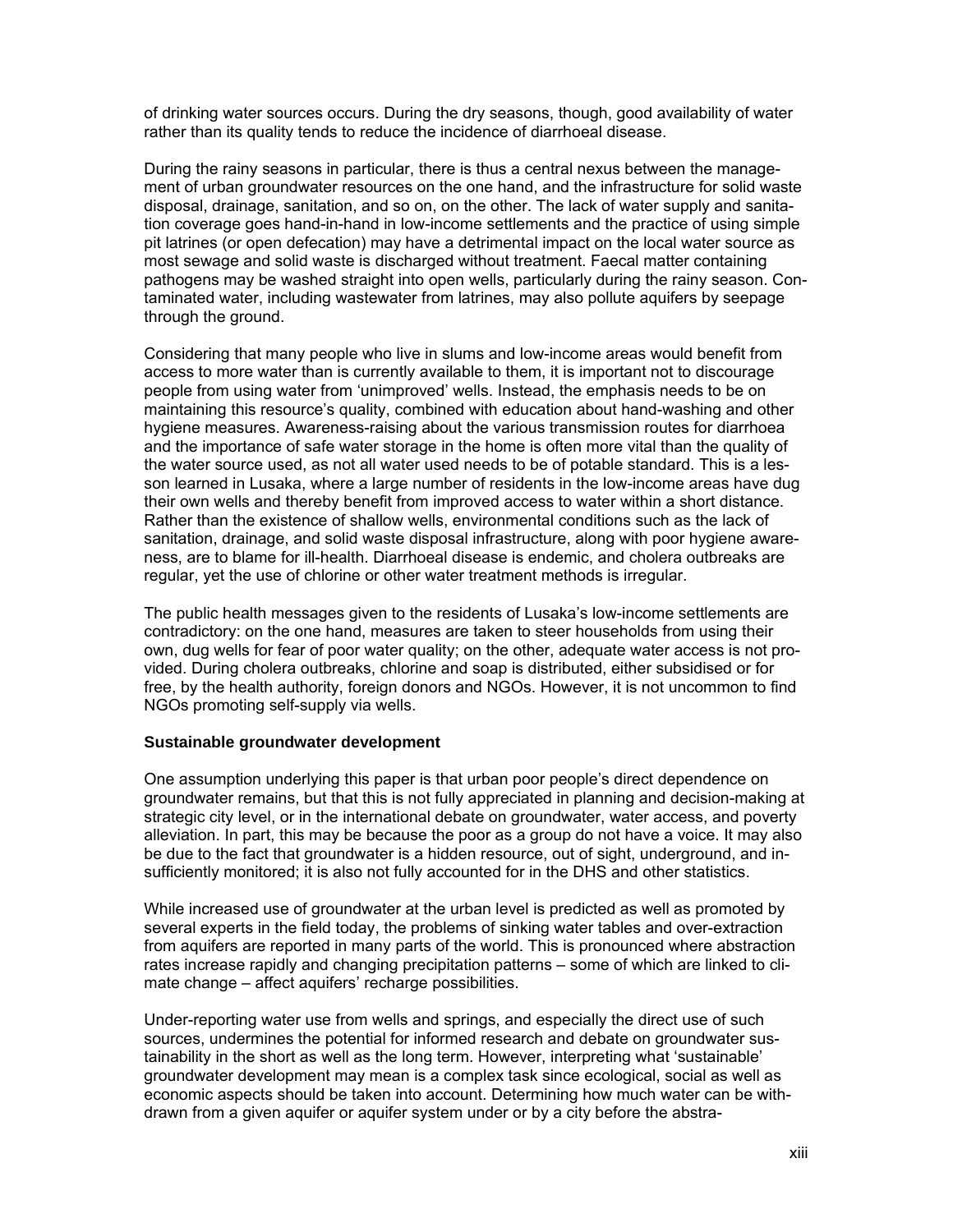of drinking water sources occurs. During the dry seasons, though, good availability of water rather than its quality tends to reduce the incidence of diarrhoeal disease.

During the rainy seasons in particular, there is thus a central nexus between the management of urban groundwater resources on the one hand, and the infrastructure for solid waste disposal, drainage, sanitation, and so on, on the other. The lack of water supply and sanitation coverage goes hand-in-hand in low-income settlements and the practice of using simple pit latrines (or open defecation) may have a detrimental impact on the local water source as most sewage and solid waste is discharged without treatment. Faecal matter containing pathogens may be washed straight into open wells, particularly during the rainy season. Contaminated water, including wastewater from latrines, may also pollute aquifers by seepage through the ground.

Considering that many people who live in slums and low-income areas would benefit from access to more water than is currently available to them, it is important not to discourage people from using water from 'unimproved' wells. Instead, the emphasis needs to be on maintaining this resource's quality, combined with education about hand-washing and other hygiene measures. Awareness-raising about the various transmission routes for diarrhoea and the importance of safe water storage in the home is often more vital than the quality of the water source used, as not all water used needs to be of potable standard. This is a lesson learned in Lusaka, where a large number of residents in the low-income areas have dug their own wells and thereby benefit from improved access to water within a short distance. Rather than the existence of shallow wells, environmental conditions such as the lack of sanitation, drainage, and solid waste disposal infrastructure, along with poor hygiene awareness, are to blame for ill-health. Diarrhoeal disease is endemic, and cholera outbreaks are regular, yet the use of chlorine or other water treatment methods is irregular.

The public health messages given to the residents of Lusaka's low-income settlements are contradictory: on the one hand, measures are taken to steer households from using their own, dug wells for fear of poor water quality; on the other, adequate water access is not provided. During cholera outbreaks, chlorine and soap is distributed, either subsidised or for free, by the health authority, foreign donors and NGOs. However, it is not uncommon to find NGOs promoting self-supply via wells.

**Sustainable groundwater development**

One assumption underlying this paper is that urban poor people's direct dependence on groundwater remains, but that this is not fully appreciated in planning and decision-making at strategic city level, or in the international debate on groundwater, water access, and poverty alleviation. In part, this may be because the poor as a group do not have a voice. It may also be due to the fact that groundwater is a hidden resource, out of sight, underground, and insufficiently monitored; it is also not fully accounted for in the DHS and other statistics.

While increased use of groundwater at the urban level is predicted as well as promoted by several experts in the field today, the problems of sinking water tables and over-extraction from aquifers are reported in many parts of the world. This is pronounced where abstraction rates increase rapidly and changing precipitation patterns – some of which are linked to climate change – affect aquifers' recharge possibilities.

Under-reporting water use from wells and springs, and especially the direct use of such sources, undermines the potential for informed research and debate on groundwater sustainability in the short as well as the long term. However, interpreting what 'sustainable' groundwater development may mean is a complex task since ecological, social as well as economic aspects should be taken into account. Determining how much water can be withdrawn from a given aquifer or aquifer system under or by a city before the abstra-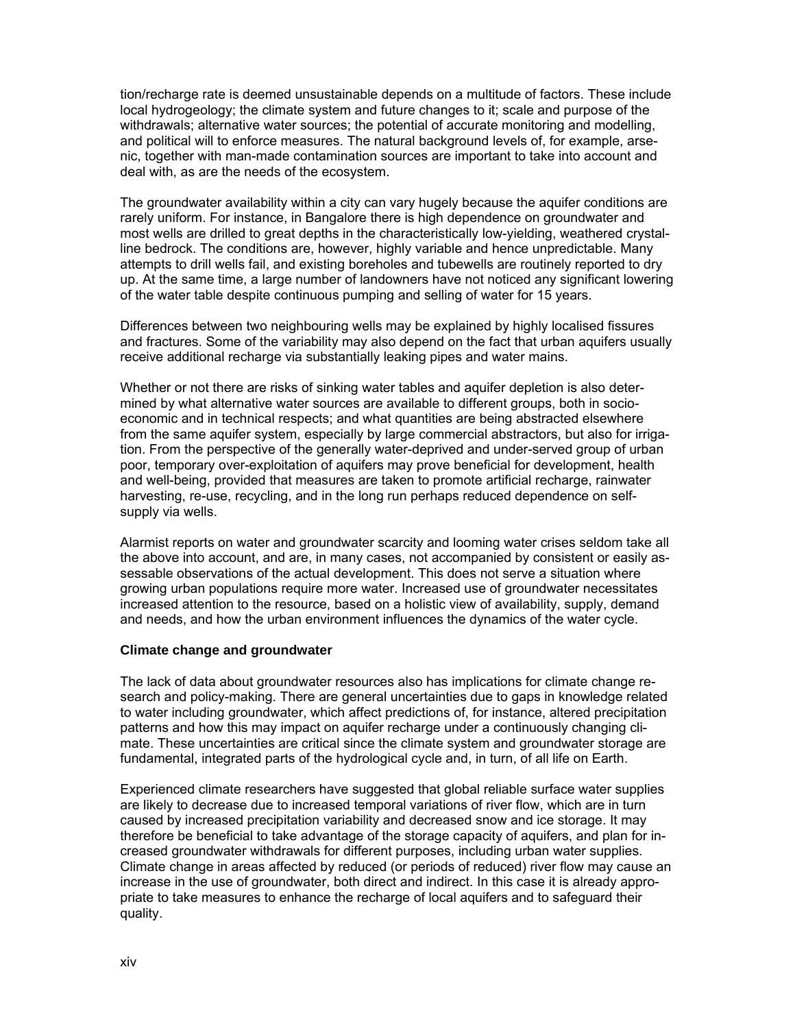tion/recharge rate is deemed unsustainable depends on a multitude of factors. These include local hydrogeology; the climate system and future changes to it; scale and purpose of the withdrawals; alternative water sources; the potential of accurate monitoring and modelling, and political will to enforce measures. The natural background levels of, for example, arsenic, together with man-made contamination sources are important to take into account and deal with, as are the needs of the ecosystem.

The groundwater availability within a city can vary hugely because the aquifer conditions are rarely uniform. For instance, in Bangalore there is high dependence on groundwater and most wells are drilled to great depths in the characteristically low-yielding, weathered crystalline bedrock. The conditions are, however, highly variable and hence unpredictable. Many attempts to drill wells fail, and existing boreholes and tubewells are routinely reported to dry up. At the same time, a large number of landowners have not noticed any significant lowering of the water table despite continuous pumping and selling of water for 15 years.

Differences between two neighbouring wells may be explained by highly localised fissures and fractures. Some of the variability may also depend on the fact that urban aquifers usually receive additional recharge via substantially leaking pipes and water mains.

Whether or not there are risks of sinking water tables and aquifer depletion is also determined by what alternative water sources are available to different groups, both in socio-economic and in technical respects; and what quantities are being abstracted elsewhere from the same aquifer system, especially by large commercial abstractors, but also for irrigation. From the perspective of the generally water-deprived and under-served group of urban poor, temporary over-exploitation of aquifers may prove beneficial for development, health and well-being, provided that measures are taken to promote artificial recharge, rainwater harvesting, re-use, recycling, and in the long run perhaps reduced dependence on self-supply via wells.

Alarmist reports on water and groundwater scarcity and looming water crises seldom take all the above into account, and are, in many cases, not accompanied by consistent or easily assessable observations of the actual development. This does not serve a situation where growing urban populations require more water. Increased use of groundwater necessitates increased attention to the resource, based on a holistic view of availability, supply, demand and needs, and how the urban environment influences the dynamics of the water cycle.

**Climate change and groundwater**

The lack of data about groundwater resources also has implications for climate change research and policy-making. There are general uncertainties due to gaps in knowledge related to water including groundwater, which affect predictions of, for instance, altered precipitation patterns and how this may impact on aquifer recharge under a continuously changing climate. These uncertainties are critical since the climate system and groundwater storage are fundamental, integrated parts of the hydrological cycle and, in turn, of all life on Earth.

Experienced climate researchers have suggested that global reliable surface water supplies are likely to decrease due to increased temporal variations of river flow, which are in turn caused by increased precipitation variability and decreased snow and ice storage. It may therefore be beneficial to take advantage of the storage capacity of aquifers, and plan for increased groundwater withdrawals for different purposes, including urban water supplies. Climate change in areas affected by reduced (or periods of reduced) river flow may cause an increase in the use of groundwater, both direct and indirect. In this case it is already appropriate to take measures to enhance the recharge of local aquifers and to safeguard their quality.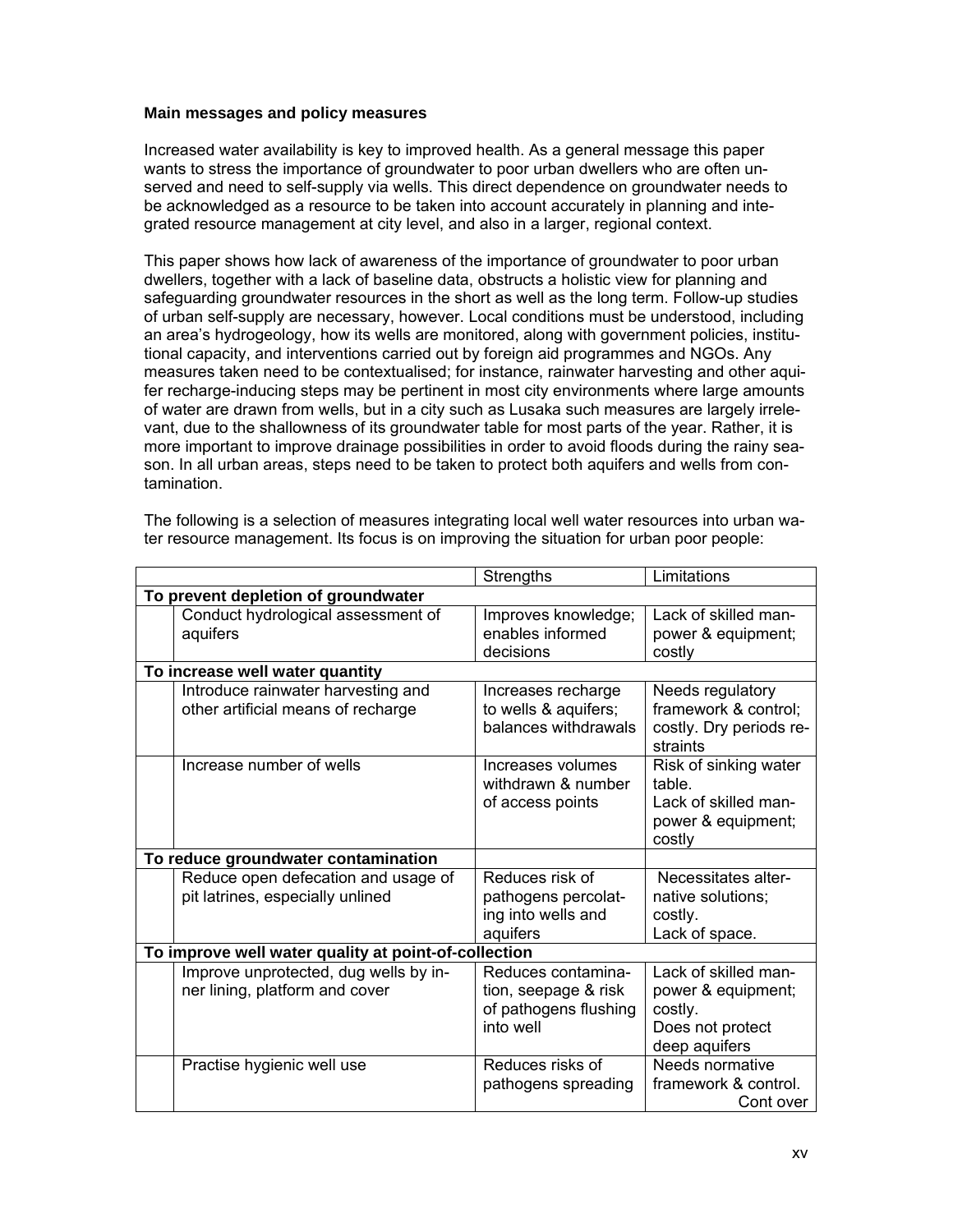**Main messages and policy measures**

Increased water availability is key to improved health. As a general message this paper wants to stress the importance of groundwater to poor urban dwellers who are often unserved and need to self-supply via wells. This direct dependence on groundwater needs to be acknowledged as a resource to be taken into account accurately in planning and integrated resource management at city level, and also in a larger, regional context.

This paper shows how lack of awareness of the importance of groundwater to poor urban dwellers, together with a lack of baseline data, obstructs a holistic view for planning and safeguarding groundwater resources in the short as well as the long term. Follow-up studies of urban self-supply are necessary, however. Local conditions must be understood, including an area's hydrogeology, how its wells are monitored, along with government policies, institutional capacity, and interventions carried out by foreign aid programmes and NGOs. Any measures taken need to be contextualised; for instance, rainwater harvesting and other aquifer recharge-inducing steps may be pertinent in most city environments where large amounts of water are drawn from wells, but in a city such as Lusaka such measures are largely irrelevant, due to the shallowness of its groundwater table for most parts of the year. Rather, it is more important to improve drainage possibilities in order to avoid floods during the rainy season. In all urban areas, steps need to be taken to protect both aquifers and wells from contamination.

The following is a selection of measures integrating local well water resources into urban water resource management. Its focus is on improving the situation for urban poor people:

| | | Strengths | Limitations |
|---|---|---|---|
| **To prevent depletion of groundwater** | | | |
| | Conduct hydrological assessment of aquifers | Improves knowledge; enables informed decisions | Lack of skilled manpower & equipment; costly |
| **To increase well water quantity** | | | |
| | Introduce rainwater harvesting and other artificial means of recharge | Increases recharge to wells & aquifers; balances withdrawals | Needs regulatory framework & control; costly. Dry periods restraints |
| | Increase number of wells | Increases volumes withdrawn & number of access points | Risk of sinking water table. Lack of skilled manpower & equipment; costly |
| **To reduce groundwater contamination** | | | |
| | Reduce open defecation and usage of pit latrines, especially unlined | Reduces risk of pathogens percolating into wells and aquifers | Necessitates alternative solutions; costly. Lack of space. |
| **To improve well water quality at point-of-collection** | | | |
| | Improve unprotected, dug wells by inner lining, platform and cover | Reduces contamination, seepage & risk of pathogens flushing into well | Lack of skilled manpower & equipment; costly. Does not protect deep aquifers |
| | Practise hygienic well use | Reduces risks of pathogens spreading | Needs normative framework & control. Cont over |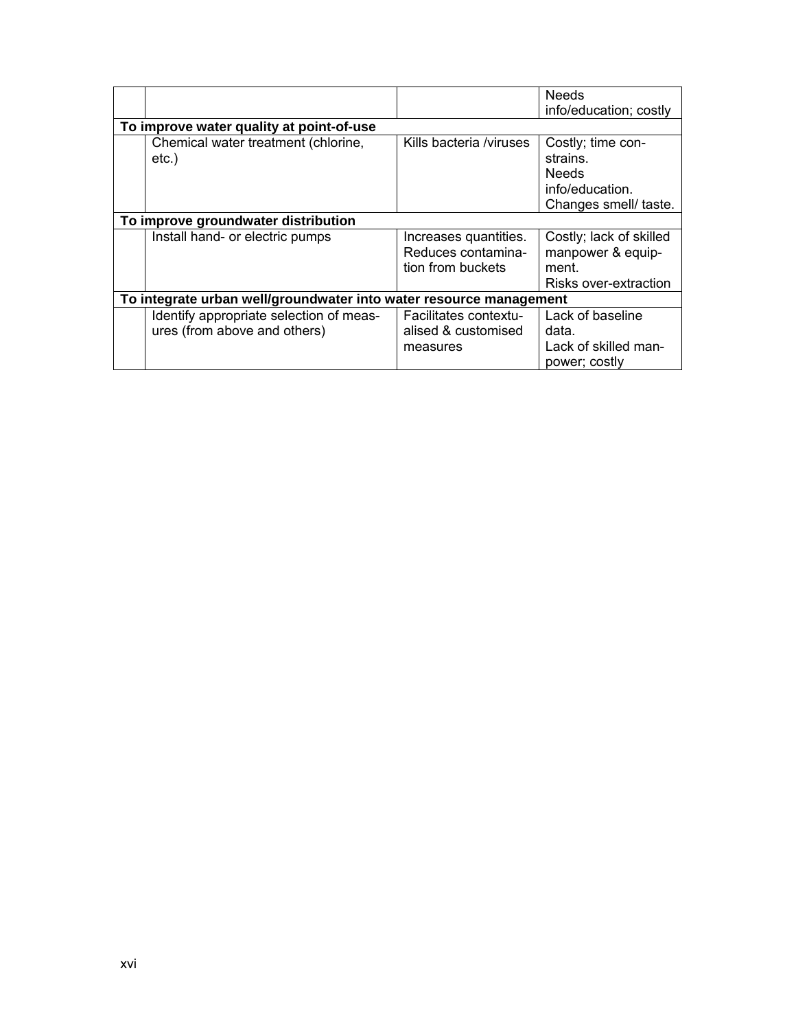| | | | |
|---|---|---|---|
| | | | Needs info/education; costly |
| **To improve water quality at point-of-use** | | | |
| | Chemical water treatment (chlorine, etc.) | Kills bacteria /viruses | Costly; time constraints. Needs info/education. Changes smell/ taste. |
| **To improve groundwater distribution** | | | |
| | Install hand- or electric pumps | Increases quantities. Reduces contamination from buckets | Costly; lack of skilled manpower & equipment. Risks over-extraction |
| **To integrate urban well/groundwater into water resource management** | | | |
| | Identify appropriate selection of measures (from above and others) | Facilitates contextualised & customised measures | Lack of baseline data. Lack of skilled manpower; costly |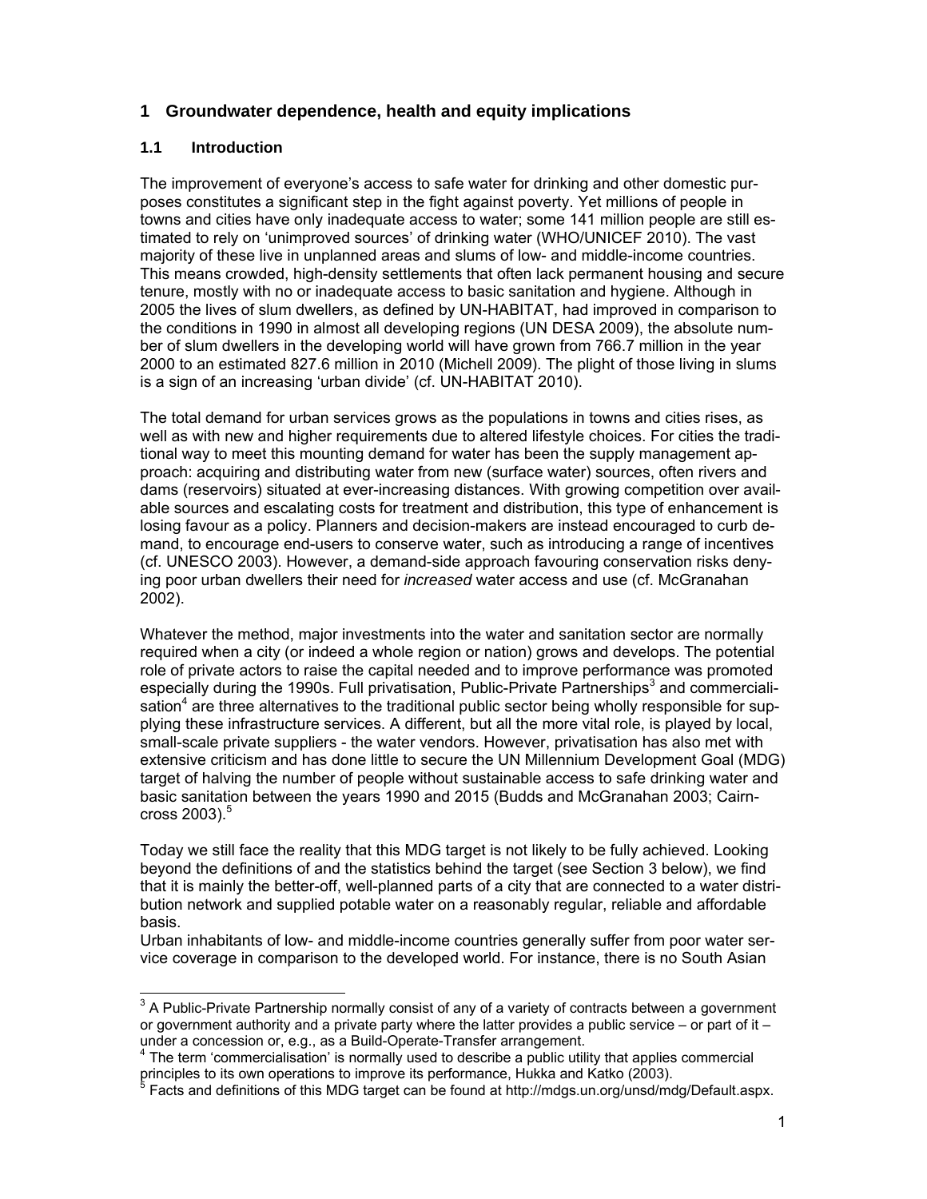# 1 Groundwater dependence, health and equity implications

## 1.1 Introduction

The improvement of everyone's access to safe water for drinking and other domestic purposes constitutes a significant step in the fight against poverty. Yet millions of people in towns and cities have only inadequate access to water; some 141 million people are still estimated to rely on 'unimproved sources' of drinking water (WHO/UNICEF 2010). The vast majority of these live in unplanned areas and slums of low- and middle-income countries. This means crowded, high-density settlements that often lack permanent housing and secure tenure, mostly with no or inadequate access to basic sanitation and hygiene. Although in 2005 the lives of slum dwellers, as defined by UN-HABITAT, had improved in comparison to the conditions in 1990 in almost all developing regions (UN DESA 2009), the absolute number of slum dwellers in the developing world will have grown from 766.7 million in the year 2000 to an estimated 827.6 million in 2010 (Michell 2009). The plight of those living in slums is a sign of an increasing 'urban divide' (cf. UN-HABITAT 2010).

The total demand for urban services grows as the populations in towns and cities rises, as well as with new and higher requirements due to altered lifestyle choices. For cities the traditional way to meet this mounting demand for water has been the supply management approach: acquiring and distributing water from new (surface water) sources, often rivers and dams (reservoirs) situated at ever-increasing distances. With growing competition over available sources and escalating costs for treatment and distribution, this type of enhancement is losing favour as a policy. Planners and decision-makers are instead encouraged to curb demand, to encourage end-users to conserve water, such as introducing a range of incentives (cf. UNESCO 2003). However, a demand-side approach favouring conservation risks denying poor urban dwellers their need for *increased* water access and use (cf. McGranahan 2002).

Whatever the method, major investments into the water and sanitation sector are normally required when a city (or indeed a whole region or nation) grows and develops. The potential role of private actors to raise the capital needed and to improve performance was promoted especially during the 1990s. Full privatisation, Public-Private Partnerships[3] and commercialisation[4] are three alternatives to the traditional public sector being wholly responsible for supplying these infrastructure services. A different, but all the more vital role, is played by local, small-scale private suppliers - the water vendors. However, privatisation has also met with extensive criticism and has done little to secure the UN Millennium Development Goal (MDG) target of halving the number of people without sustainable access to safe drinking water and basic sanitation between the years 1990 and 2015 (Budds and McGranahan 2003; Cairncross 2003).[5]

Today we still face the reality that this MDG target is not likely to be fully achieved. Looking beyond the definitions of and the statistics behind the target (see Section 3 below), we find that it is mainly the better-off, well-planned parts of a city that are connected to a water distribution network and supplied potable water on a reasonably regular, reliable and affordable basis.

Urban inhabitants of low- and middle-income countries generally suffer from poor water service coverage in comparison to the developed world. For instance, there is no South Asian

---

[3] A Public-Private Partnership normally consist of any of a variety of contracts between a government or government authority and a private party where the latter provides a public service – or part of it – under a concession or, e.g., as a Build-Operate-Transfer arrangement.

[4] The term 'commercialisation' is normally used to describe a public utility that applies commercial principles to its own operations to improve its performance, Hukka and Katko (2003).

[5] Facts and definitions of this MDG target can be found at http://mdgs.un.org/unsd/mdg/Default.aspx.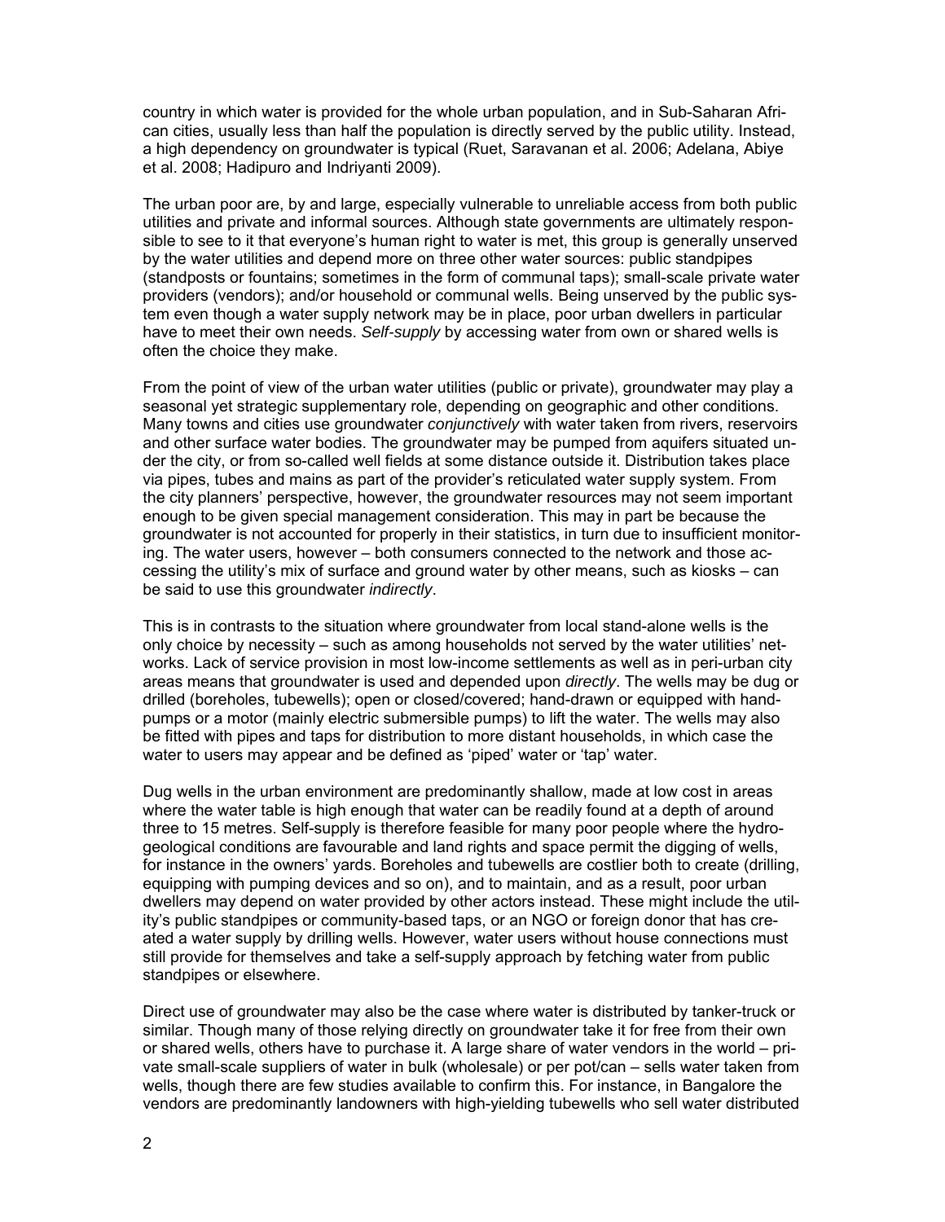country in which water is provided for the whole urban population, and in Sub-Saharan African cities, usually less than half the population is directly served by the public utility. Instead, a high dependency on groundwater is typical (Ruet, Saravanan et al. 2006; Adelana, Abiye et al. 2008; Hadipuro and Indriyanti 2009).

The urban poor are, by and large, especially vulnerable to unreliable access from both public utilities and private and informal sources. Although state governments are ultimately responsible to see to it that everyone's human right to water is met, this group is generally unserved by the water utilities and depend more on three other water sources: public standpipes (standposts or fountains; sometimes in the form of communal taps); small-scale private water providers (vendors); and/or household or communal wells. Being unserved by the public system even though a water supply network may be in place, poor urban dwellers in particular have to meet their own needs. *Self-supply* by accessing water from own or shared wells is often the choice they make.

From the point of view of the urban water utilities (public or private), groundwater may play a seasonal yet strategic supplementary role, depending on geographic and other conditions. Many towns and cities use groundwater *conjunctively* with water taken from rivers, reservoirs and other surface water bodies. The groundwater may be pumped from aquifers situated under the city, or from so-called well fields at some distance outside it. Distribution takes place via pipes, tubes and mains as part of the provider's reticulated water supply system. From the city planners' perspective, however, the groundwater resources may not seem important enough to be given special management consideration. This may in part be because the groundwater is not accounted for properly in their statistics, in turn due to insufficient monitoring. The water users, however – both consumers connected to the network and those accessing the utility's mix of surface and ground water by other means, such as kiosks – can be said to use this groundwater *indirectly*.

This is in contrasts to the situation where groundwater from local stand-alone wells is the only choice by necessity – such as among households not served by the water utilities' networks. Lack of service provision in most low-income settlements as well as in peri-urban city areas means that groundwater is used and depended upon *directly*. The wells may be dug or drilled (boreholes, tubewells); open or closed/covered; hand-drawn or equipped with handpumps or a motor (mainly electric submersible pumps) to lift the water. The wells may also be fitted with pipes and taps for distribution to more distant households, in which case the water to users may appear and be defined as 'piped' water or 'tap' water.

Dug wells in the urban environment are predominantly shallow, made at low cost in areas where the water table is high enough that water can be readily found at a depth of around three to 15 metres. Self-supply is therefore feasible for many poor people where the hydrogeological conditions are favourable and land rights and space permit the digging of wells, for instance in the owners' yards. Boreholes and tubewells are costlier both to create (drilling, equipping with pumping devices and so on), and to maintain, and as a result, poor urban dwellers may depend on water provided by other actors instead. These might include the utility's public standpipes or community-based taps, or an NGO or foreign donor that has created a water supply by drilling wells. However, water users without house connections must still provide for themselves and take a self-supply approach by fetching water from public standpipes or elsewhere.

Direct use of groundwater may also be the case where water is distributed by tanker-truck or similar. Though many of those relying directly on groundwater take it for free from their own or shared wells, others have to purchase it. A large share of water vendors in the world – private small-scale suppliers of water in bulk (wholesale) or per pot/can – sells water taken from wells, though there are few studies available to confirm this. For instance, in Bangalore the vendors are predominantly landowners with high-yielding tubewells who sell water distributed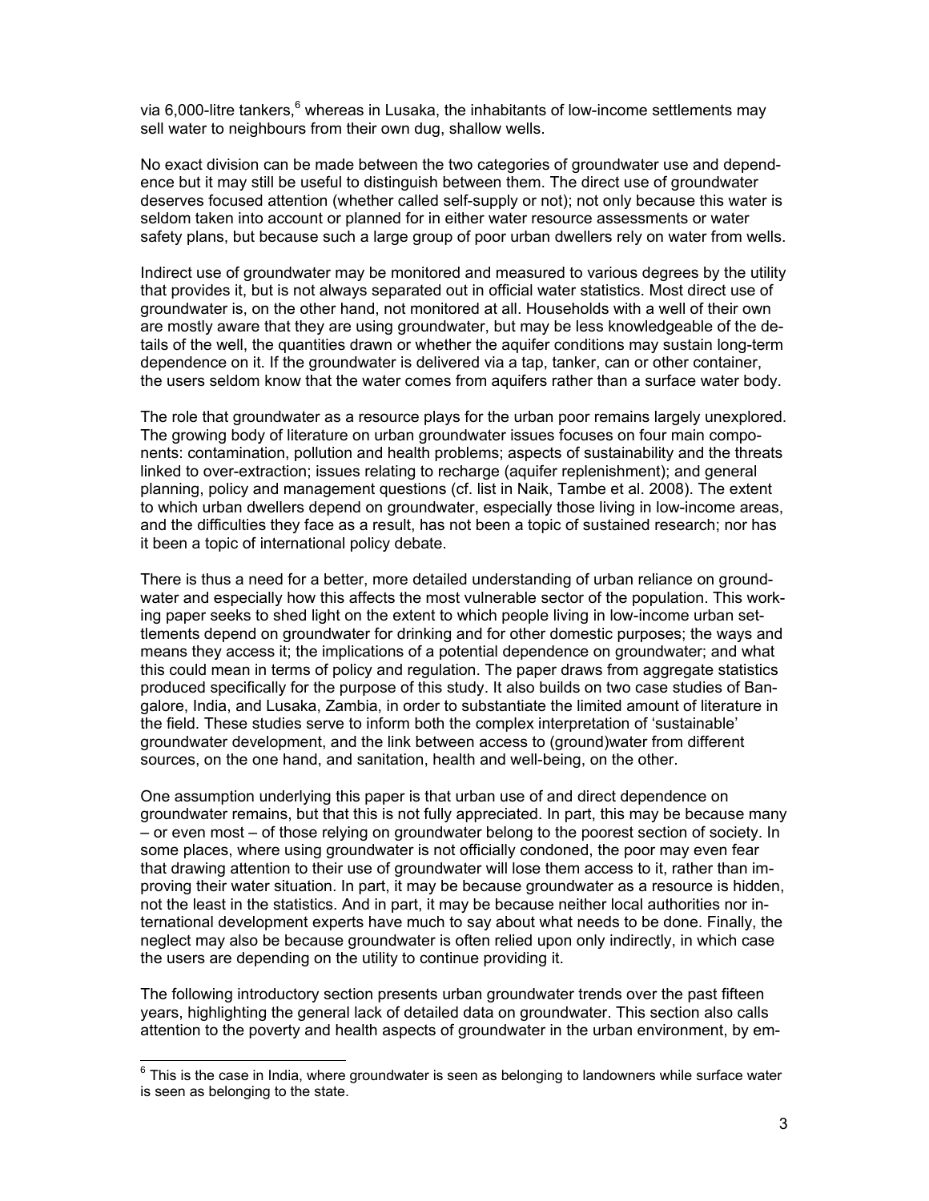via 6,000-litre tankers,[6] whereas in Lusaka, the inhabitants of low-income settlements may sell water to neighbours from their own dug, shallow wells.

No exact division can be made between the two categories of groundwater use and dependence but it may still be useful to distinguish between them. The direct use of groundwater deserves focused attention (whether called self-supply or not); not only because this water is seldom taken into account or planned for in either water resource assessments or water safety plans, but because such a large group of poor urban dwellers rely on water from wells.

Indirect use of groundwater may be monitored and measured to various degrees by the utility that provides it, but is not always separated out in official water statistics. Most direct use of groundwater is, on the other hand, not monitored at all. Households with a well of their own are mostly aware that they are using groundwater, but may be less knowledgeable of the details of the well, the quantities drawn or whether the aquifer conditions may sustain long-term dependence on it. If the groundwater is delivered via a tap, tanker, can or other container, the users seldom know that the water comes from aquifers rather than a surface water body.

The role that groundwater as a resource plays for the urban poor remains largely unexplored. The growing body of literature on urban groundwater issues focuses on four main components: contamination, pollution and health problems; aspects of sustainability and the threats linked to over-extraction; issues relating to recharge (aquifer replenishment); and general planning, policy and management questions (cf. list in Naik, Tambe et al. 2008). The extent to which urban dwellers depend on groundwater, especially those living in low-income areas, and the difficulties they face as a result, has not been a topic of sustained research; nor has it been a topic of international policy debate.

There is thus a need for a better, more detailed understanding of urban reliance on groundwater and especially how this affects the most vulnerable sector of the population. This working paper seeks to shed light on the extent to which people living in low-income urban settlements depend on groundwater for drinking and for other domestic purposes; the ways and means they access it; the implications of a potential dependence on groundwater; and what this could mean in terms of policy and regulation. The paper draws from aggregate statistics produced specifically for the purpose of this study. It also builds on two case studies of Bangalore, India, and Lusaka, Zambia, in order to substantiate the limited amount of literature in the field. These studies serve to inform both the complex interpretation of 'sustainable' groundwater development, and the link between access to (ground)water from different sources, on the one hand, and sanitation, health and well-being, on the other.

One assumption underlying this paper is that urban use of and direct dependence on groundwater remains, but that this is not fully appreciated. In part, this may be because many – or even most – of those relying on groundwater belong to the poorest section of society. In some places, where using groundwater is not officially condoned, the poor may even fear that drawing attention to their use of groundwater will lose them access to it, rather than improving their water situation. In part, it may be because groundwater as a resource is hidden, not the least in the statistics. And in part, it may be because neither local authorities nor international development experts have much to say about what needs to be done. Finally, the neglect may also be because groundwater is often relied upon only indirectly, in which case the users are depending on the utility to continue providing it.

The following introductory section presents urban groundwater trends over the past fifteen years, highlighting the general lack of detailed data on groundwater. This section also calls attention to the poverty and health aspects of groundwater in the urban environment, by em-

[6] This is the case in India, where groundwater is seen as belonging to landowners while surface water is seen as belonging to the state.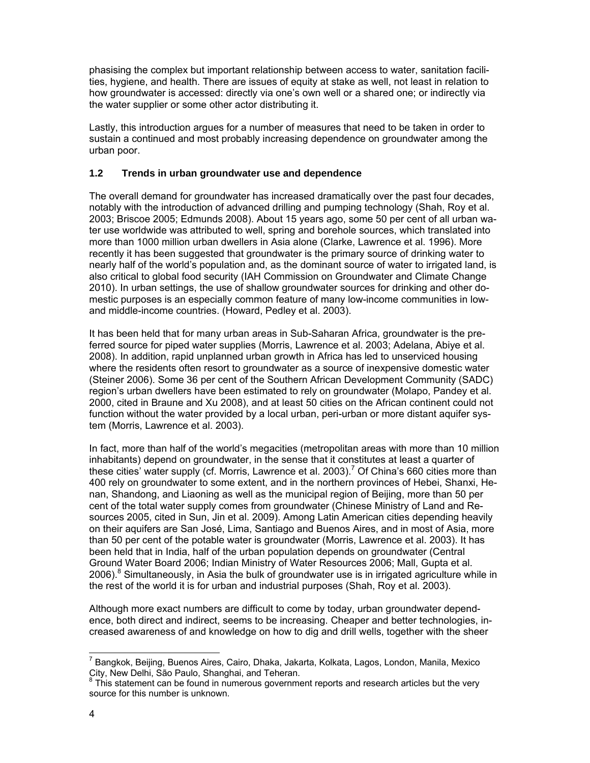phasising the complex but important relationship between access to water, sanitation facilities, hygiene, and health. There are issues of equity at stake as well, not least in relation to how groundwater is accessed: directly via one's own well or a shared one; or indirectly via the water supplier or some other actor distributing it.

Lastly, this introduction argues for a number of measures that need to be taken in order to sustain a continued and most probably increasing dependence on groundwater among the urban poor.

### 1.2 Trends in urban groundwater use and dependence

The overall demand for groundwater has increased dramatically over the past four decades, notably with the introduction of advanced drilling and pumping technology (Shah, Roy et al. 2003; Briscoe 2005; Edmunds 2008). About 15 years ago, some 50 per cent of all urban water use worldwide was attributed to well, spring and borehole sources, which translated into more than 1000 million urban dwellers in Asia alone (Clarke, Lawrence et al. 1996). More recently it has been suggested that groundwater is the primary source of drinking water to nearly half of the world's population and, as the dominant source of water to irrigated land, is also critical to global food security (IAH Commission on Groundwater and Climate Change 2010). In urban settings, the use of shallow groundwater sources for drinking and other domestic purposes is an especially common feature of many low-income communities in low- and middle-income countries. (Howard, Pedley et al. 2003).

It has been held that for many urban areas in Sub-Saharan Africa, groundwater is the preferred source for piped water supplies (Morris, Lawrence et al. 2003; Adelana, Abiye et al. 2008). In addition, rapid unplanned urban growth in Africa has led to unserviced housing where the residents often resort to groundwater as a source of inexpensive domestic water (Steiner 2006). Some 36 per cent of the Southern African Development Community (SADC) region's urban dwellers have been estimated to rely on groundwater (Molapo, Pandey et al. 2000, cited in Braune and Xu 2008), and at least 50 cities on the African continent could not function without the water provided by a local urban, peri-urban or more distant aquifer system (Morris, Lawrence et al. 2003).

In fact, more than half of the world's megacities (metropolitan areas with more than 10 million inhabitants) depend on groundwater, in the sense that it constitutes at least a quarter of these cities' water supply (cf. Morris, Lawrence et al. 2003).[7] Of China's 660 cities more than 400 rely on groundwater to some extent, and in the northern provinces of Hebei, Shanxi, Henan, Shandong, and Liaoning as well as the municipal region of Beijing, more than 50 per cent of the total water supply comes from groundwater (Chinese Ministry of Land and Resources 2005, cited in Sun, Jin et al. 2009). Among Latin American cities depending heavily on their aquifers are San José, Lima, Santiago and Buenos Aires, and in most of Asia, more than 50 per cent of the potable water is groundwater (Morris, Lawrence et al. 2003). It has been held that in India, half of the urban population depends on groundwater (Central Ground Water Board 2006; Indian Ministry of Water Resources 2006; Mall, Gupta et al. 2006).[8] Simultaneously, in Asia the bulk of groundwater use is in irrigated agriculture while in the rest of the world it is for urban and industrial purposes (Shah, Roy et al. 2003).

Although more exact numbers are difficult to come by today, urban groundwater dependence, both direct and indirect, seems to be increasing. Cheaper and better technologies, increased awareness of and knowledge on how to dig and drill wells, together with the sheer

---

[7] Bangkok, Beijing, Buenos Aires, Cairo, Dhaka, Jakarta, Kolkata, Lagos, London, Manila, Mexico City, New Delhi, São Paulo, Shanghai, and Teheran.

[8] This statement can be found in numerous government reports and research articles but the very source for this number is unknown.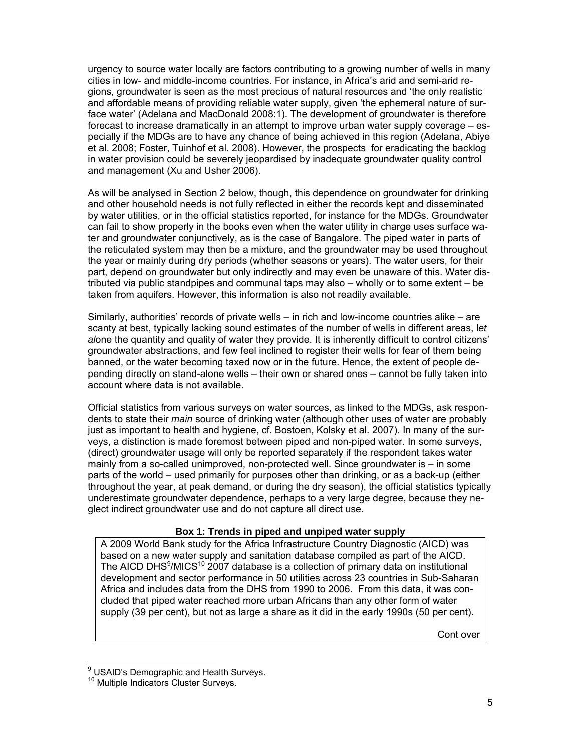urgency to source water locally are factors contributing to a growing number of wells in many cities in low- and middle-income countries. For instance, in Africa's arid and semi-arid regions, groundwater is seen as the most precious of natural resources and 'the only realistic and affordable means of providing reliable water supply, given 'the ephemeral nature of surface water' (Adelana and MacDonald 2008:1). The development of groundwater is therefore forecast to increase dramatically in an attempt to improve urban water supply coverage – especially if the MDGs are to have any chance of being achieved in this region (Adelana, Abiye et al. 2008; Foster, Tuinhof et al. 2008). However, the prospects for eradicating the backlog in water provision could be severely jeopardised by inadequate groundwater quality control and management (Xu and Usher 2006).

As will be analysed in Section 2 below, though, this dependence on groundwater for drinking and other household needs is not fully reflected in either the records kept and disseminated by water utilities, or in the official statistics reported, for instance for the MDGs. Groundwater can fail to show properly in the books even when the water utility in charge uses surface water and groundwater conjunctively, as is the case of Bangalore. The piped water in parts of the reticulated system may then be a mixture, and the groundwater may be used throughout the year or mainly during dry periods (whether seasons or years). The water users, for their part, depend on groundwater but only indirectly and may even be unaware of this. Water distributed via public standpipes and communal taps may also – wholly or to some extent – be taken from aquifers. However, this information is also not readily available.

Similarly, authorities' records of private wells – in rich and low-income countries alike – are scanty at best, typically lacking sound estimates of the number of wells in different areas, l*et al*one the quantity and quality of water they provide. It is inherently difficult to control citizens' groundwater abstractions, and few feel inclined to register their wells for fear of them being banned, or the water becoming taxed now or in the future. Hence, the extent of people depending directly on stand-alone wells – their own or shared ones – cannot be fully taken into account where data is not available.

Official statistics from various surveys on water sources, as linked to the MDGs, ask respondents to state their *main* source of drinking water (although other uses of water are probably just as important to health and hygiene, cf. Bostoen, Kolsky et al. 2007). In many of the surveys, a distinction is made foremost between piped and non-piped water. In some surveys, (direct) groundwater usage will only be reported separately if the respondent takes water mainly from a so-called unimproved, non-protected well. Since groundwater is – in some parts of the world – used primarily for purposes other than drinking, or as a back-up (either throughout the year, at peak demand, or during the dry season), the official statistics typically underestimate groundwater dependence, perhaps to a very large degree, because they neglect indirect groundwater use and do not capture all direct use.

**Box 1: Trends in piped and unpiped water supply**

A 2009 World Bank study for the Africa Infrastructure Country Diagnostic (AICD) was based on a new water supply and sanitation database compiled as part of the AICD. The AICD DHS[9]/MICS[10] 2007 database is a collection of primary data on institutional development and sector performance in 50 utilities across 23 countries in Sub-Saharan Africa and includes data from the DHS from 1990 to 2006. From this data, it was concluded that piped water reached more urban Africans than any other form of water supply (39 per cent), but not as large a share as it did in the early 1990s (50 per cent).

Cont over

[9] USAID's Demographic and Health Surveys.

[10] Multiple Indicators Cluster Surveys.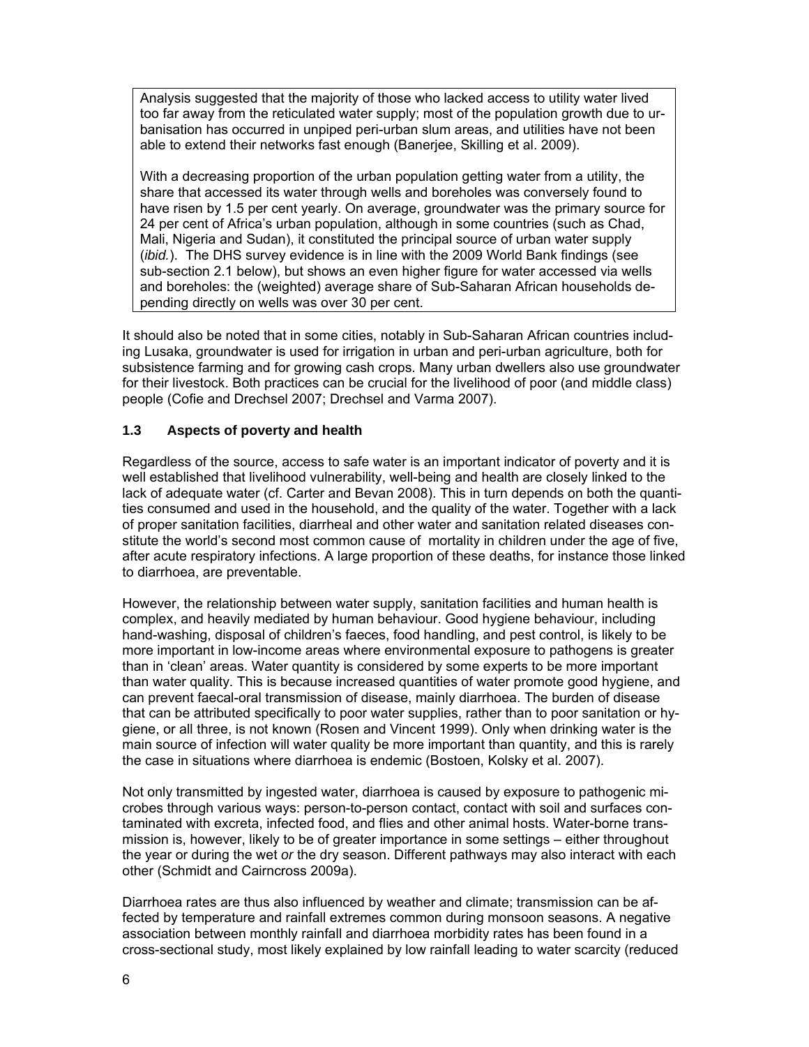Analysis suggested that the majority of those who lacked access to utility water lived too far away from the reticulated water supply; most of the population growth due to urbanisation has occurred in unpiped peri-urban slum areas, and utilities have not been able to extend their networks fast enough (Banerjee, Skilling et al. 2009).

With a decreasing proportion of the urban population getting water from a utility, the share that accessed its water through wells and boreholes was conversely found to have risen by 1.5 per cent yearly. On average, groundwater was the primary source for 24 per cent of Africa's urban population, although in some countries (such as Chad, Mali, Nigeria and Sudan), it constituted the principal source of urban water supply (*ibid.*). The DHS survey evidence is in line with the 2009 World Bank findings (see sub-section 2.1 below), but shows an even higher figure for water accessed via wells and boreholes: the (weighted) average share of Sub-Saharan African households depending directly on wells was over 30 per cent.

It should also be noted that in some cities, notably in Sub-Saharan African countries including Lusaka, groundwater is used for irrigation in urban and peri-urban agriculture, both for subsistence farming and for growing cash crops. Many urban dwellers also use groundwater for their livestock. Both practices can be crucial for the livelihood of poor (and middle class) people (Cofie and Drechsel 2007; Drechsel and Varma 2007).

### 1.3 Aspects of poverty and health

Regardless of the source, access to safe water is an important indicator of poverty and it is well established that livelihood vulnerability, well-being and health are closely linked to the lack of adequate water (cf. Carter and Bevan 2008). This in turn depends on both the quantities consumed and used in the household, and the quality of the water. Together with a lack of proper sanitation facilities, diarrheal and other water and sanitation related diseases constitute the world's second most common cause of mortality in children under the age of five, after acute respiratory infections. A large proportion of these deaths, for instance those linked to diarrhoea, are preventable.

However, the relationship between water supply, sanitation facilities and human health is complex, and heavily mediated by human behaviour. Good hygiene behaviour, including hand-washing, disposal of children's faeces, food handling, and pest control, is likely to be more important in low-income areas where environmental exposure to pathogens is greater than in 'clean' areas. Water quantity is considered by some experts to be more important than water quality. This is because increased quantities of water promote good hygiene, and can prevent faecal-oral transmission of disease, mainly diarrhoea. The burden of disease that can be attributed specifically to poor water supplies, rather than to poor sanitation or hygiene, or all three, is not known (Rosen and Vincent 1999). Only when drinking water is the main source of infection will water quality be more important than quantity, and this is rarely the case in situations where diarrhoea is endemic (Bostoen, Kolsky et al. 2007).

Not only transmitted by ingested water, diarrhoea is caused by exposure to pathogenic microbes through various ways: person-to-person contact, contact with soil and surfaces contaminated with excreta, infected food, and flies and other animal hosts. Water-borne transmission is, however, likely to be of greater importance in some settings – either throughout the year or during the wet *or* the dry season. Different pathways may also interact with each other (Schmidt and Cairncross 2009a).

Diarrhoea rates are thus also influenced by weather and climate; transmission can be affected by temperature and rainfall extremes common during monsoon seasons. A negative association between monthly rainfall and diarrhoea morbidity rates has been found in a cross-sectional study, most likely explained by low rainfall leading to water scarcity (reduced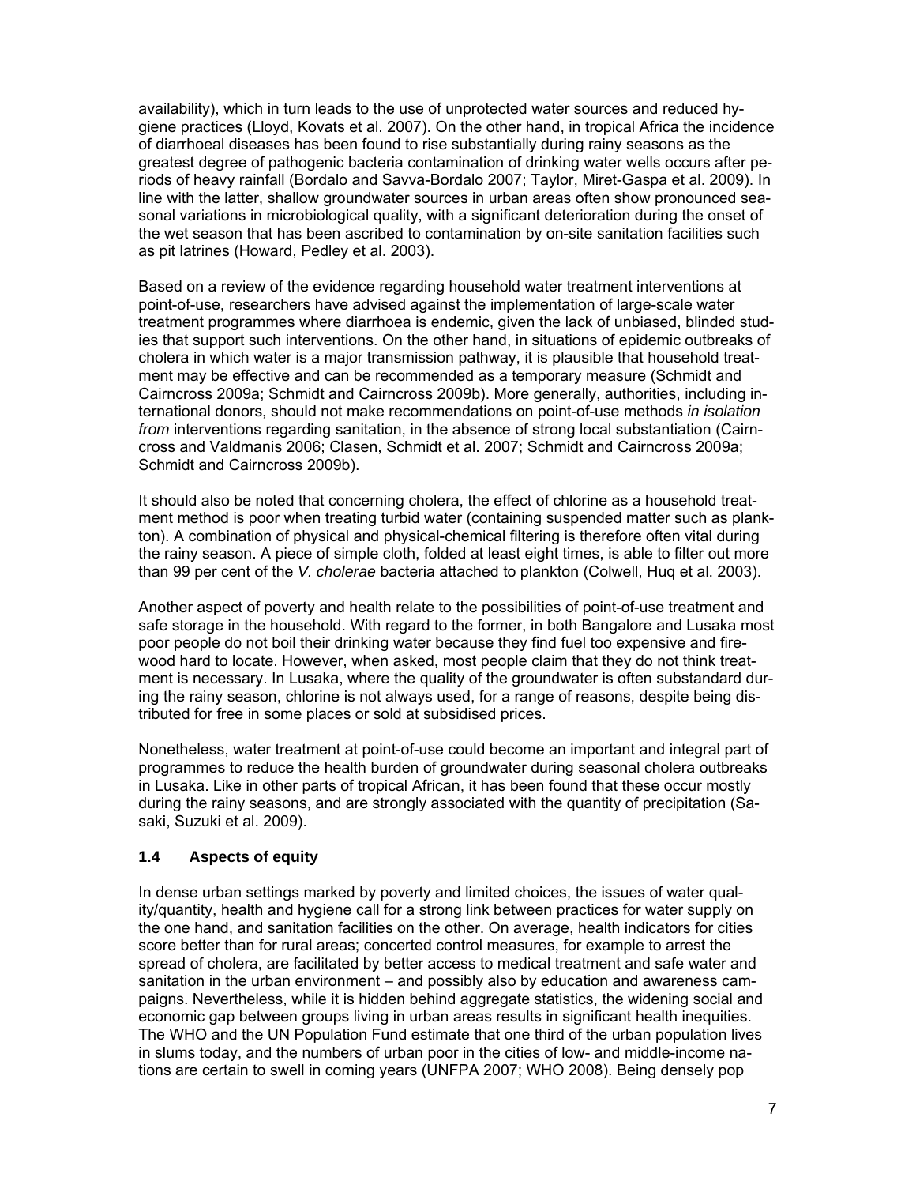availability), which in turn leads to the use of unprotected water sources and reduced hygiene practices (Lloyd, Kovats et al. 2007). On the other hand, in tropical Africa the incidence of diarrhoeal diseases has been found to rise substantially during rainy seasons as the greatest degree of pathogenic bacteria contamination of drinking water wells occurs after periods of heavy rainfall (Bordalo and Savva-Bordalo 2007; Taylor, Miret-Gaspa et al. 2009). In line with the latter, shallow groundwater sources in urban areas often show pronounced seasonal variations in microbiological quality, with a significant deterioration during the onset of the wet season that has been ascribed to contamination by on-site sanitation facilities such as pit latrines (Howard, Pedley et al. 2003).

Based on a review of the evidence regarding household water treatment interventions at point-of-use, researchers have advised against the implementation of large-scale water treatment programmes where diarrhoea is endemic, given the lack of unbiased, blinded studies that support such interventions. On the other hand, in situations of epidemic outbreaks of cholera in which water is a major transmission pathway, it is plausible that household treatment may be effective and can be recommended as a temporary measure (Schmidt and Cairncross 2009a; Schmidt and Cairncross 2009b). More generally, authorities, including international donors, should not make recommendations on point-of-use methods *in isolation from* interventions regarding sanitation, in the absence of strong local substantiation (Cairncross and Valdmanis 2006; Clasen, Schmidt et al. 2007; Schmidt and Cairncross 2009a; Schmidt and Cairncross 2009b).

It should also be noted that concerning cholera, the effect of chlorine as a household treatment method is poor when treating turbid water (containing suspended matter such as plankton). A combination of physical and physical-chemical filtering is therefore often vital during the rainy season. A piece of simple cloth, folded at least eight times, is able to filter out more than 99 per cent of the *V. cholerae* bacteria attached to plankton (Colwell, Huq et al. 2003).

Another aspect of poverty and health relate to the possibilities of point-of-use treatment and safe storage in the household. With regard to the former, in both Bangalore and Lusaka most poor people do not boil their drinking water because they find fuel too expensive and firewood hard to locate. However, when asked, most people claim that they do not think treatment is necessary. In Lusaka, where the quality of the groundwater is often substandard during the rainy season, chlorine is not always used, for a range of reasons, despite being distributed for free in some places or sold at subsidised prices.

Nonetheless, water treatment at point-of-use could become an important and integral part of programmes to reduce the health burden of groundwater during seasonal cholera outbreaks in Lusaka. Like in other parts of tropical African, it has been found that these occur mostly during the rainy seasons, and are strongly associated with the quantity of precipitation (Sasaki, Suzuki et al. 2009).

### 1.4 Aspects of equity

In dense urban settings marked by poverty and limited choices, the issues of water quality/quantity, health and hygiene call for a strong link between practices for water supply on the one hand, and sanitation facilities on the other. On average, health indicators for cities score better than for rural areas; concerted control measures, for example to arrest the spread of cholera, are facilitated by better access to medical treatment and safe water and sanitation in the urban environment – and possibly also by education and awareness campaigns. Nevertheless, while it is hidden behind aggregate statistics, the widening social and economic gap between groups living in urban areas results in significant health inequities. The WHO and the UN Population Fund estimate that one third of the urban population lives in slums today, and the numbers of urban poor in the cities of low- and middle-income nations are certain to swell in coming years (UNFPA 2007; WHO 2008). Being densely pop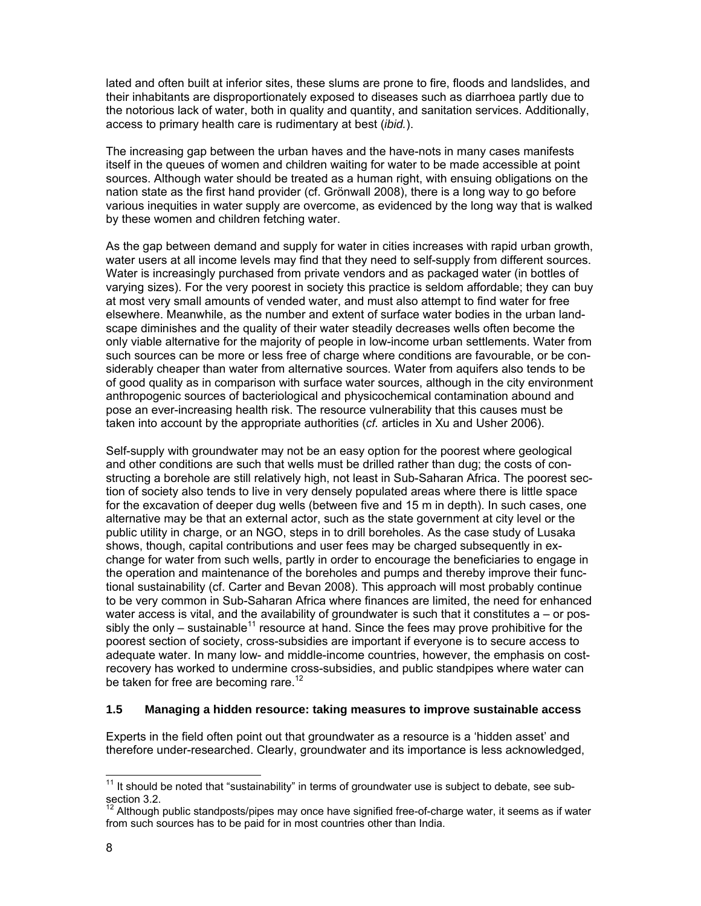lated and often built at inferior sites, these slums are prone to fire, floods and landslides, and their inhabitants are disproportionately exposed to diseases such as diarrhoea partly due to the notorious lack of water, both in quality and quantity, and sanitation services. Additionally, access to primary health care is rudimentary at best (*ibid.*).

The increasing gap between the urban haves and the have-nots in many cases manifests itself in the queues of women and children waiting for water to be made accessible at point sources. Although water should be treated as a human right, with ensuing obligations on the nation state as the first hand provider (cf. Grönwall 2008), there is a long way to go before various inequities in water supply are overcome, as evidenced by the long way that is walked by these women and children fetching water.

As the gap between demand and supply for water in cities increases with rapid urban growth, water users at all income levels may find that they need to self-supply from different sources. Water is increasingly purchased from private vendors and as packaged water (in bottles of varying sizes). For the very poorest in society this practice is seldom affordable; they can buy at most very small amounts of vended water, and must also attempt to find water for free elsewhere. Meanwhile, as the number and extent of surface water bodies in the urban landscape diminishes and the quality of their water steadily decreases wells often become the only viable alternative for the majority of people in low-income urban settlements. Water from such sources can be more or less free of charge where conditions are favourable, or be considerably cheaper than water from alternative sources. Water from aquifers also tends to be of good quality as in comparison with surface water sources, although in the city environment anthropogenic sources of bacteriological and physicochemical contamination abound and pose an ever-increasing health risk. The resource vulnerability that this causes must be taken into account by the appropriate authorities (*cf.* articles in Xu and Usher 2006).

Self-supply with groundwater may not be an easy option for the poorest where geological and other conditions are such that wells must be drilled rather than dug; the costs of constructing a borehole are still relatively high, not least in Sub-Saharan Africa. The poorest section of society also tends to live in very densely populated areas where there is little space for the excavation of deeper dug wells (between five and 15 m in depth). In such cases, one alternative may be that an external actor, such as the state government at city level or the public utility in charge, or an NGO, steps in to drill boreholes. As the case study of Lusaka shows, though, capital contributions and user fees may be charged subsequently in exchange for water from such wells, partly in order to encourage the beneficiaries to engage in the operation and maintenance of the boreholes and pumps and thereby improve their functional sustainability (cf. Carter and Bevan 2008). This approach will most probably continue to be very common in Sub-Saharan Africa where finances are limited, the need for enhanced water access is vital, and the availability of groundwater is such that it constitutes a – or possibly the only – sustainable[11] resource at hand. Since the fees may prove prohibitive for the poorest section of society, cross-subsidies are important if everyone is to secure access to adequate water. In many low- and middle-income countries, however, the emphasis on cost-recovery has worked to undermine cross-subsidies, and public standpipes where water can be taken for free are becoming rare.[12]

### 1.5 Managing a hidden resource: taking measures to improve sustainable access

Experts in the field often point out that groundwater as a resource is a 'hidden asset' and therefore under-researched. Clearly, groundwater and its importance is less acknowledged,

---

[11] It should be noted that "sustainability" in terms of groundwater use is subject to debate, see sub-section 3.2.

[12] Although public standposts/pipes may once have signified free-of-charge water, it seems as if water from such sources has to be paid for in most countries other than India.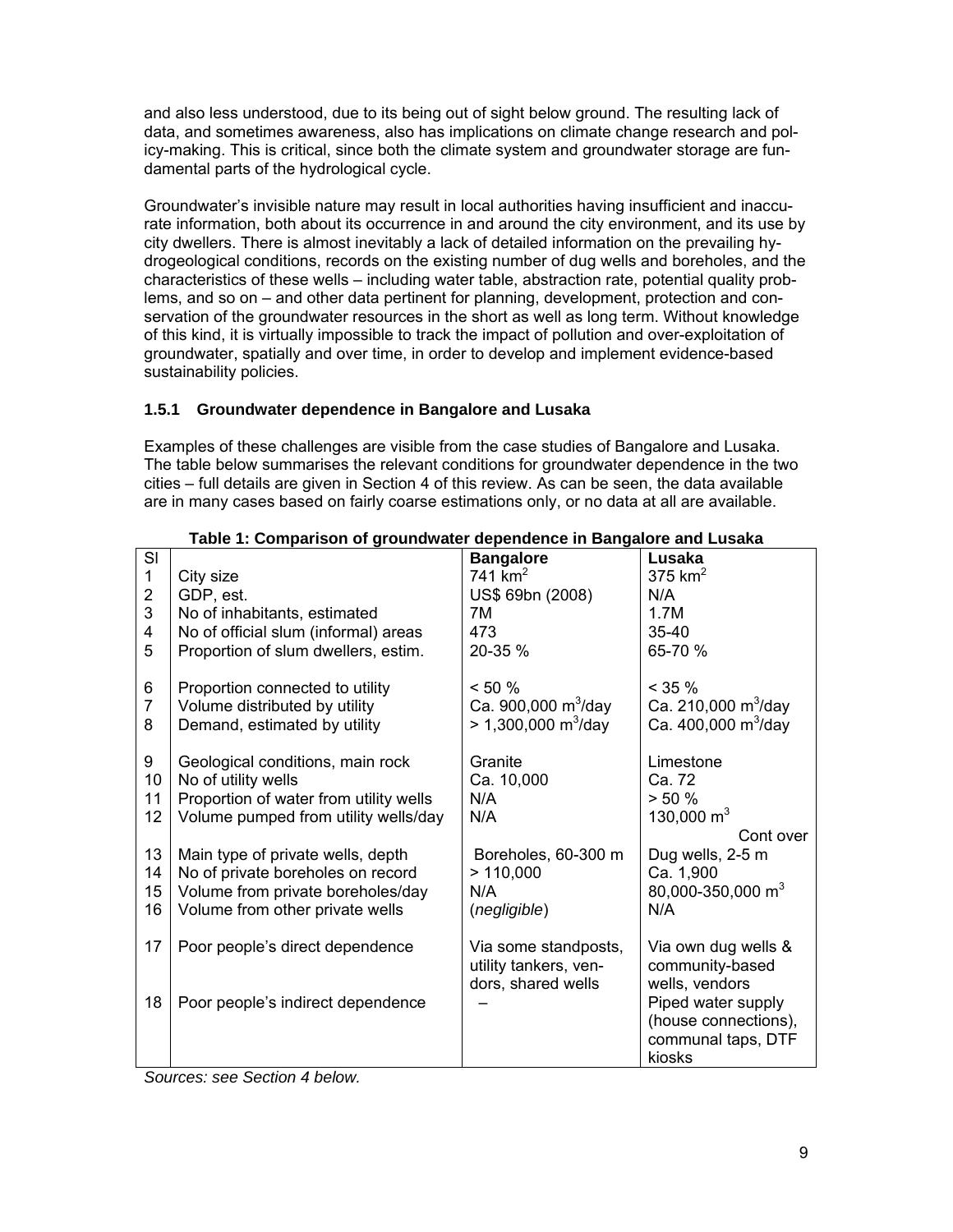and also less understood, due to its being out of sight below ground. The resulting lack of data, and sometimes awareness, also has implications on climate change research and policy-making. This is critical, since both the climate system and groundwater storage are fundamental parts of the hydrological cycle.

Groundwater's invisible nature may result in local authorities having insufficient and inaccurate information, both about its occurrence in and around the city environment, and its use by city dwellers. There is almost inevitably a lack of detailed information on the prevailing hydrogeological conditions, records on the existing number of dug wells and boreholes, and the characteristics of these wells – including water table, abstraction rate, potential quality problems, and so on – and other data pertinent for planning, development, protection and conservation of the groundwater resources in the short as well as long term. Without knowledge of this kind, it is virtually impossible to track the impact of pollution and over-exploitation of groundwater, spatially and over time, in order to develop and implement evidence-based sustainability policies.

### 1.5.1 Groundwater dependence in Bangalore and Lusaka

Examples of these challenges are visible from the case studies of Bangalore and Lusaka. The table below summarises the relevant conditions for groundwater dependence in the two cities – full details are given in Section 4 of this review. As can be seen, the data available are in many cases based on fairly coarse estimations only, or no data at all are available.

**Table 1: Comparison of groundwater dependence in Bangalore and Lusaka**

| Sl | | Bangalore | Lusaka |
|---|---|---|---|
| 1 | City size | 741 km$^2$ | 375 km$^2$ |
| 2 | GDP, est. | US$ 69bn (2008) | N/A |
| 3 | No of inhabitants, estimated | 7M | 1.7M |
| 4 | No of official slum (informal) areas | 473 | 35-40 |
| 5 | Proportion of slum dwellers, estim. | 20-35 % | 65-70 % |
| 6 | Proportion connected to utility | < 50 % | < 35 % |
| 7 | Volume distributed by utility | Ca. 900,000 m$^3$/day | Ca. 210,000 m$^3$/day |
| 8 | Demand, estimated by utility | > 1,300,000 m$^3$/day | Ca. 400,000 m$^3$/day |
| 9 | Geological conditions, main rock | Granite | Limestone |
| 10 | No of utility wells | Ca. 10,000 | Ca. 72 |
| 11 | Proportion of water from utility wells | N/A | > 50 % |
| 12 | Volume pumped from utility wells/day | N/A | 130,000 m$^3$ |
| 13 | Main type of private wells, depth | Boreholes, 60-300 m | Dug wells, 2-5 m |
| 14 | No of private boreholes on record | > 110,000 | Ca. 1,900 |
| 15 | Volume from private boreholes/day | N/A | 80,000-350,000 m$^3$ |
| 16 | Volume from other private wells | (*negligible*) | N/A |
| 17 | Poor people's direct dependence | Via some standposts, utility tankers, vendors, shared wells | Via own dug wells & community-based wells, vendors |
| 18 | Poor people's indirect dependence | – | Piped water supply (house connections), communal taps, DTF kiosks |

*Sources: see Section 4 below.*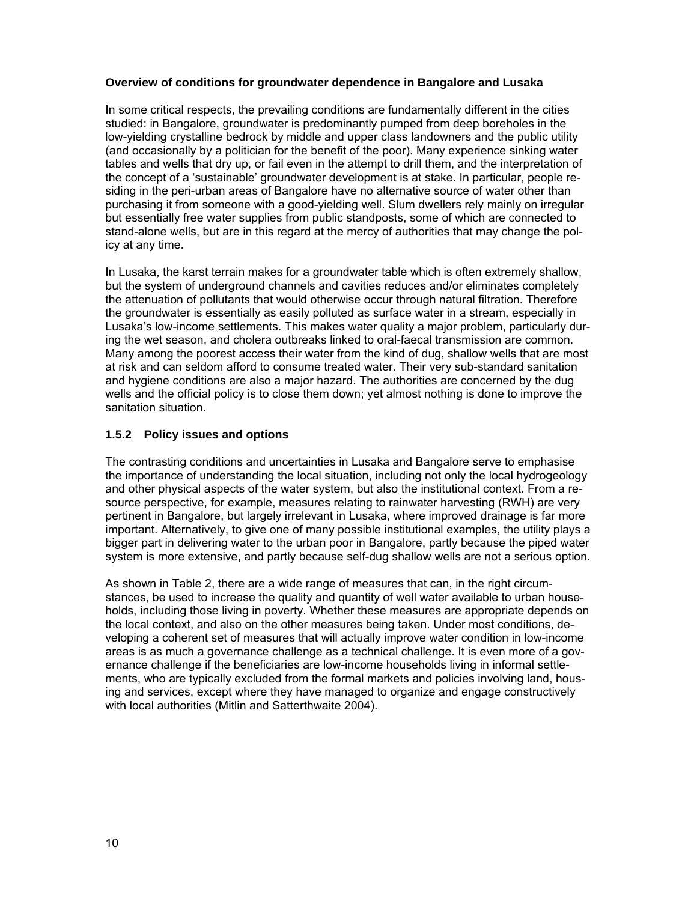**Overview of conditions for groundwater dependence in Bangalore and Lusaka**

In some critical respects, the prevailing conditions are fundamentally different in the cities studied: in Bangalore, groundwater is predominantly pumped from deep boreholes in the low-yielding crystalline bedrock by middle and upper class landowners and the public utility (and occasionally by a politician for the benefit of the poor). Many experience sinking water tables and wells that dry up, or fail even in the attempt to drill them, and the interpretation of the concept of a 'sustainable' groundwater development is at stake. In particular, people residing in the peri-urban areas of Bangalore have no alternative source of water other than purchasing it from someone with a good-yielding well. Slum dwellers rely mainly on irregular but essentially free water supplies from public standposts, some of which are connected to stand-alone wells, but are in this regard at the mercy of authorities that may change the policy at any time.

In Lusaka, the karst terrain makes for a groundwater table which is often extremely shallow, but the system of underground channels and cavities reduces and/or eliminates completely the attenuation of pollutants that would otherwise occur through natural filtration. Therefore the groundwater is essentially as easily polluted as surface water in a stream, especially in Lusaka's low-income settlements. This makes water quality a major problem, particularly during the wet season, and cholera outbreaks linked to oral-faecal transmission are common. Many among the poorest access their water from the kind of dug, shallow wells that are most at risk and can seldom afford to consume treated water. Their very sub-standard sanitation and hygiene conditions are also a major hazard. The authorities are concerned by the dug wells and the official policy is to close them down; yet almost nothing is done to improve the sanitation situation.

### 1.5.2 Policy issues and options

The contrasting conditions and uncertainties in Lusaka and Bangalore serve to emphasise the importance of understanding the local situation, including not only the local hydrogeology and other physical aspects of the water system, but also the institutional context. From a resource perspective, for example, measures relating to rainwater harvesting (RWH) are very pertinent in Bangalore, but largely irrelevant in Lusaka, where improved drainage is far more important. Alternatively, to give one of many possible institutional examples, the utility plays a bigger part in delivering water to the urban poor in Bangalore, partly because the piped water system is more extensive, and partly because self-dug shallow wells are not a serious option.

As shown in Table 2, there are a wide range of measures that can, in the right circumstances, be used to increase the quality and quantity of well water available to urban households, including those living in poverty. Whether these measures are appropriate depends on the local context, and also on the other measures being taken. Under most conditions, developing a coherent set of measures that will actually improve water condition in low-income areas is as much a governance challenge as a technical challenge. It is even more of a governance challenge if the beneficiaries are low-income households living in informal settlements, who are typically excluded from the formal markets and policies involving land, housing and services, except where they have managed to organize and engage constructively with local authorities (Mitlin and Satterthwaite 2004).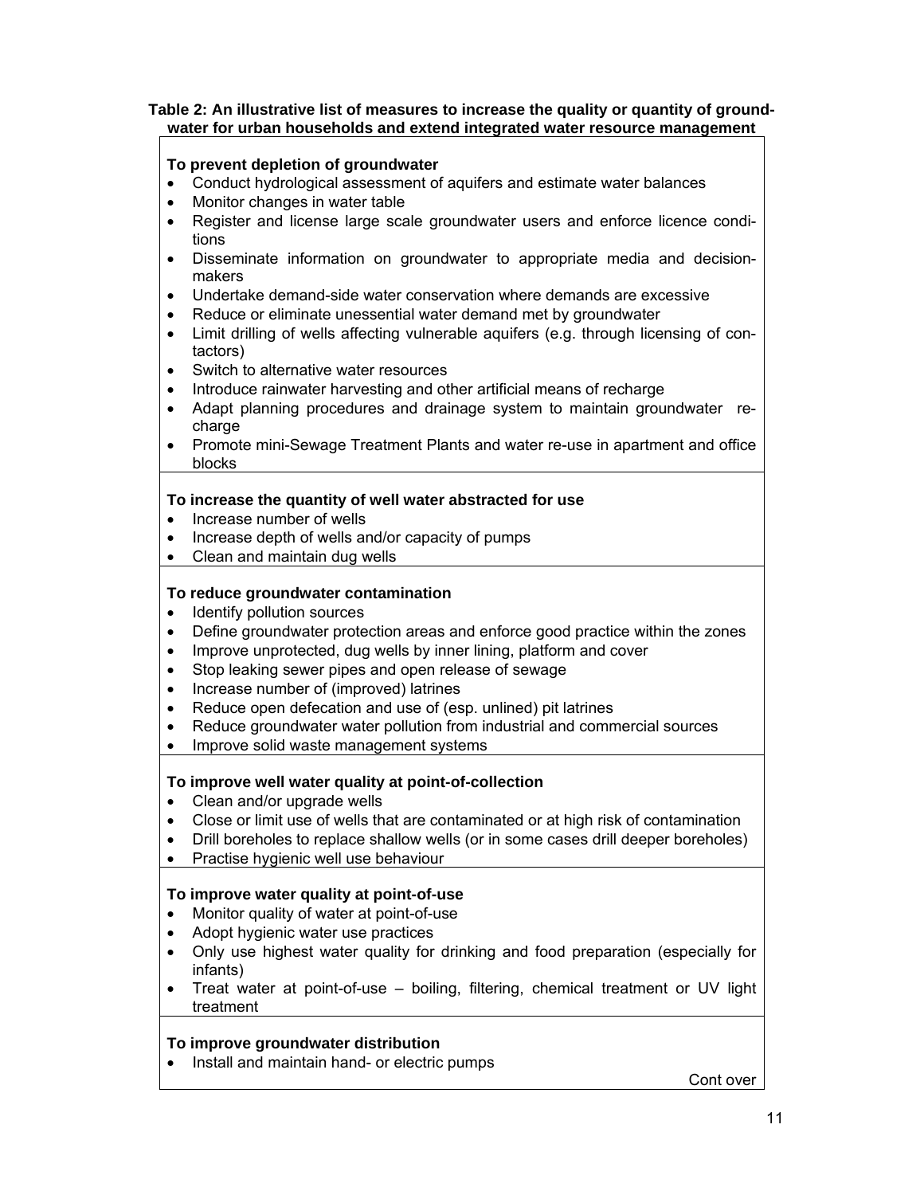**Table 2: An illustrative list of measures to increase the quality or quantity of groundwater for urban households and extend integrated water resource management**

**To prevent depletion of groundwater**

- Conduct hydrological assessment of aquifers and estimate water balances
- Monitor changes in water table
- Register and license large scale groundwater users and enforce licence conditions
- Disseminate information on groundwater to appropriate media and decision-makers
- Undertake demand-side water conservation where demands are excessive
- Reduce or eliminate unessential water demand met by groundwater
- Limit drilling of wells affecting vulnerable aquifers (e.g. through licensing of contactors)
- Switch to alternative water resources
- Introduce rainwater harvesting and other artificial means of recharge
- Adapt planning procedures and drainage system to maintain groundwater recharge
- Promote mini-Sewage Treatment Plants and water re-use in apartment and office blocks

**To increase the quantity of well water abstracted for use**

- Increase number of wells
- Increase depth of wells and/or capacity of pumps
- Clean and maintain dug wells

**To reduce groundwater contamination**

- Identify pollution sources
- Define groundwater protection areas and enforce good practice within the zones
- Improve unprotected, dug wells by inner lining, platform and cover
- Stop leaking sewer pipes and open release of sewage
- Increase number of (improved) latrines
- Reduce open defecation and use of (esp. unlined) pit latrines
- Reduce groundwater water pollution from industrial and commercial sources
- Improve solid waste management systems

**To improve well water quality at point-of-collection**

- Clean and/or upgrade wells
- Close or limit use of wells that are contaminated or at high risk of contamination
- Drill boreholes to replace shallow wells (or in some cases drill deeper boreholes)
- Practise hygienic well use behaviour

**To improve water quality at point-of-use**

- Monitor quality of water at point-of-use
- Adopt hygienic water use practices
- Only use highest water quality for drinking and food preparation (especially for infants)
- Treat water at point-of-use – boiling, filtering, chemical treatment or UV light treatment

**To improve groundwater distribution**

- Install and maintain hand- or electric pumps

Cont over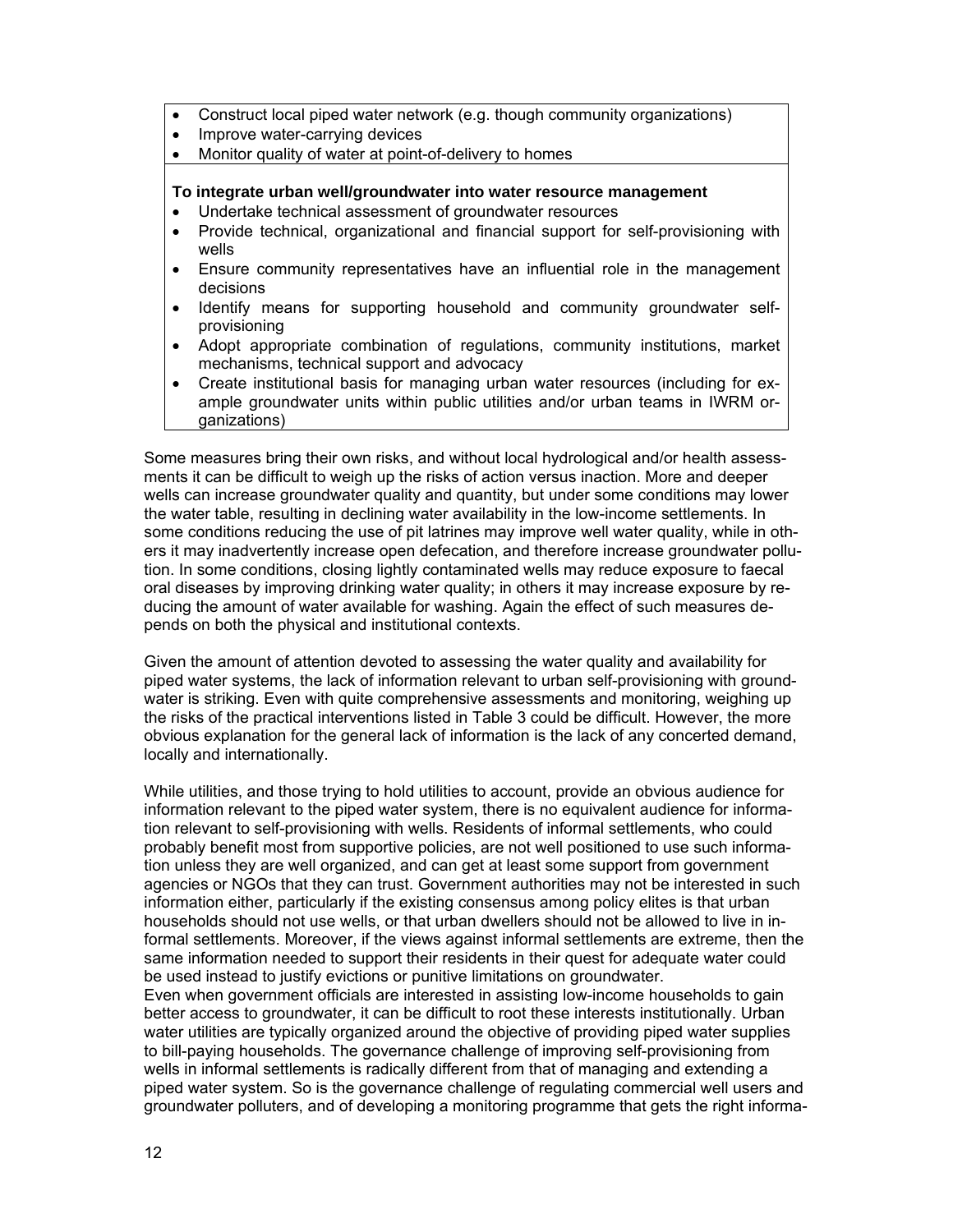- Construct local piped water network (e.g. though community organizations)
- Improve water-carrying devices
- Monitor quality of water at point-of-delivery to homes

**To integrate urban well/groundwater into water resource management**

- Undertake technical assessment of groundwater resources
- Provide technical, organizational and financial support for self-provisioning with wells
- Ensure community representatives have an influential role in the management decisions
- Identify means for supporting household and community groundwater self-provisioning
- Adopt appropriate combination of regulations, community institutions, market mechanisms, technical support and advocacy
- Create institutional basis for managing urban water resources (including for example groundwater units within public utilities and/or urban teams in IWRM organizations)

Some measures bring their own risks, and without local hydrological and/or health assessments it can be difficult to weigh up the risks of action versus inaction. More and deeper wells can increase groundwater quality and quantity, but under some conditions may lower the water table, resulting in declining water availability in the low-income settlements. In some conditions reducing the use of pit latrines may improve well water quality, while in others it may inadvertently increase open defecation, and therefore increase groundwater pollution. In some conditions, closing lightly contaminated wells may reduce exposure to faecal oral diseases by improving drinking water quality; in others it may increase exposure by reducing the amount of water available for washing. Again the effect of such measures depends on both the physical and institutional contexts.

Given the amount of attention devoted to assessing the water quality and availability for piped water systems, the lack of information relevant to urban self-provisioning with groundwater is striking. Even with quite comprehensive assessments and monitoring, weighing up the risks of the practical interventions listed in Table 3 could be difficult. However, the more obvious explanation for the general lack of information is the lack of any concerted demand, locally and internationally.

While utilities, and those trying to hold utilities to account, provide an obvious audience for information relevant to the piped water system, there is no equivalent audience for information relevant to self-provisioning with wells. Residents of informal settlements, who could probably benefit most from supportive policies, are not well positioned to use such information unless they are well organized, and can get at least some support from government agencies or NGOs that they can trust. Government authorities may not be interested in such information either, particularly if the existing consensus among policy elites is that urban households should not use wells, or that urban dwellers should not be allowed to live in informal settlements. Moreover, if the views against informal settlements are extreme, then the same information needed to support their residents in their quest for adequate water could be used instead to justify evictions or punitive limitations on groundwater.

Even when government officials are interested in assisting low-income households to gain better access to groundwater, it can be difficult to root these interests institutionally. Urban water utilities are typically organized around the objective of providing piped water supplies to bill-paying households. The governance challenge of improving self-provisioning from wells in informal settlements is radically different from that of managing and extending a piped water system. So is the governance challenge of regulating commercial well users and groundwater polluters, and of developing a monitoring programme that gets the right informa-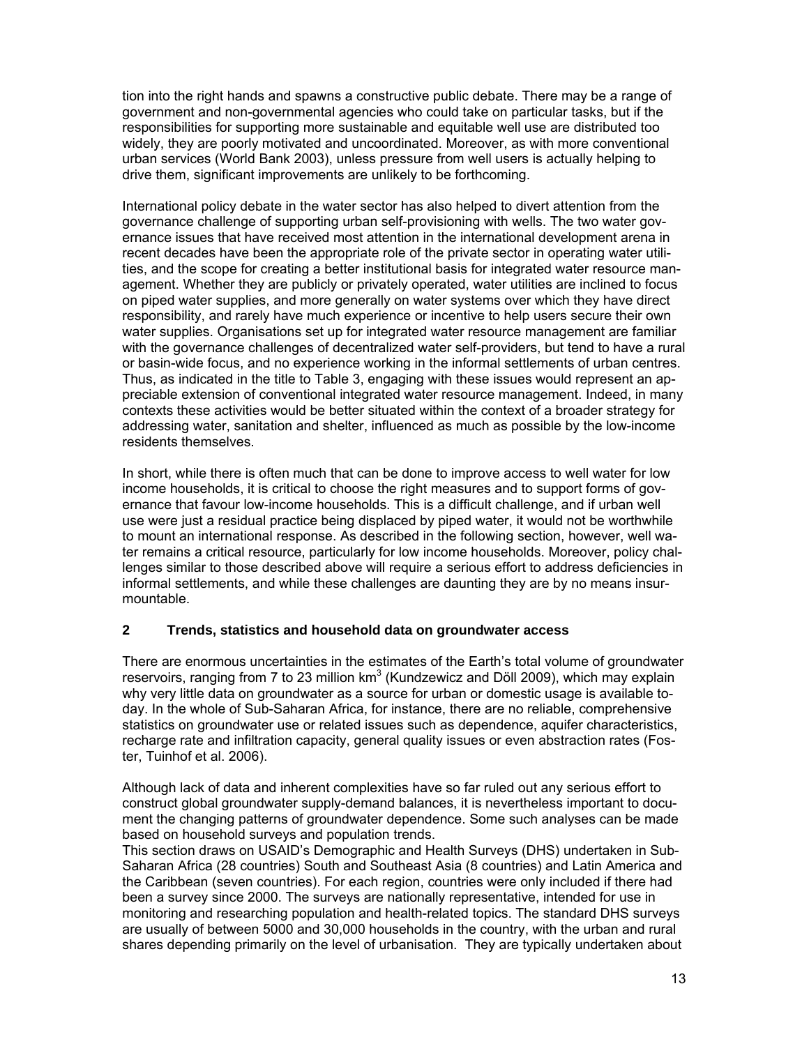tion into the right hands and spawns a constructive public debate. There may be a range of government and non-governmental agencies who could take on particular tasks, but if the responsibilities for supporting more sustainable and equitable well use are distributed too widely, they are poorly motivated and uncoordinated. Moreover, as with more conventional urban services (World Bank 2003), unless pressure from well users is actually helping to drive them, significant improvements are unlikely to be forthcoming.

International policy debate in the water sector has also helped to divert attention from the governance challenge of supporting urban self-provisioning with wells. The two water governance issues that have received most attention in the international development arena in recent decades have been the appropriate role of the private sector in operating water utilities, and the scope for creating a better institutional basis for integrated water resource management. Whether they are publicly or privately operated, water utilities are inclined to focus on piped water supplies, and more generally on water systems over which they have direct responsibility, and rarely have much experience or incentive to help users secure their own water supplies. Organisations set up for integrated water resource management are familiar with the governance challenges of decentralized water self-providers, but tend to have a rural or basin-wide focus, and no experience working in the informal settlements of urban centres. Thus, as indicated in the title to Table 3, engaging with these issues would represent an appreciable extension of conventional integrated water resource management. Indeed, in many contexts these activities would be better situated within the context of a broader strategy for addressing water, sanitation and shelter, influenced as much as possible by the low-income residents themselves.

In short, while there is often much that can be done to improve access to well water for low income households, it is critical to choose the right measures and to support forms of governance that favour low-income households. This is a difficult challenge, and if urban well use were just a residual practice being displaced by piped water, it would not be worthwhile to mount an international response. As described in the following section, however, well water remains a critical resource, particularly for low income households. Moreover, policy challenges similar to those described above will require a serious effort to address deficiencies in informal settlements, and while these challenges are daunting they are by no means insurmountable.

## 2 Trends, statistics and household data on groundwater access

There are enormous uncertainties in the estimates of the Earth's total volume of groundwater reservoirs, ranging from 7 to 23 million km$^3$ (Kundzewicz and Döll 2009), which may explain why very little data on groundwater as a source for urban or domestic usage is available today. In the whole of Sub-Saharan Africa, for instance, there are no reliable, comprehensive statistics on groundwater use or related issues such as dependence, aquifer characteristics, recharge rate and infiltration capacity, general quality issues or even abstraction rates (Foster, Tuinhof et al. 2006).

Although lack of data and inherent complexities have so far ruled out any serious effort to construct global groundwater supply-demand balances, it is nevertheless important to document the changing patterns of groundwater dependence. Some such analyses can be made based on household surveys and population trends.

This section draws on USAID's Demographic and Health Surveys (DHS) undertaken in Sub-Saharan Africa (28 countries) South and Southeast Asia (8 countries) and Latin America and the Caribbean (seven countries). For each region, countries were only included if there had been a survey since 2000. The surveys are nationally representative, intended for use in monitoring and researching population and health-related topics. The standard DHS surveys are usually of between 5000 and 30,000 households in the country, with the urban and rural shares depending primarily on the level of urbanisation. They are typically undertaken about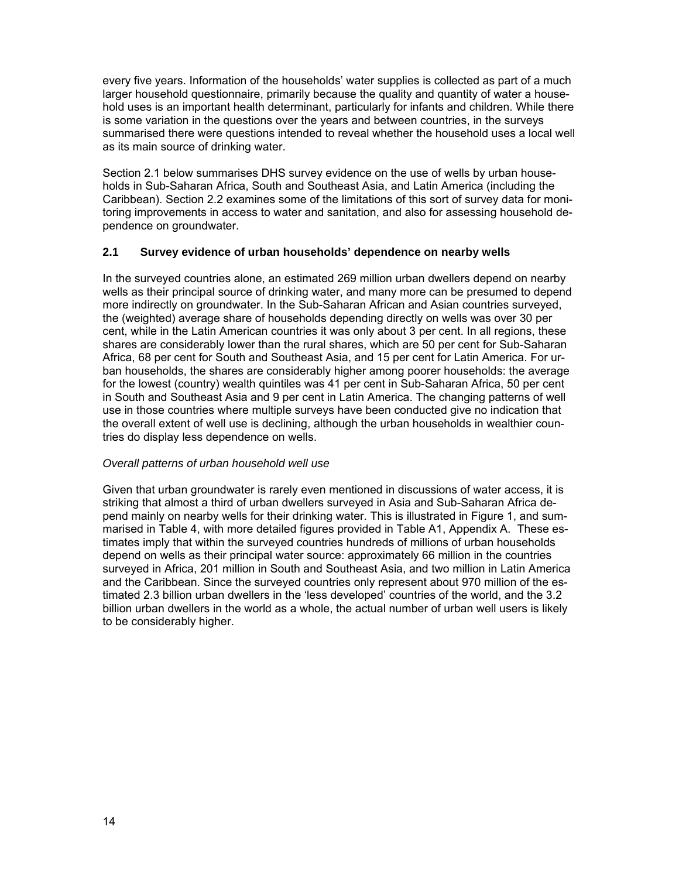every five years. Information of the households' water supplies is collected as part of a much larger household questionnaire, primarily because the quality and quantity of water a household uses is an important health determinant, particularly for infants and children. While there is some variation in the questions over the years and between countries, in the surveys summarised there were questions intended to reveal whether the household uses a local well as its main source of drinking water.

Section 2.1 below summarises DHS survey evidence on the use of wells by urban households in Sub-Saharan Africa, South and Southeast Asia, and Latin America (including the Caribbean). Section 2.2 examines some of the limitations of this sort of survey data for monitoring improvements in access to water and sanitation, and also for assessing household dependence on groundwater.

### 2.1 Survey evidence of urban households' dependence on nearby wells

In the surveyed countries alone, an estimated 269 million urban dwellers depend on nearby wells as their principal source of drinking water, and many more can be presumed to depend more indirectly on groundwater. In the Sub-Saharan African and Asian countries surveyed, the (weighted) average share of households depending directly on wells was over 30 per cent, while in the Latin American countries it was only about 3 per cent. In all regions, these shares are considerably lower than the rural shares, which are 50 per cent for Sub-Saharan Africa, 68 per cent for South and Southeast Asia, and 15 per cent for Latin America. For urban households, the shares are considerably higher among poorer households: the average for the lowest (country) wealth quintiles was 41 per cent in Sub-Saharan Africa, 50 per cent in South and Southeast Asia and 9 per cent in Latin America. The changing patterns of well use in those countries where multiple surveys have been conducted give no indication that the overall extent of well use is declining, although the urban households in wealthier countries do display less dependence on wells.

*Overall patterns of urban household well use*

Given that urban groundwater is rarely even mentioned in discussions of water access, it is striking that almost a third of urban dwellers surveyed in Asia and Sub-Saharan Africa depend mainly on nearby wells for their drinking water. This is illustrated in Figure 1, and summarised in Table 4, with more detailed figures provided in Table A1, Appendix A. These estimates imply that within the surveyed countries hundreds of millions of urban households depend on wells as their principal water source: approximately 66 million in the countries surveyed in Africa, 201 million in South and Southeast Asia, and two million in Latin America and the Caribbean. Since the surveyed countries only represent about 970 million of the estimated 2.3 billion urban dwellers in the 'less developed' countries of the world, and the 3.2 billion urban dwellers in the world as a whole, the actual number of urban well users is likely to be considerably higher.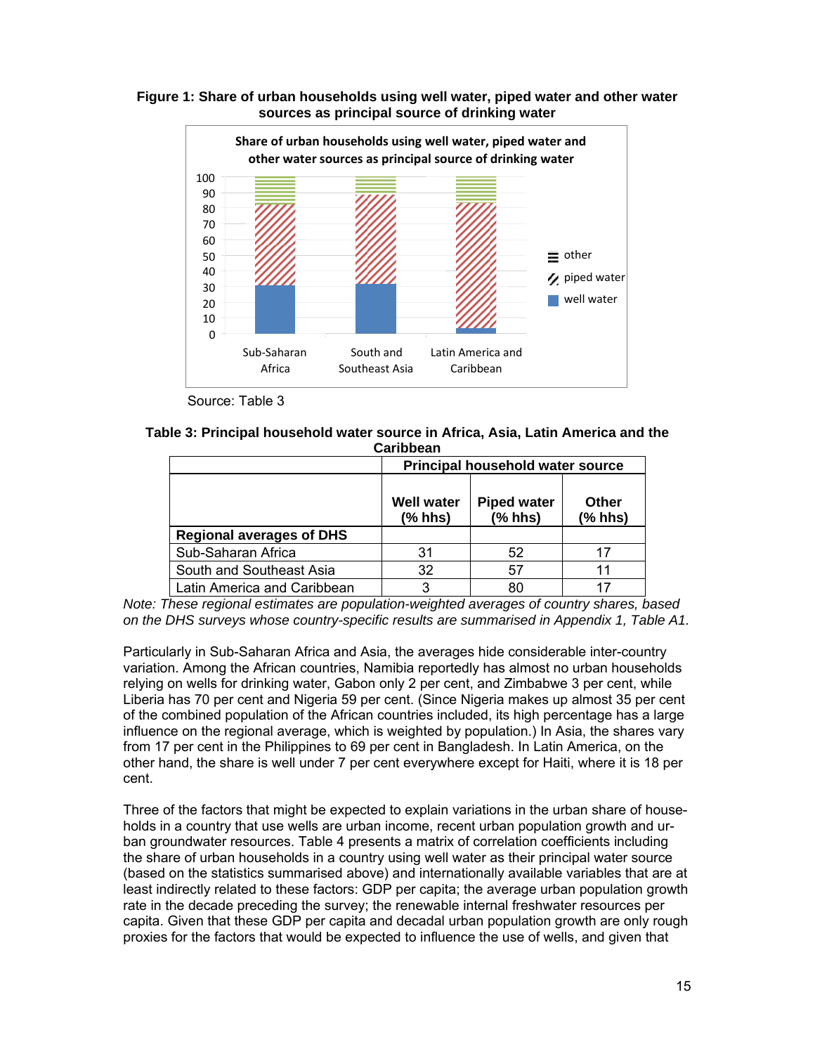**Figure 1: Share of urban households using well water, piped water and other water sources as principal source of drinking water**

Source: Table 3

**Table 3: Principal household water source in Africa, Asia, Latin America and the Caribbean**

| | Principal household water source | | |
|---|---|---|---|
| | Well water (% hhs) | Piped water (% hhs) | Other (% hhs) |
| **Regional averages of DHS** | | | |
| Sub-Saharan Africa | 31 | 52 | 17 |
| South and Southeast Asia | 32 | 57 | 11 |
| Latin America and Caribbean | 3 | 80 | 17 |

*Note: These regional estimates are population-weighted averages of country shares, based on the DHS surveys whose country-specific results are summarised in Appendix 1, Table A1.*

Particularly in Sub-Saharan Africa and Asia, the averages hide considerable inter-country variation. Among the African countries, Namibia reportedly has almost no urban households relying on wells for drinking water, Gabon only 2 per cent, and Zimbabwe 3 per cent, while Liberia has 70 per cent and Nigeria 59 per cent. (Since Nigeria makes up almost 35 per cent of the combined population of the African countries included, its high percentage has a large influence on the regional average, which is weighted by population.) In Asia, the shares vary from 17 per cent in the Philippines to 69 per cent in Bangladesh. In Latin America, on the other hand, the share is well under 7 per cent everywhere except for Haiti, where it is 18 per cent.

Three of the factors that might be expected to explain variations in the urban share of households in a country that use wells are urban income, recent urban population growth and urban groundwater resources. Table 4 presents a matrix of correlation coefficients including the share of urban households in a country using well water as their principal water source (based on the statistics summarised above) and internationally available variables that are at least indirectly related to these factors: GDP per capita; the average urban population growth rate in the decade preceding the survey; the renewable internal freshwater resources per capita. Given that these GDP per capita and decadal urban population growth are only rough proxies for the factors that would be expected to influence the use of wells, and given that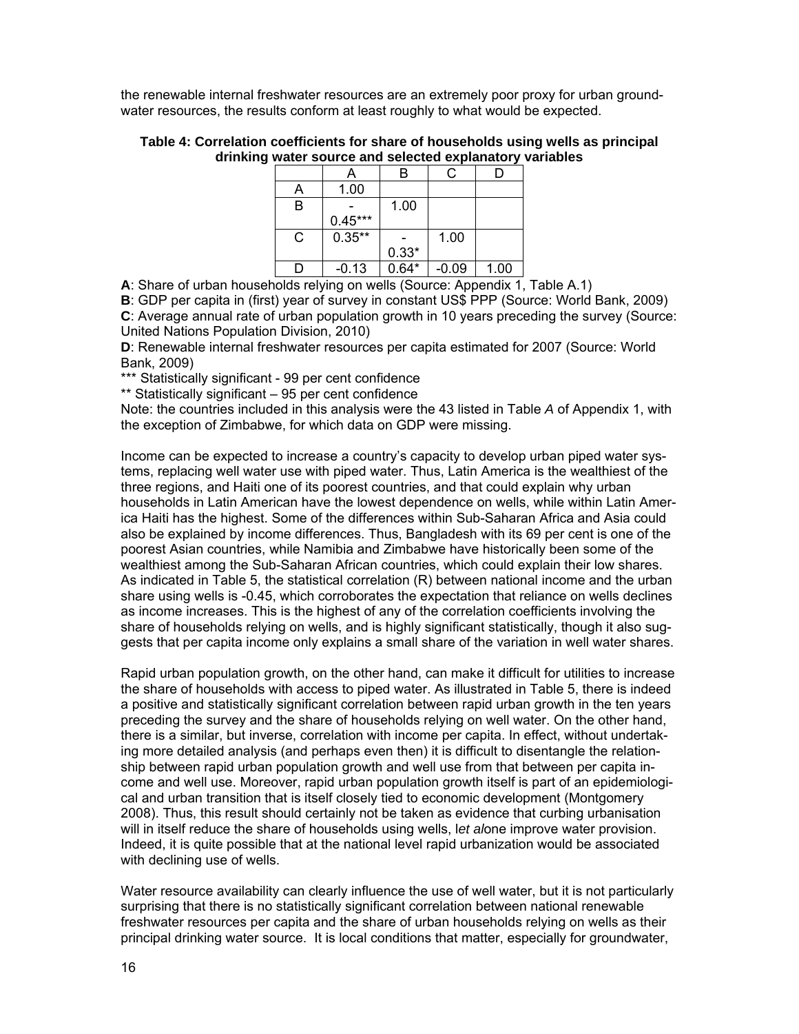the renewable internal freshwater resources are an extremely poor proxy for urban ground-water resources, the results conform at least roughly to what would be expected.

**Table 4: Correlation coefficients for share of households using wells as principal drinking water source and selected explanatory variables**

| | A | B | C | D |
|---|---|---|---|---|
| A | 1.00 | | | |
| B | -0.45*** | 1.00 | | |
| C | 0.35** | -0.33* | 1.00 | |
| D | -0.13 | 0.64* | -0.09 | 1.00 |

**A**: Share of urban households relying on wells (Source: Appendix 1, Table A.1)

**B**: GDP per capita in (first) year of survey in constant US$ PPP (Source: World Bank, 2009)

**C**: Average annual rate of urban population growth in 10 years preceding the survey (Source: United Nations Population Division, 2010)

**D**: Renewable internal freshwater resources per capita estimated for 2007 (Source: World Bank, 2009)

*** Statistically significant - 99 per cent confidence

** Statistically significant – 95 per cent confidence

Note: the countries included in this analysis were the 43 listed in Table *A* of Appendix 1, with the exception of Zimbabwe, for which data on GDP were missing.

Income can be expected to increase a country's capacity to develop urban piped water systems, replacing well water use with piped water. Thus, Latin America is the wealthiest of the three regions, and Haiti one of its poorest countries, and that could explain why urban households in Latin American have the lowest dependence on wells, while within Latin America Haiti has the highest. Some of the differences within Sub-Saharan Africa and Asia could also be explained by income differences. Thus, Bangladesh with its 69 per cent is one of the poorest Asian countries, while Namibia and Zimbabwe have historically been some of the wealthiest among the Sub-Saharan African countries, which could explain their low shares. As indicated in Table 5, the statistical correlation (R) between national income and the urban share using wells is -0.45, which corroborates the expectation that reliance on wells declines as income increases. This is the highest of any of the correlation coefficients involving the share of households relying on wells, and is highly significant statistically, though it also suggests that per capita income only explains a small share of the variation in well water shares.

Rapid urban population growth, on the other hand, can make it difficult for utilities to increase the share of households with access to piped water. As illustrated in Table 5, there is indeed a positive and statistically significant correlation between rapid urban growth in the ten years preceding the survey and the share of households relying on well water. On the other hand, there is a similar, but inverse, correlation with income per capita. In effect, without undertaking more detailed analysis (and perhaps even then) it is difficult to disentangle the relationship between rapid urban population growth and well use from that between per capita income and well use. Moreover, rapid urban population growth itself is part of an epidemiological and urban transition that is itself closely tied to economic development (Montgomery 2008). Thus, this result should certainly not be taken as evidence that curbing urbanisation will in itself reduce the share of households using wells, l*et al*one improve water provision. Indeed, it is quite possible that at the national level rapid urbanization would be associated with declining use of wells.

Water resource availability can clearly influence the use of well water, but it is not particularly surprising that there is no statistically significant correlation between national renewable freshwater resources per capita and the share of urban households relying on wells as their principal drinking water source. It is local conditions that matter, especially for groundwater,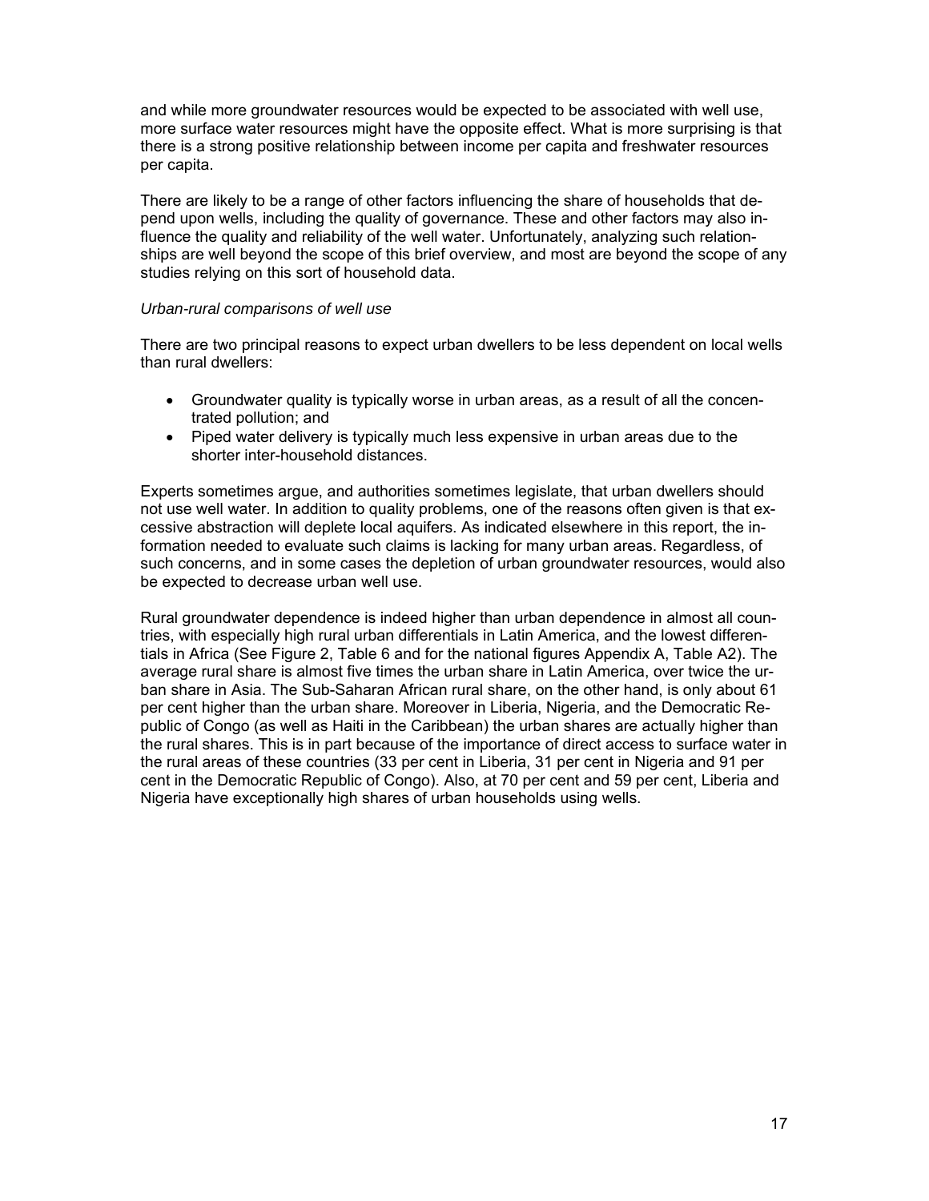and while more groundwater resources would be expected to be associated with well use, more surface water resources might have the opposite effect. What is more surprising is that there is a strong positive relationship between income per capita and freshwater resources per capita.

There are likely to be a range of other factors influencing the share of households that depend upon wells, including the quality of governance. These and other factors may also influence the quality and reliability of the well water. Unfortunately, analyzing such relationships are well beyond the scope of this brief overview, and most are beyond the scope of any studies relying on this sort of household data.

*Urban-rural comparisons of well use*

There are two principal reasons to expect urban dwellers to be less dependent on local wells than rural dwellers:

- Groundwater quality is typically worse in urban areas, as a result of all the concentrated pollution; and
- Piped water delivery is typically much less expensive in urban areas due to the shorter inter-household distances.

Experts sometimes argue, and authorities sometimes legislate, that urban dwellers should not use well water. In addition to quality problems, one of the reasons often given is that excessive abstraction will deplete local aquifers. As indicated elsewhere in this report, the information needed to evaluate such claims is lacking for many urban areas. Regardless, of such concerns, and in some cases the depletion of urban groundwater resources, would also be expected to decrease urban well use.

Rural groundwater dependence is indeed higher than urban dependence in almost all countries, with especially high rural urban differentials in Latin America, and the lowest differentials in Africa (See Figure 2, Table 6 and for the national figures Appendix A, Table A2). The average rural share is almost five times the urban share in Latin America, over twice the urban share in Asia. The Sub-Saharan African rural share, on the other hand, is only about 61 per cent higher than the urban share. Moreover in Liberia, Nigeria, and the Democratic Republic of Congo (as well as Haiti in the Caribbean) the urban shares are actually higher than the rural shares. This is in part because of the importance of direct access to surface water in the rural areas of these countries (33 per cent in Liberia, 31 per cent in Nigeria and 91 per cent in the Democratic Republic of Congo). Also, at 70 per cent and 59 per cent, Liberia and Nigeria have exceptionally high shares of urban households using wells.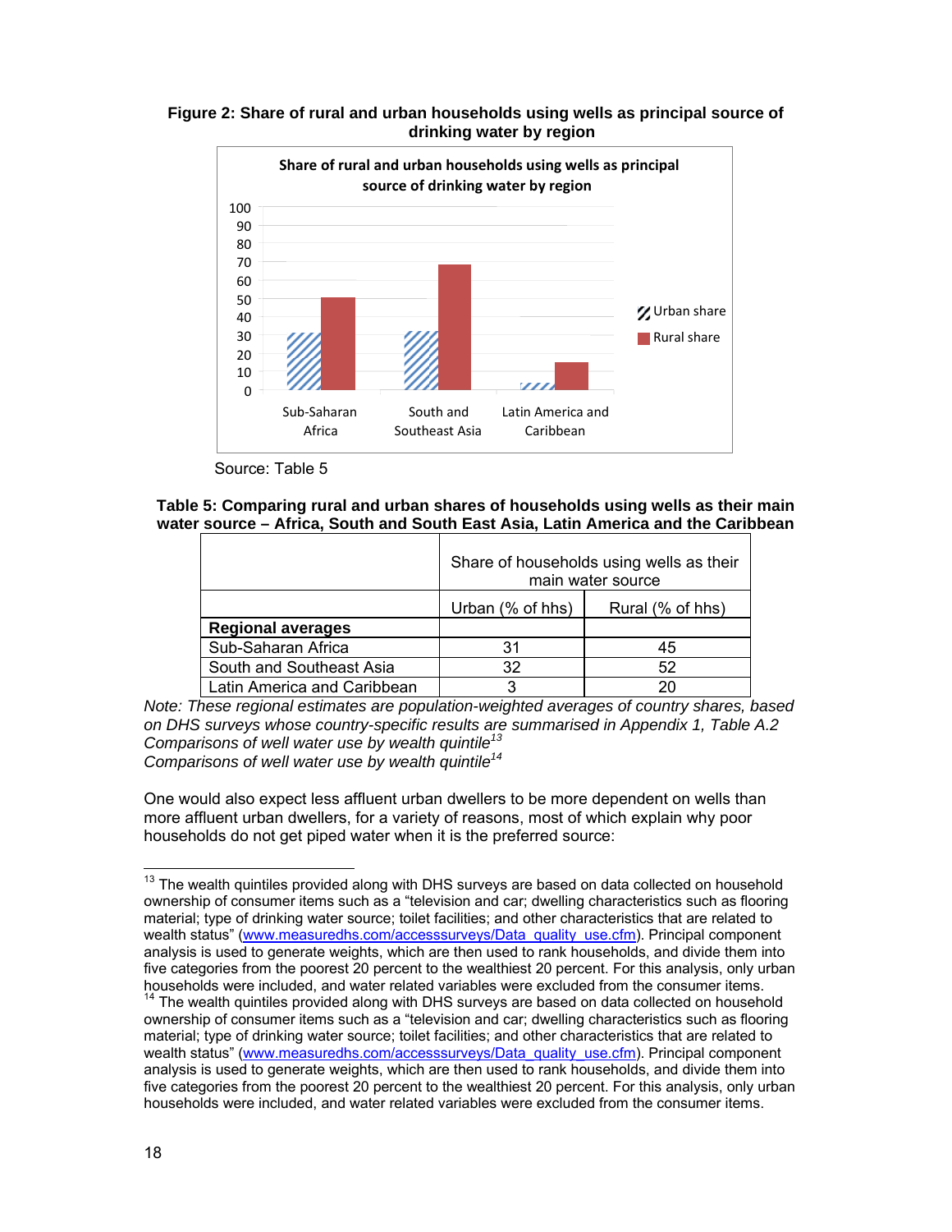**Figure 2: Share of rural and urban households using wells as principal source of drinking water by region**

Source: Table 5

**Table 5: Comparing rural and urban shares of households using wells as their main water source – Africa, South and South East Asia, Latin America and the Caribbean**

| | Share of households using wells as their main water source | |
|---|---|---|
| | Urban (% of hhs) | Rural (% of hhs) |
| **Regional averages** | | |
| Sub-Saharan Africa | 31 | 45 |
| South and Southeast Asia | 32 | 52 |
| Latin America and Caribbean | 3 | 20 |

*Note: These regional estimates are population-weighted averages of country shares, based on DHS surveys whose country-specific results are summarised in Appendix 1, Table A.2*

*Comparisons of well water use by wealth quintile*[13]

*Comparisons of well water use by wealth quintile*[14]

One would also expect less affluent urban dwellers to be more dependent on wells than more affluent urban dwellers, for a variety of reasons, most of which explain why poor households do not get piped water when it is the preferred source:

---

[13] The wealth quintiles provided along with DHS surveys are based on data collected on household ownership of consumer items such as a "television and car; dwelling characteristics such as flooring material; type of drinking water source; toilet facilities; and other characteristics that are related to wealth status" (www.measuredhs.com/accesssurveys/Data_quality_use.cfm). Principal component analysis is used to generate weights, which are then used to rank households, and divide them into five categories from the poorest 20 percent to the wealthiest 20 percent. For this analysis, only urban households were included, and water related variables were excluded from the consumer items.

[14] The wealth quintiles provided along with DHS surveys are based on data collected on household ownership of consumer items such as a "television and car; dwelling characteristics such as flooring material; type of drinking water source; toilet facilities; and other characteristics that are related to wealth status" (www.measuredhs.com/accesssurveys/Data_quality_use.cfm). Principal component analysis is used to generate weights, which are then used to rank households, and divide them into five categories from the poorest 20 percent to the wealthiest 20 percent. For this analysis, only urban households were included, and water related variables were excluded from the consumer items.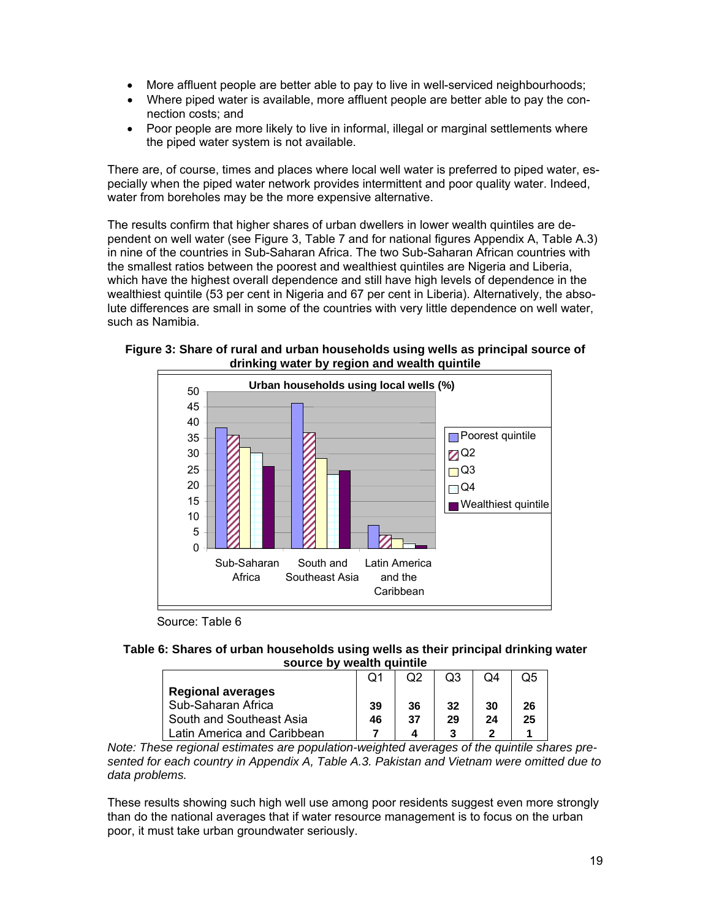- More affluent people are better able to pay to live in well-serviced neighbourhoods;
- Where piped water is available, more affluent people are better able to pay the connection costs; and
- Poor people are more likely to live in informal, illegal or marginal settlements where the piped water system is not available.

There are, of course, times and places where local well water is preferred to piped water, especially when the piped water network provides intermittent and poor quality water. Indeed, water from boreholes may be the more expensive alternative.

The results confirm that higher shares of urban dwellers in lower wealth quintiles are dependent on well water (see Figure 3, Table 7 and for national figures Appendix A, Table A.3) in nine of the countries in Sub-Saharan Africa. The two Sub-Saharan African countries with the smallest ratios between the poorest and wealthiest quintiles are Nigeria and Liberia, which have the highest overall dependence and still have high levels of dependence in the wealthiest quintile (53 per cent in Nigeria and 67 per cent in Liberia). Alternatively, the absolute differences are small in some of the countries with very little dependence on well water, such as Namibia.

**Figure 3: Share of rural and urban households using wells as principal source of drinking water by region and wealth quintile**

Source: Table 6

**Table 6: Shares of urban households using wells as their principal drinking water source by wealth quintile**

| | Q1 | Q2 | Q3 | Q4 | Q5 |
|---|---|---|---|---|---|
| **Regional averages** | | | | | |
| Sub-Saharan Africa | **39** | **36** | **32** | **30** | **26** |
| South and Southeast Asia | **46** | **37** | **29** | **24** | **25** |
| Latin America and Caribbean | **7** | **4** | **3** | **2** | **1** |

*Note: These regional estimates are population-weighted averages of the quintile shares presented for each country in Appendix A, Table A.3. Pakistan and Vietnam were omitted due to data problems.*

These results showing such high well use among poor residents suggest even more strongly than do the national averages that if water resource management is to focus on the urban poor, it must take urban groundwater seriously.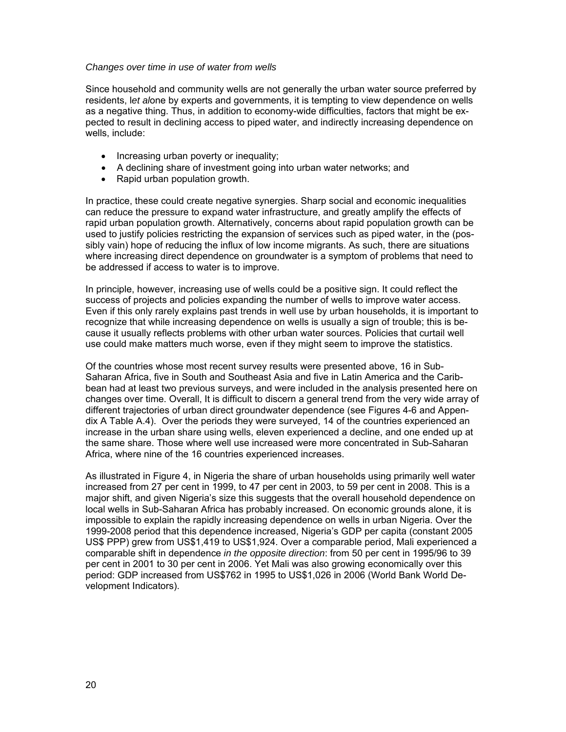*Changes over time in use of water from wells*

Since household and community wells are not generally the urban water source preferred by residents, l*et al*one by experts and governments, it is tempting to view dependence on wells as a negative thing. Thus, in addition to economy-wide difficulties, factors that might be expected to result in declining access to piped water, and indirectly increasing dependence on wells, include:

- Increasing urban poverty or inequality;
- A declining share of investment going into urban water networks; and
- Rapid urban population growth.

In practice, these could create negative synergies. Sharp social and economic inequalities can reduce the pressure to expand water infrastructure, and greatly amplify the effects of rapid urban population growth. Alternatively, concerns about rapid population growth can be used to justify policies restricting the expansion of services such as piped water, in the (possibly vain) hope of reducing the influx of low income migrants. As such, there are situations where increasing direct dependence on groundwater is a symptom of problems that need to be addressed if access to water is to improve.

In principle, however, increasing use of wells could be a positive sign. It could reflect the success of projects and policies expanding the number of wells to improve water access. Even if this only rarely explains past trends in well use by urban households, it is important to recognize that while increasing dependence on wells is usually a sign of trouble; this is because it usually reflects problems with other urban water sources. Policies that curtail well use could make matters much worse, even if they might seem to improve the statistics.

Of the countries whose most recent survey results were presented above, 16 in Sub-Saharan Africa, five in South and Southeast Asia and five in Latin America and the Caribbean had at least two previous surveys, and were included in the analysis presented here on changes over time. Overall, It is difficult to discern a general trend from the very wide array of different trajectories of urban direct groundwater dependence (see Figures 4-6 and Appendix A Table A.4). Over the periods they were surveyed, 14 of the countries experienced an increase in the urban share using wells, eleven experienced a decline, and one ended up at the same share. Those where well use increased were more concentrated in Sub-Saharan Africa, where nine of the 16 countries experienced increases.

As illustrated in Figure 4, in Nigeria the share of urban households using primarily well water increased from 27 per cent in 1999, to 47 per cent in 2003, to 59 per cent in 2008. This is a major shift, and given Nigeria's size this suggests that the overall household dependence on local wells in Sub-Saharan Africa has probably increased. On economic grounds alone, it is impossible to explain the rapidly increasing dependence on wells in urban Nigeria. Over the 1999-2008 period that this dependence increased, Nigeria's GDP per capita (constant 2005 US$ PPP) grew from US$1,419 to US$1,924. Over a comparable period, Mali experienced a comparable shift in dependence *in the opposite direction*: from 50 per cent in 1995/96 to 39 per cent in 2001 to 30 per cent in 2006. Yet Mali was also growing economically over this period: GDP increased from US$762 in 1995 to US$1,026 in 2006 (World Bank World Development Indicators).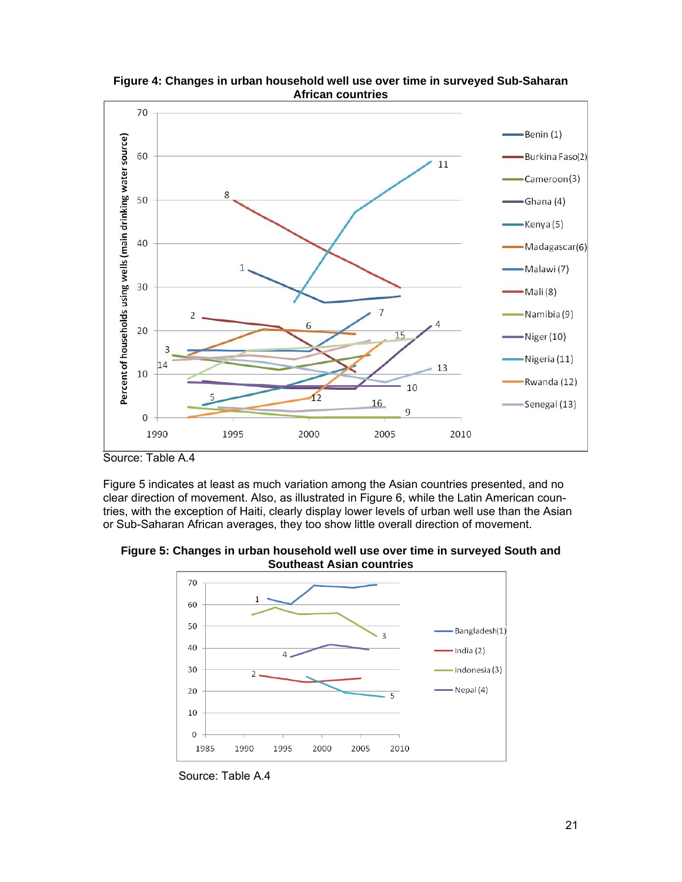**Figure 4: Changes in urban household well use over time in surveyed Sub-Saharan African countries**

Source: Table A.4

Figure 5 indicates at least as much variation among the Asian countries presented, and no clear direction of movement. Also, as illustrated in Figure 6, while the Latin American countries, with the exception of Haiti, clearly display lower levels of urban well use than the Asian or Sub-Saharan African averages, they too show little overall direction of movement.

**Figure 5: Changes in urban household well use over time in surveyed South and Southeast Asian countries**

Source: Table A.4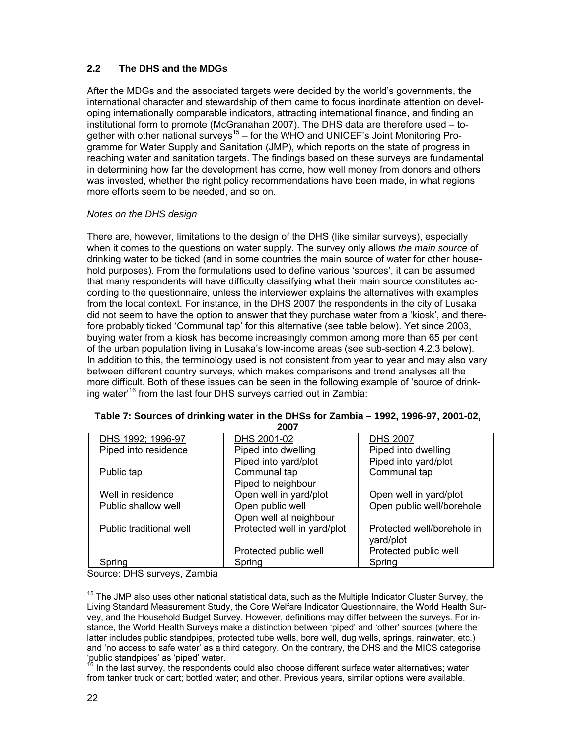### 2.2 The DHS and the MDGs

After the MDGs and the associated targets were decided by the world's governments, the international character and stewardship of them came to focus inordinate attention on developing internationally comparable indicators, attracting international finance, and finding an institutional form to promote (McGranahan 2007). The DHS data are therefore used – together with other national surveys[15] – for the WHO and UNICEF's Joint Monitoring Programme for Water Supply and Sanitation (JMP), which reports on the state of progress in reaching water and sanitation targets. The findings based on these surveys are fundamental in determining how far the development has come, how well money from donors and others was invested, whether the right policy recommendations have been made, in what regions more efforts seem to be needed, and so on.

*Notes on the DHS design*

There are, however, limitations to the design of the DHS (like similar surveys), especially when it comes to the questions on water supply. The survey only allows *the main source* of drinking water to be ticked (and in some countries the main source of water for other household purposes). From the formulations used to define various 'sources', it can be assumed that many respondents will have difficulty classifying what their main source constitutes according to the questionnaire, unless the interviewer explains the alternatives with examples from the local context. For instance, in the DHS 2007 the respondents in the city of Lusaka did not seem to have the option to answer that they purchase water from a 'kiosk', and therefore probably ticked 'Communal tap' for this alternative (see table below). Yet since 2003, buying water from a kiosk has become increasingly common among more than 65 per cent of the urban population living in Lusaka's low-income areas (see sub-section 4.2.3 below). In addition to this, the terminology used is not consistent from year to year and may also vary between different country surveys, which makes comparisons and trend analyses all the more difficult. Both of these issues can be seen in the following example of 'source of drinking water'[16] from the last four DHS surveys carried out in Zambia:

**Table 7: Sources of drinking water in the DHSs for Zambia – 1992, 1996-97, 2001-02, 2007**

| DHS 1992; 1996-97 | DHS 2001-02 | DHS 2007 |
|---|---|---|
| Piped into residence | Piped into dwelling | Piped into dwelling |
| | Piped into yard/plot | Piped into yard/plot |
| Public tap | Communal tap | Communal tap |
| | Piped to neighbour | |
| Well in residence | Open well in yard/plot | Open well in yard/plot |
| Public shallow well | Open public well | Open public well/borehole |
| | Open well at neighbour | |
| Public traditional well | Protected well in yard/plot | Protected well/borehole in yard/plot |
| | Protected public well | Protected public well |
| Spring | Spring | Spring |

Source: DHS surveys, Zambia

[15] The JMP also uses other national statistical data, such as the Multiple Indicator Cluster Survey, the Living Standard Measurement Study, the Core Welfare Indicator Questionnaire, the World Health Survey, and the Household Budget Survey. However, definitions may differ between the surveys. For instance, the World Health Surveys make a distinction between 'piped' and 'other' sources (where the latter includes public standpipes, protected tube wells, bore well, dug wells, springs, rainwater, etc.) and 'no access to safe water' as a third category. On the contrary, the DHS and the MICS categorise 'public standpipes' as 'piped' water.

[16] In the last survey, the respondents could also choose different surface water alternatives; water from tanker truck or cart; bottled water; and other. Previous years, similar options were available.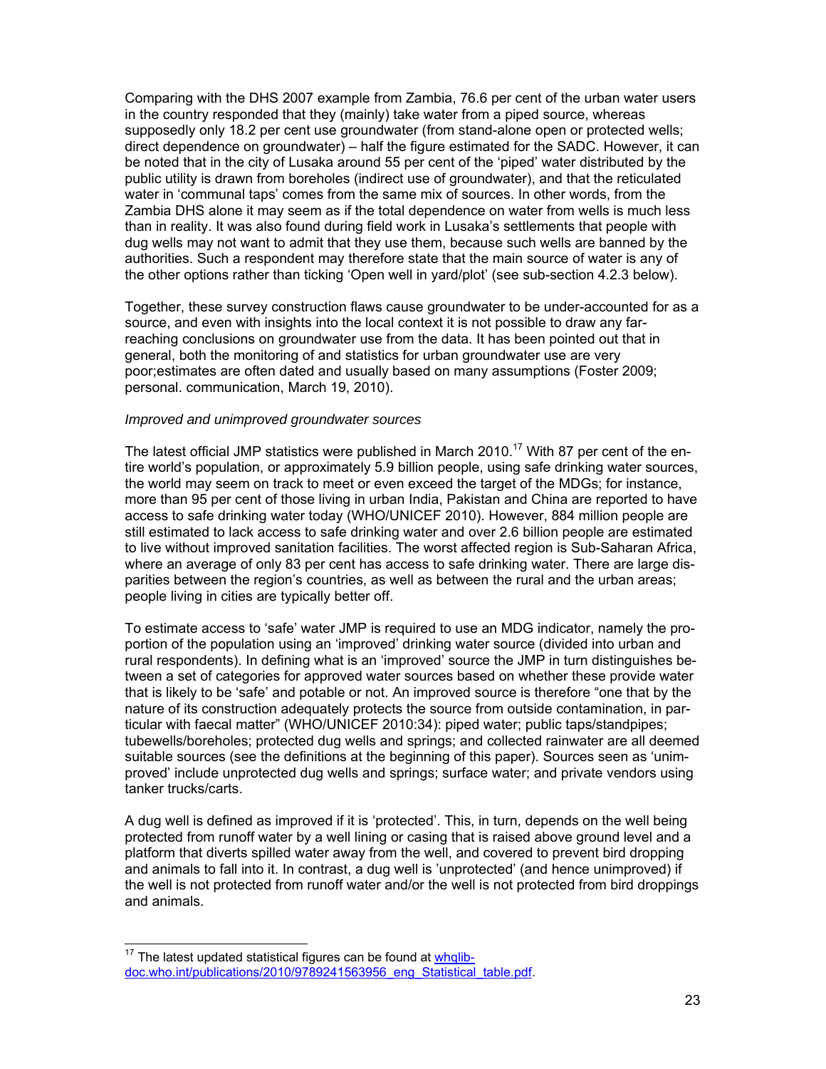Comparing with the DHS 2007 example from Zambia, 76.6 per cent of the urban water users in the country responded that they (mainly) take water from a piped source, whereas supposedly only 18.2 per cent use groundwater (from stand-alone open or protected wells; direct dependence on groundwater) – half the figure estimated for the SADC. However, it can be noted that in the city of Lusaka around 55 per cent of the 'piped' water distributed by the public utility is drawn from boreholes (indirect use of groundwater), and that the reticulated water in 'communal taps' comes from the same mix of sources. In other words, from the Zambia DHS alone it may seem as if the total dependence on water from wells is much less than in reality. It was also found during field work in Lusaka's settlements that people with dug wells may not want to admit that they use them, because such wells are banned by the authorities. Such a respondent may therefore state that the main source of water is any of the other options rather than ticking 'Open well in yard/plot' (see sub-section 4.2.3 below).

Together, these survey construction flaws cause groundwater to be under-accounted for as a source, and even with insights into the local context it is not possible to draw any far-reaching conclusions on groundwater use from the data. It has been pointed out that in general, both the monitoring of and statistics for urban groundwater use are very poor;estimates are often dated and usually based on many assumptions (Foster 2009; personal. communication, March 19, 2010).

*Improved and unimproved groundwater sources*

The latest official JMP statistics were published in March 2010.[17] With 87 per cent of the entire world's population, or approximately 5.9 billion people, using safe drinking water sources, the world may seem on track to meet or even exceed the target of the MDGs; for instance, more than 95 per cent of those living in urban India, Pakistan and China are reported to have access to safe drinking water today (WHO/UNICEF 2010). However, 884 million people are still estimated to lack access to safe drinking water and over 2.6 billion people are estimated to live without improved sanitation facilities. The worst affected region is Sub-Saharan Africa, where an average of only 83 per cent has access to safe drinking water. There are large disparities between the region's countries, as well as between the rural and the urban areas; people living in cities are typically better off.

To estimate access to 'safe' water JMP is required to use an MDG indicator, namely the proportion of the population using an 'improved' drinking water source (divided into urban and rural respondents). In defining what is an 'improved' source the JMP in turn distinguishes between a set of categories for approved water sources based on whether these provide water that is likely to be 'safe' and potable or not. An improved source is therefore "one that by the nature of its construction adequately protects the source from outside contamination, in particular with faecal matter" (WHO/UNICEF 2010:34): piped water; public taps/standpipes; tubewells/boreholes; protected dug wells and springs; and collected rainwater are all deemed suitable sources (see the definitions at the beginning of this paper). Sources seen as 'unimproved' include unprotected dug wells and springs; surface water; and private vendors using tanker trucks/carts.

A dug well is defined as improved if it is 'protected'. This, in turn, depends on the well being protected from runoff water by a well lining or casing that is raised above ground level and a platform that diverts spilled water away from the well, and covered to prevent bird dropping and animals to fall into it. In contrast, a dug well is 'unprotected' (and hence unimproved) if the well is not protected from runoff water and/or the well is not protected from bird droppings and animals.

[17] The latest updated statistical figures can be found at whqlibdoc.who.int/publications/2010/9789241563956_eng_Statistical_table.pdf.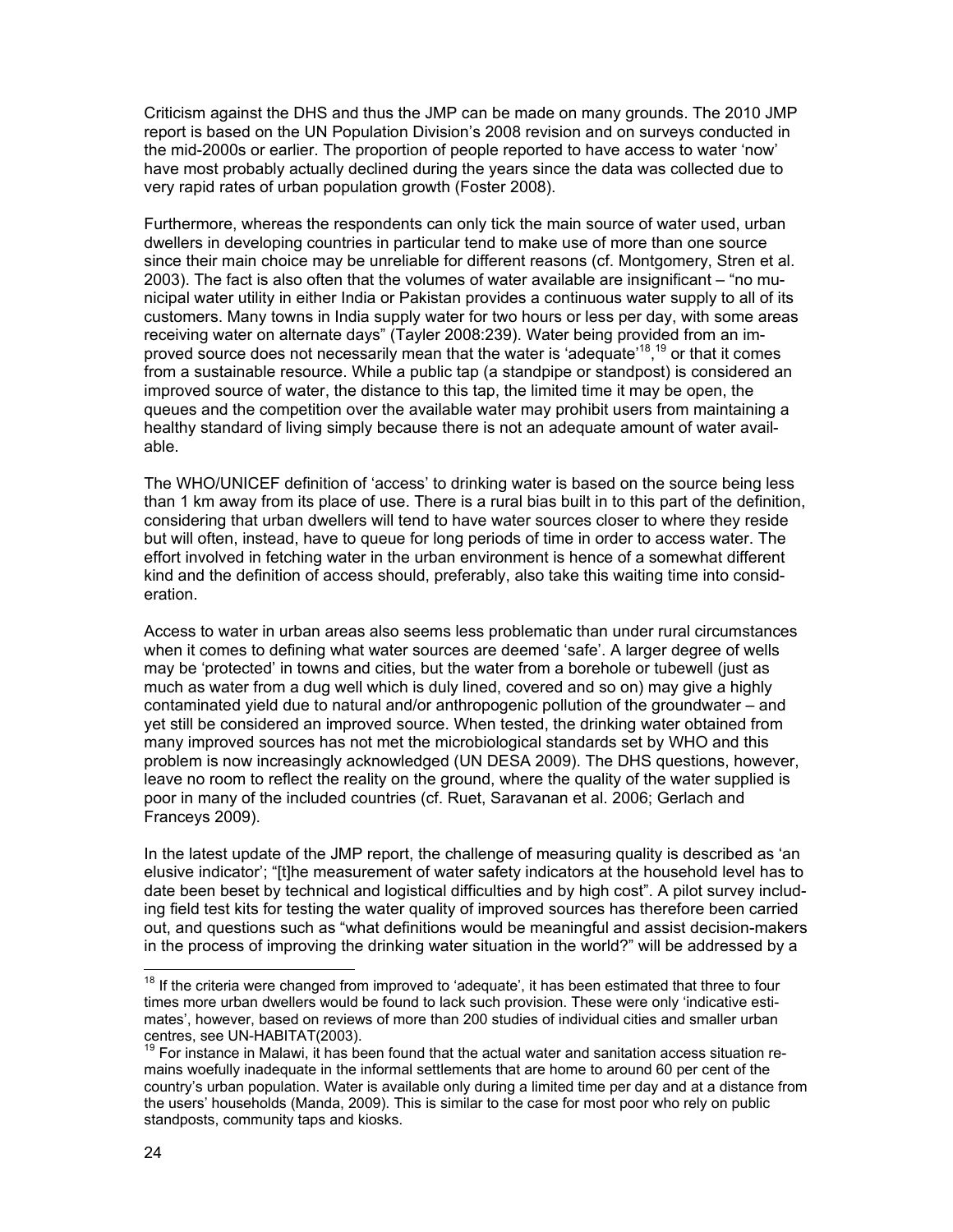Criticism against the DHS and thus the JMP can be made on many grounds. The 2010 JMP report is based on the UN Population Division's 2008 revision and on surveys conducted in the mid-2000s or earlier. The proportion of people reported to have access to water 'now' have most probably actually declined during the years since the data was collected due to very rapid rates of urban population growth (Foster 2008).

Furthermore, whereas the respondents can only tick the main source of water used, urban dwellers in developing countries in particular tend to make use of more than one source since their main choice may be unreliable for different reasons (cf. Montgomery, Stren et al. 2003). The fact is also often that the volumes of water available are insignificant – "no municipal water utility in either India or Pakistan provides a continuous water supply to all of its customers. Many towns in India supply water for two hours or less per day, with some areas receiving water on alternate days" (Tayler 2008:239). Water being provided from an improved source does not necessarily mean that the water is 'adequate'[18],[19] or that it comes from a sustainable resource. While a public tap (a standpipe or standpost) is considered an improved source of water, the distance to this tap, the limited time it may be open, the queues and the competition over the available water may prohibit users from maintaining a healthy standard of living simply because there is not an adequate amount of water available.

The WHO/UNICEF definition of 'access' to drinking water is based on the source being less than 1 km away from its place of use. There is a rural bias built in to this part of the definition, considering that urban dwellers will tend to have water sources closer to where they reside but will often, instead, have to queue for long periods of time in order to access water. The effort involved in fetching water in the urban environment is hence of a somewhat different kind and the definition of access should, preferably, also take this waiting time into consideration.

Access to water in urban areas also seems less problematic than under rural circumstances when it comes to defining what water sources are deemed 'safe'. A larger degree of wells may be 'protected' in towns and cities, but the water from a borehole or tubewell (just as much as water from a dug well which is duly lined, covered and so on) may give a highly contaminated yield due to natural and/or anthropogenic pollution of the groundwater – and yet still be considered an improved source. When tested, the drinking water obtained from many improved sources has not met the microbiological standards set by WHO and this problem is now increasingly acknowledged (UN DESA 2009). The DHS questions, however, leave no room to reflect the reality on the ground, where the quality of the water supplied is poor in many of the included countries (cf. Ruet, Saravanan et al. 2006; Gerlach and Franceys 2009).

In the latest update of the JMP report, the challenge of measuring quality is described as 'an elusive indicator'; "[t]he measurement of water safety indicators at the household level has to date been beset by technical and logistical difficulties and by high cost". A pilot survey including field test kits for testing the water quality of improved sources has therefore been carried out, and questions such as "what definitions would be meaningful and assist decision-makers in the process of improving the drinking water situation in the world?" will be addressed by a

---

[18] If the criteria were changed from improved to 'adequate', it has been estimated that three to four times more urban dwellers would be found to lack such provision. These were only 'indicative estimates', however, based on reviews of more than 200 studies of individual cities and smaller urban centres, see UN-HABITAT(2003).

[19] For instance in Malawi, it has been found that the actual water and sanitation access situation remains woefully inadequate in the informal settlements that are home to around 60 per cent of the country's urban population. Water is available only during a limited time per day and at a distance from the users' households (Manda, 2009). This is similar to the case for most poor who rely on public standposts, community taps and kiosks.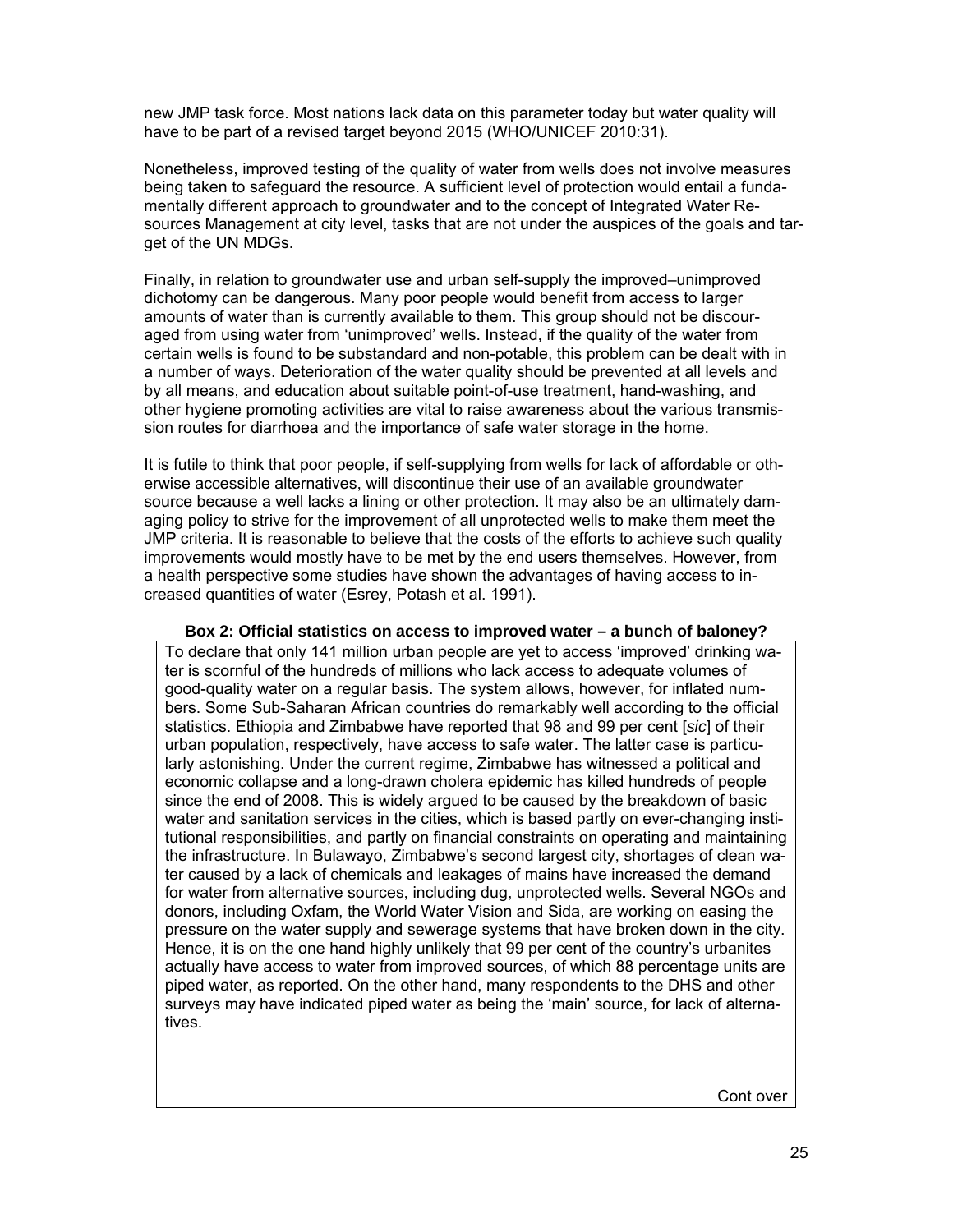new JMP task force. Most nations lack data on this parameter today but water quality will have to be part of a revised target beyond 2015 (WHO/UNICEF 2010:31).

Nonetheless, improved testing of the quality of water from wells does not involve measures being taken to safeguard the resource. A sufficient level of protection would entail a fundamentally different approach to groundwater and to the concept of Integrated Water Resources Management at city level, tasks that are not under the auspices of the goals and target of the UN MDGs.

Finally, in relation to groundwater use and urban self-supply the improved–unimproved dichotomy can be dangerous. Many poor people would benefit from access to larger amounts of water than is currently available to them. This group should not be discouraged from using water from 'unimproved' wells. Instead, if the quality of the water from certain wells is found to be substandard and non-potable, this problem can be dealt with in a number of ways. Deterioration of the water quality should be prevented at all levels and by all means, and education about suitable point-of-use treatment, hand-washing, and other hygiene promoting activities are vital to raise awareness about the various transmission routes for diarrhoea and the importance of safe water storage in the home.

It is futile to think that poor people, if self-supplying from wells for lack of affordable or otherwise accessible alternatives, will discontinue their use of an available groundwater source because a well lacks a lining or other protection. It may also be an ultimately damaging policy to strive for the improvement of all unprotected wells to make them meet the JMP criteria. It is reasonable to believe that the costs of the efforts to achieve such quality improvements would mostly have to be met by the end users themselves. However, from a health perspective some studies have shown the advantages of having access to increased quantities of water (Esrey, Potash et al. 1991).

**Box 2: Official statistics on access to improved water – a bunch of baloney?**

To declare that only 141 million urban people are yet to access 'improved' drinking water is scornful of the hundreds of millions who lack access to adequate volumes of good-quality water on a regular basis. The system allows, however, for inflated numbers. Some Sub-Saharan African countries do remarkably well according to the official statistics. Ethiopia and Zimbabwe have reported that 98 and 99 per cent [*sic*] of their urban population, respectively, have access to safe water. The latter case is particularly astonishing. Under the current regime, Zimbabwe has witnessed a political and economic collapse and a long-drawn cholera epidemic has killed hundreds of people since the end of 2008. This is widely argued to be caused by the breakdown of basic water and sanitation services in the cities, which is based partly on ever-changing institutional responsibilities, and partly on financial constraints on operating and maintaining the infrastructure. In Bulawayo, Zimbabwe's second largest city, shortages of clean water caused by a lack of chemicals and leakages of mains have increased the demand for water from alternative sources, including dug, unprotected wells. Several NGOs and donors, including Oxfam, the World Water Vision and Sida, are working on easing the pressure on the water supply and sewerage systems that have broken down in the city. Hence, it is on the one hand highly unlikely that 99 per cent of the country's urbanites actually have access to water from improved sources, of which 88 percentage units are piped water, as reported. On the other hand, many respondents to the DHS and other surveys may have indicated piped water as being the 'main' source, for lack of alternatives.

Cont over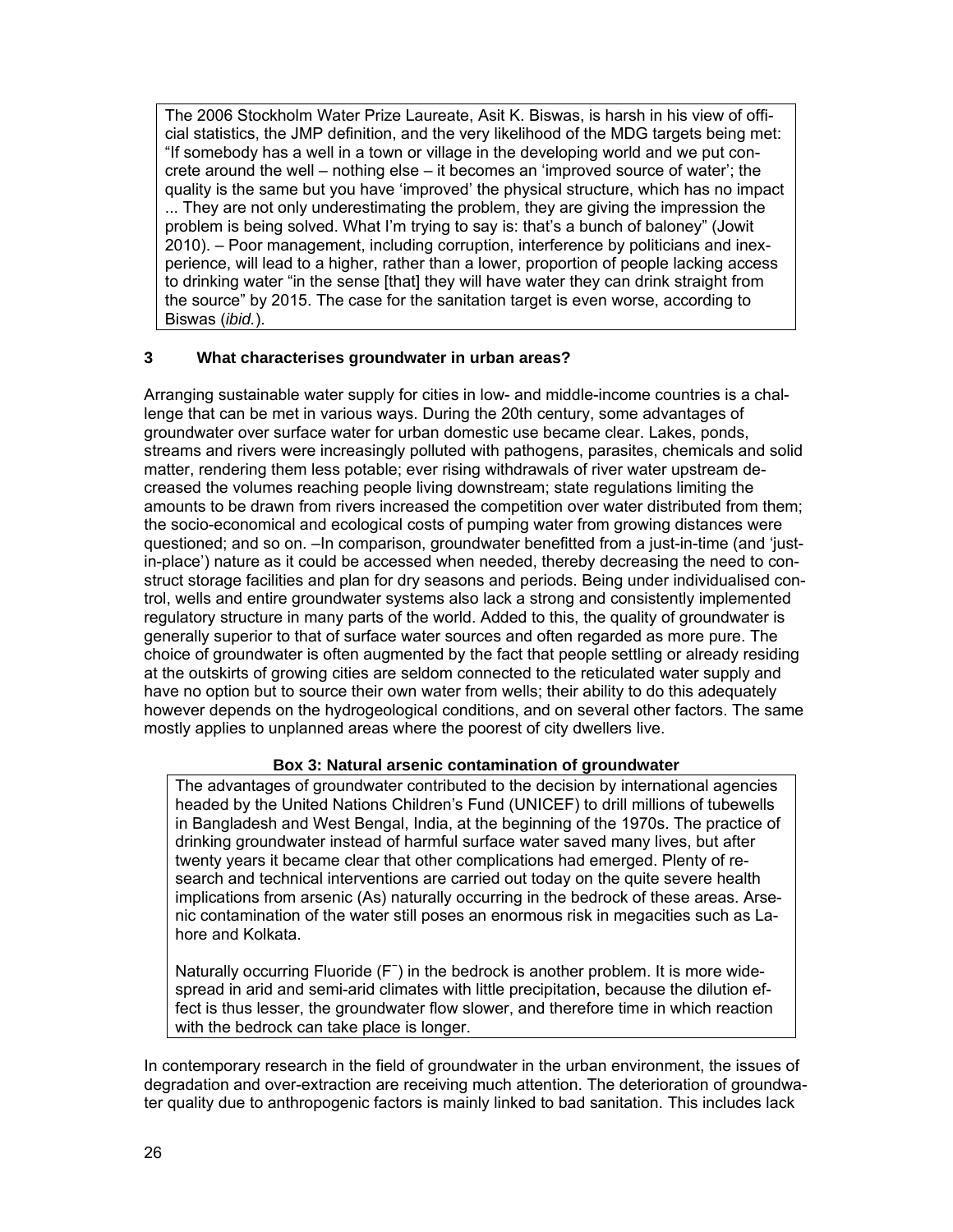The 2006 Stockholm Water Prize Laureate, Asit K. Biswas, is harsh in his view of official statistics, the JMP definition, and the very likelihood of the MDG targets being met: "If somebody has a well in a town or village in the developing world and we put concrete around the well – nothing else – it becomes an 'improved source of water'; the quality is the same but you have 'improved' the physical structure, which has no impact ... They are not only underestimating the problem, they are giving the impression the problem is being solved. What I'm trying to say is: that's a bunch of baloney" (Jowit 2010). – Poor management, including corruption, interference by politicians and inexperience, will lead to a higher, rather than a lower, proportion of people lacking access to drinking water "in the sense [that] they will have water they can drink straight from the source" by 2015. The case for the sanitation target is even worse, according to Biswas (*ibid.*).

## 3 What characterises groundwater in urban areas?

Arranging sustainable water supply for cities in low- and middle-income countries is a challenge that can be met in various ways. During the 20th century, some advantages of groundwater over surface water for urban domestic use became clear. Lakes, ponds, streams and rivers were increasingly polluted with pathogens, parasites, chemicals and solid matter, rendering them less potable; ever rising withdrawals of river water upstream decreased the volumes reaching people living downstream; state regulations limiting the amounts to be drawn from rivers increased the competition over water distributed from them; the socio-economical and ecological costs of pumping water from growing distances were questioned; and so on. –In comparison, groundwater benefitted from a just-in-time (and 'just-in-place') nature as it could be accessed when needed, thereby decreasing the need to construct storage facilities and plan for dry seasons and periods. Being under individualised control, wells and entire groundwater systems also lack a strong and consistently implemented regulatory structure in many parts of the world. Added to this, the quality of groundwater is generally superior to that of surface water sources and often regarded as more pure. The choice of groundwater is often augmented by the fact that people settling or already residing at the outskirts of growing cities are seldom connected to the reticulated water supply and have no option but to source their own water from wells; their ability to do this adequately however depends on the hydrogeological conditions, and on several other factors. The same mostly applies to unplanned areas where the poorest of city dwellers live.

**Box 3: Natural arsenic contamination of groundwater**

The advantages of groundwater contributed to the decision by international agencies headed by the United Nations Children's Fund (UNICEF) to drill millions of tubewells in Bangladesh and West Bengal, India, at the beginning of the 1970s. The practice of drinking groundwater instead of harmful surface water saved many lives, but after twenty years it became clear that other complications had emerged. Plenty of research and technical interventions are carried out today on the quite severe health implications from arsenic (As) naturally occurring in the bedrock of these areas. Arsenic contamination of the water still poses an enormous risk in megacities such as Lahore and Kolkata.

Naturally occurring Fluoride ($F^-$) in the bedrock is another problem. It is more widespread in arid and semi-arid climates with little precipitation, because the dilution effect is thus lesser, the groundwater flow slower, and therefore time in which reaction with the bedrock can take place is longer.

In contemporary research in the field of groundwater in the urban environment, the issues of degradation and over-extraction are receiving much attention. The deterioration of groundwater quality due to anthropogenic factors is mainly linked to bad sanitation. This includes lack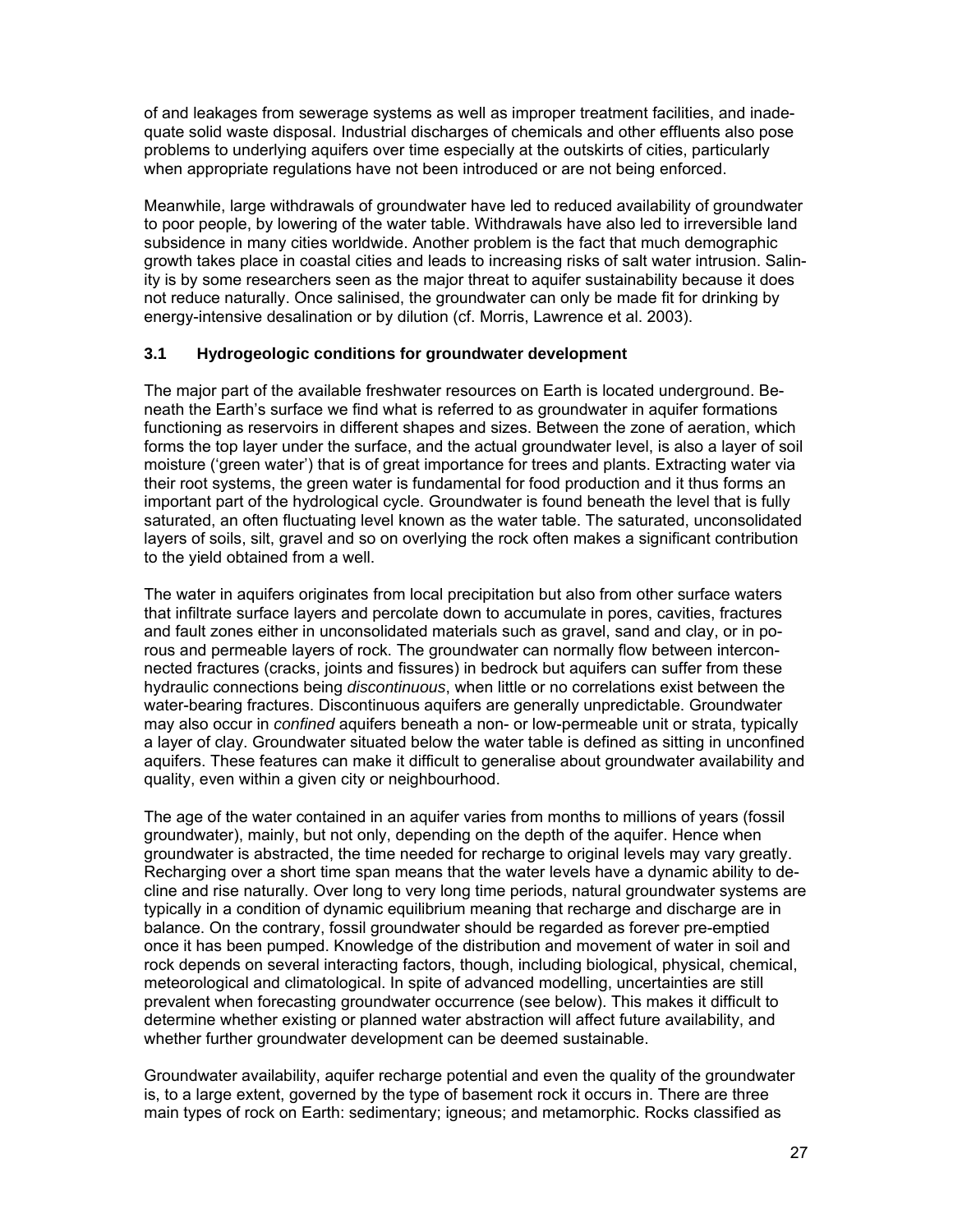of and leakages from sewerage systems as well as improper treatment facilities, and inadequate solid waste disposal. Industrial discharges of chemicals and other effluents also pose problems to underlying aquifers over time especially at the outskirts of cities, particularly when appropriate regulations have not been introduced or are not being enforced.

Meanwhile, large withdrawals of groundwater have led to reduced availability of groundwater to poor people, by lowering of the water table. Withdrawals have also led to irreversible land subsidence in many cities worldwide. Another problem is the fact that much demographic growth takes place in coastal cities and leads to increasing risks of salt water intrusion. Salinity is by some researchers seen as the major threat to aquifer sustainability because it does not reduce naturally. Once salinised, the groundwater can only be made fit for drinking by energy-intensive desalination or by dilution (cf. Morris, Lawrence et al. 2003).

### 3.1 Hydrogeologic conditions for groundwater development

The major part of the available freshwater resources on Earth is located underground. Beneath the Earth's surface we find what is referred to as groundwater in aquifer formations functioning as reservoirs in different shapes and sizes. Between the zone of aeration, which forms the top layer under the surface, and the actual groundwater level, is also a layer of soil moisture ('green water') that is of great importance for trees and plants. Extracting water via their root systems, the green water is fundamental for food production and it thus forms an important part of the hydrological cycle. Groundwater is found beneath the level that is fully saturated, an often fluctuating level known as the water table. The saturated, unconsolidated layers of soils, silt, gravel and so on overlying the rock often makes a significant contribution to the yield obtained from a well.

The water in aquifers originates from local precipitation but also from other surface waters that infiltrate surface layers and percolate down to accumulate in pores, cavities, fractures and fault zones either in unconsolidated materials such as gravel, sand and clay, or in porous and permeable layers of rock. The groundwater can normally flow between interconnected fractures (cracks, joints and fissures) in bedrock but aquifers can suffer from these hydraulic connections being *discontinuous*, when little or no correlations exist between the water-bearing fractures. Discontinuous aquifers are generally unpredictable. Groundwater may also occur in *confined* aquifers beneath a non- or low-permeable unit or strata, typically a layer of clay. Groundwater situated below the water table is defined as sitting in unconfined aquifers. These features can make it difficult to generalise about groundwater availability and quality, even within a given city or neighbourhood.

The age of the water contained in an aquifer varies from months to millions of years (fossil groundwater), mainly, but not only, depending on the depth of the aquifer. Hence when groundwater is abstracted, the time needed for recharge to original levels may vary greatly. Recharging over a short time span means that the water levels have a dynamic ability to decline and rise naturally. Over long to very long time periods, natural groundwater systems are typically in a condition of dynamic equilibrium meaning that recharge and discharge are in balance. On the contrary, fossil groundwater should be regarded as forever pre-emptied once it has been pumped. Knowledge of the distribution and movement of water in soil and rock depends on several interacting factors, though, including biological, physical, chemical, meteorological and climatological. In spite of advanced modelling, uncertainties are still prevalent when forecasting groundwater occurrence (see below). This makes it difficult to determine whether existing or planned water abstraction will affect future availability, and whether further groundwater development can be deemed sustainable.

Groundwater availability, aquifer recharge potential and even the quality of the groundwater is, to a large extent, governed by the type of basement rock it occurs in. There are three main types of rock on Earth: sedimentary; igneous; and metamorphic. Rocks classified as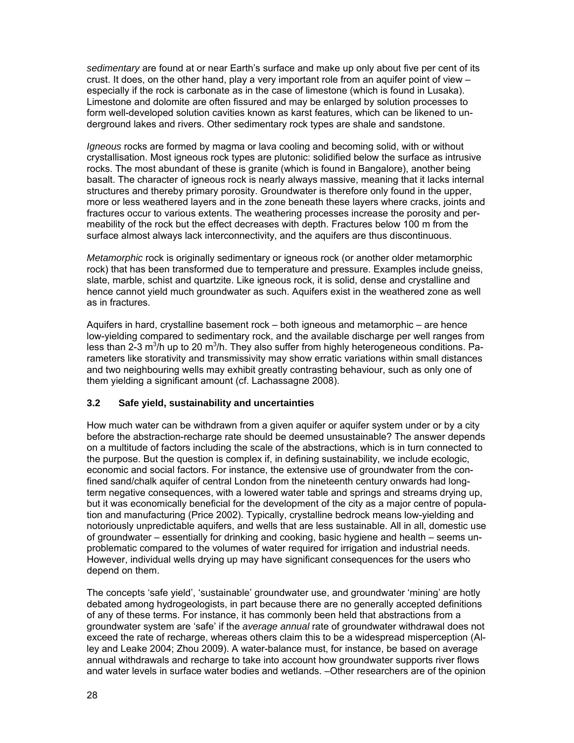*sedimentary* are found at or near Earth's surface and make up only about five per cent of its crust. It does, on the other hand, play a very important role from an aquifer point of view – especially if the rock is carbonate as in the case of limestone (which is found in Lusaka). Limestone and dolomite are often fissured and may be enlarged by solution processes to form well-developed solution cavities known as karst features, which can be likened to underground lakes and rivers. Other sedimentary rock types are shale and sandstone.

*Igneous* rocks are formed by magma or lava cooling and becoming solid, with or without crystallisation. Most igneous rock types are plutonic: solidified below the surface as intrusive rocks. The most abundant of these is granite (which is found in Bangalore), another being basalt. The character of igneous rock is nearly always massive, meaning that it lacks internal structures and thereby primary porosity. Groundwater is therefore only found in the upper, more or less weathered layers and in the zone beneath these layers where cracks, joints and fractures occur to various extents. The weathering processes increase the porosity and permeability of the rock but the effect decreases with depth. Fractures below 100 m from the surface almost always lack interconnectivity, and the aquifers are thus discontinuous.

*Metamorphic* rock is originally sedimentary or igneous rock (or another older metamorphic rock) that has been transformed due to temperature and pressure. Examples include gneiss, slate, marble, schist and quartzite. Like igneous rock, it is solid, dense and crystalline and hence cannot yield much groundwater as such. Aquifers exist in the weathered zone as well as in fractures.

Aquifers in hard, crystalline basement rock – both igneous and metamorphic – are hence low-yielding compared to sedimentary rock, and the available discharge per well ranges from less than 2-3 $m^3$/h up to 20 $m^3$/h. They also suffer from highly heterogeneous conditions. Parameters like storativity and transmissivity may show erratic variations within small distances and two neighbouring wells may exhibit greatly contrasting behaviour, such as only one of them yielding a significant amount (cf. Lachassagne 2008).

### 3.2 Safe yield, sustainability and uncertainties

How much water can be withdrawn from a given aquifer or aquifer system under or by a city before the abstraction-recharge rate should be deemed unsustainable? The answer depends on a multitude of factors including the scale of the abstractions, which is in turn connected to the purpose. But the question is complex if, in defining sustainability, we include ecologic, economic and social factors. For instance, the extensive use of groundwater from the confined sand/chalk aquifer of central London from the nineteenth century onwards had long-term negative consequences, with a lowered water table and springs and streams drying up, but it was economically beneficial for the development of the city as a major centre of population and manufacturing (Price 2002). Typically, crystalline bedrock means low-yielding and notoriously unpredictable aquifers, and wells that are less sustainable. All in all, domestic use of groundwater – essentially for drinking and cooking, basic hygiene and health – seems unproblematic compared to the volumes of water required for irrigation and industrial needs. However, individual wells drying up may have significant consequences for the users who depend on them.

The concepts 'safe yield', 'sustainable' groundwater use, and groundwater 'mining' are hotly debated among hydrogeologists, in part because there are no generally accepted definitions of any of these terms. For instance, it has commonly been held that abstractions from a groundwater system are 'safe' if the *average annual* rate of groundwater withdrawal does not exceed the rate of recharge, whereas others claim this to be a widespread misperception (Alley and Leake 2004; Zhou 2009). A water-balance must, for instance, be based on average annual withdrawals and recharge to take into account how groundwater supports river flows and water levels in surface water bodies and wetlands. –Other researchers are of the opinion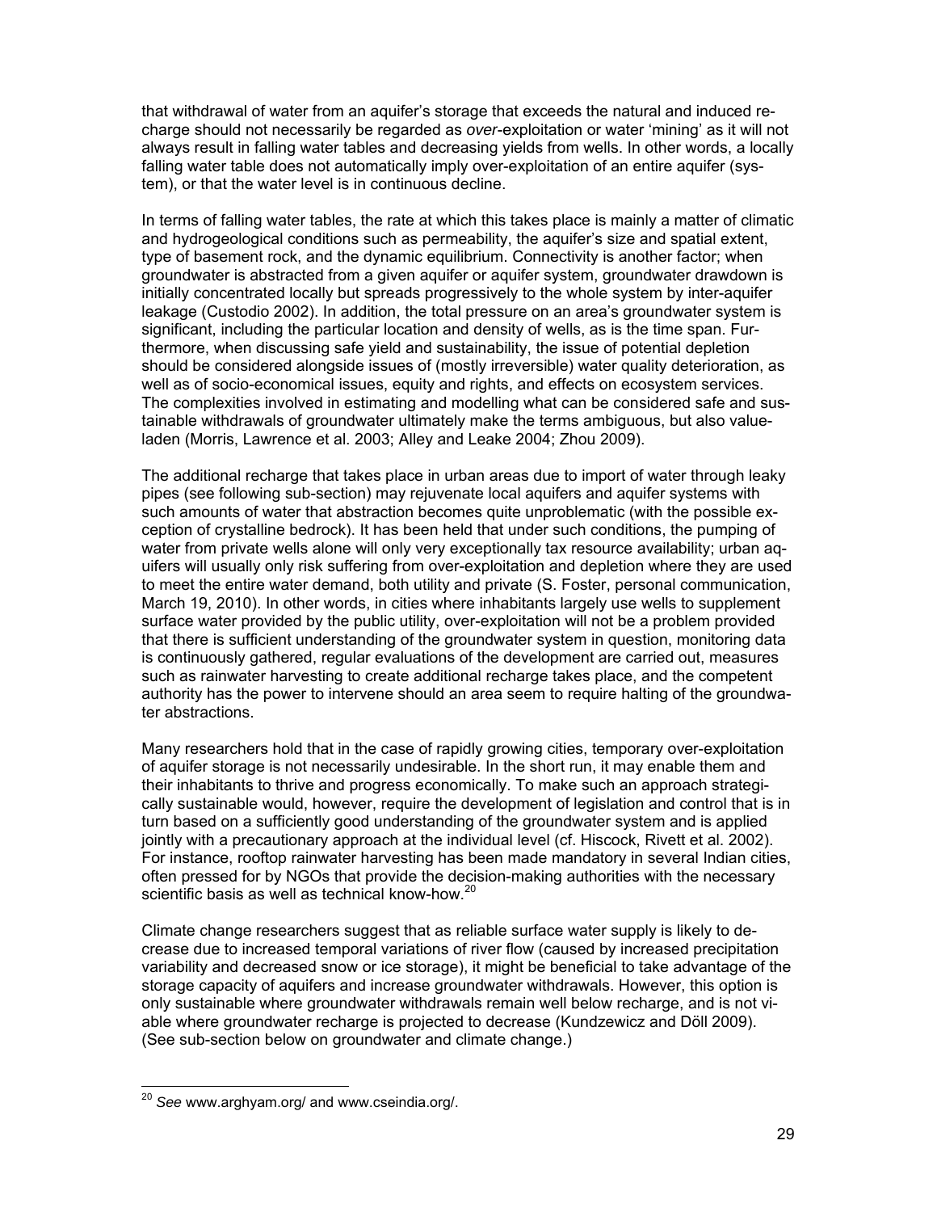that withdrawal of water from an aquifer's storage that exceeds the natural and induced recharge should not necessarily be regarded as *over*-exploitation or water 'mining' as it will not always result in falling water tables and decreasing yields from wells. In other words, a locally falling water table does not automatically imply over-exploitation of an entire aquifer (system), or that the water level is in continuous decline.

In terms of falling water tables, the rate at which this takes place is mainly a matter of climatic and hydrogeological conditions such as permeability, the aquifer's size and spatial extent, type of basement rock, and the dynamic equilibrium. Connectivity is another factor; when groundwater is abstracted from a given aquifer or aquifer system, groundwater drawdown is initially concentrated locally but spreads progressively to the whole system by inter-aquifer leakage (Custodio 2002). In addition, the total pressure on an area's groundwater system is significant, including the particular location and density of wells, as is the time span. Furthermore, when discussing safe yield and sustainability, the issue of potential depletion should be considered alongside issues of (mostly irreversible) water quality deterioration, as well as of socio-economical issues, equity and rights, and effects on ecosystem services. The complexities involved in estimating and modelling what can be considered safe and sustainable withdrawals of groundwater ultimately make the terms ambiguous, but also value-laden (Morris, Lawrence et al. 2003; Alley and Leake 2004; Zhou 2009).

The additional recharge that takes place in urban areas due to import of water through leaky pipes (see following sub-section) may rejuvenate local aquifers and aquifer systems with such amounts of water that abstraction becomes quite unproblematic (with the possible exception of crystalline bedrock). It has been held that under such conditions, the pumping of water from private wells alone will only very exceptionally tax resource availability; urban aquifers will usually only risk suffering from over-exploitation and depletion where they are used to meet the entire water demand, both utility and private (S. Foster, personal communication, March 19, 2010). In other words, in cities where inhabitants largely use wells to supplement surface water provided by the public utility, over-exploitation will not be a problem provided that there is sufficient understanding of the groundwater system in question, monitoring data is continuously gathered, regular evaluations of the development are carried out, measures such as rainwater harvesting to create additional recharge takes place, and the competent authority has the power to intervene should an area seem to require halting of the groundwater abstractions.

Many researchers hold that in the case of rapidly growing cities, temporary over-exploitation of aquifer storage is not necessarily undesirable. In the short run, it may enable them and their inhabitants to thrive and progress economically. To make such an approach strategically sustainable would, however, require the development of legislation and control that is in turn based on a sufficiently good understanding of the groundwater system and is applied jointly with a precautionary approach at the individual level (cf. Hiscock, Rivett et al. 2002). For instance, rooftop rainwater harvesting has been made mandatory in several Indian cities, often pressed for by NGOs that provide the decision-making authorities with the necessary scientific basis as well as technical know-how.[20]

Climate change researchers suggest that as reliable surface water supply is likely to decrease due to increased temporal variations of river flow (caused by increased precipitation variability and decreased snow or ice storage), it might be beneficial to take advantage of the storage capacity of aquifers and increase groundwater withdrawals. However, this option is only sustainable where groundwater withdrawals remain well below recharge, and is not viable where groundwater recharge is projected to decrease (Kundzewicz and Döll 2009). (See sub-section below on groundwater and climate change.)

---

[20] *See* www.arghyam.org/ and www.cseindia.org/.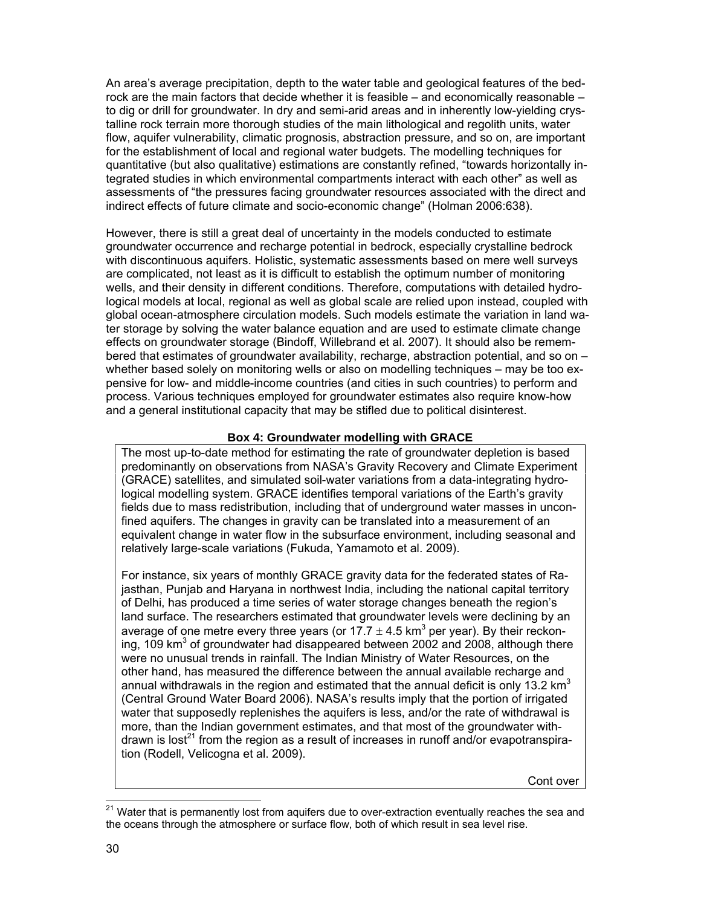An area's average precipitation, depth to the water table and geological features of the bedrock are the main factors that decide whether it is feasible – and economically reasonable – to dig or drill for groundwater. In dry and semi-arid areas and in inherently low-yielding crystalline rock terrain more thorough studies of the main lithological and regolith units, water flow, aquifer vulnerability, climatic prognosis, abstraction pressure, and so on, are important for the establishment of local and regional water budgets. The modelling techniques for quantitative (but also qualitative) estimations are constantly refined, "towards horizontally integrated studies in which environmental compartments interact with each other" as well as assessments of "the pressures facing groundwater resources associated with the direct and indirect effects of future climate and socio-economic change" (Holman 2006:638).

However, there is still a great deal of uncertainty in the models conducted to estimate groundwater occurrence and recharge potential in bedrock, especially crystalline bedrock with discontinuous aquifers. Holistic, systematic assessments based on mere well surveys are complicated, not least as it is difficult to establish the optimum number of monitoring wells, and their density in different conditions. Therefore, computations with detailed hydrological models at local, regional as well as global scale are relied upon instead, coupled with global ocean-atmosphere circulation models. Such models estimate the variation in land water storage by solving the water balance equation and are used to estimate climate change effects on groundwater storage (Bindoff, Willebrand et al. 2007). It should also be remembered that estimates of groundwater availability, recharge, abstraction potential, and so on – whether based solely on monitoring wells or also on modelling techniques – may be too expensive for low- and middle-income countries (and cities in such countries) to perform and process. Various techniques employed for groundwater estimates also require know-how and a general institutional capacity that may be stifled due to political disinterest.

**Box 4: Groundwater modelling with GRACE**

The most up-to-date method for estimating the rate of groundwater depletion is based predominantly on observations from NASA's Gravity Recovery and Climate Experiment (GRACE) satellites, and simulated soil-water variations from a data-integrating hydrological modelling system. GRACE identifies temporal variations of the Earth's gravity fields due to mass redistribution, including that of underground water masses in unconfined aquifers. The changes in gravity can be translated into a measurement of an equivalent change in water flow in the subsurface environment, including seasonal and relatively large-scale variations (Fukuda, Yamamoto et al. 2009).

For instance, six years of monthly GRACE gravity data for the federated states of Rajasthan, Punjab and Haryana in northwest India, including the national capital territory of Delhi, has produced a time series of water storage changes beneath the region's land surface. The researchers estimated that groundwater levels were declining by an average of one metre every three years (or $17.7 \pm 4.5$ km$^3$ per year). By their reckoning, 109 km$^3$ of groundwater had disappeared between 2002 and 2008, although there were no unusual trends in rainfall. The Indian Ministry of Water Resources, on the other hand, has measured the difference between the annual available recharge and annual withdrawals in the region and estimated that the annual deficit is only 13.2 km$^3$ (Central Ground Water Board 2006). NASA's results imply that the portion of irrigated water that supposedly replenishes the aquifers is less, and/or the rate of withdrawal is more, than the Indian government estimates, and that most of the groundwater withdrawn is lost[21] from the region as a result of increases in runoff and/or evapotranspiration (Rodell, Velicogna et al. 2009).

Cont over

[21] Water that is permanently lost from aquifers due to over-extraction eventually reaches the sea and the oceans through the atmosphere or surface flow, both of which result in sea level rise.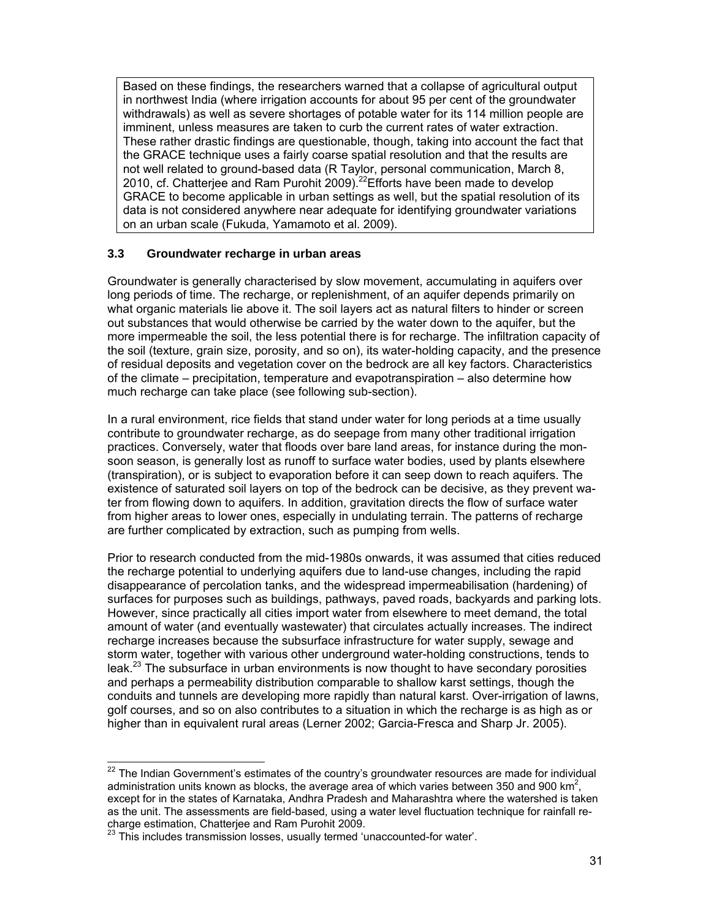Based on these findings, the researchers warned that a collapse of agricultural output in northwest India (where irrigation accounts for about 95 per cent of the groundwater withdrawals) as well as severe shortages of potable water for its 114 million people are imminent, unless measures are taken to curb the current rates of water extraction. These rather drastic findings are questionable, though, taking into account the fact that the GRACE technique uses a fairly coarse spatial resolution and that the results are not well related to ground-based data (R Taylor, personal communication, March 8, 2010, cf. Chatterjee and Ram Purohit 2009).[22] Efforts have been made to develop GRACE to become applicable in urban settings as well, but the spatial resolution of its data is not considered anywhere near adequate for identifying groundwater variations on an urban scale (Fukuda, Yamamoto et al. 2009).

### 3.3 Groundwater recharge in urban areas

Groundwater is generally characterised by slow movement, accumulating in aquifers over long periods of time. The recharge, or replenishment, of an aquifer depends primarily on what organic materials lie above it. The soil layers act as natural filters to hinder or screen out substances that would otherwise be carried by the water down to the aquifer, but the more impermeable the soil, the less potential there is for recharge. The infiltration capacity of the soil (texture, grain size, porosity, and so on), its water-holding capacity, and the presence of residual deposits and vegetation cover on the bedrock are all key factors. Characteristics of the climate – precipitation, temperature and evapotranspiration – also determine how much recharge can take place (see following sub-section).

In a rural environment, rice fields that stand under water for long periods at a time usually contribute to groundwater recharge, as do seepage from many other traditional irrigation practices. Conversely, water that floods over bare land areas, for instance during the monsoon season, is generally lost as runoff to surface water bodies, used by plants elsewhere (transpiration), or is subject to evaporation before it can seep down to reach aquifers. The existence of saturated soil layers on top of the bedrock can be decisive, as they prevent water from flowing down to aquifers. In addition, gravitation directs the flow of surface water from higher areas to lower ones, especially in undulating terrain. The patterns of recharge are further complicated by extraction, such as pumping from wells.

Prior to research conducted from the mid-1980s onwards, it was assumed that cities reduced the recharge potential to underlying aquifers due to land-use changes, including the rapid disappearance of percolation tanks, and the widespread impermeabilisation (hardening) of surfaces for purposes such as buildings, pathways, paved roads, backyards and parking lots. However, since practically all cities import water from elsewhere to meet demand, the total amount of water (and eventually wastewater) that circulates actually increases. The indirect recharge increases because the subsurface infrastructure for water supply, sewage and storm water, together with various other underground water-holding constructions, tends to leak.[23] The subsurface in urban environments is now thought to have secondary porosities and perhaps a permeability distribution comparable to shallow karst settings, though the conduits and tunnels are developing more rapidly than natural karst. Over-irrigation of lawns, golf courses, and so on also contributes to a situation in which the recharge is as high as or higher than in equivalent rural areas (Lerner 2002; Garcia-Fresca and Sharp Jr. 2005).

---

[22] The Indian Government's estimates of the country's groundwater resources are made for individual administration units known as blocks, the average area of which varies between 350 and 900 $km^2$, except for in the states of Karnataka, Andhra Pradesh and Maharashtra where the watershed is taken as the unit. The assessments are field-based, using a water level fluctuation technique for rainfall recharge estimation, Chatterjee and Ram Purohit 2009.

[23] This includes transmission losses, usually termed 'unaccounted-for water'.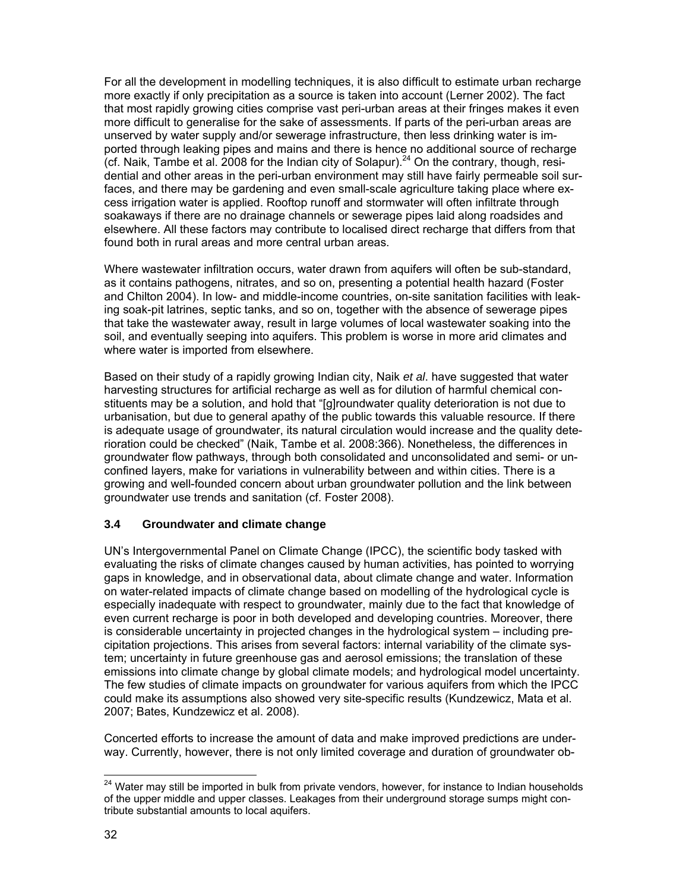For all the development in modelling techniques, it is also difficult to estimate urban recharge more exactly if only precipitation as a source is taken into account (Lerner 2002). The fact that most rapidly growing cities comprise vast peri-urban areas at their fringes makes it even more difficult to generalise for the sake of assessments. If parts of the peri-urban areas are unserved by water supply and/or sewerage infrastructure, then less drinking water is imported through leaking pipes and mains and there is hence no additional source of recharge (cf. Naik, Tambe et al. 2008 for the Indian city of Solapur).[24] On the contrary, though, residential and other areas in the peri-urban environment may still have fairly permeable soil surfaces, and there may be gardening and even small-scale agriculture taking place where excess irrigation water is applied. Rooftop runoff and stormwater will often infiltrate through soakaways if there are no drainage channels or sewerage pipes laid along roadsides and elsewhere. All these factors may contribute to localised direct recharge that differs from that found both in rural areas and more central urban areas.

Where wastewater infiltration occurs, water drawn from aquifers will often be sub-standard, as it contains pathogens, nitrates, and so on, presenting a potential health hazard (Foster and Chilton 2004). In low- and middle-income countries, on-site sanitation facilities with leaking soak-pit latrines, septic tanks, and so on, together with the absence of sewerage pipes that take the wastewater away, result in large volumes of local wastewater soaking into the soil, and eventually seeping into aquifers. This problem is worse in more arid climates and where water is imported from elsewhere.

Based on their study of a rapidly growing Indian city, Naik *et al*. have suggested that water harvesting structures for artificial recharge as well as for dilution of harmful chemical constituents may be a solution, and hold that "[g]roundwater quality deterioration is not due to urbanisation, but due to general apathy of the public towards this valuable resource. If there is adequate usage of groundwater, its natural circulation would increase and the quality deterioration could be checked" (Naik, Tambe et al. 2008:366). Nonetheless, the differences in groundwater flow pathways, through both consolidated and unconsolidated and semi- or unconfined layers, make for variations in vulnerability between and within cities. There is a growing and well-founded concern about urban groundwater pollution and the link between groundwater use trends and sanitation (cf. Foster 2008).

### 3.4 Groundwater and climate change

UN's Intergovernmental Panel on Climate Change (IPCC), the scientific body tasked with evaluating the risks of climate changes caused by human activities, has pointed to worrying gaps in knowledge, and in observational data, about climate change and water. Information on water-related impacts of climate change based on modelling of the hydrological cycle is especially inadequate with respect to groundwater, mainly due to the fact that knowledge of even current recharge is poor in both developed and developing countries. Moreover, there is considerable uncertainty in projected changes in the hydrological system – including precipitation projections. This arises from several factors: internal variability of the climate system; uncertainty in future greenhouse gas and aerosol emissions; the translation of these emissions into climate change by global climate models; and hydrological model uncertainty. The few studies of climate impacts on groundwater for various aquifers from which the IPCC could make its assumptions also showed very site-specific results (Kundzewicz, Mata et al. 2007; Bates, Kundzewicz et al. 2008).

Concerted efforts to increase the amount of data and make improved predictions are underway. Currently, however, there is not only limited coverage and duration of groundwater ob-

[24] Water may still be imported in bulk from private vendors, however, for instance to Indian households of the upper middle and upper classes. Leakages from their underground storage sumps might contribute substantial amounts to local aquifers.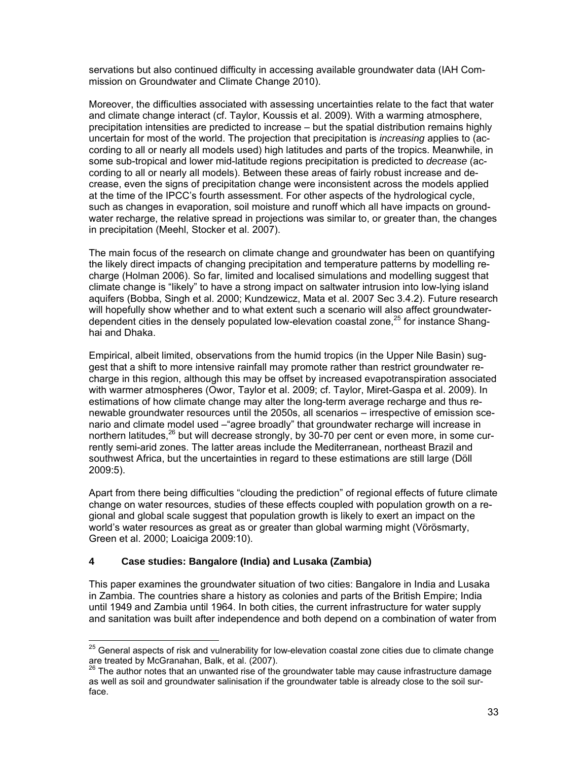servations but also continued difficulty in accessing available groundwater data (IAH Commission on Groundwater and Climate Change 2010).

Moreover, the difficulties associated with assessing uncertainties relate to the fact that water and climate change interact (cf. Taylor, Koussis et al. 2009). With a warming atmosphere, precipitation intensities are predicted to increase – but the spatial distribution remains highly uncertain for most of the world. The projection that precipitation is *increasing* applies to (according to all or nearly all models used) high latitudes and parts of the tropics. Meanwhile, in some sub-tropical and lower mid-latitude regions precipitation is predicted to *decrease* (according to all or nearly all models). Between these areas of fairly robust increase and decrease, even the signs of precipitation change were inconsistent across the models applied at the time of the IPCC's fourth assessment. For other aspects of the hydrological cycle, such as changes in evaporation, soil moisture and runoff which all have impacts on groundwater recharge, the relative spread in projections was similar to, or greater than, the changes in precipitation (Meehl, Stocker et al. 2007).

The main focus of the research on climate change and groundwater has been on quantifying the likely direct impacts of changing precipitation and temperature patterns by modelling recharge (Holman 2006). So far, limited and localised simulations and modelling suggest that climate change is "likely" to have a strong impact on saltwater intrusion into low-lying island aquifers (Bobba, Singh et al. 2000; Kundzewicz, Mata et al. 2007 Sec 3.4.2). Future research will hopefully show whether and to what extent such a scenario will also affect groundwater-dependent cities in the densely populated low-elevation coastal zone,[25] for instance Shanghai and Dhaka.

Empirical, albeit limited, observations from the humid tropics (in the Upper Nile Basin) suggest that a shift to more intensive rainfall may promote rather than restrict groundwater recharge in this region, although this may be offset by increased evapotranspiration associated with warmer atmospheres (Owor, Taylor et al. 2009; cf. Taylor, Miret-Gaspa et al. 2009). In estimations of how climate change may alter the long-term average recharge and thus renewable groundwater resources until the 2050s, all scenarios – irrespective of emission scenario and climate model used –"agree broadly" that groundwater recharge will increase in northern latitudes,[26] but will decrease strongly, by 30-70 per cent or even more, in some currently semi-arid zones. The latter areas include the Mediterranean, northeast Brazil and southwest Africa, but the uncertainties in regard to these estimations are still large (Döll 2009:5).

Apart from there being difficulties "clouding the prediction" of regional effects of future climate change on water resources, studies of these effects coupled with population growth on a regional and global scale suggest that population growth is likely to exert an impact on the world's water resources as great as or greater than global warming might (Vörösmarty, Green et al. 2000; Loaiciga 2009:10).

## 4 Case studies: Bangalore (India) and Lusaka (Zambia)

This paper examines the groundwater situation of two cities: Bangalore in India and Lusaka in Zambia. The countries share a history as colonies and parts of the British Empire; India until 1949 and Zambia until 1964. In both cities, the current infrastructure for water supply and sanitation was built after independence and both depend on a combination of water from

---

[25] General aspects of risk and vulnerability for low-elevation coastal zone cities due to climate change are treated by McGranahan, Balk, et al. (2007).

[26] The author notes that an unwanted rise of the groundwater table may cause infrastructure damage as well as soil and groundwater salinisation if the groundwater table is already close to the soil surface.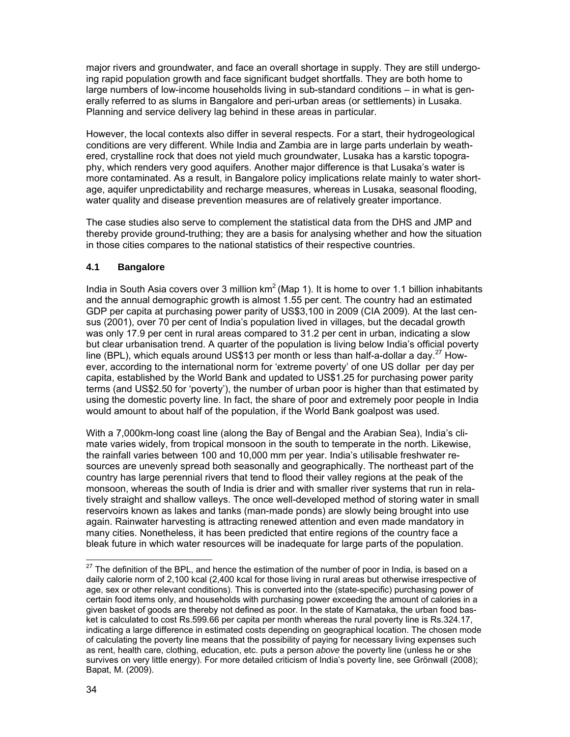major rivers and groundwater, and face an overall shortage in supply. They are still undergoing rapid population growth and face significant budget shortfalls. They are both home to large numbers of low-income households living in sub-standard conditions – in what is generally referred to as slums in Bangalore and peri-urban areas (or settlements) in Lusaka. Planning and service delivery lag behind in these areas in particular.

However, the local contexts also differ in several respects. For a start, their hydrogeological conditions are very different. While India and Zambia are in large parts underlain by weathered, crystalline rock that does not yield much groundwater, Lusaka has a karstic topography, which renders very good aquifers. Another major difference is that Lusaka's water is more contaminated. As a result, in Bangalore policy implications relate mainly to water shortage, aquifer unpredictability and recharge measures, whereas in Lusaka, seasonal flooding, water quality and disease prevention measures are of relatively greater importance.

The case studies also serve to complement the statistical data from the DHS and JMP and thereby provide ground-truthing; they are a basis for analysing whether and how the situation in those cities compares to the national statistics of their respective countries.

### 4.1 Bangalore

India in South Asia covers over 3 million km$^2$ (Map 1). It is home to over 1.1 billion inhabitants and the annual demographic growth is almost 1.55 per cent. The country had an estimated GDP per capita at purchasing power parity of US$3,100 in 2009 (CIA 2009). At the last census (2001), over 70 per cent of India's population lived in villages, but the decadal growth was only 17.9 per cent in rural areas compared to 31.2 per cent in urban, indicating a slow but clear urbanisation trend. A quarter of the population is living below India's official poverty line (BPL), which equals around US$13 per month or less than half-a-dollar a day.[27] However, according to the international norm for 'extreme poverty' of one US dollar per day per capita, established by the World Bank and updated to US$1.25 for purchasing power parity terms (and US$2.50 for 'poverty'), the number of urban poor is higher than that estimated by using the domestic poverty line. In fact, the share of poor and extremely poor people in India would amount to about half of the population, if the World Bank goalpost was used.

With a 7,000km-long coast line (along the Bay of Bengal and the Arabian Sea), India's climate varies widely, from tropical monsoon in the south to temperate in the north. Likewise, the rainfall varies between 100 and 10,000 mm per year. India's utilisable freshwater resources are unevenly spread both seasonally and geographically. The northeast part of the country has large perennial rivers that tend to flood their valley regions at the peak of the monsoon, whereas the south of India is drier and with smaller river systems that run in relatively straight and shallow valleys. The once well-developed method of storing water in small reservoirs known as lakes and tanks (man-made ponds) are slowly being brought into use again. Rainwater harvesting is attracting renewed attention and even made mandatory in many cities. Nonetheless, it has been predicted that entire regions of the country face a bleak future in which water resources will be inadequate for large parts of the population.

[27] The definition of the BPL, and hence the estimation of the number of poor in India, is based on a daily calorie norm of 2,100 kcal (2,400 kcal for those living in rural areas but otherwise irrespective of age, sex or other relevant conditions). This is converted into the (state-specific) purchasing power of certain food items only, and households with purchasing power exceeding the amount of calories in a given basket of goods are thereby not defined as poor. In the state of Karnataka, the urban food basket is calculated to cost Rs.599.66 per capita per month whereas the rural poverty line is Rs.324.17, indicating a large difference in estimated costs depending on geographical location. The chosen mode of calculating the poverty line means that the possibility of paying for necessary living expenses such as rent, health care, clothing, education, etc. puts a person *above* the poverty line (unless he or she survives on very little energy). For more detailed criticism of India's poverty line, see Grönwall (2008); Bapat, M. (2009).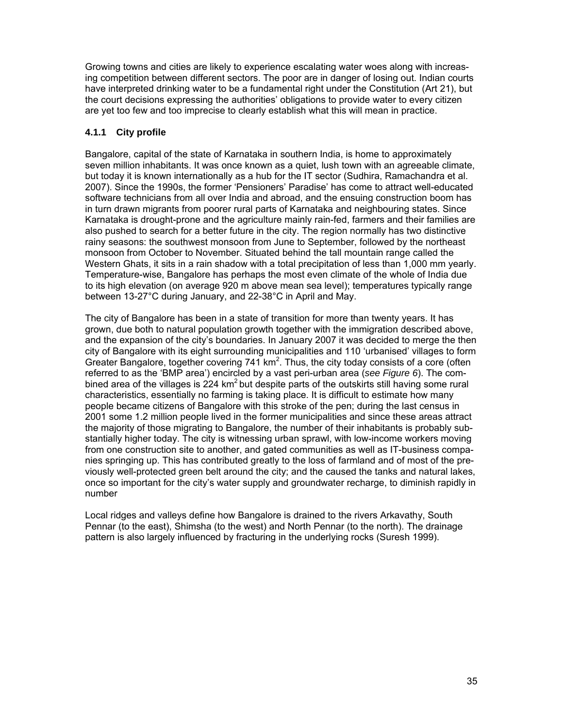Growing towns and cities are likely to experience escalating water woes along with increasing competition between different sectors. The poor are in danger of losing out. Indian courts have interpreted drinking water to be a fundamental right under the Constitution (Art 21), but the court decisions expressing the authorities' obligations to provide water to every citizen are yet too few and too imprecise to clearly establish what this will mean in practice.

### 4.1.1 City profile

Bangalore, capital of the state of Karnataka in southern India, is home to approximately seven million inhabitants. It was once known as a quiet, lush town with an agreeable climate, but today it is known internationally as a hub for the IT sector (Sudhira, Ramachandra et al. 2007). Since the 1990s, the former 'Pensioners' Paradise' has come to attract well-educated software technicians from all over India and abroad, and the ensuing construction boom has in turn drawn migrants from poorer rural parts of Karnataka and neighbouring states. Since Karnataka is drought-prone and the agriculture mainly rain-fed, farmers and their families are also pushed to search for a better future in the city. The region normally has two distinctive rainy seasons: the southwest monsoon from June to September, followed by the northeast monsoon from October to November. Situated behind the tall mountain range called the Western Ghats, it sits in a rain shadow with a total precipitation of less than 1,000 mm yearly. Temperature-wise, Bangalore has perhaps the most even climate of the whole of India due to its high elevation (on average 920 m above mean sea level); temperatures typically range between 13-27°C during January, and 22-38°C in April and May.

The city of Bangalore has been in a state of transition for more than twenty years. It has grown, due both to natural population growth together with the immigration described above, and the expansion of the city's boundaries. In January 2007 it was decided to merge the then city of Bangalore with its eight surrounding municipalities and 110 'urbanised' villages to form Greater Bangalore, together covering 741 km$^2$. Thus, the city today consists of a core (often referred to as the 'BMP area') encircled by a vast peri-urban area (*see Figure 6*). The combined area of the villages is 224 km$^2$ but despite parts of the outskirts still having some rural characteristics, essentially no farming is taking place. It is difficult to estimate how many people became citizens of Bangalore with this stroke of the pen; during the last census in 2001 some 1.2 million people lived in the former municipalities and since these areas attract the majority of those migrating to Bangalore, the number of their inhabitants is probably substantially higher today. The city is witnessing urban sprawl, with low-income workers moving from one construction site to another, and gated communities as well as IT-business companies springing up. This has contributed greatly to the loss of farmland and of most of the previously well-protected green belt around the city; and the caused the tanks and natural lakes, once so important for the city's water supply and groundwater recharge, to diminish rapidly in number

Local ridges and valleys define how Bangalore is drained to the rivers Arkavathy, South Pennar (to the east), Shimsha (to the west) and North Pennar (to the north). The drainage pattern is also largely influenced by fracturing in the underlying rocks (Suresh 1999).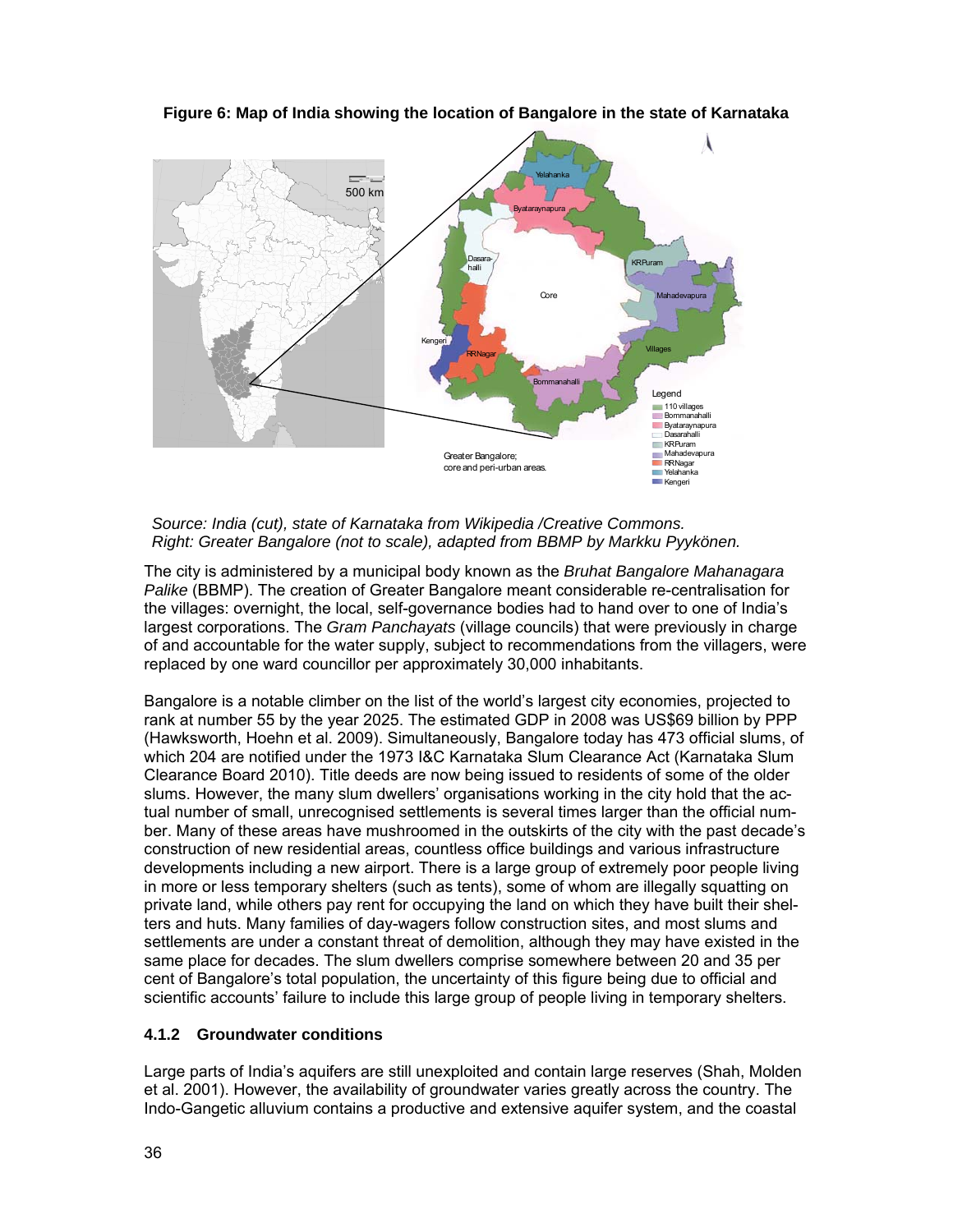**Figure 6: Map of India showing the location of Bangalore in the state of Karnataka**

*Source: India (cut), state of Karnataka from Wikipedia /Creative Commons. Right: Greater Bangalore (not to scale), adapted from BBMP by Markku Pyykönen.*

The city is administered by a municipal body known as the *Bruhat Bangalore Mahanagara Palike* (BBMP). The creation of Greater Bangalore meant considerable re-centralisation for the villages: overnight, the local, self-governance bodies had to hand over to one of India's largest corporations. The *Gram Panchayats* (village councils) that were previously in charge of and accountable for the water supply, subject to recommendations from the villagers, were replaced by one ward councillor per approximately 30,000 inhabitants.

Bangalore is a notable climber on the list of the world's largest city economies, projected to rank at number 55 by the year 2025. The estimated GDP in 2008 was US$69 billion by PPP (Hawksworth, Hoehn et al. 2009). Simultaneously, Bangalore today has 473 official slums, of which 204 are notified under the 1973 I&C Karnataka Slum Clearance Act (Karnataka Slum Clearance Board 2010). Title deeds are now being issued to residents of some of the older slums. However, the many slum dwellers' organisations working in the city hold that the actual number of small, unrecognised settlements is several times larger than the official number. Many of these areas have mushroomed in the outskirts of the city with the past decade's construction of new residential areas, countless office buildings and various infrastructure developments including a new airport. There is a large group of extremely poor people living in more or less temporary shelters (such as tents), some of whom are illegally squatting on private land, while others pay rent for occupying the land on which they have built their shelters and huts. Many families of day-wagers follow construction sites, and most slums and settlements are under a constant threat of demolition, although they may have existed in the same place for decades. The slum dwellers comprise somewhere between 20 and 35 per cent of Bangalore's total population, the uncertainty of this figure being due to official and scientific accounts' failure to include this large group of people living in temporary shelters.

### 4.1.2 Groundwater conditions

Large parts of India's aquifers are still unexploited and contain large reserves (Shah, Molden et al. 2001). However, the availability of groundwater varies greatly across the country. The Indo-Gangetic alluvium contains a productive and extensive aquifer system, and the coastal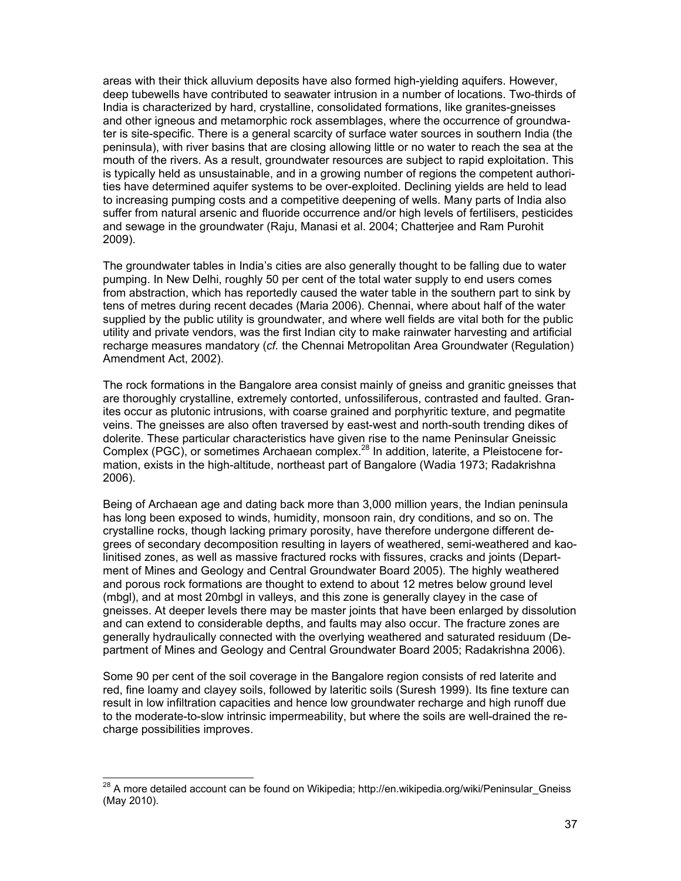areas with their thick alluvium deposits have also formed high-yielding aquifers. However, deep tubewells have contributed to seawater intrusion in a number of locations. Two-thirds of India is characterized by hard, crystalline, consolidated formations, like granites-gneisses and other igneous and metamorphic rock assemblages, where the occurrence of groundwater is site-specific. There is a general scarcity of surface water sources in southern India (the peninsula), with river basins that are closing allowing little or no water to reach the sea at the mouth of the rivers. As a result, groundwater resources are subject to rapid exploitation. This is typically held as unsustainable, and in a growing number of regions the competent authorities have determined aquifer systems to be over-exploited. Declining yields are held to lead to increasing pumping costs and a competitive deepening of wells. Many parts of India also suffer from natural arsenic and fluoride occurrence and/or high levels of fertilisers, pesticides and sewage in the groundwater (Raju, Manasi et al. 2004; Chatterjee and Ram Purohit 2009).

The groundwater tables in India's cities are also generally thought to be falling due to water pumping. In New Delhi, roughly 50 per cent of the total water supply to end users comes from abstraction, which has reportedly caused the water table in the southern part to sink by tens of metres during recent decades (Maria 2006). Chennai, where about half of the water supplied by the public utility is groundwater, and where well fields are vital both for the public utility and private vendors, was the first Indian city to make rainwater harvesting and artificial recharge measures mandatory (*cf.* the Chennai Metropolitan Area Groundwater (Regulation) Amendment Act, 2002).

The rock formations in the Bangalore area consist mainly of gneiss and granitic gneisses that are thoroughly crystalline, extremely contorted, unfossiliferous, contrasted and faulted. Granites occur as plutonic intrusions, with coarse grained and porphyritic texture, and pegmatite veins. The gneisses are also often traversed by east-west and north-south trending dikes of dolerite. These particular characteristics have given rise to the name Peninsular Gneissic Complex (PGC), or sometimes Archaean complex.[28] In addition, laterite, a Pleistocene formation, exists in the high-altitude, northeast part of Bangalore (Wadia 1973; Radakrishna 2006).

Being of Archaean age and dating back more than 3,000 million years, the Indian peninsula has long been exposed to winds, humidity, monsoon rain, dry conditions, and so on. The crystalline rocks, though lacking primary porosity, have therefore undergone different degrees of secondary decomposition resulting in layers of weathered, semi-weathered and kaolinitised zones, as well as massive fractured rocks with fissures, cracks and joints (Department of Mines and Geology and Central Groundwater Board 2005). The highly weathered and porous rock formations are thought to extend to about 12 metres below ground level (mbgl), and at most 20mbgl in valleys, and this zone is generally clayey in the case of gneisses. At deeper levels there may be master joints that have been enlarged by dissolution and can extend to considerable depths, and faults may also occur. The fracture zones are generally hydraulically connected with the overlying weathered and saturated residuum (Department of Mines and Geology and Central Groundwater Board 2005; Radakrishna 2006).

Some 90 per cent of the soil coverage in the Bangalore region consists of red laterite and red, fine loamy and clayey soils, followed by lateritic soils (Suresh 1999). Its fine texture can result in low infiltration capacities and hence low groundwater recharge and high runoff due to the moderate-to-slow intrinsic impermeability, but where the soils are well-drained the recharge possibilities improves.

[28] A more detailed account can be found on Wikipedia; http://en.wikipedia.org/wiki/Peninsular_Gneiss (May 2010).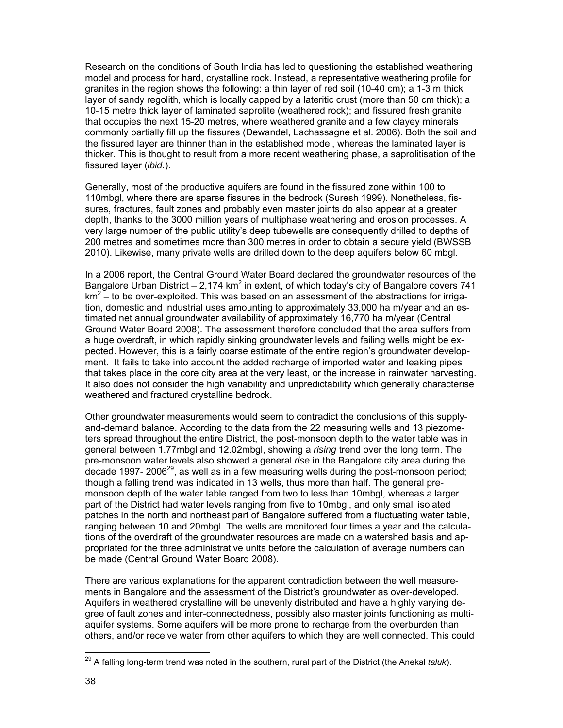Research on the conditions of South India has led to questioning the established weathering model and process for hard, crystalline rock. Instead, a representative weathering profile for granites in the region shows the following: a thin layer of red soil (10-40 cm); a 1-3 m thick layer of sandy regolith, which is locally capped by a lateritic crust (more than 50 cm thick); a 10-15 metre thick layer of laminated saprolite (weathered rock); and fissured fresh granite that occupies the next 15-20 metres, where weathered granite and a few clayey minerals commonly partially fill up the fissures (Dewandel, Lachassagne et al. 2006). Both the soil and the fissured layer are thinner than in the established model, whereas the laminated layer is thicker. This is thought to result from a more recent weathering phase, a saprolitisation of the fissured layer (*ibid.*).

Generally, most of the productive aquifers are found in the fissured zone within 100 to 110mbgl, where there are sparse fissures in the bedrock (Suresh 1999). Nonetheless, fissures, fractures, fault zones and probably even master joints do also appear at a greater depth, thanks to the 3000 million years of multiphase weathering and erosion processes. A very large number of the public utility's deep tubewells are consequently drilled to depths of 200 metres and sometimes more than 300 metres in order to obtain a secure yield (BWSSB 2010). Likewise, many private wells are drilled down to the deep aquifers below 60 mbgl.

In a 2006 report, the Central Ground Water Board declared the groundwater resources of the Bangalore Urban District – 2,174 $km^2$ in extent, of which today's city of Bangalore covers 741 $km^2$ – to be over-exploited. This was based on an assessment of the abstractions for irrigation, domestic and industrial uses amounting to approximately 33,000 ha m/year and an estimated net annual groundwater availability of approximately 16,770 ha m/year (Central Ground Water Board 2008). The assessment therefore concluded that the area suffers from a huge overdraft, in which rapidly sinking groundwater levels and failing wells might be expected. However, this is a fairly coarse estimate of the entire region's groundwater development. It fails to take into account the added recharge of imported water and leaking pipes that takes place in the core city area at the very least, or the increase in rainwater harvesting. It also does not consider the high variability and unpredictability which generally characterise weathered and fractured crystalline bedrock.

Other groundwater measurements would seem to contradict the conclusions of this supply-and-demand balance. According to the data from the 22 measuring wells and 13 piezometers spread throughout the entire District, the post-monsoon depth to the water table was in general between 1.77mbgl and 12.02mbgl, showing a *rising* trend over the long term. The pre-monsoon water levels also showed a general *rise* in the Bangalore city area during the decade 1997- 2006[29], as well as in a few measuring wells during the post-monsoon period; though a falling trend was indicated in 13 wells, thus more than half. The general pre-monsoon depth of the water table ranged from two to less than 10mbgl, whereas a larger part of the District had water levels ranging from five to 10mbgl, and only small isolated patches in the north and northeast part of Bangalore suffered from a fluctuating water table, ranging between 10 and 20mbgl. The wells are monitored four times a year and the calculations of the overdraft of the groundwater resources are made on a watershed basis and appropriated for the three administrative units before the calculation of average numbers can be made (Central Ground Water Board 2008).

There are various explanations for the apparent contradiction between the well measurements in Bangalore and the assessment of the District's groundwater as over-developed. Aquifers in weathered crystalline will be unevenly distributed and have a highly varying degree of fault zones and inter-connectedness, possibly also master joints functioning as multi-aquifer systems. Some aquifers will be more prone to recharge from the overburden than others, and/or receive water from other aquifers to which they are well connected. This could

[29] A falling long-term trend was noted in the southern, rural part of the District (the Anekal *taluk*).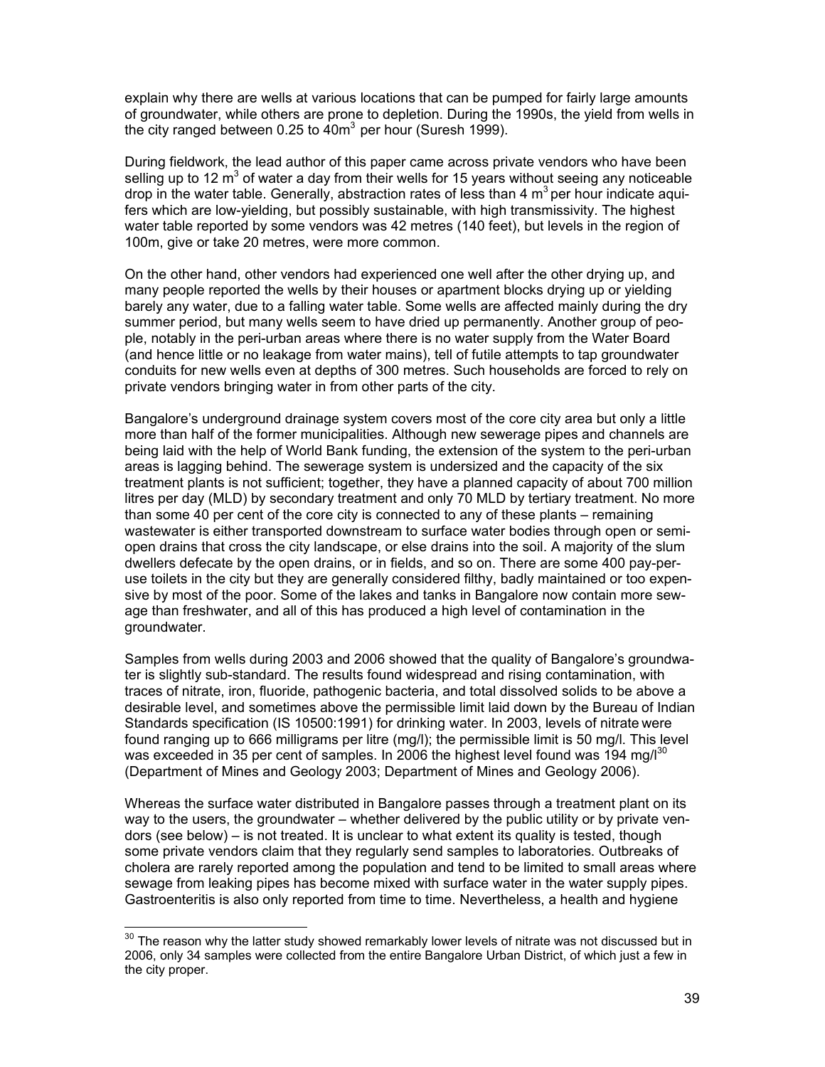explain why there are wells at various locations that can be pumped for fairly large amounts of groundwater, while others are prone to depletion. During the 1990s, the yield from wells in the city ranged between 0.25 to $40m^3$ per hour (Suresh 1999).

During fieldwork, the lead author of this paper came across private vendors who have been selling up to 12 $m^3$ of water a day from their wells for 15 years without seeing any noticeable drop in the water table. Generally, abstraction rates of less than 4 $m^3$ per hour indicate aquifers which are low-yielding, but possibly sustainable, with high transmissivity. The highest water table reported by some vendors was 42 metres (140 feet), but levels in the region of 100m, give or take 20 metres, were more common.

On the other hand, other vendors had experienced one well after the other drying up, and many people reported the wells by their houses or apartment blocks drying up or yielding barely any water, due to a falling water table. Some wells are affected mainly during the dry summer period, but many wells seem to have dried up permanently. Another group of people, notably in the peri-urban areas where there is no water supply from the Water Board (and hence little or no leakage from water mains), tell of futile attempts to tap groundwater conduits for new wells even at depths of 300 metres. Such households are forced to rely on private vendors bringing water in from other parts of the city.

Bangalore's underground drainage system covers most of the core city area but only a little more than half of the former municipalities. Although new sewerage pipes and channels are being laid with the help of World Bank funding, the extension of the system to the peri-urban areas is lagging behind. The sewerage system is undersized and the capacity of the six treatment plants is not sufficient; together, they have a planned capacity of about 700 million litres per day (MLD) by secondary treatment and only 70 MLD by tertiary treatment. No more than some 40 per cent of the core city is connected to any of these plants – remaining wastewater is either transported downstream to surface water bodies through open or semi-open drains that cross the city landscape, or else drains into the soil. A majority of the slum dwellers defecate by the open drains, or in fields, and so on. There are some 400 pay-per-use toilets in the city but they are generally considered filthy, badly maintained or too expensive by most of the poor. Some of the lakes and tanks in Bangalore now contain more sewage than freshwater, and all of this has produced a high level of contamination in the groundwater.

Samples from wells during 2003 and 2006 showed that the quality of Bangalore's groundwater is slightly sub-standard. The results found widespread and rising contamination, with traces of nitrate, iron, fluoride, pathogenic bacteria, and total dissolved solids to be above a desirable level, and sometimes above the permissible limit laid down by the Bureau of Indian Standards specification (IS 10500:1991) for drinking water. In 2003, levels of nitrate were found ranging up to 666 milligrams per litre (mg/l); the permissible limit is 50 mg/l. This level was exceeded in 35 per cent of samples. In 2006 the highest level found was 194 mg/l[30] (Department of Mines and Geology 2003; Department of Mines and Geology 2006).

Whereas the surface water distributed in Bangalore passes through a treatment plant on its way to the users, the groundwater – whether delivered by the public utility or by private vendors (see below) – is not treated. It is unclear to what extent its quality is tested, though some private vendors claim that they regularly send samples to laboratories. Outbreaks of cholera are rarely reported among the population and tend to be limited to small areas where sewage from leaking pipes has become mixed with surface water in the water supply pipes. Gastroenteritis is also only reported from time to time. Nevertheless, a health and hygiene

[30] The reason why the latter study showed remarkably lower levels of nitrate was not discussed but in 2006, only 34 samples were collected from the entire Bangalore Urban District, of which just a few in the city proper.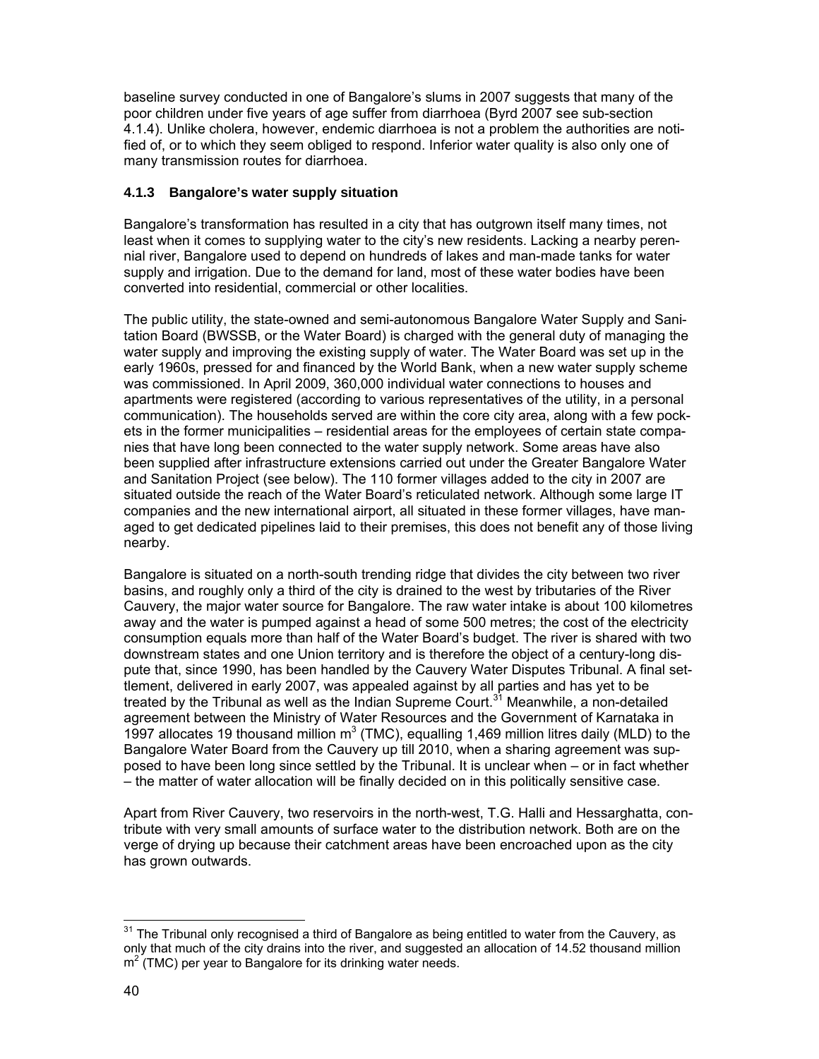baseline survey conducted in one of Bangalore's slums in 2007 suggests that many of the poor children under five years of age suffer from diarrhoea (Byrd 2007 see sub-section 4.1.4). Unlike cholera, however, endemic diarrhoea is not a problem the authorities are notified of, or to which they seem obliged to respond. Inferior water quality is also only one of many transmission routes for diarrhoea.

### 4.1.3 Bangalore's water supply situation

Bangalore's transformation has resulted in a city that has outgrown itself many times, not least when it comes to supplying water to the city's new residents. Lacking a nearby perennial river, Bangalore used to depend on hundreds of lakes and man-made tanks for water supply and irrigation. Due to the demand for land, most of these water bodies have been converted into residential, commercial or other localities.

The public utility, the state-owned and semi-autonomous Bangalore Water Supply and Sanitation Board (BWSSB, or the Water Board) is charged with the general duty of managing the water supply and improving the existing supply of water. The Water Board was set up in the early 1960s, pressed for and financed by the World Bank, when a new water supply scheme was commissioned. In April 2009, 360,000 individual water connections to houses and apartments were registered (according to various representatives of the utility, in a personal communication). The households served are within the core city area, along with a few pockets in the former municipalities – residential areas for the employees of certain state companies that have long been connected to the water supply network. Some areas have also been supplied after infrastructure extensions carried out under the Greater Bangalore Water and Sanitation Project (see below). The 110 former villages added to the city in 2007 are situated outside the reach of the Water Board's reticulated network. Although some large IT companies and the new international airport, all situated in these former villages, have managed to get dedicated pipelines laid to their premises, this does not benefit any of those living nearby.

Bangalore is situated on a north-south trending ridge that divides the city between two river basins, and roughly only a third of the city is drained to the west by tributaries of the River Cauvery, the major water source for Bangalore. The raw water intake is about 100 kilometres away and the water is pumped against a head of some 500 metres; the cost of the electricity consumption equals more than half of the Water Board's budget. The river is shared with two downstream states and one Union territory and is therefore the object of a century-long dispute that, since 1990, has been handled by the Cauvery Water Disputes Tribunal. A final settlement, delivered in early 2007, was appealed against by all parties and has yet to be treated by the Tribunal as well as the Indian Supreme Court.[31] Meanwhile, a non-detailed agreement between the Ministry of Water Resources and the Government of Karnataka in 1997 allocates 19 thousand million $m^3$ (TMC), equalling 1,469 million litres daily (MLD) to the Bangalore Water Board from the Cauvery up till 2010, when a sharing agreement was supposed to have been long since settled by the Tribunal. It is unclear when – or in fact whether – the matter of water allocation will be finally decided on in this politically sensitive case.

Apart from River Cauvery, two reservoirs in the north-west, T.G. Halli and Hessarghatta, contribute with very small amounts of surface water to the distribution network. Both are on the verge of drying up because their catchment areas have been encroached upon as the city has grown outwards.

---

[31] The Tribunal only recognised a third of Bangalore as being entitled to water from the Cauvery, as only that much of the city drains into the river, and suggested an allocation of 14.52 thousand million $m^2$ (TMC) per year to Bangalore for its drinking water needs.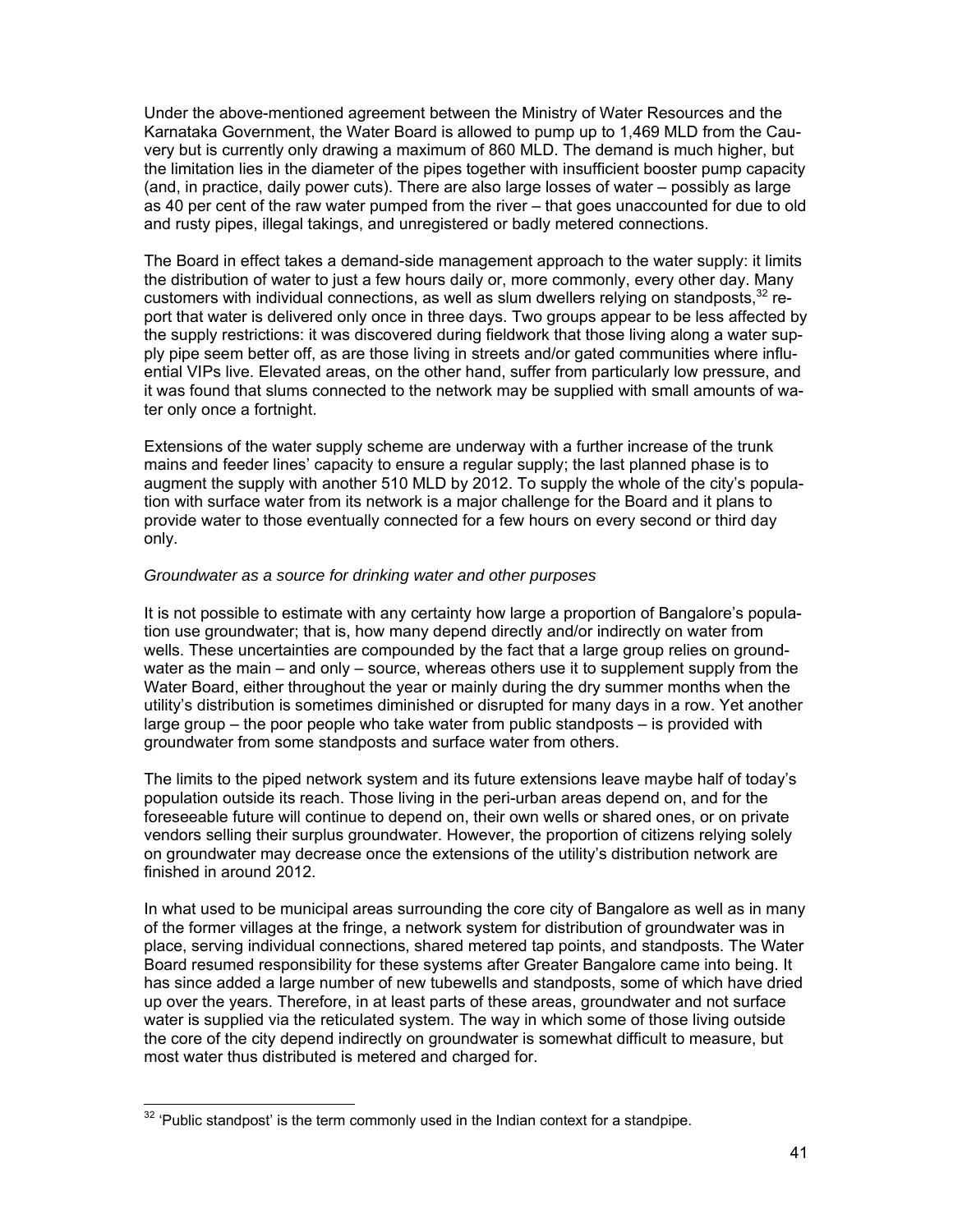Under the above-mentioned agreement between the Ministry of Water Resources and the Karnataka Government, the Water Board is allowed to pump up to 1,469 MLD from the Cauvery but is currently only drawing a maximum of 860 MLD. The demand is much higher, but the limitation lies in the diameter of the pipes together with insufficient booster pump capacity (and, in practice, daily power cuts). There are also large losses of water – possibly as large as 40 per cent of the raw water pumped from the river – that goes unaccounted for due to old and rusty pipes, illegal takings, and unregistered or badly metered connections.

The Board in effect takes a demand-side management approach to the water supply: it limits the distribution of water to just a few hours daily or, more commonly, every other day. Many customers with individual connections, as well as slum dwellers relying on standposts,[32] report that water is delivered only once in three days. Two groups appear to be less affected by the supply restrictions: it was discovered during fieldwork that those living along a water supply pipe seem better off, as are those living in streets and/or gated communities where influential VIPs live. Elevated areas, on the other hand, suffer from particularly low pressure, and it was found that slums connected to the network may be supplied with small amounts of water only once a fortnight.

Extensions of the water supply scheme are underway with a further increase of the trunk mains and feeder lines' capacity to ensure a regular supply; the last planned phase is to augment the supply with another 510 MLD by 2012. To supply the whole of the city's population with surface water from its network is a major challenge for the Board and it plans to provide water to those eventually connected for a few hours on every second or third day only.

*Groundwater as a source for drinking water and other purposes*

It is not possible to estimate with any certainty how large a proportion of Bangalore's population use groundwater; that is, how many depend directly and/or indirectly on water from wells. These uncertainties are compounded by the fact that a large group relies on groundwater as the main – and only – source, whereas others use it to supplement supply from the Water Board, either throughout the year or mainly during the dry summer months when the utility's distribution is sometimes diminished or disrupted for many days in a row. Yet another large group – the poor people who take water from public standposts – is provided with groundwater from some standposts and surface water from others.

The limits to the piped network system and its future extensions leave maybe half of today's population outside its reach. Those living in the peri-urban areas depend on, and for the foreseeable future will continue to depend on, their own wells or shared ones, or on private vendors selling their surplus groundwater. However, the proportion of citizens relying solely on groundwater may decrease once the extensions of the utility's distribution network are finished in around 2012.

In what used to be municipal areas surrounding the core city of Bangalore as well as in many of the former villages at the fringe, a network system for distribution of groundwater was in place, serving individual connections, shared metered tap points, and standposts. The Water Board resumed responsibility for these systems after Greater Bangalore came into being. It has since added a large number of new tubewells and standposts, some of which have dried up over the years. Therefore, in at least parts of these areas, groundwater and not surface water is supplied via the reticulated system. The way in which some of those living outside the core of the city depend indirectly on groundwater is somewhat difficult to measure, but most water thus distributed is metered and charged for.

[32] 'Public standpost' is the term commonly used in the Indian context for a standpipe.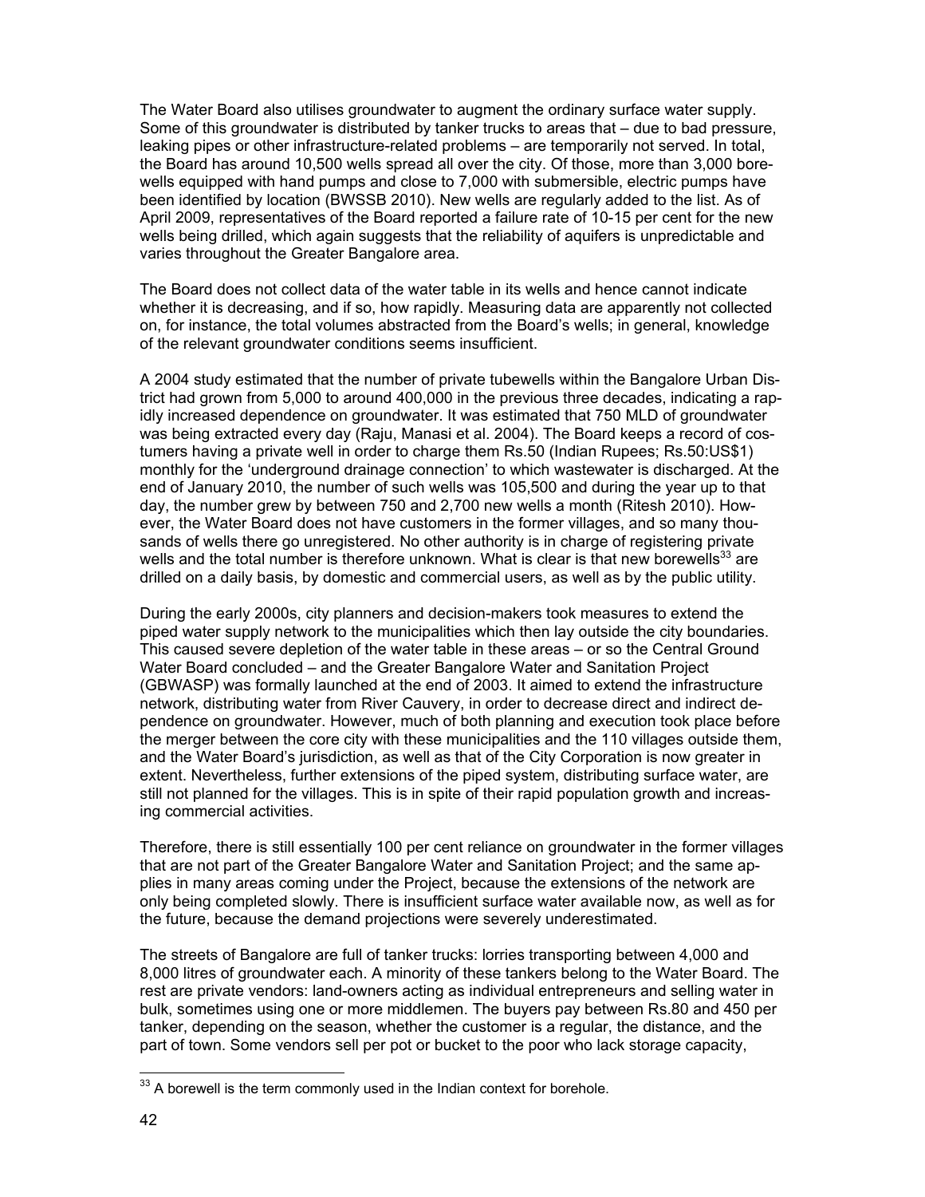The Water Board also utilises groundwater to augment the ordinary surface water supply. Some of this groundwater is distributed by tanker trucks to areas that – due to bad pressure, leaking pipes or other infrastructure-related problems – are temporarily not served. In total, the Board has around 10,500 wells spread all over the city. Of those, more than 3,000 bore-wells equipped with hand pumps and close to 7,000 with submersible, electric pumps have been identified by location (BWSSB 2010). New wells are regularly added to the list. As of April 2009, representatives of the Board reported a failure rate of 10-15 per cent for the new wells being drilled, which again suggests that the reliability of aquifers is unpredictable and varies throughout the Greater Bangalore area.

The Board does not collect data of the water table in its wells and hence cannot indicate whether it is decreasing, and if so, how rapidly. Measuring data are apparently not collected on, for instance, the total volumes abstracted from the Board's wells; in general, knowledge of the relevant groundwater conditions seems insufficient.

A 2004 study estimated that the number of private tubewells within the Bangalore Urban District had grown from 5,000 to around 400,000 in the previous three decades, indicating a rapidly increased dependence on groundwater. It was estimated that 750 MLD of groundwater was being extracted every day (Raju, Manasi et al. 2004). The Board keeps a record of costumers having a private well in order to charge them Rs.50 (Indian Rupees; Rs.50:US$1) monthly for the 'underground drainage connection' to which wastewater is discharged. At the end of January 2010, the number of such wells was 105,500 and during the year up to that day, the number grew by between 750 and 2,700 new wells a month (Ritesh 2010). However, the Water Board does not have customers in the former villages, and so many thousands of wells there go unregistered. No other authority is in charge of registering private wells and the total number is therefore unknown. What is clear is that new borewells[33] are drilled on a daily basis, by domestic and commercial users, as well as by the public utility.

During the early 2000s, city planners and decision-makers took measures to extend the piped water supply network to the municipalities which then lay outside the city boundaries. This caused severe depletion of the water table in these areas – or so the Central Ground Water Board concluded – and the Greater Bangalore Water and Sanitation Project (GBWASP) was formally launched at the end of 2003. It aimed to extend the infrastructure network, distributing water from River Cauvery, in order to decrease direct and indirect dependence on groundwater. However, much of both planning and execution took place before the merger between the core city with these municipalities and the 110 villages outside them, and the Water Board's jurisdiction, as well as that of the City Corporation is now greater in extent. Nevertheless, further extensions of the piped system, distributing surface water, are still not planned for the villages. This is in spite of their rapid population growth and increasing commercial activities.

Therefore, there is still essentially 100 per cent reliance on groundwater in the former villages that are not part of the Greater Bangalore Water and Sanitation Project; and the same applies in many areas coming under the Project, because the extensions of the network are only being completed slowly. There is insufficient surface water available now, as well as for the future, because the demand projections were severely underestimated.

The streets of Bangalore are full of tanker trucks: lorries transporting between 4,000 and 8,000 litres of groundwater each. A minority of these tankers belong to the Water Board. The rest are private vendors: land-owners acting as individual entrepreneurs and selling water in bulk, sometimes using one or more middlemen. The buyers pay between Rs.80 and 450 per tanker, depending on the season, whether the customer is a regular, the distance, and the part of town. Some vendors sell per pot or bucket to the poor who lack storage capacity,

[33] A borewell is the term commonly used in the Indian context for borehole.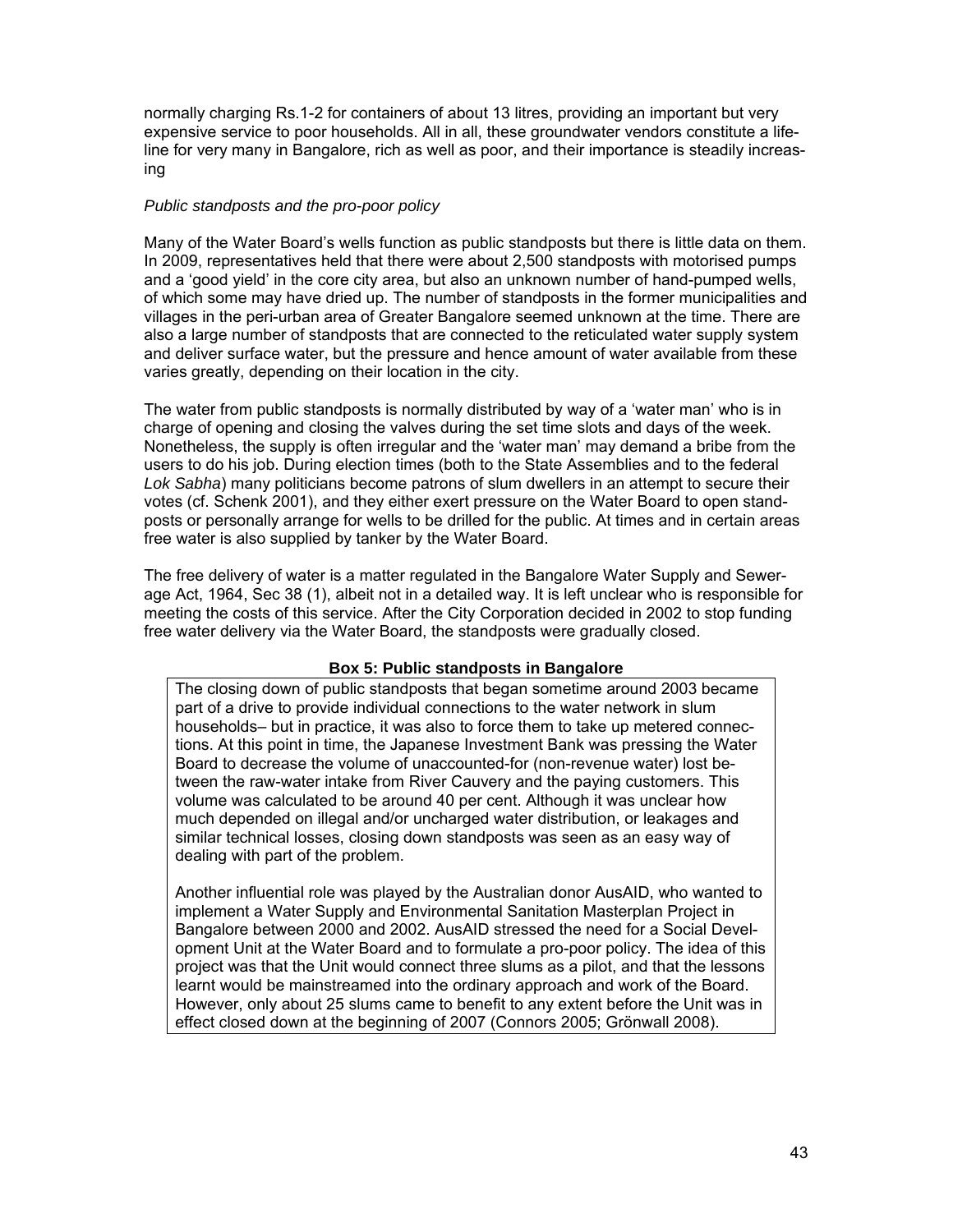normally charging Rs.1-2 for containers of about 13 litres, providing an important but very expensive service to poor households. All in all, these groundwater vendors constitute a lifeline for very many in Bangalore, rich as well as poor, and their importance is steadily increasing

*Public standposts and the pro-poor policy*

Many of the Water Board's wells function as public standposts but there is little data on them. In 2009, representatives held that there were about 2,500 standposts with motorised pumps and a 'good yield' in the core city area, but also an unknown number of hand-pumped wells, of which some may have dried up. The number of standposts in the former municipalities and villages in the peri-urban area of Greater Bangalore seemed unknown at the time. There are also a large number of standposts that are connected to the reticulated water supply system and deliver surface water, but the pressure and hence amount of water available from these varies greatly, depending on their location in the city.

The water from public standposts is normally distributed by way of a 'water man' who is in charge of opening and closing the valves during the set time slots and days of the week. Nonetheless, the supply is often irregular and the 'water man' may demand a bribe from the users to do his job. During election times (both to the State Assemblies and to the federal *Lok Sabha*) many politicians become patrons of slum dwellers in an attempt to secure their votes (cf. Schenk 2001), and they either exert pressure on the Water Board to open standposts or personally arrange for wells to be drilled for the public. At times and in certain areas free water is also supplied by tanker by the Water Board.

The free delivery of water is a matter regulated in the Bangalore Water Supply and Sewerage Act, 1964, Sec 38 (1), albeit not in a detailed way. It is left unclear who is responsible for meeting the costs of this service. After the City Corporation decided in 2002 to stop funding free water delivery via the Water Board, the standposts were gradually closed.

**Box 5: Public standposts in Bangalore**

The closing down of public standposts that began sometime around 2003 became part of a drive to provide individual connections to the water network in slum households– but in practice, it was also to force them to take up metered connections. At this point in time, the Japanese Investment Bank was pressing the Water Board to decrease the volume of unaccounted-for (non-revenue water) lost between the raw-water intake from River Cauvery and the paying customers. This volume was calculated to be around 40 per cent. Although it was unclear how much depended on illegal and/or uncharged water distribution, or leakages and similar technical losses, closing down standposts was seen as an easy way of dealing with part of the problem.

Another influential role was played by the Australian donor AusAID, who wanted to implement a Water Supply and Environmental Sanitation Masterplan Project in Bangalore between 2000 and 2002. AusAID stressed the need for a Social Development Unit at the Water Board and to formulate a pro-poor policy. The idea of this project was that the Unit would connect three slums as a pilot, and that the lessons learnt would be mainstreamed into the ordinary approach and work of the Board. However, only about 25 slums came to benefit to any extent before the Unit was in effect closed down at the beginning of 2007 (Connors 2005; Grönwall 2008).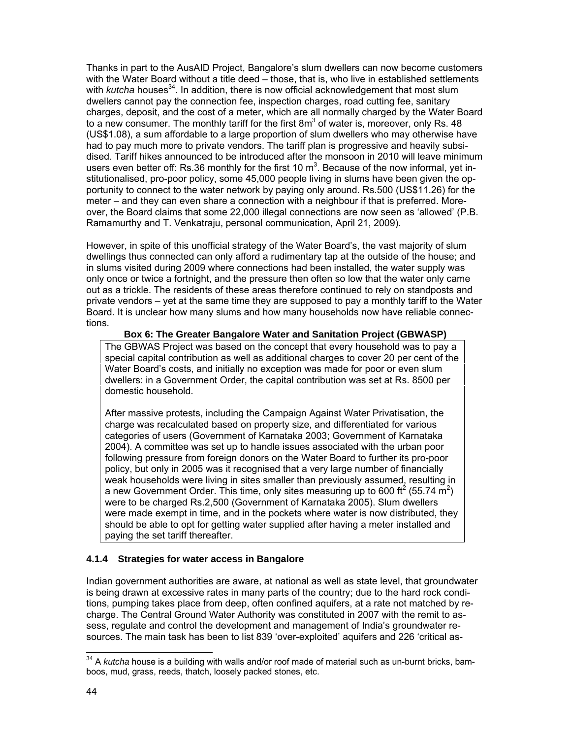Thanks in part to the AusAID Project, Bangalore's slum dwellers can now become customers with the Water Board without a title deed – those, that is, who live in established settlements with *kutcha* houses[34]. In addition, there is now official acknowledgement that most slum dwellers cannot pay the connection fee, inspection charges, road cutting fee, sanitary charges, deposit, and the cost of a meter, which are all normally charged by the Water Board to a new consumer. The monthly tariff for the first $8m^3$ of water is, moreover, only Rs. 48 (US\$1.08), a sum affordable to a large proportion of slum dwellers who may otherwise have had to pay much more to private vendors. The tariff plan is progressive and heavily subsidised. Tariff hikes announced to be introduced after the monsoon in 2010 will leave minimum users even better off: Rs.36 monthly for the first 10 $m^3$. Because of the now informal, yet institutionalised, pro-poor policy, some 45,000 people living in slums have been given the opportunity to connect to the water network by paying only around. Rs.500 (US\$11.26) for the meter – and they can even share a connection with a neighbour if that is preferred. Moreover, the Board claims that some 22,000 illegal connections are now seen as 'allowed' (P.B. Ramamurthy and T. Venkatraju, personal communication, April 21, 2009).

However, in spite of this unofficial strategy of the Water Board's, the vast majority of slum dwellings thus connected can only afford a rudimentary tap at the outside of the house; and in slums visited during 2009 where connections had been installed, the water supply was only once or twice a fortnight, and the pressure then often so low that the water only came out as a trickle. The residents of these areas therefore continued to rely on standposts and private vendors – yet at the same time they are supposed to pay a monthly tariff to the Water Board. It is unclear how many slums and how many households now have reliable connections.

**Box 6: The Greater Bangalore Water and Sanitation Project (GBWASP)**

The GBWAS Project was based on the concept that every household was to pay a special capital contribution as well as additional charges to cover 20 per cent of the Water Board's costs, and initially no exception was made for poor or even slum dwellers: in a Government Order, the capital contribution was set at Rs. 8500 per domestic household.

After massive protests, including the Campaign Against Water Privatisation, the charge was recalculated based on property size, and differentiated for various categories of users (Government of Karnataka 2003; Government of Karnataka 2004). A committee was set up to handle issues associated with the urban poor following pressure from foreign donors on the Water Board to further its pro-poor policy, but only in 2005 was it recognised that a very large number of financially weak households were living in sites smaller than previously assumed, resulting in a new Government Order. This time, only sites measuring up to 600 $ft^2$ (55.74 $m^2$) were to be charged Rs.2,500 (Government of Karnataka 2005). Slum dwellers were made exempt in time, and in the pockets where water is now distributed, they should be able to opt for getting water supplied after having a meter installed and paying the set tariff thereafter.

### 4.1.4 Strategies for water access in Bangalore

Indian government authorities are aware, at national as well as state level, that groundwater is being drawn at excessive rates in many parts of the country; due to the hard rock conditions, pumping takes place from deep, often confined aquifers, at a rate not matched by recharge. The Central Ground Water Authority was constituted in 2007 with the remit to assess, regulate and control the development and management of India's groundwater resources. The main task has been to list 839 'over-exploited' aquifers and 226 'critical as-

[34] A *kutcha* house is a building with walls and/or roof made of material such as un-burnt bricks, bamboos, mud, grass, reeds, thatch, loosely packed stones, etc.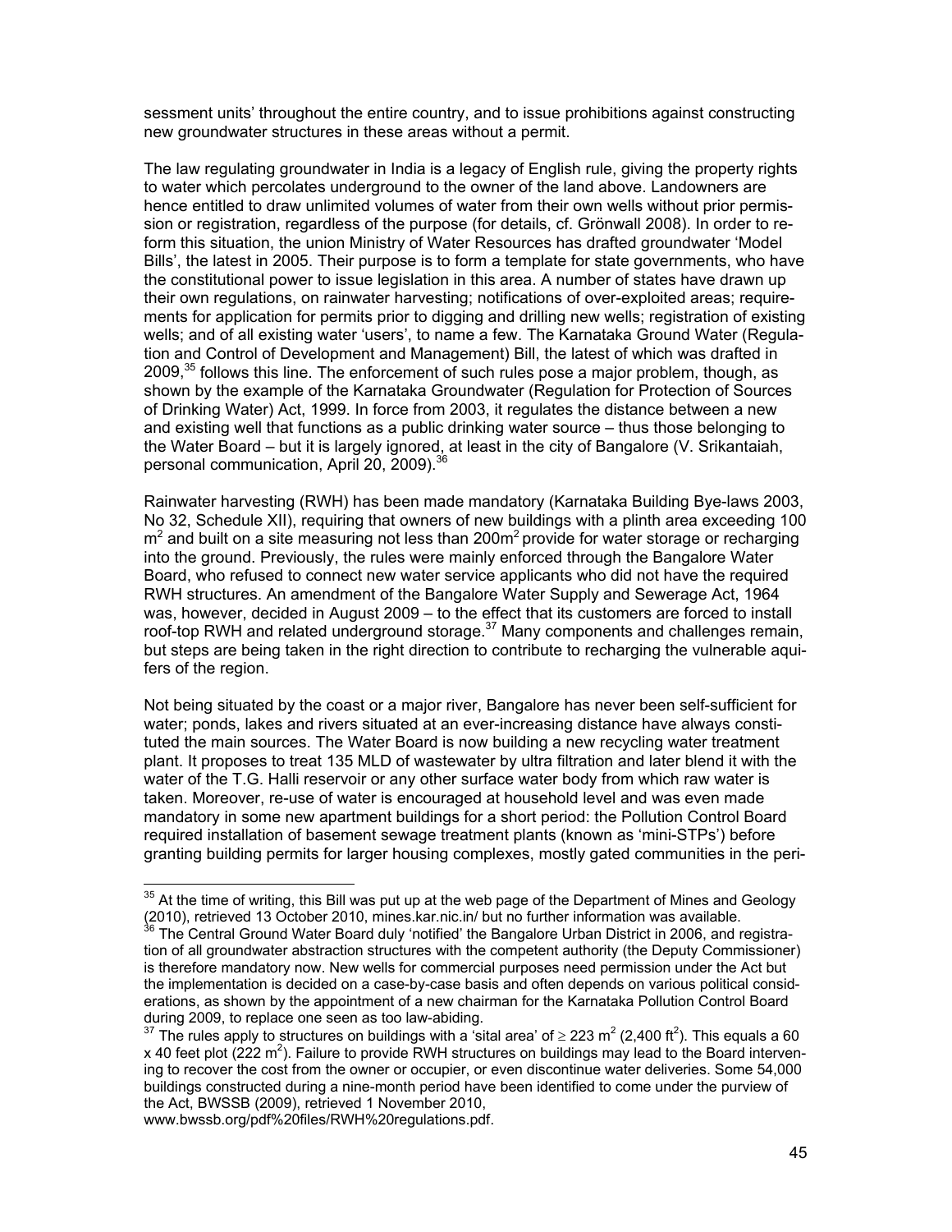sessment units' throughout the entire country, and to issue prohibitions against constructing new groundwater structures in these areas without a permit.

The law regulating groundwater in India is a legacy of English rule, giving the property rights to water which percolates underground to the owner of the land above. Landowners are hence entitled to draw unlimited volumes of water from their own wells without prior permission or registration, regardless of the purpose (for details, cf. Grönwall 2008). In order to reform this situation, the union Ministry of Water Resources has drafted groundwater 'Model Bills', the latest in 2005. Their purpose is to form a template for state governments, who have the constitutional power to issue legislation in this area. A number of states have drawn up their own regulations, on rainwater harvesting; notifications of over-exploited areas; requirements for application for permits prior to digging and drilling new wells; registration of existing wells; and of all existing water 'users', to name a few. The Karnataka Ground Water (Regulation and Control of Development and Management) Bill, the latest of which was drafted in 2009,[35] follows this line. The enforcement of such rules pose a major problem, though, as shown by the example of the Karnataka Groundwater (Regulation for Protection of Sources of Drinking Water) Act, 1999. In force from 2003, it regulates the distance between a new and existing well that functions as a public drinking water source – thus those belonging to the Water Board – but it is largely ignored, at least in the city of Bangalore (V. Srikantaiah, personal communication, April 20, 2009).[36]

Rainwater harvesting (RWH) has been made mandatory (Karnataka Building Bye-laws 2003, No 32, Schedule XII), requiring that owners of new buildings with a plinth area exceeding 100 $m^2$ and built on a site measuring not less than 200$m^2$ provide for water storage or recharging into the ground. Previously, the rules were mainly enforced through the Bangalore Water Board, who refused to connect new water service applicants who did not have the required RWH structures. An amendment of the Bangalore Water Supply and Sewerage Act, 1964 was, however, decided in August 2009 – to the effect that its customers are forced to install roof-top RWH and related underground storage.[37] Many components and challenges remain, but steps are being taken in the right direction to contribute to recharging the vulnerable aquifers of the region.

Not being situated by the coast or a major river, Bangalore has never been self-sufficient for water; ponds, lakes and rivers situated at an ever-increasing distance have always constituted the main sources. The Water Board is now building a new recycling water treatment plant. It proposes to treat 135 MLD of wastewater by ultra filtration and later blend it with the water of the T.G. Halli reservoir or any other surface water body from which raw water is taken. Moreover, re-use of water is encouraged at household level and was even made mandatory in some new apartment buildings for a short period: the Pollution Control Board required installation of basement sewage treatment plants (known as 'mini-STPs') before granting building permits for larger housing complexes, mostly gated communities in the peri-

---

[35] At the time of writing, this Bill was put up at the web page of the Department of Mines and Geology (2010), retrieved 13 October 2010, mines.kar.nic.in/ but no further information was available.

[36] The Central Ground Water Board duly 'notified' the Bangalore Urban District in 2006, and registration of all groundwater abstraction structures with the competent authority (the Deputy Commissioner) is therefore mandatory now. New wells for commercial purposes need permission under the Act but the implementation is decided on a case-by-case basis and often depends on various political considerations, as shown by the appointment of a new chairman for the Karnataka Pollution Control Board during 2009, to replace one seen as too law-abiding.

[37] The rules apply to structures on buildings with a 'sital area' of $\geq 223$ $m^2$ (2,400 $ft^2$). This equals a 60 x 40 feet plot (222 $m^2$). Failure to provide RWH structures on buildings may lead to the Board intervening to recover the cost from the owner or occupier, or even discontinue water deliveries. Some 54,000 buildings constructed during a nine-month period have been identified to come under the purview of the Act, BWSSB (2009), retrieved 1 November 2010, www.bwssb.org/pdf%20files/RWH%20regulations.pdf.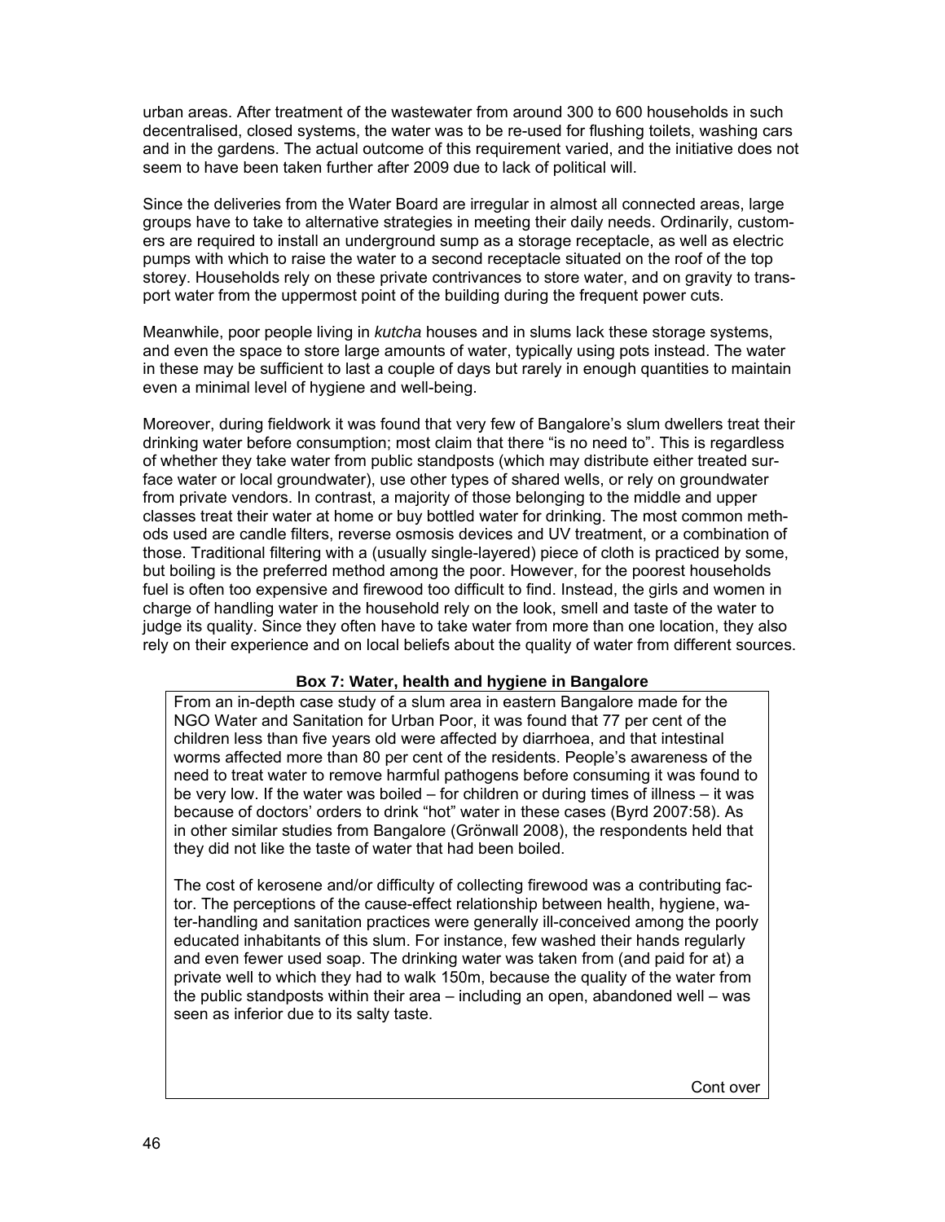urban areas. After treatment of the wastewater from around 300 to 600 households in such decentralised, closed systems, the water was to be re-used for flushing toilets, washing cars and in the gardens. The actual outcome of this requirement varied, and the initiative does not seem to have been taken further after 2009 due to lack of political will.

Since the deliveries from the Water Board are irregular in almost all connected areas, large groups have to take to alternative strategies in meeting their daily needs. Ordinarily, customers are required to install an underground sump as a storage receptacle, as well as electric pumps with which to raise the water to a second receptacle situated on the roof of the top storey. Households rely on these private contrivances to store water, and on gravity to transport water from the uppermost point of the building during the frequent power cuts.

Meanwhile, poor people living in *kutcha* houses and in slums lack these storage systems, and even the space to store large amounts of water, typically using pots instead. The water in these may be sufficient to last a couple of days but rarely in enough quantities to maintain even a minimal level of hygiene and well-being.

Moreover, during fieldwork it was found that very few of Bangalore's slum dwellers treat their drinking water before consumption; most claim that there "is no need to". This is regardless of whether they take water from public standposts (which may distribute either treated surface water or local groundwater), use other types of shared wells, or rely on groundwater from private vendors. In contrast, a majority of those belonging to the middle and upper classes treat their water at home or buy bottled water for drinking. The most common methods used are candle filters, reverse osmosis devices and UV treatment, or a combination of those. Traditional filtering with a (usually single-layered) piece of cloth is practiced by some, but boiling is the preferred method among the poor. However, for the poorest households fuel is often too expensive and firewood too difficult to find. Instead, the girls and women in charge of handling water in the household rely on the look, smell and taste of the water to judge its quality. Since they often have to take water from more than one location, they also rely on their experience and on local beliefs about the quality of water from different sources.

**Box 7: Water, health and hygiene in Bangalore**

From an in-depth case study of a slum area in eastern Bangalore made for the NGO Water and Sanitation for Urban Poor, it was found that 77 per cent of the children less than five years old were affected by diarrhoea, and that intestinal worms affected more than 80 per cent of the residents. People's awareness of the need to treat water to remove harmful pathogens before consuming it was found to be very low. If the water was boiled – for children or during times of illness – it was because of doctors' orders to drink "hot" water in these cases (Byrd 2007:58). As in other similar studies from Bangalore (Grönwall 2008), the respondents held that they did not like the taste of water that had been boiled.

The cost of kerosene and/or difficulty of collecting firewood was a contributing factor. The perceptions of the cause-effect relationship between health, hygiene, water-handling and sanitation practices were generally ill-conceived among the poorly educated inhabitants of this slum. For instance, few washed their hands regularly and even fewer used soap. The drinking water was taken from (and paid for at) a private well to which they had to walk 150m, because the quality of the water from the public standposts within their area – including an open, abandoned well – was seen as inferior due to its salty taste.

Cont over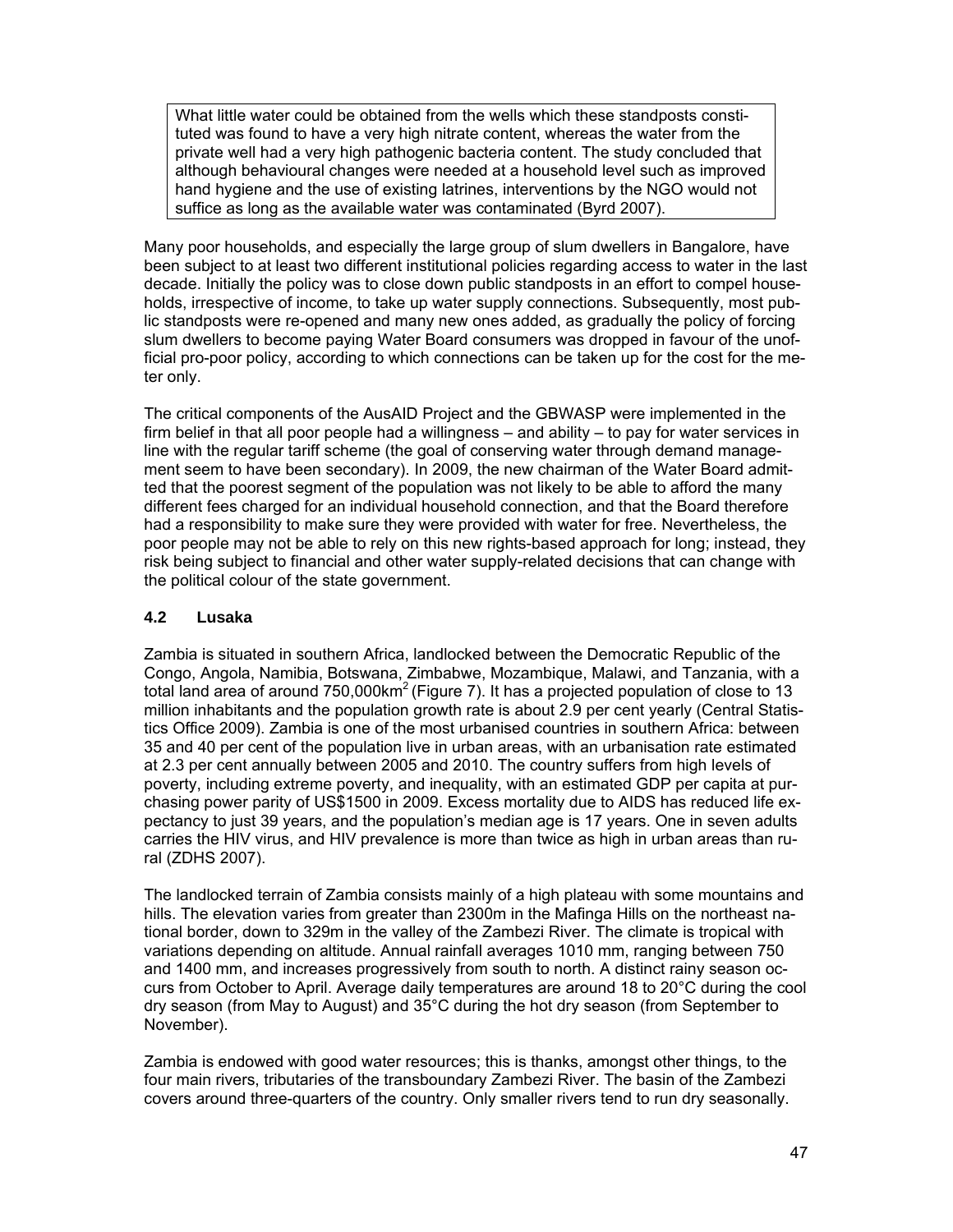> What little water could be obtained from the wells which these standposts constituted was found to have a very high nitrate content, whereas the water from the private well had a very high pathogenic bacteria content. The study concluded that although behavioural changes were needed at a household level such as improved hand hygiene and the use of existing latrines, interventions by the NGO would not suffice as long as the available water was contaminated (Byrd 2007).

Many poor households, and especially the large group of slum dwellers in Bangalore, have been subject to at least two different institutional policies regarding access to water in the last decade. Initially the policy was to close down public standposts in an effort to compel households, irrespective of income, to take up water supply connections. Subsequently, most public standposts were re-opened and many new ones added, as gradually the policy of forcing slum dwellers to become paying Water Board consumers was dropped in favour of the unofficial pro-poor policy, according to which connections can be taken up for the cost for the meter only.

The critical components of the AusAID Project and the GBWASP were implemented in the firm belief in that all poor people had a willingness – and ability – to pay for water services in line with the regular tariff scheme (the goal of conserving water through demand management seem to have been secondary). In 2009, the new chairman of the Water Board admitted that the poorest segment of the population was not likely to be able to afford the many different fees charged for an individual household connection, and that the Board therefore had a responsibility to make sure they were provided with water for free. Nevertheless, the poor people may not be able to rely on this new rights-based approach for long; instead, they risk being subject to financial and other water supply-related decisions that can change with the political colour of the state government.

### 4.2 Lusaka

Zambia is situated in southern Africa, landlocked between the Democratic Republic of the Congo, Angola, Namibia, Botswana, Zimbabwe, Mozambique, Malawi, and Tanzania, with a total land area of around 750,000km$^2$ (Figure 7). It has a projected population of close to 13 million inhabitants and the population growth rate is about 2.9 per cent yearly (Central Statistics Office 2009). Zambia is one of the most urbanised countries in southern Africa: between 35 and 40 per cent of the population live in urban areas, with an urbanisation rate estimated at 2.3 per cent annually between 2005 and 2010. The country suffers from high levels of poverty, including extreme poverty, and inequality, with an estimated GDP per capita at purchasing power parity of US$1500 in 2009. Excess mortality due to AIDS has reduced life expectancy to just 39 years, and the population's median age is 17 years. One in seven adults carries the HIV virus, and HIV prevalence is more than twice as high in urban areas than rural (ZDHS 2007).

The landlocked terrain of Zambia consists mainly of a high plateau with some mountains and hills. The elevation varies from greater than 2300m in the Mafinga Hills on the northeast national border, down to 329m in the valley of the Zambezi River. The climate is tropical with variations depending on altitude. Annual rainfall averages 1010 mm, ranging between 750 and 1400 mm, and increases progressively from south to north. A distinct rainy season occurs from October to April. Average daily temperatures are around 18 to 20°C during the cool dry season (from May to August) and 35°C during the hot dry season (from September to November).

Zambia is endowed with good water resources; this is thanks, amongst other things, to the four main rivers, tributaries of the transboundary Zambezi River. The basin of the Zambezi covers around three-quarters of the country. Only smaller rivers tend to run dry seasonally.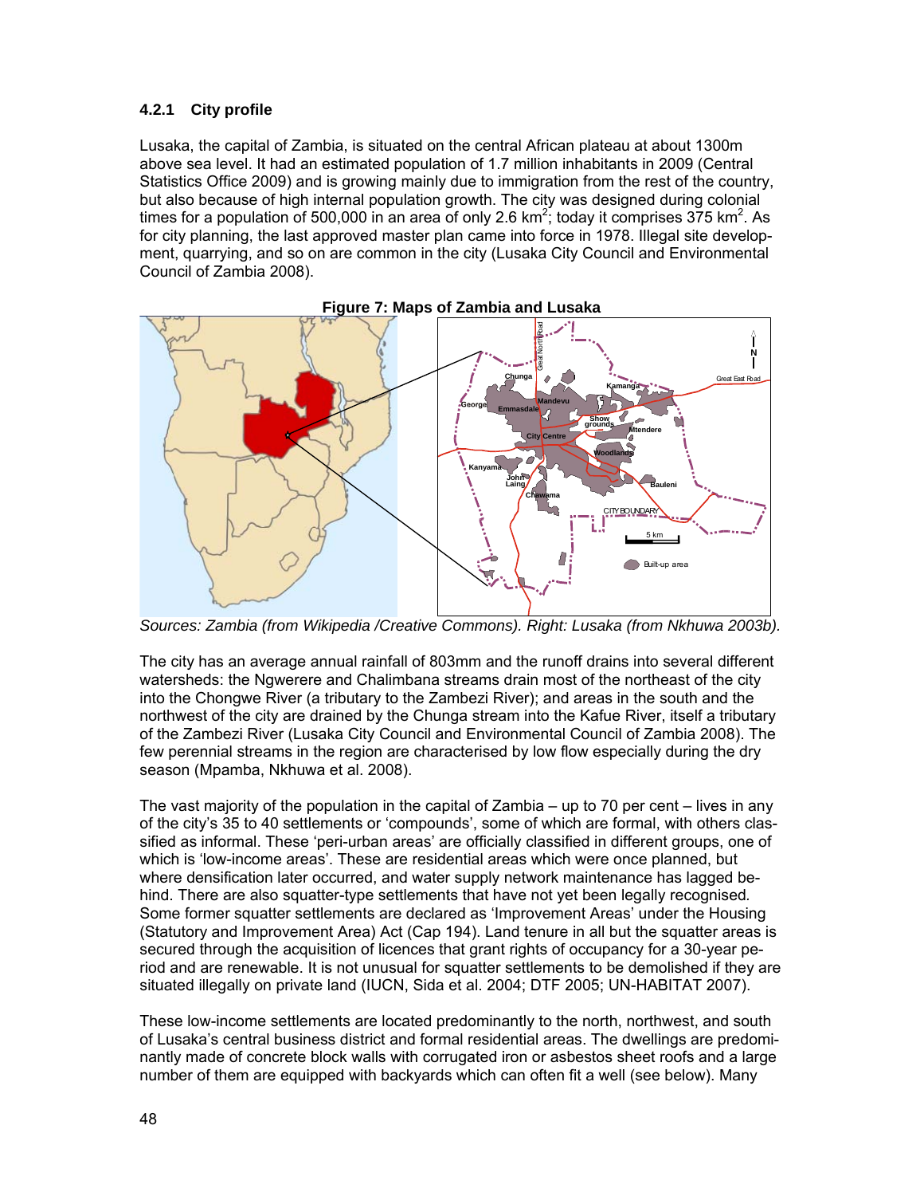### 4.2.1 City profile

Lusaka, the capital of Zambia, is situated on the central African plateau at about 1300m above sea level. It had an estimated population of 1.7 million inhabitants in 2009 (Central Statistics Office 2009) and is growing mainly due to immigration from the rest of the country, but also because of high internal population growth. The city was designed during colonial times for a population of 500,000 in an area of only 2.6 km$^2$; today it comprises 375 km$^2$. As for city planning, the last approved master plan came into force in 1978. Illegal site development, quarrying, and so on are common in the city (Lusaka City Council and Environmental Council of Zambia 2008).

**Figure 7: Maps of Zambia and Lusaka**

*Sources: Zambia (from Wikipedia /Creative Commons). Right: Lusaka (from Nkhuwa 2003b).*

The city has an average annual rainfall of 803mm and the runoff drains into several different watersheds: the Ngwerere and Chalimbana streams drain most of the northeast of the city into the Chongwe River (a tributary to the Zambezi River); and areas in the south and the northwest of the city are drained by the Chunga stream into the Kafue River, itself a tributary of the Zambezi River (Lusaka City Council and Environmental Council of Zambia 2008). The few perennial streams in the region are characterised by low flow especially during the dry season (Mpamba, Nkhuwa et al. 2008).

The vast majority of the population in the capital of Zambia – up to 70 per cent – lives in any of the city's 35 to 40 settlements or 'compounds', some of which are formal, with others classified as informal. These 'peri-urban areas' are officially classified in different groups, one of which is 'low-income areas'. These are residential areas which were once planned, but where densification later occurred, and water supply network maintenance has lagged behind. There are also squatter-type settlements that have not yet been legally recognised. Some former squatter settlements are declared as 'Improvement Areas' under the Housing (Statutory and Improvement Area) Act (Cap 194). Land tenure in all but the squatter areas is secured through the acquisition of licences that grant rights of occupancy for a 30-year period and are renewable. It is not unusual for squatter settlements to be demolished if they are situated illegally on private land (IUCN, Sida et al. 2004; DTF 2005; UN-HABITAT 2007).

These low-income settlements are located predominantly to the north, northwest, and south of Lusaka's central business district and formal residential areas. The dwellings are predominantly made of concrete block walls with corrugated iron or asbestos sheet roofs and a large number of them are equipped with backyards which can often fit a well (see below). Many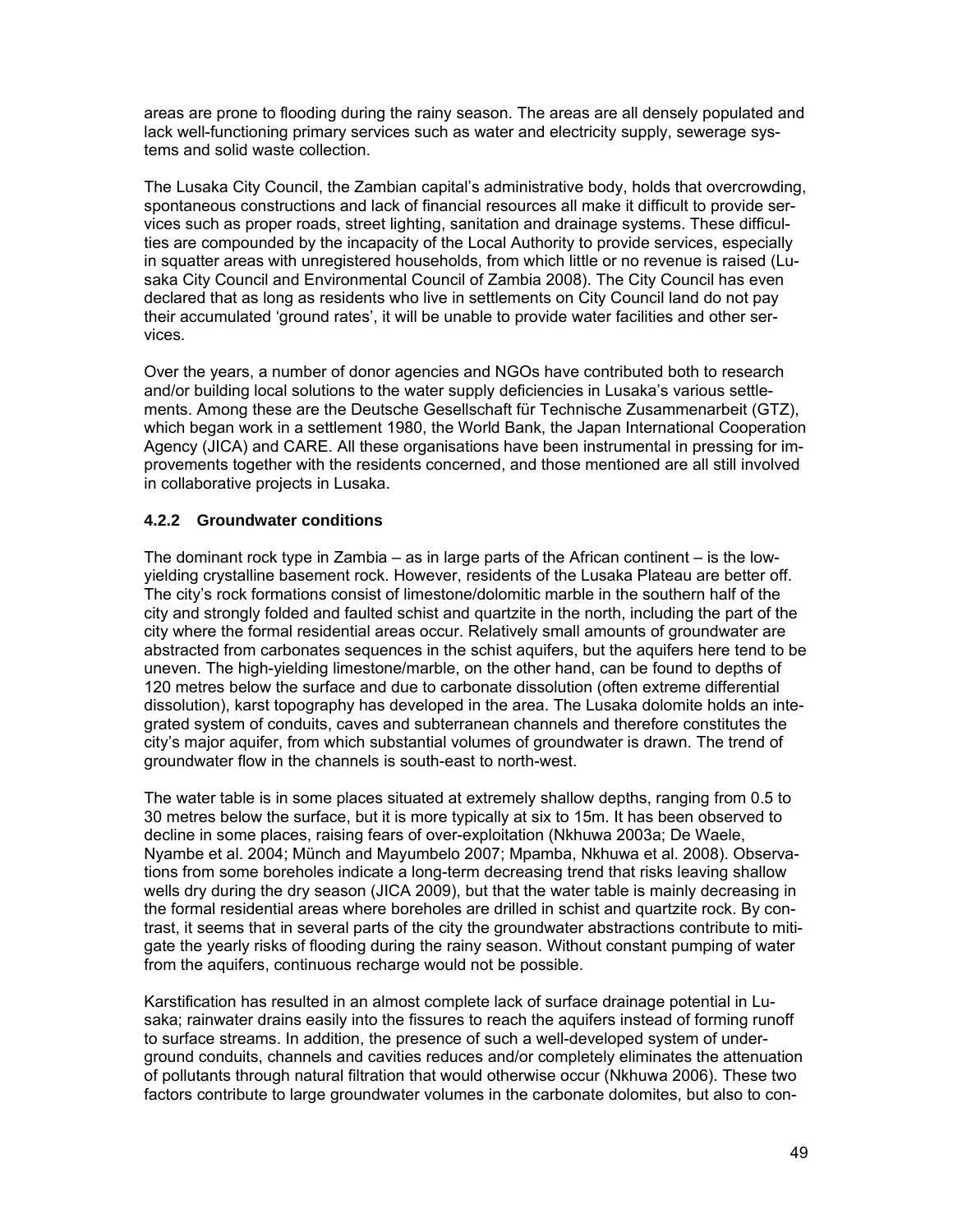areas are prone to flooding during the rainy season. The areas are all densely populated and lack well-functioning primary services such as water and electricity supply, sewerage systems and solid waste collection.

The Lusaka City Council, the Zambian capital's administrative body, holds that overcrowding, spontaneous constructions and lack of financial resources all make it difficult to provide services such as proper roads, street lighting, sanitation and drainage systems. These difficulties are compounded by the incapacity of the Local Authority to provide services, especially in squatter areas with unregistered households, from which little or no revenue is raised (Lusaka City Council and Environmental Council of Zambia 2008). The City Council has even declared that as long as residents who live in settlements on City Council land do not pay their accumulated 'ground rates', it will be unable to provide water facilities and other services.

Over the years, a number of donor agencies and NGOs have contributed both to research and/or building local solutions to the water supply deficiencies in Lusaka's various settlements. Among these are the Deutsche Gesellschaft für Technische Zusammenarbeit (GTZ), which began work in a settlement 1980, the World Bank, the Japan International Cooperation Agency (JICA) and CARE. All these organisations have been instrumental in pressing for improvements together with the residents concerned, and those mentioned are all still involved in collaborative projects in Lusaka.

### 4.2.2 Groundwater conditions

The dominant rock type in Zambia – as in large parts of the African continent – is the low-yielding crystalline basement rock. However, residents of the Lusaka Plateau are better off. The city's rock formations consist of limestone/dolomitic marble in the southern half of the city and strongly folded and faulted schist and quartzite in the north, including the part of the city where the formal residential areas occur. Relatively small amounts of groundwater are abstracted from carbonates sequences in the schist aquifers, but the aquifers here tend to be uneven. The high-yielding limestone/marble, on the other hand, can be found to depths of 120 metres below the surface and due to carbonate dissolution (often extreme differential dissolution), karst topography has developed in the area. The Lusaka dolomite holds an integrated system of conduits, caves and subterranean channels and therefore constitutes the city's major aquifer, from which substantial volumes of groundwater is drawn. The trend of groundwater flow in the channels is south-east to north-west.

The water table is in some places situated at extremely shallow depths, ranging from 0.5 to 30 metres below the surface, but it is more typically at six to 15m. It has been observed to decline in some places, raising fears of over-exploitation (Nkhuwa 2003a; De Waele, Nyambe et al. 2004; Münch and Mayumbelo 2007; Mpamba, Nkhuwa et al. 2008). Observations from some boreholes indicate a long-term decreasing trend that risks leaving shallow wells dry during the dry season (JICA 2009), but that the water table is mainly decreasing in the formal residential areas where boreholes are drilled in schist and quartzite rock. By contrast, it seems that in several parts of the city the groundwater abstractions contribute to mitigate the yearly risks of flooding during the rainy season. Without constant pumping of water from the aquifers, continuous recharge would not be possible.

Karstification has resulted in an almost complete lack of surface drainage potential in Lusaka; rainwater drains easily into the fissures to reach the aquifers instead of forming runoff to surface streams. In addition, the presence of such a well-developed system of underground conduits, channels and cavities reduces and/or completely eliminates the attenuation of pollutants through natural filtration that would otherwise occur (Nkhuwa 2006). These two factors contribute to large groundwater volumes in the carbonate dolomites, but also to con-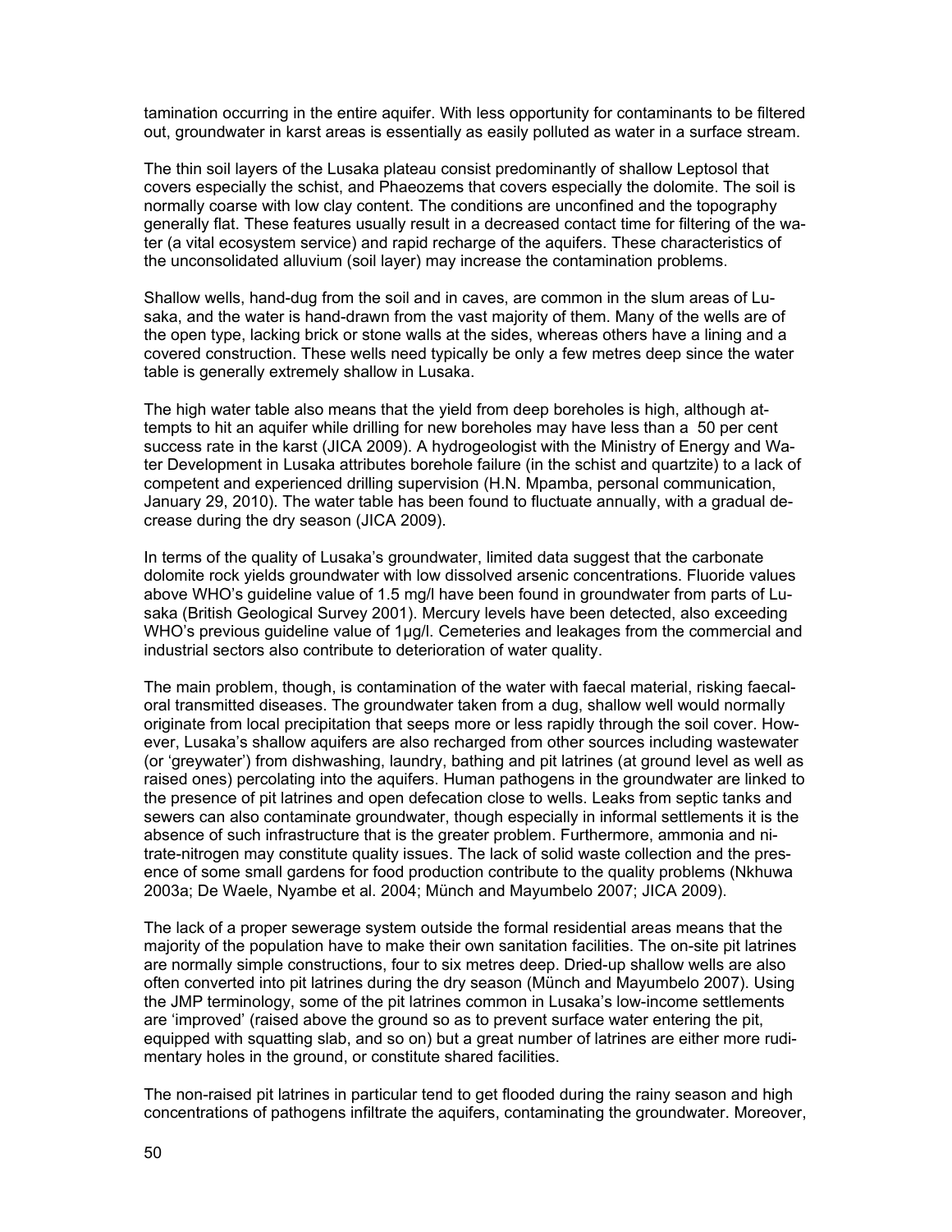tamination occurring in the entire aquifer. With less opportunity for contaminants to be filtered out, groundwater in karst areas is essentially as easily polluted as water in a surface stream.

The thin soil layers of the Lusaka plateau consist predominantly of shallow Leptosol that covers especially the schist, and Phaeozems that covers especially the dolomite. The soil is normally coarse with low clay content. The conditions are unconfined and the topography generally flat. These features usually result in a decreased contact time for filtering of the water (a vital ecosystem service) and rapid recharge of the aquifers. These characteristics of the unconsolidated alluvium (soil layer) may increase the contamination problems.

Shallow wells, hand-dug from the soil and in caves, are common in the slum areas of Lusaka, and the water is hand-drawn from the vast majority of them. Many of the wells are of the open type, lacking brick or stone walls at the sides, whereas others have a lining and a covered construction. These wells need typically be only a few metres deep since the water table is generally extremely shallow in Lusaka.

The high water table also means that the yield from deep boreholes is high, although attempts to hit an aquifer while drilling for new boreholes may have less than a 50 per cent success rate in the karst (JICA 2009). A hydrogeologist with the Ministry of Energy and Water Development in Lusaka attributes borehole failure (in the schist and quartzite) to a lack of competent and experienced drilling supervision (H.N. Mpamba, personal communication, January 29, 2010). The water table has been found to fluctuate annually, with a gradual decrease during the dry season (JICA 2009).

In terms of the quality of Lusaka's groundwater, limited data suggest that the carbonate dolomite rock yields groundwater with low dissolved arsenic concentrations. Fluoride values above WHO's guideline value of 1.5 mg/l have been found in groundwater from parts of Lusaka (British Geological Survey 2001). Mercury levels have been detected, also exceeding WHO's previous guideline value of 1µg/l. Cemeteries and leakages from the commercial and industrial sectors also contribute to deterioration of water quality.

The main problem, though, is contamination of the water with faecal material, risking faecal-oral transmitted diseases. The groundwater taken from a dug, shallow well would normally originate from local precipitation that seeps more or less rapidly through the soil cover. However, Lusaka's shallow aquifers are also recharged from other sources including wastewater (or 'greywater') from dishwashing, laundry, bathing and pit latrines (at ground level as well as raised ones) percolating into the aquifers. Human pathogens in the groundwater are linked to the presence of pit latrines and open defecation close to wells. Leaks from septic tanks and sewers can also contaminate groundwater, though especially in informal settlements it is the absence of such infrastructure that is the greater problem. Furthermore, ammonia and nitrate-nitrogen may constitute quality issues. The lack of solid waste collection and the presence of some small gardens for food production contribute to the quality problems (Nkhuwa 2003a; De Waele, Nyambe et al. 2004; Münch and Mayumbelo 2007; JICA 2009).

The lack of a proper sewerage system outside the formal residential areas means that the majority of the population have to make their own sanitation facilities. The on-site pit latrines are normally simple constructions, four to six metres deep. Dried-up shallow wells are also often converted into pit latrines during the dry season (Münch and Mayumbelo 2007). Using the JMP terminology, some of the pit latrines common in Lusaka's low-income settlements are 'improved' (raised above the ground so as to prevent surface water entering the pit, equipped with squatting slab, and so on) but a great number of latrines are either more rudimentary holes in the ground, or constitute shared facilities.

The non-raised pit latrines in particular tend to get flooded during the rainy season and high concentrations of pathogens infiltrate the aquifers, contaminating the groundwater. Moreover,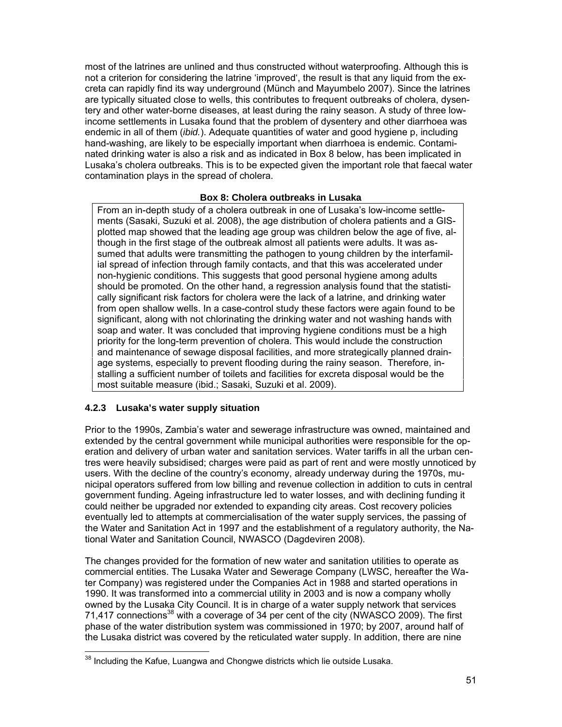most of the latrines are unlined and thus constructed without waterproofing. Although this is not a criterion for considering the latrine 'improved', the result is that any liquid from the excreta can rapidly find its way underground (Münch and Mayumbelo 2007). Since the latrines are typically situated close to wells, this contributes to frequent outbreaks of cholera, dysentery and other water-borne diseases, at least during the rainy season. A study of three low-income settlements in Lusaka found that the problem of dysentery and other diarrhoea was endemic in all of them (*ibid.*). Adequate quantities of water and good hygiene p, including hand-washing, are likely to be especially important when diarrhoea is endemic. Contaminated drinking water is also a risk and as indicated in Box 8 below, has been implicated in Lusaka's cholera outbreaks. This is to be expected given the important role that faecal water contamination plays in the spread of cholera.

**Box 8: Cholera outbreaks in Lusaka**

> From an in-depth study of a cholera outbreak in one of Lusaka's low-income settlements (Sasaki, Suzuki et al. 2008), the age distribution of cholera patients and a GIS-plotted map showed that the leading age group was children below the age of five, although in the first stage of the outbreak almost all patients were adults. It was assumed that adults were transmitting the pathogen to young children by the interfamilial spread of infection through family contacts, and that this was accelerated under non-hygienic conditions. This suggests that good personal hygiene among adults should be promoted. On the other hand, a regression analysis found that the statistically significant risk factors for cholera were the lack of a latrine, and drinking water from open shallow wells. In a case-control study these factors were again found to be significant, along with not chlorinating the drinking water and not washing hands with soap and water. It was concluded that improving hygiene conditions must be a high priority for the long-term prevention of cholera. This would include the construction and maintenance of sewage disposal facilities, and more strategically planned drainage systems, especially to prevent flooding during the rainy season. Therefore, installing a sufficient number of toilets and facilities for excreta disposal would be the most suitable measure (ibid.; Sasaki, Suzuki et al. 2009).

### 4.2.3 Lusaka's water supply situation

Prior to the 1990s, Zambia's water and sewerage infrastructure was owned, maintained and extended by the central government while municipal authorities were responsible for the operation and delivery of urban water and sanitation services. Water tariffs in all the urban centres were heavily subsidised; charges were paid as part of rent and were mostly unnoticed by users. With the decline of the country's economy, already underway during the 1970s, municipal operators suffered from low billing and revenue collection in addition to cuts in central government funding. Ageing infrastructure led to water losses, and with declining funding it could neither be upgraded nor extended to expanding city areas. Cost recovery policies eventually led to attempts at commercialisation of the water supply services, the passing of the Water and Sanitation Act in 1997 and the establishment of a regulatory authority, the National Water and Sanitation Council, NWASCO (Dagdeviren 2008).

The changes provided for the formation of new water and sanitation utilities to operate as commercial entities. The Lusaka Water and Sewerage Company (LWSC, hereafter the Water Company) was registered under the Companies Act in 1988 and started operations in 1990. It was transformed into a commercial utility in 2003 and is now a company wholly owned by the Lusaka City Council. It is in charge of a water supply network that services 71,417 connections[38] with a coverage of 34 per cent of the city (NWASCO 2009). The first phase of the water distribution system was commissioned in 1970; by 2007, around half of the Lusaka district was covered by the reticulated water supply. In addition, there are nine

[38] Including the Kafue, Luangwa and Chongwe districts which lie outside Lusaka.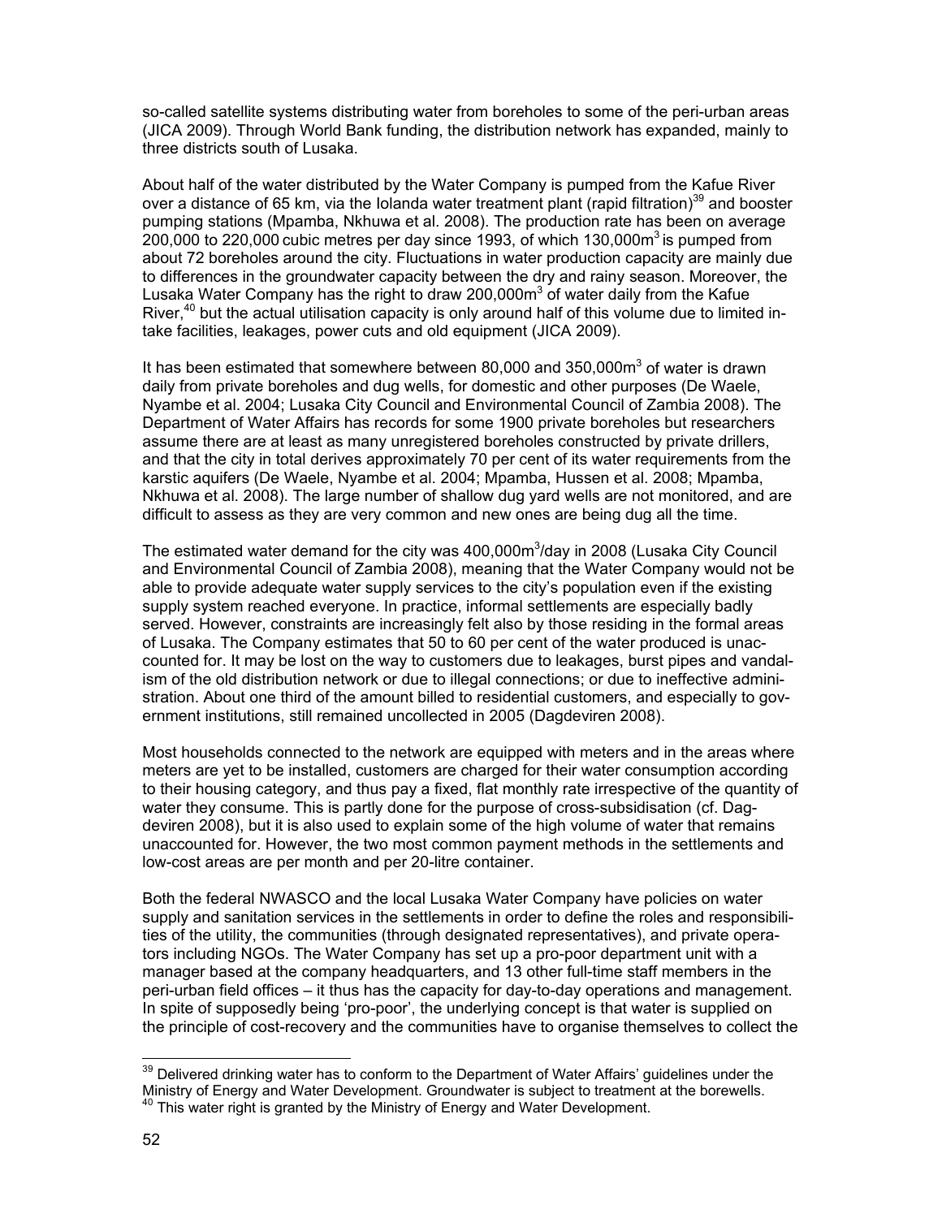so-called satellite systems distributing water from boreholes to some of the peri-urban areas (JICA 2009). Through World Bank funding, the distribution network has expanded, mainly to three districts south of Lusaka.

About half of the water distributed by the Water Company is pumped from the Kafue River over a distance of 65 km, via the Iolanda water treatment plant (rapid filtration)[39] and booster pumping stations (Mpamba, Nkhuwa et al. 2008). The production rate has been on average 200,000 to 220,000 cubic metres per day since 1993, of which 130,000m$^3$ is pumped from about 72 boreholes around the city. Fluctuations in water production capacity are mainly due to differences in the groundwater capacity between the dry and rainy season. Moreover, the Lusaka Water Company has the right to draw 200,000m$^3$ of water daily from the Kafue River,[40] but the actual utilisation capacity is only around half of this volume due to limited intake facilities, leakages, power cuts and old equipment (JICA 2009).

It has been estimated that somewhere between 80,000 and 350,000m$^3$ of water is drawn daily from private boreholes and dug wells, for domestic and other purposes (De Waele, Nyambe et al. 2004; Lusaka City Council and Environmental Council of Zambia 2008). The Department of Water Affairs has records for some 1900 private boreholes but researchers assume there are at least as many unregistered boreholes constructed by private drillers, and that the city in total derives approximately 70 per cent of its water requirements from the karstic aquifers (De Waele, Nyambe et al. 2004; Mpamba, Hussen et al. 2008; Mpamba, Nkhuwa et al. 2008). The large number of shallow dug yard wells are not monitored, and are difficult to assess as they are very common and new ones are being dug all the time.

The estimated water demand for the city was 400,000m$^3$/day in 2008 (Lusaka City Council and Environmental Council of Zambia 2008), meaning that the Water Company would not be able to provide adequate water supply services to the city's population even if the existing supply system reached everyone. In practice, informal settlements are especially badly served. However, constraints are increasingly felt also by those residing in the formal areas of Lusaka. The Company estimates that 50 to 60 per cent of the water produced is unaccounted for. It may be lost on the way to customers due to leakages, burst pipes and vandalism of the old distribution network or due to illegal connections; or due to ineffective administration. About one third of the amount billed to residential customers, and especially to government institutions, still remained uncollected in 2005 (Dagdeviren 2008).

Most households connected to the network are equipped with meters and in the areas where meters are yet to be installed, customers are charged for their water consumption according to their housing category, and thus pay a fixed, flat monthly rate irrespective of the quantity of water they consume. This is partly done for the purpose of cross-subsidisation (cf. Dagdeviren 2008), but it is also used to explain some of the high volume of water that remains unaccounted for. However, the two most common payment methods in the settlements and low-cost areas are per month and per 20-litre container.

Both the federal NWASCO and the local Lusaka Water Company have policies on water supply and sanitation services in the settlements in order to define the roles and responsibilities of the utility, the communities (through designated representatives), and private operators including NGOs. The Water Company has set up a pro-poor department unit with a manager based at the company headquarters, and 13 other full-time staff members in the peri-urban field offices – it thus has the capacity for day-to-day operations and management. In spite of supposedly being 'pro-poor', the underlying concept is that water is supplied on the principle of cost-recovery and the communities have to organise themselves to collect the

---

[39] Delivered drinking water has to conform to the Department of Water Affairs' guidelines under the Ministry of Energy and Water Development. Groundwater is subject to treatment at the borewells.

[40] This water right is granted by the Ministry of Energy and Water Development.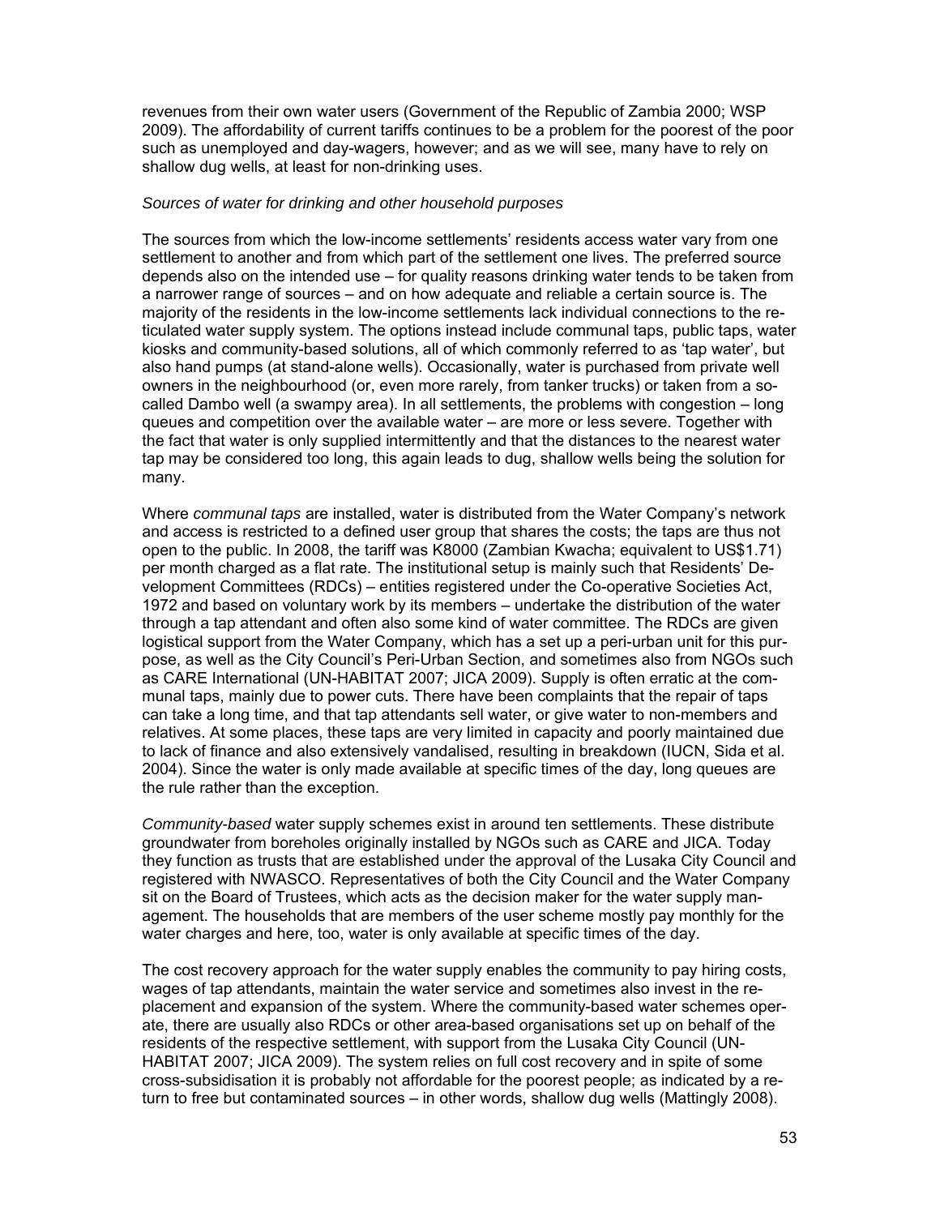revenues from their own water users (Government of the Republic of Zambia 2000; WSP 2009). The affordability of current tariffs continues to be a problem for the poorest of the poor such as unemployed and day-wagers, however; and as we will see, many have to rely on shallow dug wells, at least for non-drinking uses.

*Sources of water for drinking and other household purposes*

The sources from which the low-income settlements' residents access water vary from one settlement to another and from which part of the settlement one lives. The preferred source depends also on the intended use – for quality reasons drinking water tends to be taken from a narrower range of sources – and on how adequate and reliable a certain source is. The majority of the residents in the low-income settlements lack individual connections to the reticulated water supply system. The options instead include communal taps, public taps, water kiosks and community-based solutions, all of which commonly referred to as 'tap water', but also hand pumps (at stand-alone wells). Occasionally, water is purchased from private well owners in the neighbourhood (or, even more rarely, from tanker trucks) or taken from a so-called Dambo well (a swampy area). In all settlements, the problems with congestion – long queues and competition over the available water – are more or less severe. Together with the fact that water is only supplied intermittently and that the distances to the nearest water tap may be considered too long, this again leads to dug, shallow wells being the solution for many.

Where *communal taps* are installed, water is distributed from the Water Company's network and access is restricted to a defined user group that shares the costs; the taps are thus not open to the public. In 2008, the tariff was K8000 (Zambian Kwacha; equivalent to US$1.71) per month charged as a flat rate. The institutional setup is mainly such that Residents' Development Committees (RDCs) – entities registered under the Co-operative Societies Act, 1972 and based on voluntary work by its members – undertake the distribution of the water through a tap attendant and often also some kind of water committee. The RDCs are given logistical support from the Water Company, which has a set up a peri-urban unit for this purpose, as well as the City Council's Peri-Urban Section, and sometimes also from NGOs such as CARE International (UN-HABITAT 2007; JICA 2009). Supply is often erratic at the communal taps, mainly due to power cuts. There have been complaints that the repair of taps can take a long time, and that tap attendants sell water, or give water to non-members and relatives. At some places, these taps are very limited in capacity and poorly maintained due to lack of finance and also extensively vandalised, resulting in breakdown (IUCN, Sida et al. 2004). Since the water is only made available at specific times of the day, long queues are the rule rather than the exception.

*Community-based* water supply schemes exist in around ten settlements. These distribute groundwater from boreholes originally installed by NGOs such as CARE and JICA. Today they function as trusts that are established under the approval of the Lusaka City Council and registered with NWASCO. Representatives of both the City Council and the Water Company sit on the Board of Trustees, which acts as the decision maker for the water supply management. The households that are members of the user scheme mostly pay monthly for the water charges and here, too, water is only available at specific times of the day.

The cost recovery approach for the water supply enables the community to pay hiring costs, wages of tap attendants, maintain the water service and sometimes also invest in the replacement and expansion of the system. Where the community-based water schemes operate, there are usually also RDCs or other area-based organisations set up on behalf of the residents of the respective settlement, with support from the Lusaka City Council (UN-HABITAT 2007; JICA 2009). The system relies on full cost recovery and in spite of some cross-subsidisation it is probably not affordable for the poorest people; as indicated by a return to free but contaminated sources – in other words, shallow dug wells (Mattingly 2008).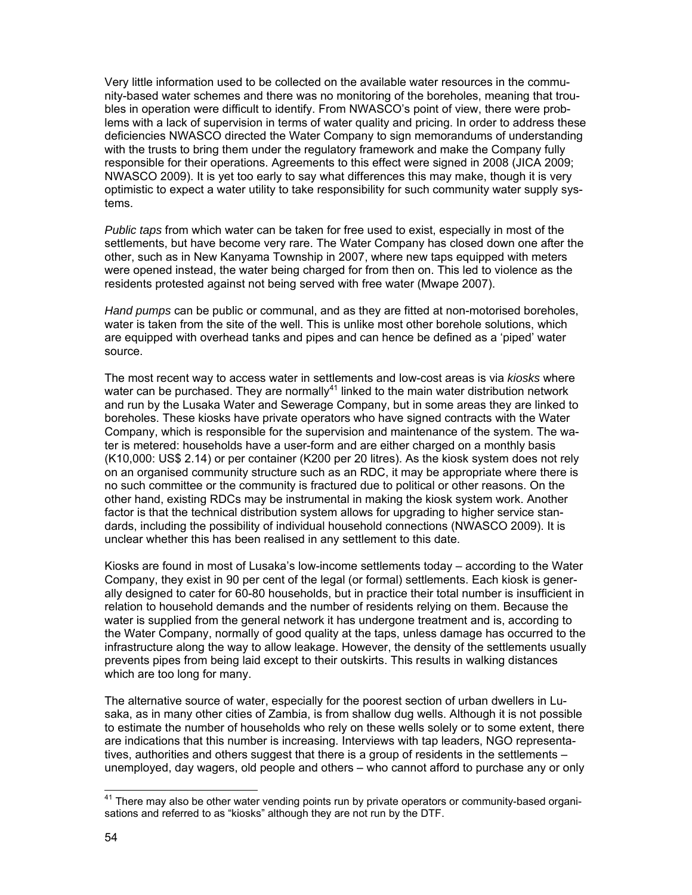Very little information used to be collected on the available water resources in the community-based water schemes and there was no monitoring of the boreholes, meaning that troubles in operation were difficult to identify. From NWASCO's point of view, there were problems with a lack of supervision in terms of water quality and pricing. In order to address these deficiencies NWASCO directed the Water Company to sign memorandums of understanding with the trusts to bring them under the regulatory framework and make the Company fully responsible for their operations. Agreements to this effect were signed in 2008 (JICA 2009; NWASCO 2009). It is yet too early to say what differences this may make, though it is very optimistic to expect a water utility to take responsibility for such community water supply systems.

*Public taps* from which water can be taken for free used to exist, especially in most of the settlements, but have become very rare. The Water Company has closed down one after the other, such as in New Kanyama Township in 2007, where new taps equipped with meters were opened instead, the water being charged for from then on. This led to violence as the residents protested against not being served with free water (Mwape 2007).

*Hand pumps* can be public or communal, and as they are fitted at non-motorised boreholes, water is taken from the site of the well. This is unlike most other borehole solutions, which are equipped with overhead tanks and pipes and can hence be defined as a 'piped' water source.

The most recent way to access water in settlements and low-cost areas is via *kiosks* where water can be purchased. They are normally[41] linked to the main water distribution network and run by the Lusaka Water and Sewerage Company, but in some areas they are linked to boreholes. These kiosks have private operators who have signed contracts with the Water Company, which is responsible for the supervision and maintenance of the system. The water is metered: households have a user-form and are either charged on a monthly basis (K10,000: US$ 2.14) or per container (K200 per 20 litres). As the kiosk system does not rely on an organised community structure such as an RDC, it may be appropriate where there is no such committee or the community is fractured due to political or other reasons. On the other hand, existing RDCs may be instrumental in making the kiosk system work. Another factor is that the technical distribution system allows for upgrading to higher service standards, including the possibility of individual household connections (NWASCO 2009). It is unclear whether this has been realised in any settlement to this date.

Kiosks are found in most of Lusaka's low-income settlements today – according to the Water Company, they exist in 90 per cent of the legal (or formal) settlements. Each kiosk is generally designed to cater for 60-80 households, but in practice their total number is insufficient in relation to household demands and the number of residents relying on them. Because the water is supplied from the general network it has undergone treatment and is, according to the Water Company, normally of good quality at the taps, unless damage has occurred to the infrastructure along the way to allow leakage. However, the density of the settlements usually prevents pipes from being laid except to their outskirts. This results in walking distances which are too long for many.

The alternative source of water, especially for the poorest section of urban dwellers in Lusaka, as in many other cities of Zambia, is from shallow dug wells. Although it is not possible to estimate the number of households who rely on these wells solely or to some extent, there are indications that this number is increasing. Interviews with tap leaders, NGO representatives, authorities and others suggest that there is a group of residents in the settlements – unemployed, day wagers, old people and others – who cannot afford to purchase any or only

---

[41] There may also be other water vending points run by private operators or community-based organisations and referred to as "kiosks" although they are not run by the DTF.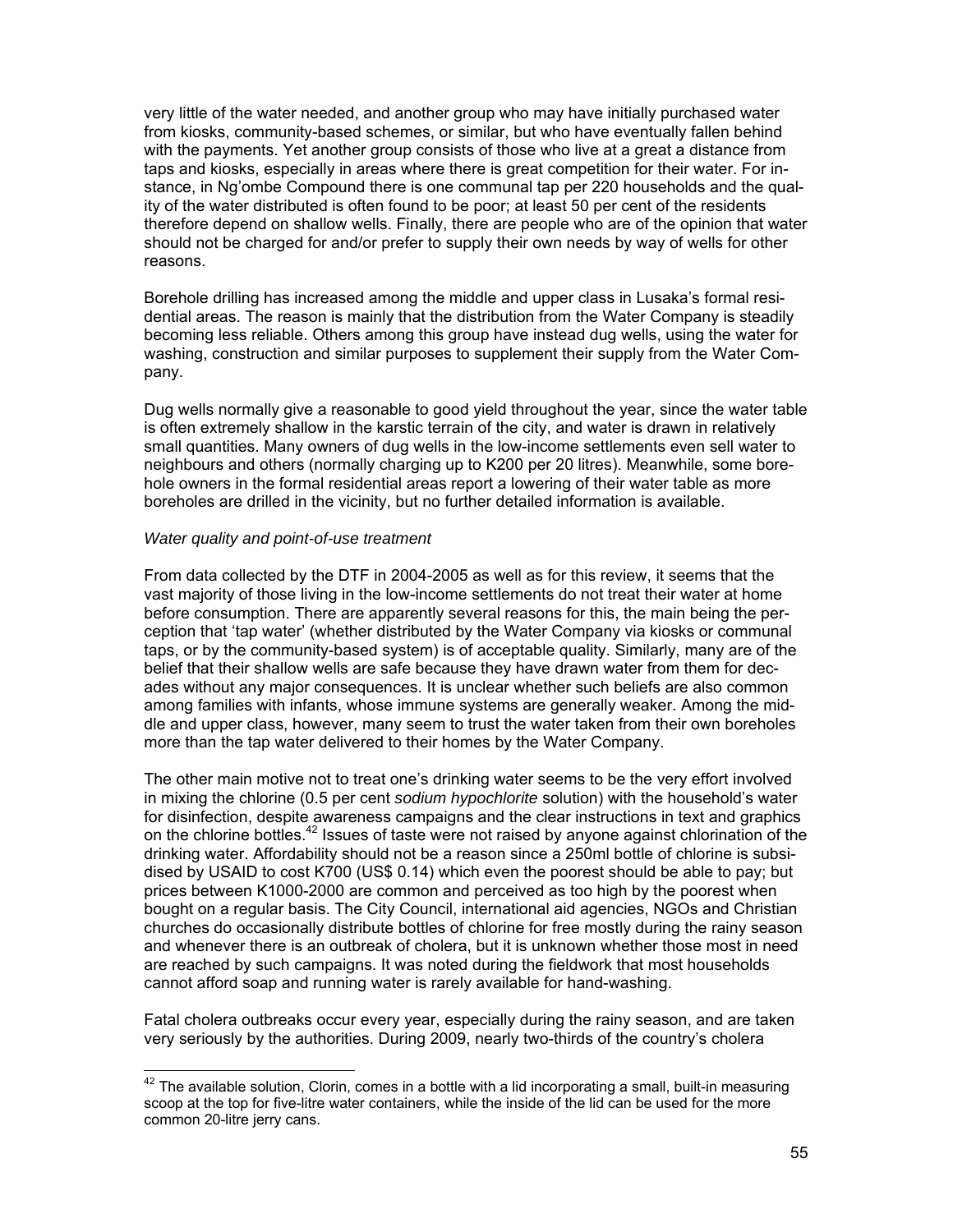very little of the water needed, and another group who may have initially purchased water from kiosks, community-based schemes, or similar, but who have eventually fallen behind with the payments. Yet another group consists of those who live at a great a distance from taps and kiosks, especially in areas where there is great competition for their water. For instance, in Ng'ombe Compound there is one communal tap per 220 households and the quality of the water distributed is often found to be poor; at least 50 per cent of the residents therefore depend on shallow wells. Finally, there are people who are of the opinion that water should not be charged for and/or prefer to supply their own needs by way of wells for other reasons.

Borehole drilling has increased among the middle and upper class in Lusaka's formal residential areas. The reason is mainly that the distribution from the Water Company is steadily becoming less reliable. Others among this group have instead dug wells, using the water for washing, construction and similar purposes to supplement their supply from the Water Company.

Dug wells normally give a reasonable to good yield throughout the year, since the water table is often extremely shallow in the karstic terrain of the city, and water is drawn in relatively small quantities. Many owners of dug wells in the low-income settlements even sell water to neighbours and others (normally charging up to K200 per 20 litres). Meanwhile, some borehole owners in the formal residential areas report a lowering of their water table as more boreholes are drilled in the vicinity, but no further detailed information is available.

*Water quality and point-of-use treatment*

From data collected by the DTF in 2004-2005 as well as for this review, it seems that the vast majority of those living in the low-income settlements do not treat their water at home before consumption. There are apparently several reasons for this, the main being the perception that 'tap water' (whether distributed by the Water Company via kiosks or communal taps, or by the community-based system) is of acceptable quality. Similarly, many are of the belief that their shallow wells are safe because they have drawn water from them for decades without any major consequences. It is unclear whether such beliefs are also common among families with infants, whose immune systems are generally weaker. Among the middle and upper class, however, many seem to trust the water taken from their own boreholes more than the tap water delivered to their homes by the Water Company.

The other main motive not to treat one's drinking water seems to be the very effort involved in mixing the chlorine (0.5 per cent *sodium hypochlorite* solution) with the household's water for disinfection, despite awareness campaigns and the clear instructions in text and graphics on the chlorine bottles.[42] Issues of taste were not raised by anyone against chlorination of the drinking water. Affordability should not be a reason since a 250ml bottle of chlorine is subsidised by USAID to cost K700 (US$ 0.14) which even the poorest should be able to pay; but prices between K1000-2000 are common and perceived as too high by the poorest when bought on a regular basis. The City Council, international aid agencies, NGOs and Christian churches do occasionally distribute bottles of chlorine for free mostly during the rainy season and whenever there is an outbreak of cholera, but it is unknown whether those most in need are reached by such campaigns. It was noted during the fieldwork that most households cannot afford soap and running water is rarely available for hand-washing.

Fatal cholera outbreaks occur every year, especially during the rainy season, and are taken very seriously by the authorities. During 2009, nearly two-thirds of the country's cholera

---

[42] The available solution, Clorin, comes in a bottle with a lid incorporating a small, built-in measuring scoop at the top for five-litre water containers, while the inside of the lid can be used for the more common 20-litre jerry cans.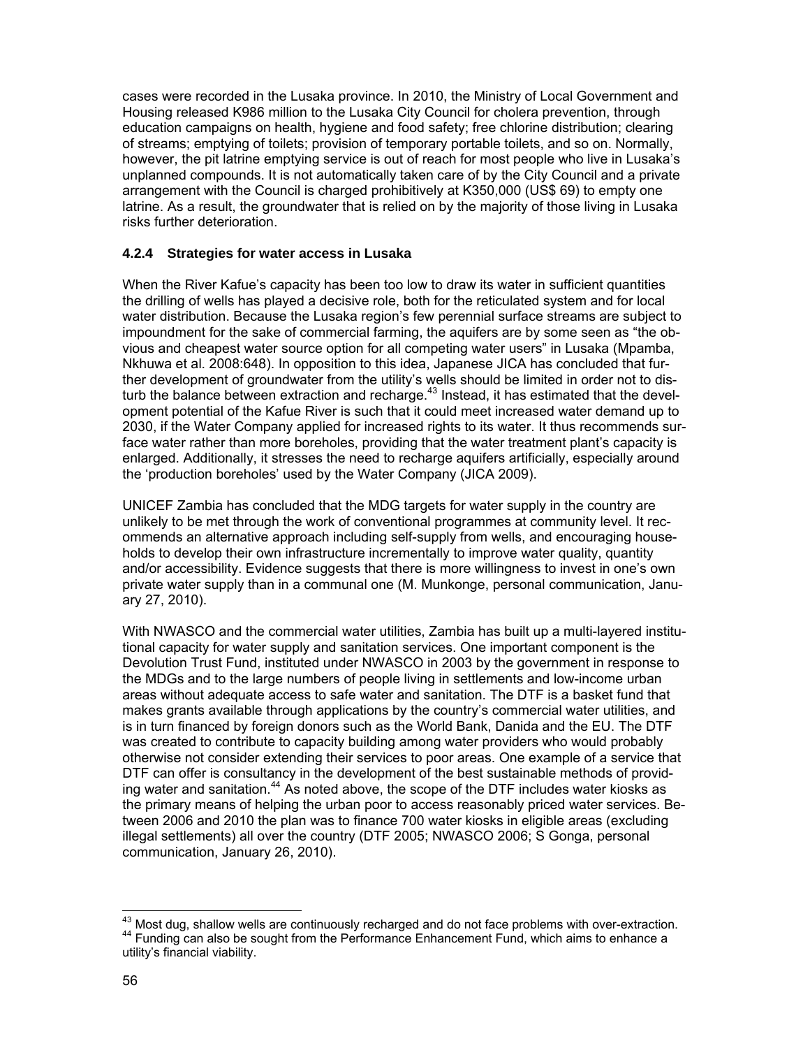cases were recorded in the Lusaka province. In 2010, the Ministry of Local Government and Housing released K986 million to the Lusaka City Council for cholera prevention, through education campaigns on health, hygiene and food safety; free chlorine distribution; clearing of streams; emptying of toilets; provision of temporary portable toilets, and so on. Normally, however, the pit latrine emptying service is out of reach for most people who live in Lusaka's unplanned compounds. It is not automatically taken care of by the City Council and a private arrangement with the Council is charged prohibitively at K350,000 (US$ 69) to empty one latrine. As a result, the groundwater that is relied on by the majority of those living in Lusaka risks further deterioration.

#### 4.2.4 Strategies for water access in Lusaka

When the River Kafue's capacity has been too low to draw its water in sufficient quantities the drilling of wells has played a decisive role, both for the reticulated system and for local water distribution. Because the Lusaka region's few perennial surface streams are subject to impoundment for the sake of commercial farming, the aquifers are by some seen as "the obvious and cheapest water source option for all competing water users" in Lusaka (Mpamba, Nkhuwa et al. 2008:648). In opposition to this idea, Japanese JICA has concluded that further development of groundwater from the utility's wells should be limited in order not to disturb the balance between extraction and recharge.[43] Instead, it has estimated that the development potential of the Kafue River is such that it could meet increased water demand up to 2030, if the Water Company applied for increased rights to its water. It thus recommends surface water rather than more boreholes, providing that the water treatment plant's capacity is enlarged. Additionally, it stresses the need to recharge aquifers artificially, especially around the 'production boreholes' used by the Water Company (JICA 2009).

UNICEF Zambia has concluded that the MDG targets for water supply in the country are unlikely to be met through the work of conventional programmes at community level. It recommends an alternative approach including self-supply from wells, and encouraging households to develop their own infrastructure incrementally to improve water quality, quantity and/or accessibility. Evidence suggests that there is more willingness to invest in one's own private water supply than in a communal one (M. Munkonge, personal communication, January 27, 2010).

With NWASCO and the commercial water utilities, Zambia has built up a multi-layered institutional capacity for water supply and sanitation services. One important component is the Devolution Trust Fund, instituted under NWASCO in 2003 by the government in response to the MDGs and to the large numbers of people living in settlements and low-income urban areas without adequate access to safe water and sanitation. The DTF is a basket fund that makes grants available through applications by the country's commercial water utilities, and is in turn financed by foreign donors such as the World Bank, Danida and the EU. The DTF was created to contribute to capacity building among water providers who would probably otherwise not consider extending their services to poor areas. One example of a service that DTF can offer is consultancy in the development of the best sustainable methods of providing water and sanitation.[44] As noted above, the scope of the DTF includes water kiosks as the primary means of helping the urban poor to access reasonably priced water services. Between 2006 and 2010 the plan was to finance 700 water kiosks in eligible areas (excluding illegal settlements) all over the country (DTF 2005; NWASCO 2006; S Gonga, personal communication, January 26, 2010).

---

[43] Most dug, shallow wells are continuously recharged and do not face problems with over-extraction.

[44] Funding can also be sought from the Performance Enhancement Fund, which aims to enhance a utility's financial viability.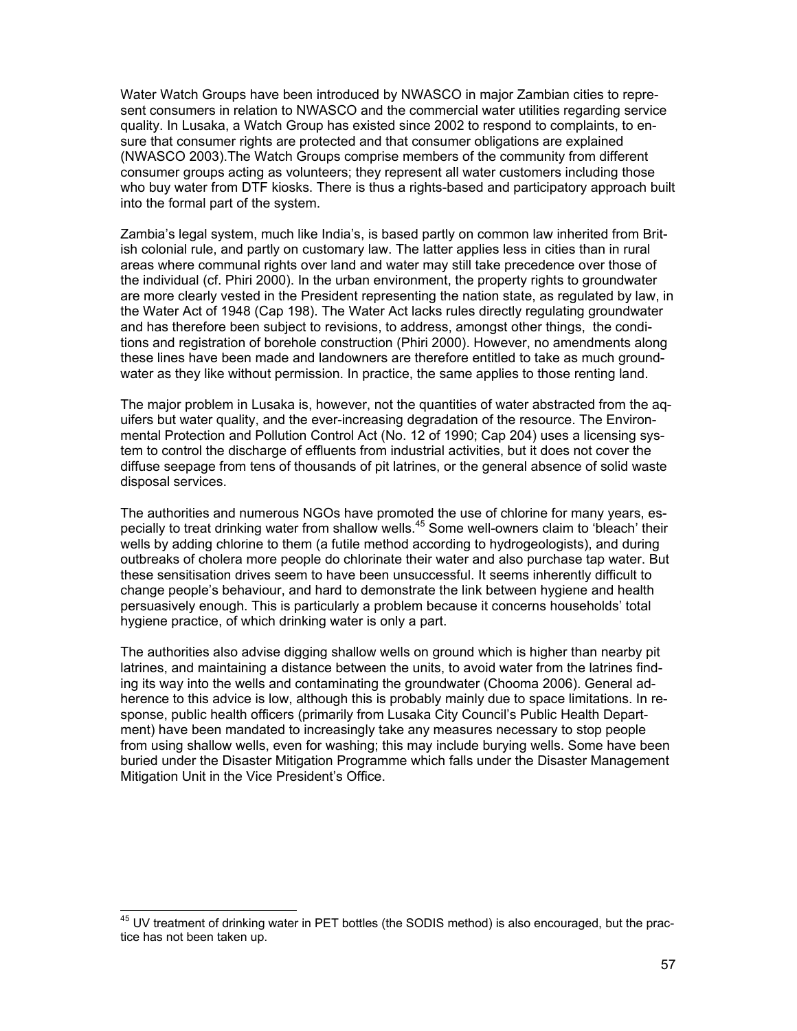Water Watch Groups have been introduced by NWASCO in major Zambian cities to represent consumers in relation to NWASCO and the commercial water utilities regarding service quality. In Lusaka, a Watch Group has existed since 2002 to respond to complaints, to ensure that consumer rights are protected and that consumer obligations are explained (NWASCO 2003).The Watch Groups comprise members of the community from different consumer groups acting as volunteers; they represent all water customers including those who buy water from DTF kiosks. There is thus a rights-based and participatory approach built into the formal part of the system.

Zambia's legal system, much like India's, is based partly on common law inherited from British colonial rule, and partly on customary law. The latter applies less in cities than in rural areas where communal rights over land and water may still take precedence over those of the individual (cf. Phiri 2000). In the urban environment, the property rights to groundwater are more clearly vested in the President representing the nation state, as regulated by law, in the Water Act of 1948 (Cap 198). The Water Act lacks rules directly regulating groundwater and has therefore been subject to revisions, to address, amongst other things, the conditions and registration of borehole construction (Phiri 2000). However, no amendments along these lines have been made and landowners are therefore entitled to take as much groundwater as they like without permission. In practice, the same applies to those renting land.

The major problem in Lusaka is, however, not the quantities of water abstracted from the aquifers but water quality, and the ever-increasing degradation of the resource. The Environmental Protection and Pollution Control Act (No. 12 of 1990; Cap 204) uses a licensing system to control the discharge of effluents from industrial activities, but it does not cover the diffuse seepage from tens of thousands of pit latrines, or the general absence of solid waste disposal services.

The authorities and numerous NGOs have promoted the use of chlorine for many years, especially to treat drinking water from shallow wells.[45] Some well-owners claim to 'bleach' their wells by adding chlorine to them (a futile method according to hydrogeologists), and during outbreaks of cholera more people do chlorinate their water and also purchase tap water. But these sensitisation drives seem to have been unsuccessful. It seems inherently difficult to change people's behaviour, and hard to demonstrate the link between hygiene and health persuasively enough. This is particularly a problem because it concerns households' total hygiene practice, of which drinking water is only a part.

The authorities also advise digging shallow wells on ground which is higher than nearby pit latrines, and maintaining a distance between the units, to avoid water from the latrines finding its way into the wells and contaminating the groundwater (Chooma 2006). General adherence to this advice is low, although this is probably mainly due to space limitations. In response, public health officers (primarily from Lusaka City Council's Public Health Department) have been mandated to increasingly take any measures necessary to stop people from using shallow wells, even for washing; this may include burying wells. Some have been buried under the Disaster Mitigation Programme which falls under the Disaster Management Mitigation Unit in the Vice President's Office.

[45] UV treatment of drinking water in PET bottles (the SODIS method) is also encouraged, but the practice has not been taken up.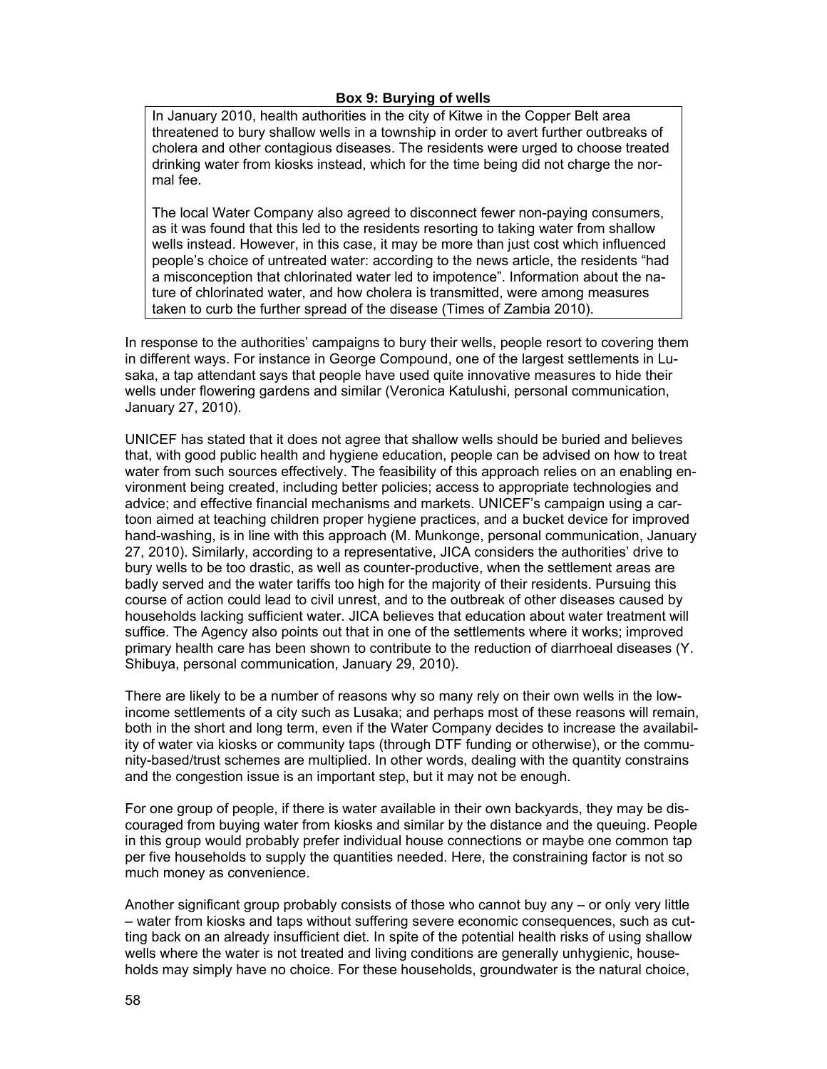**Box 9: Burying of wells**

In January 2010, health authorities in the city of Kitwe in the Copper Belt area threatened to bury shallow wells in a township in order to avert further outbreaks of cholera and other contagious diseases. The residents were urged to choose treated drinking water from kiosks instead, which for the time being did not charge the normal fee.

The local Water Company also agreed to disconnect fewer non-paying consumers, as it was found that this led to the residents resorting to taking water from shallow wells instead. However, in this case, it may be more than just cost which influenced people's choice of untreated water: according to the news article, the residents "had a misconception that chlorinated water led to impotence". Information about the nature of chlorinated water, and how cholera is transmitted, were among measures taken to curb the further spread of the disease (Times of Zambia 2010).

In response to the authorities' campaigns to bury their wells, people resort to covering them in different ways. For instance in George Compound, one of the largest settlements in Lusaka, a tap attendant says that people have used quite innovative measures to hide their wells under flowering gardens and similar (Veronica Katulushi, personal communication, January 27, 2010).

UNICEF has stated that it does not agree that shallow wells should be buried and believes that, with good public health and hygiene education, people can be advised on how to treat water from such sources effectively. The feasibility of this approach relies on an enabling environment being created, including better policies; access to appropriate technologies and advice; and effective financial mechanisms and markets. UNICEF's campaign using a cartoon aimed at teaching children proper hygiene practices, and a bucket device for improved hand-washing, is in line with this approach (M. Munkonge, personal communication, January 27, 2010). Similarly, according to a representative, JICA considers the authorities' drive to bury wells to be too drastic, as well as counter-productive, when the settlement areas are badly served and the water tariffs too high for the majority of their residents. Pursuing this course of action could lead to civil unrest, and to the outbreak of other diseases caused by households lacking sufficient water. JICA believes that education about water treatment will suffice. The Agency also points out that in one of the settlements where it works; improved primary health care has been shown to contribute to the reduction of diarrhoeal diseases (Y. Shibuya, personal communication, January 29, 2010).

There are likely to be a number of reasons why so many rely on their own wells in the low-income settlements of a city such as Lusaka; and perhaps most of these reasons will remain, both in the short and long term, even if the Water Company decides to increase the availability of water via kiosks or community taps (through DTF funding or otherwise), or the community-based/trust schemes are multiplied. In other words, dealing with the quantity constrains and the congestion issue is an important step, but it may not be enough.

For one group of people, if there is water available in their own backyards, they may be discouraged from buying water from kiosks and similar by the distance and the queuing. People in this group would probably prefer individual house connections or maybe one common tap per five households to supply the quantities needed. Here, the constraining factor is not so much money as convenience.

Another significant group probably consists of those who cannot buy any – or only very little – water from kiosks and taps without suffering severe economic consequences, such as cutting back on an already insufficient diet. In spite of the potential health risks of using shallow wells where the water is not treated and living conditions are generally unhygienic, households may simply have no choice. For these households, groundwater is the natural choice,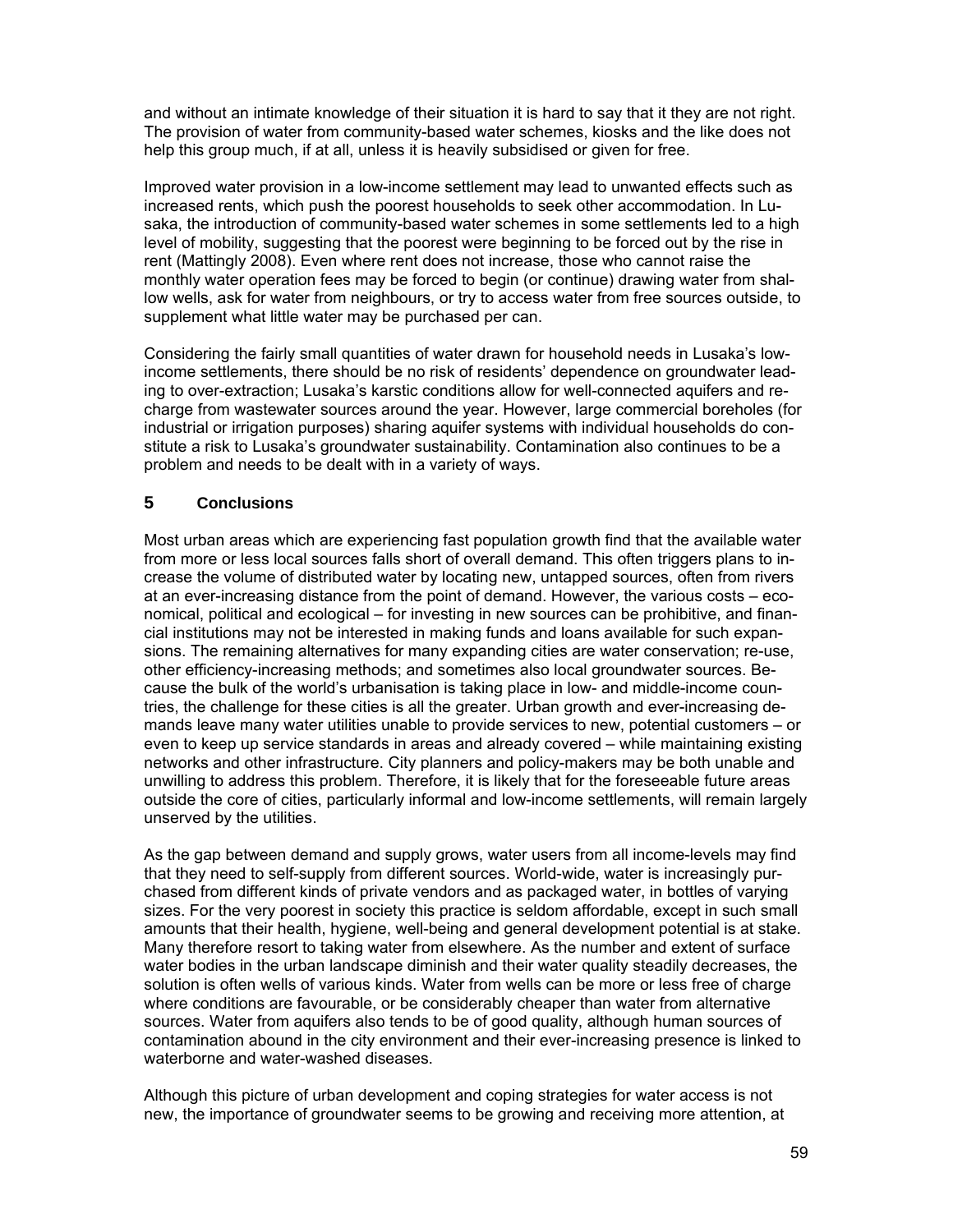and without an intimate knowledge of their situation it is hard to say that it they are not right. The provision of water from community-based water schemes, kiosks and the like does not help this group much, if at all, unless it is heavily subsidised or given for free.

Improved water provision in a low-income settlement may lead to unwanted effects such as increased rents, which push the poorest households to seek other accommodation. In Lusaka, the introduction of community-based water schemes in some settlements led to a high level of mobility, suggesting that the poorest were beginning to be forced out by the rise in rent (Mattingly 2008). Even where rent does not increase, those who cannot raise the monthly water operation fees may be forced to begin (or continue) drawing water from shallow wells, ask for water from neighbours, or try to access water from free sources outside, to supplement what little water may be purchased per can.

Considering the fairly small quantities of water drawn for household needs in Lusaka's low-income settlements, there should be no risk of residents' dependence on groundwater leading to over-extraction; Lusaka's karstic conditions allow for well-connected aquifers and recharge from wastewater sources around the year. However, large commercial boreholes (for industrial or irrigation purposes) sharing aquifer systems with individual households do constitute a risk to Lusaka's groundwater sustainability. Contamination also continues to be a problem and needs to be dealt with in a variety of ways.

## 5 Conclusions

Most urban areas which are experiencing fast population growth find that the available water from more or less local sources falls short of overall demand. This often triggers plans to increase the volume of distributed water by locating new, untapped sources, often from rivers at an ever-increasing distance from the point of demand. However, the various costs – economical, political and ecological – for investing in new sources can be prohibitive, and financial institutions may not be interested in making funds and loans available for such expansions. The remaining alternatives for many expanding cities are water conservation; re-use, other efficiency-increasing methods; and sometimes also local groundwater sources. Because the bulk of the world's urbanisation is taking place in low- and middle-income countries, the challenge for these cities is all the greater. Urban growth and ever-increasing demands leave many water utilities unable to provide services to new, potential customers – or even to keep up service standards in areas and already covered – while maintaining existing networks and other infrastructure. City planners and policy-makers may be both unable and unwilling to address this problem. Therefore, it is likely that for the foreseeable future areas outside the core of cities, particularly informal and low-income settlements, will remain largely unserved by the utilities.

As the gap between demand and supply grows, water users from all income-levels may find that they need to self-supply from different sources. World-wide, water is increasingly purchased from different kinds of private vendors and as packaged water, in bottles of varying sizes. For the very poorest in society this practice is seldom affordable, except in such small amounts that their health, hygiene, well-being and general development potential is at stake. Many therefore resort to taking water from elsewhere. As the number and extent of surface water bodies in the urban landscape diminish and their water quality steadily decreases, the solution is often wells of various kinds. Water from wells can be more or less free of charge where conditions are favourable, or be considerably cheaper than water from alternative sources. Water from aquifers also tends to be of good quality, although human sources of contamination abound in the city environment and their ever-increasing presence is linked to waterborne and water-washed diseases.

Although this picture of urban development and coping strategies for water access is not new, the importance of groundwater seems to be growing and receiving more attention, at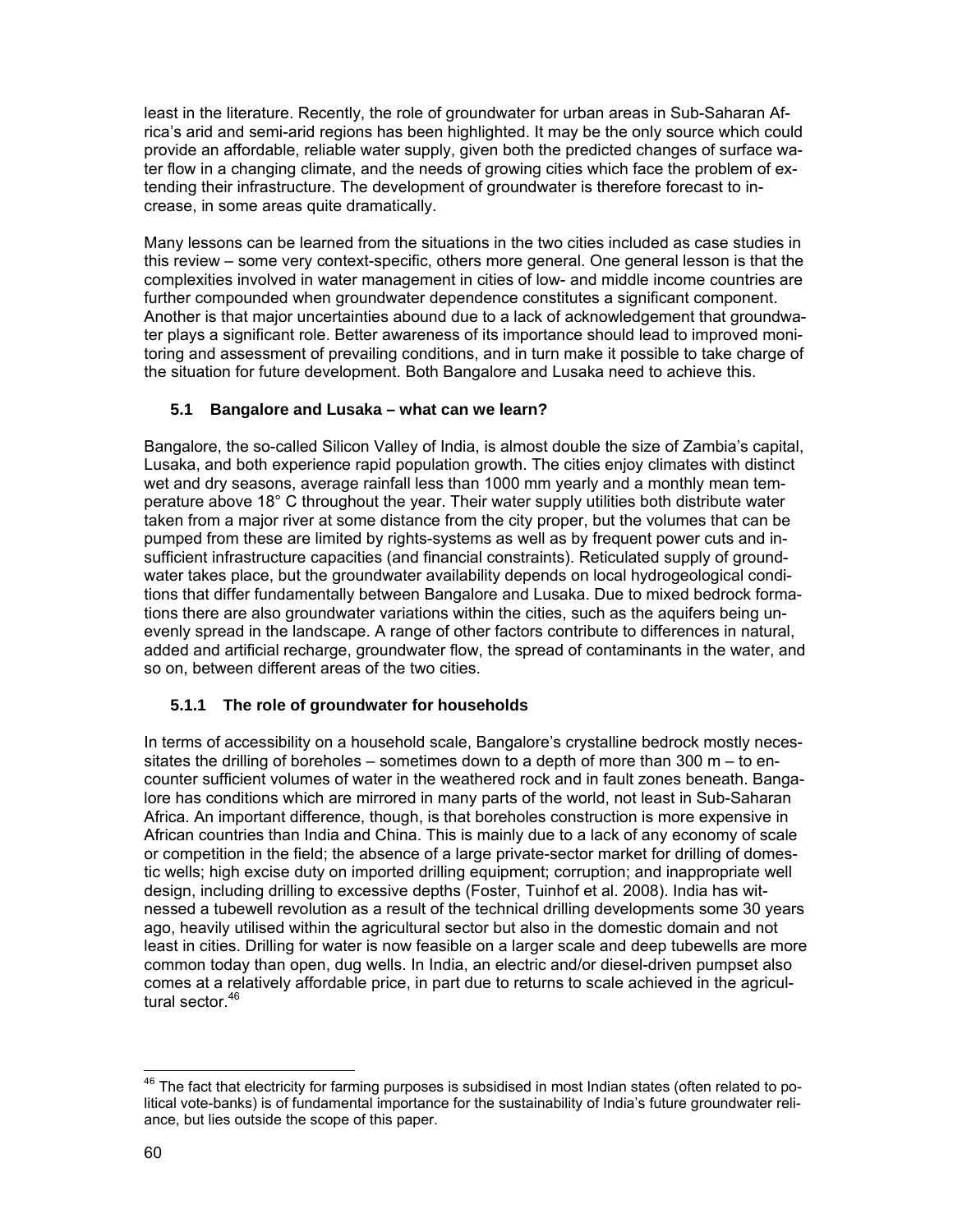least in the literature. Recently, the role of groundwater for urban areas in Sub-Saharan Africa's arid and semi-arid regions has been highlighted. It may be the only source which could provide an affordable, reliable water supply, given both the predicted changes of surface water flow in a changing climate, and the needs of growing cities which face the problem of extending their infrastructure. The development of groundwater is therefore forecast to increase, in some areas quite dramatically.

Many lessons can be learned from the situations in the two cities included as case studies in this review – some very context-specific, others more general. One general lesson is that the complexities involved in water management in cities of low- and middle income countries are further compounded when groundwater dependence constitutes a significant component. Another is that major uncertainties abound due to a lack of acknowledgement that groundwater plays a significant role. Better awareness of its importance should lead to improved monitoring and assessment of prevailing conditions, and in turn make it possible to take charge of the situation for future development. Both Bangalore and Lusaka need to achieve this.

## 5.1 Bangalore and Lusaka – what can we learn?

Bangalore, the so-called Silicon Valley of India, is almost double the size of Zambia's capital, Lusaka, and both experience rapid population growth. The cities enjoy climates with distinct wet and dry seasons, average rainfall less than 1000 mm yearly and a monthly mean temperature above 18° C throughout the year. Their water supply utilities both distribute water taken from a major river at some distance from the city proper, but the volumes that can be pumped from these are limited by rights-systems as well as by frequent power cuts and insufficient infrastructure capacities (and financial constraints). Reticulated supply of groundwater takes place, but the groundwater availability depends on local hydrogeological conditions that differ fundamentally between Bangalore and Lusaka. Due to mixed bedrock formations there are also groundwater variations within the cities, such as the aquifers being unevenly spread in the landscape. A range of other factors contribute to differences in natural, added and artificial recharge, groundwater flow, the spread of contaminants in the water, and so on, between different areas of the two cities.

### 5.1.1 The role of groundwater for households

In terms of accessibility on a household scale, Bangalore's crystalline bedrock mostly necessitates the drilling of boreholes – sometimes down to a depth of more than 300 m – to encounter sufficient volumes of water in the weathered rock and in fault zones beneath. Bangalore has conditions which are mirrored in many parts of the world, not least in Sub-Saharan Africa. An important difference, though, is that boreholes construction is more expensive in African countries than India and China. This is mainly due to a lack of any economy of scale or competition in the field; the absence of a large private-sector market for drilling of domestic wells; high excise duty on imported drilling equipment; corruption; and inappropriate well design, including drilling to excessive depths (Foster, Tuinhof et al. 2008). India has witnessed a tubewell revolution as a result of the technical drilling developments some 30 years ago, heavily utilised within the agricultural sector but also in the domestic domain and not least in cities. Drilling for water is now feasible on a larger scale and deep tubewells are more common today than open, dug wells. In India, an electric and/or diesel-driven pumpset also comes at a relatively affordable price, in part due to returns to scale achieved in the agricultural sector.[46]

[46] The fact that electricity for farming purposes is subsidised in most Indian states (often related to political vote-banks) is of fundamental importance for the sustainability of India's future groundwater reliance, but lies outside the scope of this paper.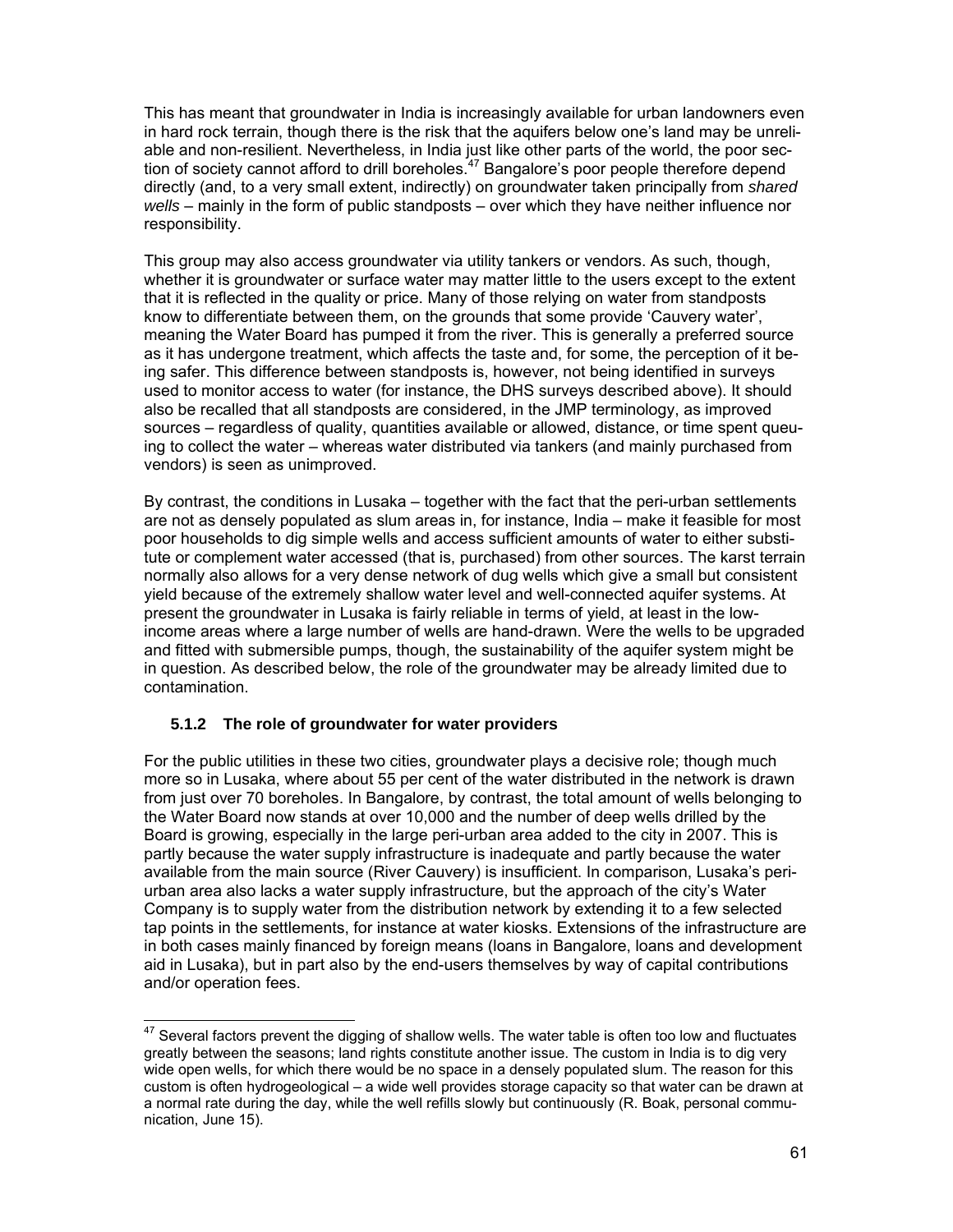This has meant that groundwater in India is increasingly available for urban landowners even in hard rock terrain, though there is the risk that the aquifers below one's land may be unreliable and non-resilient. Nevertheless, in India just like other parts of the world, the poor section of society cannot afford to drill boreholes.[47] Bangalore's poor people therefore depend directly (and, to a very small extent, indirectly) on groundwater taken principally from *shared wells* – mainly in the form of public standposts – over which they have neither influence nor responsibility.

This group may also access groundwater via utility tankers or vendors. As such, though, whether it is groundwater or surface water may matter little to the users except to the extent that it is reflected in the quality or price. Many of those relying on water from standposts know to differentiate between them, on the grounds that some provide 'Cauvery water', meaning the Water Board has pumped it from the river. This is generally a preferred source as it has undergone treatment, which affects the taste and, for some, the perception of it being safer. This difference between standposts is, however, not being identified in surveys used to monitor access to water (for instance, the DHS surveys described above). It should also be recalled that all standposts are considered, in the JMP terminology, as improved sources – regardless of quality, quantities available or allowed, distance, or time spent queuing to collect the water – whereas water distributed via tankers (and mainly purchased from vendors) is seen as unimproved.

By contrast, the conditions in Lusaka – together with the fact that the peri-urban settlements are not as densely populated as slum areas in, for instance, India – make it feasible for most poor households to dig simple wells and access sufficient amounts of water to either substitute or complement water accessed (that is, purchased) from other sources. The karst terrain normally also allows for a very dense network of dug wells which give a small but consistent yield because of the extremely shallow water level and well-connected aquifer systems. At present the groundwater in Lusaka is fairly reliable in terms of yield, at least in the low-income areas where a large number of wells are hand-drawn. Were the wells to be upgraded and fitted with submersible pumps, though, the sustainability of the aquifer system might be in question. As described below, the role of the groundwater may be already limited due to contamination.

### 5.1.2 The role of groundwater for water providers

For the public utilities in these two cities, groundwater plays a decisive role; though much more so in Lusaka, where about 55 per cent of the water distributed in the network is drawn from just over 70 boreholes. In Bangalore, by contrast, the total amount of wells belonging to the Water Board now stands at over 10,000 and the number of deep wells drilled by the Board is growing, especially in the large peri-urban area added to the city in 2007. This is partly because the water supply infrastructure is inadequate and partly because the water available from the main source (River Cauvery) is insufficient. In comparison, Lusaka's peri-urban area also lacks a water supply infrastructure, but the approach of the city's Water Company is to supply water from the distribution network by extending it to a few selected tap points in the settlements, for instance at water kiosks. Extensions of the infrastructure are in both cases mainly financed by foreign means (loans in Bangalore, loans and development aid in Lusaka), but in part also by the end-users themselves by way of capital contributions and/or operation fees.

[47] Several factors prevent the digging of shallow wells. The water table is often too low and fluctuates greatly between the seasons; land rights constitute another issue. The custom in India is to dig very wide open wells, for which there would be no space in a densely populated slum. The reason for this custom is often hydrogeological – a wide well provides storage capacity so that water can be drawn at a normal rate during the day, while the well refills slowly but continuously (R. Boak, personal communication, June 15).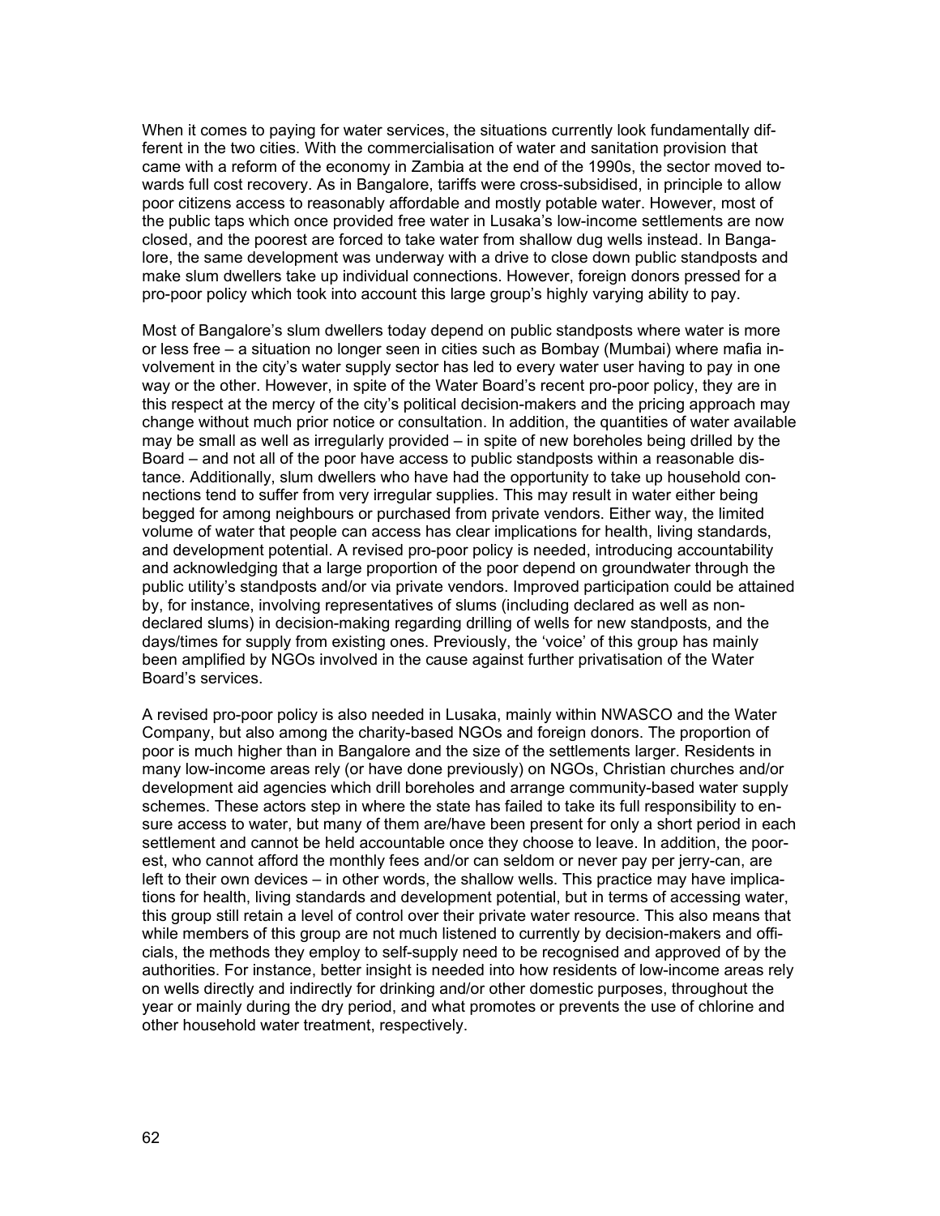When it comes to paying for water services, the situations currently look fundamentally different in the two cities. With the commercialisation of water and sanitation provision that came with a reform of the economy in Zambia at the end of the 1990s, the sector moved towards full cost recovery. As in Bangalore, tariffs were cross-subsidised, in principle to allow poor citizens access to reasonably affordable and mostly potable water. However, most of the public taps which once provided free water in Lusaka's low-income settlements are now closed, and the poorest are forced to take water from shallow dug wells instead. In Bangalore, the same development was underway with a drive to close down public standposts and make slum dwellers take up individual connections. However, foreign donors pressed for a pro-poor policy which took into account this large group's highly varying ability to pay.

Most of Bangalore's slum dwellers today depend on public standposts where water is more or less free – a situation no longer seen in cities such as Bombay (Mumbai) where mafia involvement in the city's water supply sector has led to every water user having to pay in one way or the other. However, in spite of the Water Board's recent pro-poor policy, they are in this respect at the mercy of the city's political decision-makers and the pricing approach may change without much prior notice or consultation. In addition, the quantities of water available may be small as well as irregularly provided – in spite of new boreholes being drilled by the Board – and not all of the poor have access to public standposts within a reasonable distance. Additionally, slum dwellers who have had the opportunity to take up household connections tend to suffer from very irregular supplies. This may result in water either being begged for among neighbours or purchased from private vendors. Either way, the limited volume of water that people can access has clear implications for health, living standards, and development potential. A revised pro-poor policy is needed, introducing accountability and acknowledging that a large proportion of the poor depend on groundwater through the public utility's standposts and/or via private vendors. Improved participation could be attained by, for instance, involving representatives of slums (including declared as well as non-declared slums) in decision-making regarding drilling of wells for new standposts, and the days/times for supply from existing ones. Previously, the 'voice' of this group has mainly been amplified by NGOs involved in the cause against further privatisation of the Water Board's services.

A revised pro-poor policy is also needed in Lusaka, mainly within NWASCO and the Water Company, but also among the charity-based NGOs and foreign donors. The proportion of poor is much higher than in Bangalore and the size of the settlements larger. Residents in many low-income areas rely (or have done previously) on NGOs, Christian churches and/or development aid agencies which drill boreholes and arrange community-based water supply schemes. These actors step in where the state has failed to take its full responsibility to ensure access to water, but many of them are/have been present for only a short period in each settlement and cannot be held accountable once they choose to leave. In addition, the poorest, who cannot afford the monthly fees and/or can seldom or never pay per jerry-can, are left to their own devices – in other words, the shallow wells. This practice may have implications for health, living standards and development potential, but in terms of accessing water, this group still retain a level of control over their private water resource. This also means that while members of this group are not much listened to currently by decision-makers and officials, the methods they employ to self-supply need to be recognised and approved of by the authorities. For instance, better insight is needed into how residents of low-income areas rely on wells directly and indirectly for drinking and/or other domestic purposes, throughout the year or mainly during the dry period, and what promotes or prevents the use of chlorine and other household water treatment, respectively.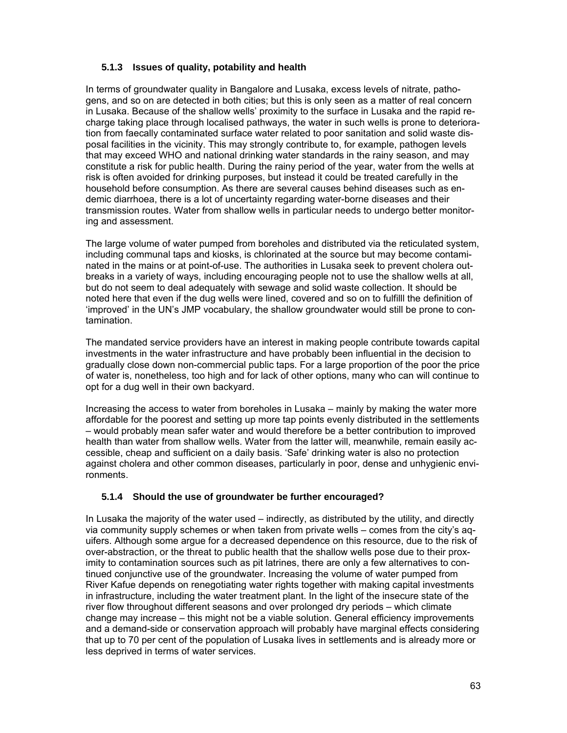### 5.1.3 Issues of quality, potability and health

In terms of groundwater quality in Bangalore and Lusaka, excess levels of nitrate, pathogens, and so on are detected in both cities; but this is only seen as a matter of real concern in Lusaka. Because of the shallow wells' proximity to the surface in Lusaka and the rapid recharge taking place through localised pathways, the water in such wells is prone to deterioration from faecally contaminated surface water related to poor sanitation and solid waste disposal facilities in the vicinity. This may strongly contribute to, for example, pathogen levels that may exceed WHO and national drinking water standards in the rainy season, and may constitute a risk for public health. During the rainy period of the year, water from the wells at risk is often avoided for drinking purposes, but instead it could be treated carefully in the household before consumption. As there are several causes behind diseases such as endemic diarrhoea, there is a lot of uncertainty regarding water-borne diseases and their transmission routes. Water from shallow wells in particular needs to undergo better monitoring and assessment.

The large volume of water pumped from boreholes and distributed via the reticulated system, including communal taps and kiosks, is chlorinated at the source but may become contaminated in the mains or at point-of-use. The authorities in Lusaka seek to prevent cholera outbreaks in a variety of ways, including encouraging people not to use the shallow wells at all, but do not seem to deal adequately with sewage and solid waste collection. It should be noted here that even if the dug wells were lined, covered and so on to fulfilll the definition of 'improved' in the UN's JMP vocabulary, the shallow groundwater would still be prone to contamination.

The mandated service providers have an interest in making people contribute towards capital investments in the water infrastructure and have probably been influential in the decision to gradually close down non-commercial public taps. For a large proportion of the poor the price of water is, nonetheless, too high and for lack of other options, many who can will continue to opt for a dug well in their own backyard.

Increasing the access to water from boreholes in Lusaka – mainly by making the water more affordable for the poorest and setting up more tap points evenly distributed in the settlements – would probably mean safer water and would therefore be a better contribution to improved health than water from shallow wells. Water from the latter will, meanwhile, remain easily accessible, cheap and sufficient on a daily basis. 'Safe' drinking water is also no protection against cholera and other common diseases, particularly in poor, dense and unhygienic environments.

### 5.1.4 Should the use of groundwater be further encouraged?

In Lusaka the majority of the water used – indirectly, as distributed by the utility, and directly via community supply schemes or when taken from private wells – comes from the city's aquifers. Although some argue for a decreased dependence on this resource, due to the risk of over-abstraction, or the threat to public health that the shallow wells pose due to their proximity to contamination sources such as pit latrines, there are only a few alternatives to continued conjunctive use of the groundwater. Increasing the volume of water pumped from River Kafue depends on renegotiating water rights together with making capital investments in infrastructure, including the water treatment plant. In the light of the insecure state of the river flow throughout different seasons and over prolonged dry periods – which climate change may increase – this might not be a viable solution. General efficiency improvements and a demand-side or conservation approach will probably have marginal effects considering that up to 70 per cent of the population of Lusaka lives in settlements and is already more or less deprived in terms of water services.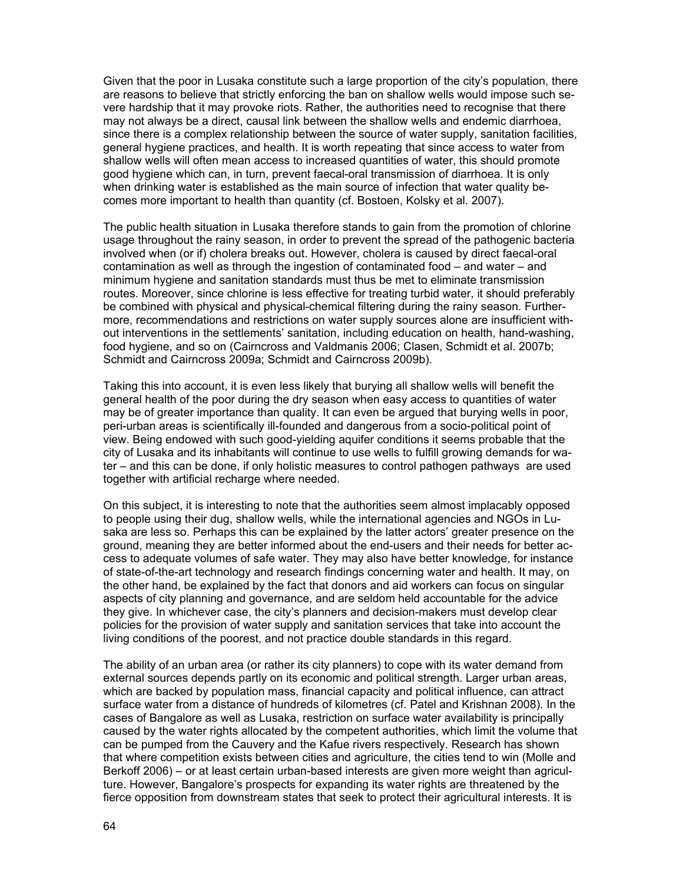Given that the poor in Lusaka constitute such a large proportion of the city's population, there are reasons to believe that strictly enforcing the ban on shallow wells would impose such severe hardship that it may provoke riots. Rather, the authorities need to recognise that there may not always be a direct, causal link between the shallow wells and endemic diarrhoea, since there is a complex relationship between the source of water supply, sanitation facilities, general hygiene practices, and health. It is worth repeating that since access to water from shallow wells will often mean access to increased quantities of water, this should promote good hygiene which can, in turn, prevent faecal-oral transmission of diarrhoea. It is only when drinking water is established as the main source of infection that water quality becomes more important to health than quantity (cf. Bostoen, Kolsky et al. 2007).

The public health situation in Lusaka therefore stands to gain from the promotion of chlorine usage throughout the rainy season, in order to prevent the spread of the pathogenic bacteria involved when (or if) cholera breaks out. However, cholera is caused by direct faecal-oral contamination as well as through the ingestion of contaminated food – and water – and minimum hygiene and sanitation standards must thus be met to eliminate transmission routes. Moreover, since chlorine is less effective for treating turbid water, it should preferably be combined with physical and physical-chemical filtering during the rainy season. Furthermore, recommendations and restrictions on water supply sources alone are insufficient without interventions in the settlements' sanitation, including education on health, hand-washing, food hygiene, and so on (Cairncross and Valdmanis 2006; Clasen, Schmidt et al. 2007b; Schmidt and Cairncross 2009a; Schmidt and Cairncross 2009b).

Taking this into account, it is even less likely that burying all shallow wells will benefit the general health of the poor during the dry season when easy access to quantities of water may be of greater importance than quality. It can even be argued that burying wells in poor, peri-urban areas is scientifically ill-founded and dangerous from a socio-political point of view. Being endowed with such good-yielding aquifer conditions it seems probable that the city of Lusaka and its inhabitants will continue to use wells to fulfill growing demands for water – and this can be done, if only holistic measures to control pathogen pathways are used together with artificial recharge where needed.

On this subject, it is interesting to note that the authorities seem almost implacably opposed to people using their dug, shallow wells, while the international agencies and NGOs in Lusaka are less so. Perhaps this can be explained by the latter actors' greater presence on the ground, meaning they are better informed about the end-users and their needs for better access to adequate volumes of safe water. They may also have better knowledge, for instance of state-of-the-art technology and research findings concerning water and health. It may, on the other hand, be explained by the fact that donors and aid workers can focus on singular aspects of city planning and governance, and are seldom held accountable for the advice they give. In whichever case, the city's planners and decision-makers must develop clear policies for the provision of water supply and sanitation services that take into account the living conditions of the poorest, and not practice double standards in this regard.

The ability of an urban area (or rather its city planners) to cope with its water demand from external sources depends partly on its economic and political strength. Larger urban areas, which are backed by population mass, financial capacity and political influence, can attract surface water from a distance of hundreds of kilometres (cf. Patel and Krishnan 2008). In the cases of Bangalore as well as Lusaka, restriction on surface water availability is principally caused by the water rights allocated by the competent authorities, which limit the volume that can be pumped from the Cauvery and the Kafue rivers respectively. Research has shown that where competition exists between cities and agriculture, the cities tend to win (Molle and Berkoff 2006) – or at least certain urban-based interests are given more weight than agriculture. However, Bangalore's prospects for expanding its water rights are threatened by the fierce opposition from downstream states that seek to protect their agricultural interests. It is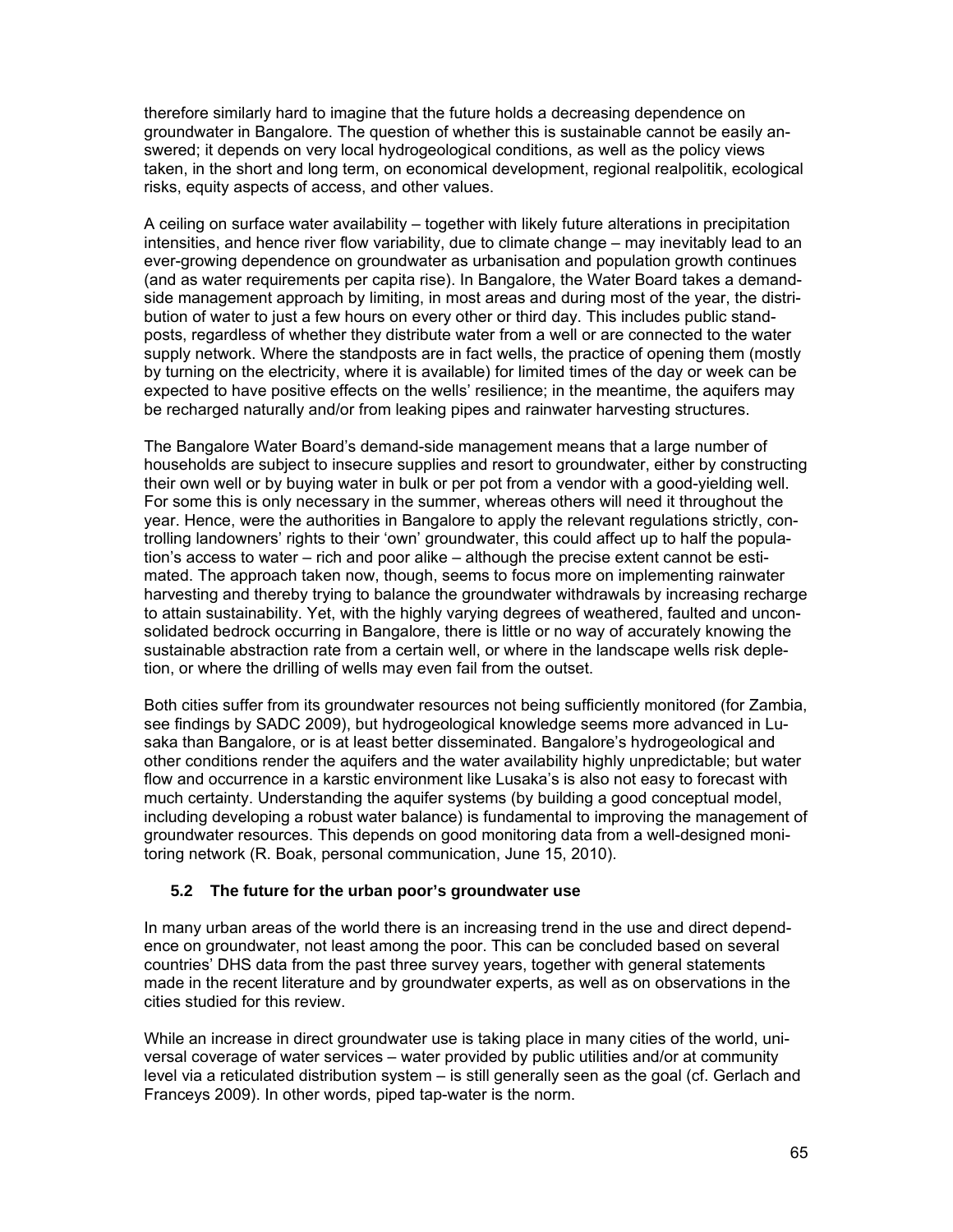therefore similarly hard to imagine that the future holds a decreasing dependence on groundwater in Bangalore. The question of whether this is sustainable cannot be easily answered; it depends on very local hydrogeological conditions, as well as the policy views taken, in the short and long term, on economical development, regional realpolitik, ecological risks, equity aspects of access, and other values.

A ceiling on surface water availability – together with likely future alterations in precipitation intensities, and hence river flow variability, due to climate change – may inevitably lead to an ever-growing dependence on groundwater as urbanisation and population growth continues (and as water requirements per capita rise). In Bangalore, the Water Board takes a demand-side management approach by limiting, in most areas and during most of the year, the distribution of water to just a few hours on every other or third day. This includes public standposts, regardless of whether they distribute water from a well or are connected to the water supply network. Where the standposts are in fact wells, the practice of opening them (mostly by turning on the electricity, where it is available) for limited times of the day or week can be expected to have positive effects on the wells' resilience; in the meantime, the aquifers may be recharged naturally and/or from leaking pipes and rainwater harvesting structures.

The Bangalore Water Board's demand-side management means that a large number of households are subject to insecure supplies and resort to groundwater, either by constructing their own well or by buying water in bulk or per pot from a vendor with a good-yielding well. For some this is only necessary in the summer, whereas others will need it throughout the year. Hence, were the authorities in Bangalore to apply the relevant regulations strictly, controlling landowners' rights to their 'own' groundwater, this could affect up to half the population's access to water – rich and poor alike – although the precise extent cannot be estimated. The approach taken now, though, seems to focus more on implementing rainwater harvesting and thereby trying to balance the groundwater withdrawals by increasing recharge to attain sustainability. Yet, with the highly varying degrees of weathered, faulted and unconsolidated bedrock occurring in Bangalore, there is little or no way of accurately knowing the sustainable abstraction rate from a certain well, or where in the landscape wells risk depletion, or where the drilling of wells may even fail from the outset.

Both cities suffer from its groundwater resources not being sufficiently monitored (for Zambia, see findings by SADC 2009), but hydrogeological knowledge seems more advanced in Lusaka than Bangalore, or is at least better disseminated. Bangalore's hydrogeological and other conditions render the aquifers and the water availability highly unpredictable; but water flow and occurrence in a karstic environment like Lusaka's is also not easy to forecast with much certainty. Understanding the aquifer systems (by building a good conceptual model, including developing a robust water balance) is fundamental to improving the management of groundwater resources. This depends on good monitoring data from a well-designed monitoring network (R. Boak, personal communication, June 15, 2010).

## 5.2 The future for the urban poor's groundwater use

In many urban areas of the world there is an increasing trend in the use and direct dependence on groundwater, not least among the poor. This can be concluded based on several countries' DHS data from the past three survey years, together with general statements made in the recent literature and by groundwater experts, as well as on observations in the cities studied for this review.

While an increase in direct groundwater use is taking place in many cities of the world, universal coverage of water services – water provided by public utilities and/or at community level via a reticulated distribution system – is still generally seen as the goal (cf. Gerlach and Franceys 2009). In other words, piped tap-water is the norm.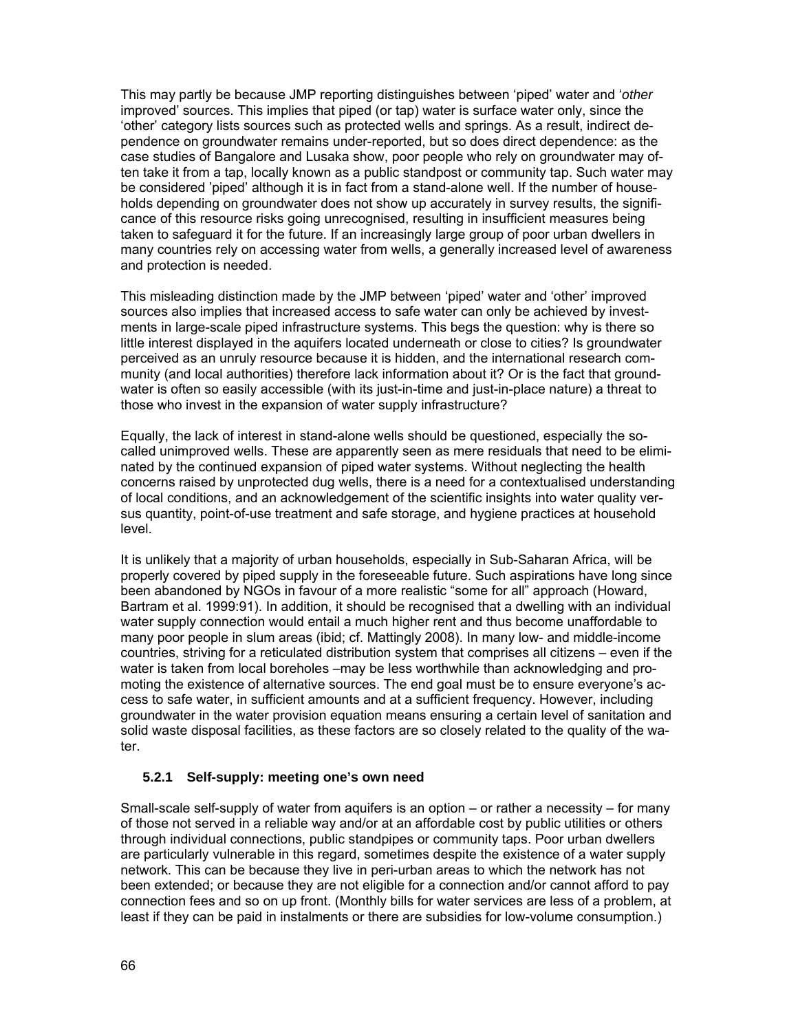This may partly be because JMP reporting distinguishes between 'piped' water and '*other* improved' sources. This implies that piped (or tap) water is surface water only, since the 'other' category lists sources such as protected wells and springs. As a result, indirect dependence on groundwater remains under-reported, but so does direct dependence: as the case studies of Bangalore and Lusaka show, poor people who rely on groundwater may often take it from a tap, locally known as a public standpost or community tap. Such water may be considered 'piped' although it is in fact from a stand-alone well. If the number of households depending on groundwater does not show up accurately in survey results, the significance of this resource risks going unrecognised, resulting in insufficient measures being taken to safeguard it for the future. If an increasingly large group of poor urban dwellers in many countries rely on accessing water from wells, a generally increased level of awareness and protection is needed.

This misleading distinction made by the JMP between 'piped' water and 'other' improved sources also implies that increased access to safe water can only be achieved by investments in large-scale piped infrastructure systems. This begs the question: why is there so little interest displayed in the aquifers located underneath or close to cities? Is groundwater perceived as an unruly resource because it is hidden, and the international research community (and local authorities) therefore lack information about it? Or is the fact that groundwater is often so easily accessible (with its just-in-time and just-in-place nature) a threat to those who invest in the expansion of water supply infrastructure?

Equally, the lack of interest in stand-alone wells should be questioned, especially the so-called unimproved wells. These are apparently seen as mere residuals that need to be eliminated by the continued expansion of piped water systems. Without neglecting the health concerns raised by unprotected dug wells, there is a need for a contextualised understanding of local conditions, and an acknowledgement of the scientific insights into water quality versus quantity, point-of-use treatment and safe storage, and hygiene practices at household level.

It is unlikely that a majority of urban households, especially in Sub-Saharan Africa, will be properly covered by piped supply in the foreseeable future. Such aspirations have long since been abandoned by NGOs in favour of a more realistic "some for all" approach (Howard, Bartram et al. 1999:91). In addition, it should be recognised that a dwelling with an individual water supply connection would entail a much higher rent and thus become unaffordable to many poor people in slum areas (ibid; cf. Mattingly 2008). In many low- and middle-income countries, striving for a reticulated distribution system that comprises all citizens – even if the water is taken from local boreholes –may be less worthwhile than acknowledging and promoting the existence of alternative sources. The end goal must be to ensure everyone's access to safe water, in sufficient amounts and at a sufficient frequency. However, including groundwater in the water provision equation means ensuring a certain level of sanitation and solid waste disposal facilities, as these factors are so closely related to the quality of the water.

### 5.2.1 Self-supply: meeting one's own need

Small-scale self-supply of water from aquifers is an option – or rather a necessity – for many of those not served in a reliable way and/or at an affordable cost by public utilities or others through individual connections, public standpipes or community taps. Poor urban dwellers are particularly vulnerable in this regard, sometimes despite the existence of a water supply network. This can be because they live in peri-urban areas to which the network has not been extended; or because they are not eligible for a connection and/or cannot afford to pay connection fees and so on up front. (Monthly bills for water services are less of a problem, at least if they can be paid in instalments or there are subsidies for low-volume consumption.)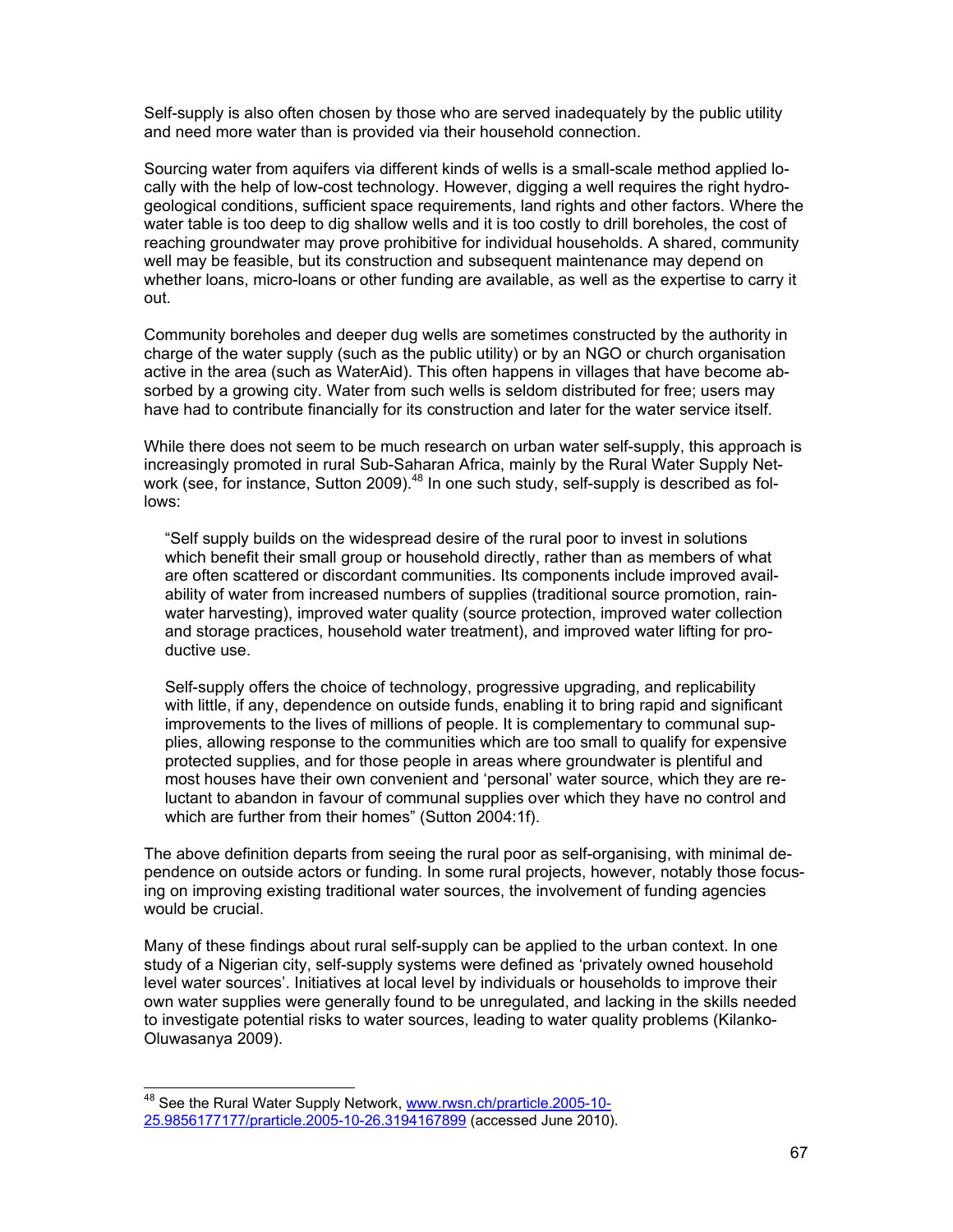Self-supply is also often chosen by those who are served inadequately by the public utility and need more water than is provided via their household connection.

Sourcing water from aquifers via different kinds of wells is a small-scale method applied locally with the help of low-cost technology. However, digging a well requires the right hydrogeological conditions, sufficient space requirements, land rights and other factors. Where the water table is too deep to dig shallow wells and it is too costly to drill boreholes, the cost of reaching groundwater may prove prohibitive for individual households. A shared, community well may be feasible, but its construction and subsequent maintenance may depend on whether loans, micro-loans or other funding are available, as well as the expertise to carry it out.

Community boreholes and deeper dug wells are sometimes constructed by the authority in charge of the water supply (such as the public utility) or by an NGO or church organisation active in the area (such as WaterAid). This often happens in villages that have become absorbed by a growing city. Water from such wells is seldom distributed for free; users may have had to contribute financially for its construction and later for the water service itself.

While there does not seem to be much research on urban water self-supply, this approach is increasingly promoted in rural Sub-Saharan Africa, mainly by the Rural Water Supply Network (see, for instance, Sutton 2009).[48] In one such study, self-supply is described as follows:

> "Self supply builds on the widespread desire of the rural poor to invest in solutions which benefit their small group or household directly, rather than as members of what are often scattered or discordant communities. Its components include improved availability of water from increased numbers of supplies (traditional source promotion, rainwater harvesting), improved water quality (source protection, improved water collection and storage practices, household water treatment), and improved water lifting for productive use.
>
> Self-supply offers the choice of technology, progressive upgrading, and replicability with little, if any, dependence on outside funds, enabling it to bring rapid and significant improvements to the lives of millions of people. It is complementary to communal supplies, allowing response to the communities which are too small to qualify for expensive protected supplies, and for those people in areas where groundwater is plentiful and most houses have their own convenient and 'personal' water source, which they are reluctant to abandon in favour of communal supplies over which they have no control and which are further from their homes" (Sutton 2004:1f).

The above definition departs from seeing the rural poor as self-organising, with minimal dependence on outside actors or funding. In some rural projects, however, notably those focusing on improving existing traditional water sources, the involvement of funding agencies would be crucial.

Many of these findings about rural self-supply can be applied to the urban context. In one study of a Nigerian city, self-supply systems were defined as 'privately owned household level water sources'. Initiatives at local level by individuals or households to improve their own water supplies were generally found to be unregulated, and lacking in the skills needed to investigate potential risks to water sources, leading to water quality problems (Kilanko-Oluwasanya 2009).

---

[48] See the Rural Water Supply Network, www.rwsn.ch/prarticle.2005-10-25.9856177177/prarticle.2005-10-26.3194167899 (accessed June 2010).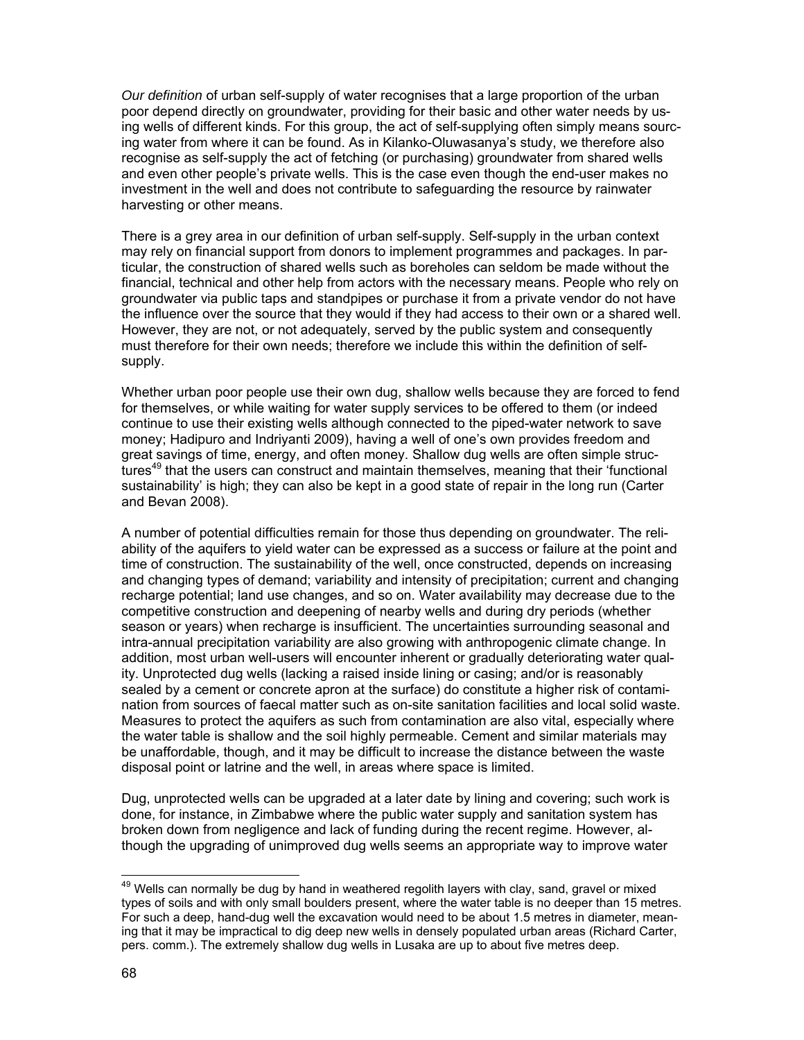*Our definition* of urban self-supply of water recognises that a large proportion of the urban poor depend directly on groundwater, providing for their basic and other water needs by using wells of different kinds. For this group, the act of self-supplying often simply means sourcing water from where it can be found. As in Kilanko-Oluwasanya's study, we therefore also recognise as self-supply the act of fetching (or purchasing) groundwater from shared wells and even other people's private wells. This is the case even though the end-user makes no investment in the well and does not contribute to safeguarding the resource by rainwater harvesting or other means.

There is a grey area in our definition of urban self-supply. Self-supply in the urban context may rely on financial support from donors to implement programmes and packages. In particular, the construction of shared wells such as boreholes can seldom be made without the financial, technical and other help from actors with the necessary means. People who rely on groundwater via public taps and standpipes or purchase it from a private vendor do not have the influence over the source that they would if they had access to their own or a shared well. However, they are not, or not adequately, served by the public system and consequently must therefore for their own needs; therefore we include this within the definition of self-supply.

Whether urban poor people use their own dug, shallow wells because they are forced to fend for themselves, or while waiting for water supply services to be offered to them (or indeed continue to use their existing wells although connected to the piped-water network to save money; Hadipuro and Indriyanti 2009), having a well of one's own provides freedom and great savings of time, energy, and often money. Shallow dug wells are often simple structures[49] that the users can construct and maintain themselves, meaning that their 'functional sustainability' is high; they can also be kept in a good state of repair in the long run (Carter and Bevan 2008).

A number of potential difficulties remain for those thus depending on groundwater. The reliability of the aquifers to yield water can be expressed as a success or failure at the point and time of construction. The sustainability of the well, once constructed, depends on increasing and changing types of demand; variability and intensity of precipitation; current and changing recharge potential; land use changes, and so on. Water availability may decrease due to the competitive construction and deepening of nearby wells and during dry periods (whether season or years) when recharge is insufficient. The uncertainties surrounding seasonal and intra-annual precipitation variability are also growing with anthropogenic climate change. In addition, most urban well-users will encounter inherent or gradually deteriorating water quality. Unprotected dug wells (lacking a raised inside lining or casing; and/or is reasonably sealed by a cement or concrete apron at the surface) do constitute a higher risk of contamination from sources of faecal matter such as on-site sanitation facilities and local solid waste. Measures to protect the aquifers as such from contamination are also vital, especially where the water table is shallow and the soil highly permeable. Cement and similar materials may be unaffordable, though, and it may be difficult to increase the distance between the waste disposal point or latrine and the well, in areas where space is limited.

Dug, unprotected wells can be upgraded at a later date by lining and covering; such work is done, for instance, in Zimbabwe where the public water supply and sanitation system has broken down from negligence and lack of funding during the recent regime. However, although the upgrading of unimproved dug wells seems an appropriate way to improve water

[49] Wells can normally be dug by hand in weathered regolith layers with clay, sand, gravel or mixed types of soils and with only small boulders present, where the water table is no deeper than 15 metres. For such a deep, hand-dug well the excavation would need to be about 1.5 metres in diameter, meaning that it may be impractical to dig deep new wells in densely populated urban areas (Richard Carter, pers. comm.). The extremely shallow dug wells in Lusaka are up to about five metres deep.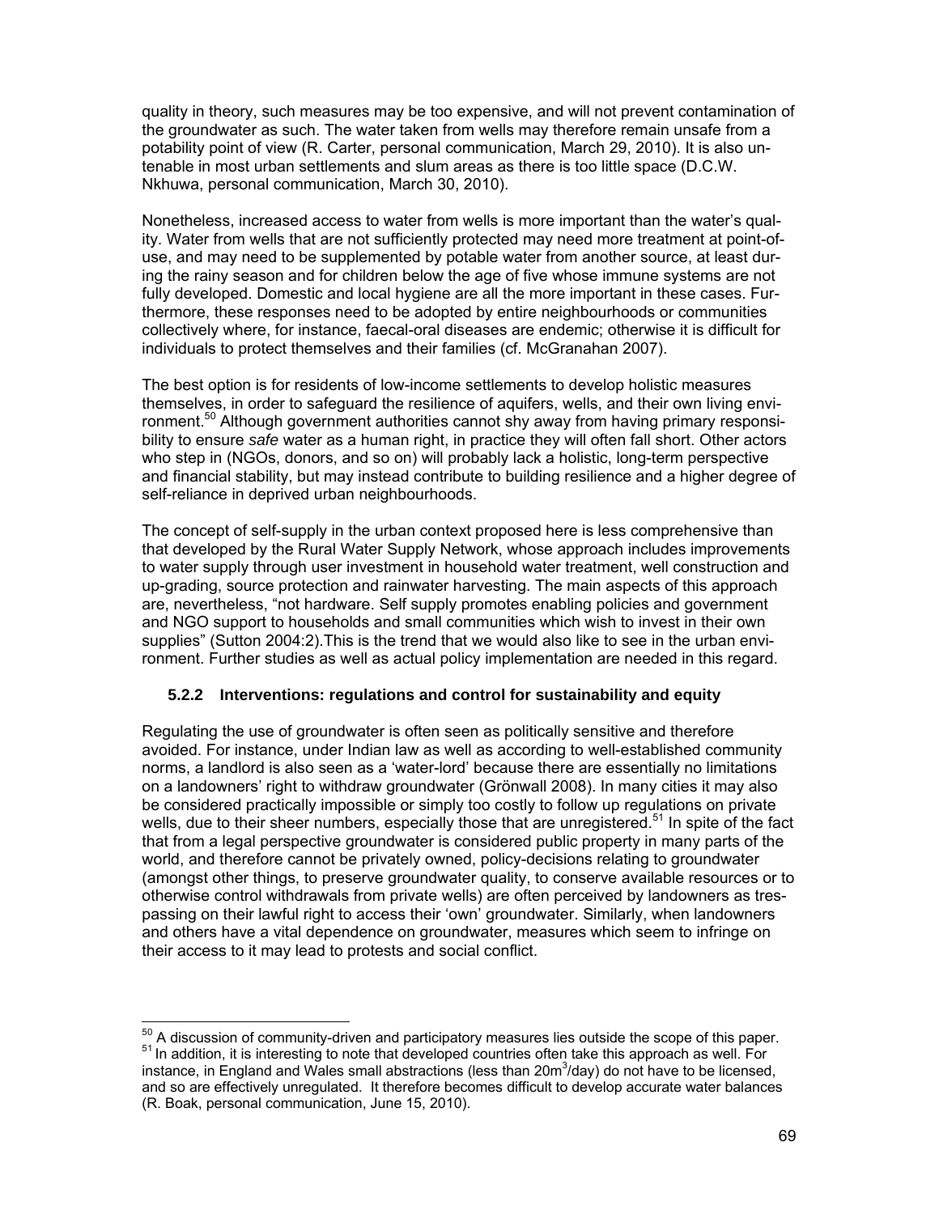quality in theory, such measures may be too expensive, and will not prevent contamination of the groundwater as such. The water taken from wells may therefore remain unsafe from a potability point of view (R. Carter, personal communication, March 29, 2010). It is also untenable in most urban settlements and slum areas as there is too little space (D.C.W. Nkhuwa, personal communication, March 30, 2010).

Nonetheless, increased access to water from wells is more important than the water's quality. Water from wells that are not sufficiently protected may need more treatment at point-of-use, and may need to be supplemented by potable water from another source, at least during the rainy season and for children below the age of five whose immune systems are not fully developed. Domestic and local hygiene are all the more important in these cases. Furthermore, these responses need to be adopted by entire neighbourhoods or communities collectively where, for instance, faecal-oral diseases are endemic; otherwise it is difficult for individuals to protect themselves and their families (cf. McGranahan 2007).

The best option is for residents of low-income settlements to develop holistic measures themselves, in order to safeguard the resilience of aquifers, wells, and their own living environment.[50] Although government authorities cannot shy away from having primary responsibility to ensure *safe* water as a human right, in practice they will often fall short. Other actors who step in (NGOs, donors, and so on) will probably lack a holistic, long-term perspective and financial stability, but may instead contribute to building resilience and a higher degree of self-reliance in deprived urban neighbourhoods.

The concept of self-supply in the urban context proposed here is less comprehensive than that developed by the Rural Water Supply Network, whose approach includes improvements to water supply through user investment in household water treatment, well construction and up-grading, source protection and rainwater harvesting. The main aspects of this approach are, nevertheless, "not hardware. Self supply promotes enabling policies and government and NGO support to households and small communities which wish to invest in their own supplies" (Sutton 2004:2).This is the trend that we would also like to see in the urban environment. Further studies as well as actual policy implementation are needed in this regard.

### 5.2.2 Interventions: regulations and control for sustainability and equity

Regulating the use of groundwater is often seen as politically sensitive and therefore avoided. For instance, under Indian law as well as according to well-established community norms, a landlord is also seen as a 'water-lord' because there are essentially no limitations on a landowners' right to withdraw groundwater (Grönwall 2008). In many cities it may also be considered practically impossible or simply too costly to follow up regulations on private wells, due to their sheer numbers, especially those that are unregistered.[51] In spite of the fact that from a legal perspective groundwater is considered public property in many parts of the world, and therefore cannot be privately owned, policy-decisions relating to groundwater (amongst other things, to preserve groundwater quality, to conserve available resources or to otherwise control withdrawals from private wells) are often perceived by landowners as trespassing on their lawful right to access their 'own' groundwater. Similarly, when landowners and others have a vital dependence on groundwater, measures which seem to infringe on their access to it may lead to protests and social conflict.

---

[50] A discussion of community-driven and participatory measures lies outside the scope of this paper.

[51] In addition, it is interesting to note that developed countries often take this approach as well. For instance, in England and Wales small abstractions (less than $20m^3$/day) do not have to be licensed, and so are effectively unregulated. It therefore becomes difficult to develop accurate water balances (R. Boak, personal communication, June 15, 2010).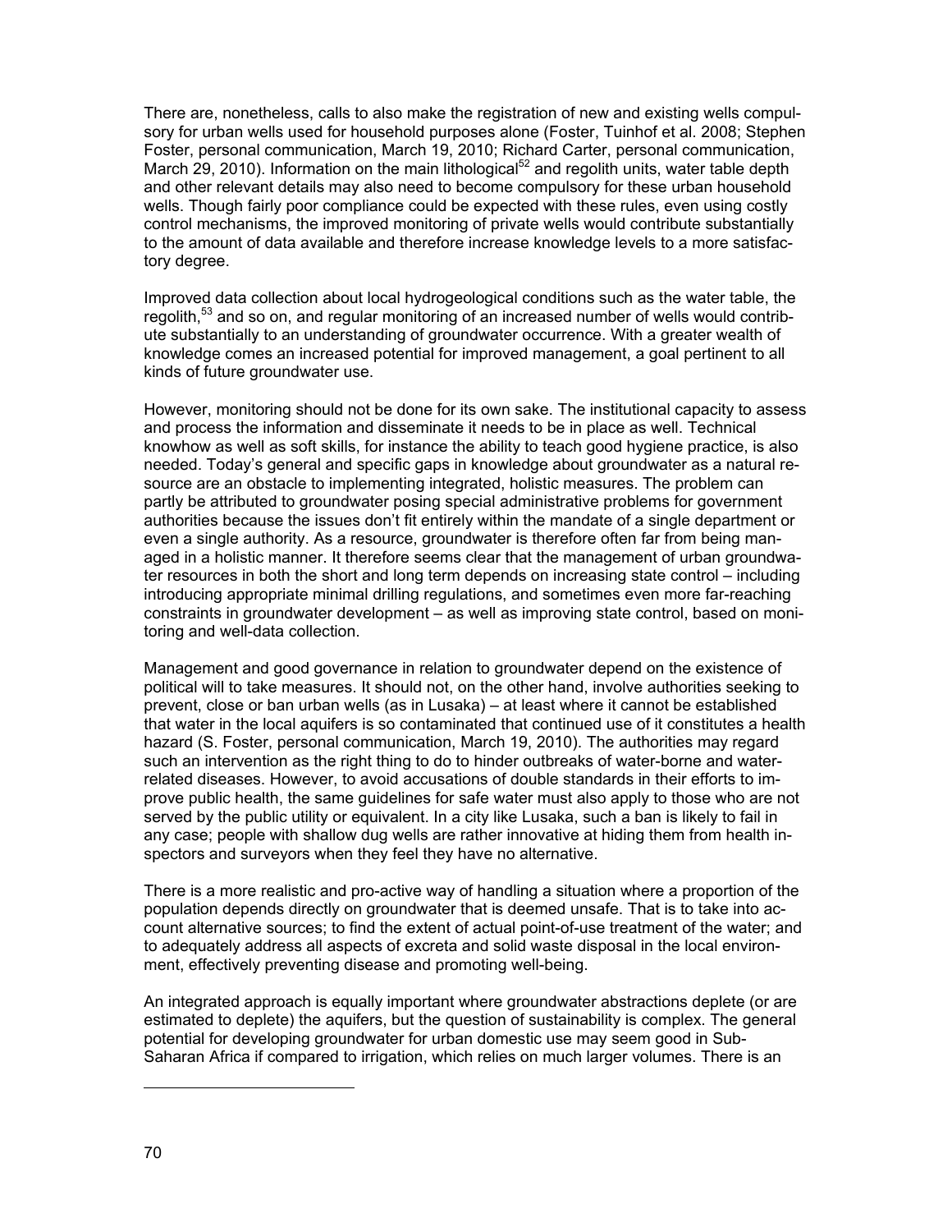There are, nonetheless, calls to also make the registration of new and existing wells compulsory for urban wells used for household purposes alone (Foster, Tuinhof et al. 2008; Stephen Foster, personal communication, March 19, 2010; Richard Carter, personal communication, March 29, 2010). Information on the main lithological[52] and regolith units, water table depth and other relevant details may also need to become compulsory for these urban household wells. Though fairly poor compliance could be expected with these rules, even using costly control mechanisms, the improved monitoring of private wells would contribute substantially to the amount of data available and therefore increase knowledge levels to a more satisfactory degree.

Improved data collection about local hydrogeological conditions such as the water table, the regolith,[53] and so on, and regular monitoring of an increased number of wells would contribute substantially to an understanding of groundwater occurrence. With a greater wealth of knowledge comes an increased potential for improved management, a goal pertinent to all kinds of future groundwater use.

However, monitoring should not be done for its own sake. The institutional capacity to assess and process the information and disseminate it needs to be in place as well. Technical knowhow as well as soft skills, for instance the ability to teach good hygiene practice, is also needed. Today's general and specific gaps in knowledge about groundwater as a natural resource are an obstacle to implementing integrated, holistic measures. The problem can partly be attributed to groundwater posing special administrative problems for government authorities because the issues don't fit entirely within the mandate of a single department or even a single authority. As a resource, groundwater is therefore often far from being managed in a holistic manner. It therefore seems clear that the management of urban groundwater resources in both the short and long term depends on increasing state control – including introducing appropriate minimal drilling regulations, and sometimes even more far-reaching constraints in groundwater development – as well as improving state control, based on monitoring and well-data collection.

Management and good governance in relation to groundwater depend on the existence of political will to take measures. It should not, on the other hand, involve authorities seeking to prevent, close or ban urban wells (as in Lusaka) – at least where it cannot be established that water in the local aquifers is so contaminated that continued use of it constitutes a health hazard (S. Foster, personal communication, March 19, 2010). The authorities may regard such an intervention as the right thing to do to hinder outbreaks of water-borne and water-related diseases. However, to avoid accusations of double standards in their efforts to improve public health, the same guidelines for safe water must also apply to those who are not served by the public utility or equivalent. In a city like Lusaka, such a ban is likely to fail in any case; people with shallow dug wells are rather innovative at hiding them from health inspectors and surveyors when they feel they have no alternative.

There is a more realistic and pro-active way of handling a situation where a proportion of the population depends directly on groundwater that is deemed unsafe. That is to take into account alternative sources; to find the extent of actual point-of-use treatment of the water; and to adequately address all aspects of excreta and solid waste disposal in the local environment, effectively preventing disease and promoting well-being.

An integrated approach is equally important where groundwater abstractions deplete (or are estimated to deplete) the aquifers, but the question of sustainability is complex. The general potential for developing groundwater for urban domestic use may seem good in Sub-Saharan Africa if compared to irrigation, which relies on much larger volumes. There is an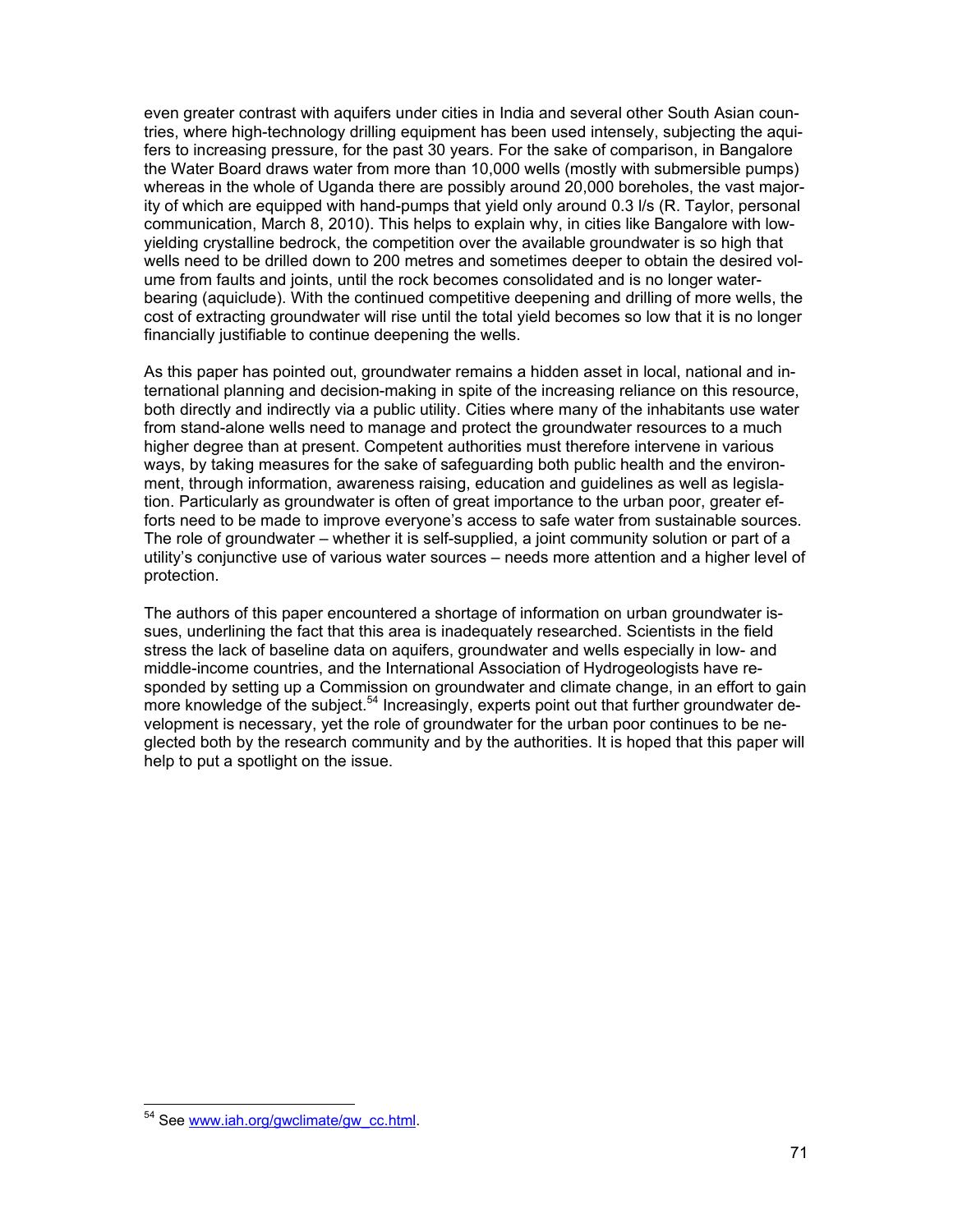even greater contrast with aquifers under cities in India and several other South Asian countries, where high-technology drilling equipment has been used intensely, subjecting the aquifers to increasing pressure, for the past 30 years. For the sake of comparison, in Bangalore the Water Board draws water from more than 10,000 wells (mostly with submersible pumps) whereas in the whole of Uganda there are possibly around 20,000 boreholes, the vast majority of which are equipped with hand-pumps that yield only around 0.3 l/s (R. Taylor, personal communication, March 8, 2010). This helps to explain why, in cities like Bangalore with low-yielding crystalline bedrock, the competition over the available groundwater is so high that wells need to be drilled down to 200 metres and sometimes deeper to obtain the desired volume from faults and joints, until the rock becomes consolidated and is no longer water-bearing (aquiclude). With the continued competitive deepening and drilling of more wells, the cost of extracting groundwater will rise until the total yield becomes so low that it is no longer financially justifiable to continue deepening the wells.

As this paper has pointed out, groundwater remains a hidden asset in local, national and international planning and decision-making in spite of the increasing reliance on this resource, both directly and indirectly via a public utility. Cities where many of the inhabitants use water from stand-alone wells need to manage and protect the groundwater resources to a much higher degree than at present. Competent authorities must therefore intervene in various ways, by taking measures for the sake of safeguarding both public health and the environment, through information, awareness raising, education and guidelines as well as legislation. Particularly as groundwater is often of great importance to the urban poor, greater efforts need to be made to improve everyone's access to safe water from sustainable sources. The role of groundwater – whether it is self-supplied, a joint community solution or part of a utility's conjunctive use of various water sources – needs more attention and a higher level of protection.

The authors of this paper encountered a shortage of information on urban groundwater issues, underlining the fact that this area is inadequately researched. Scientists in the field stress the lack of baseline data on aquifers, groundwater and wells especially in low- and middle-income countries, and the International Association of Hydrogeologists have responded by setting up a Commission on groundwater and climate change, in an effort to gain more knowledge of the subject.[54] Increasingly, experts point out that further groundwater development is necessary, yet the role of groundwater for the urban poor continues to be neglected both by the research community and by the authorities. It is hoped that this paper will help to put a spotlight on the issue.

[54] See www.iah.org/gwclimate/gw_cc.html.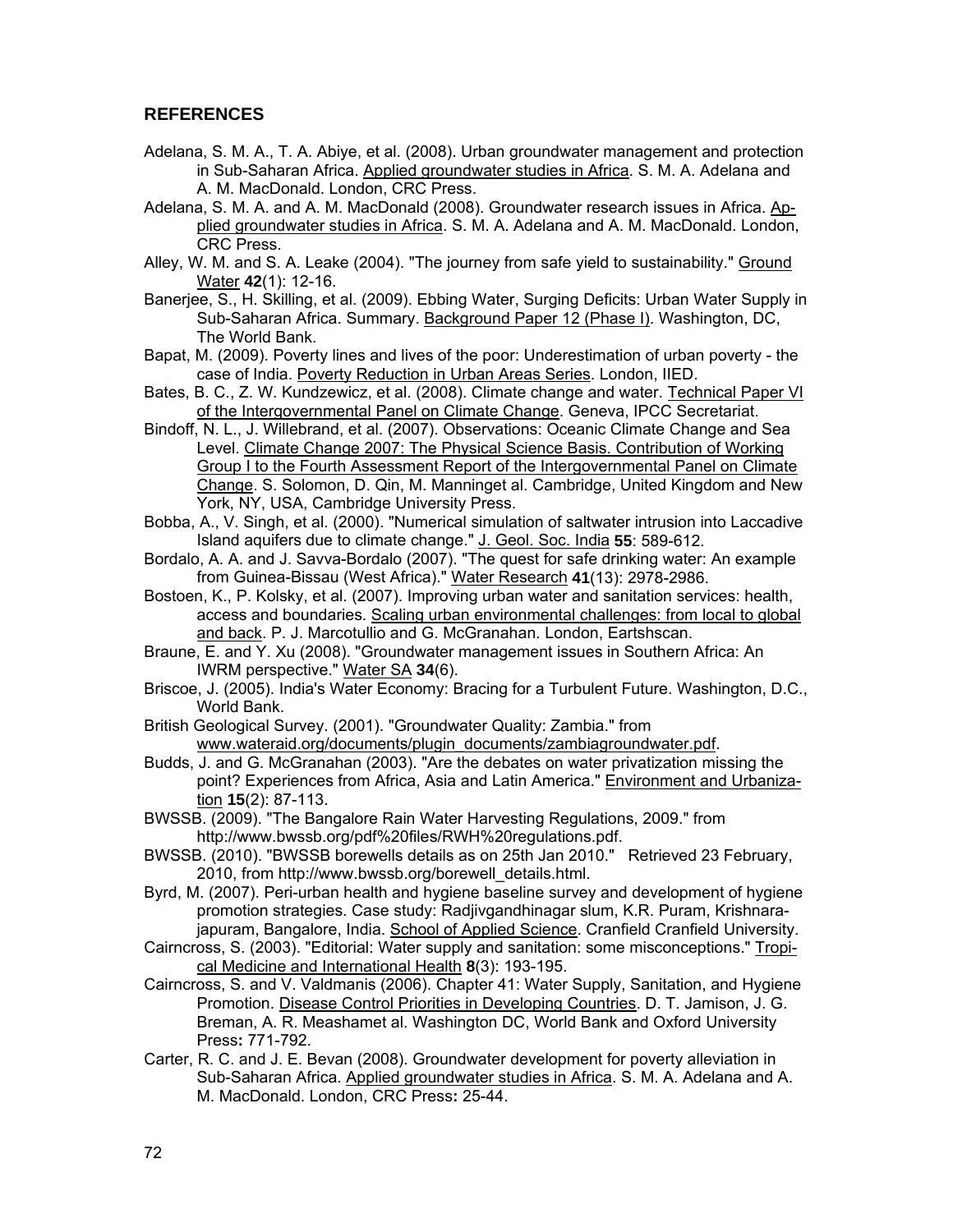## REFERENCES

Adelana, S. M. A., T. A. Abiye, et al. (2008). Urban groundwater management and protection in Sub-Saharan Africa. Applied groundwater studies in Africa. S. M. A. Adelana and A. M. MacDonald. London, CRC Press.

Adelana, S. M. A. and A. M. MacDonald (2008). Groundwater research issues in Africa. Applied groundwater studies in Africa. S. M. A. Adelana and A. M. MacDonald. London, CRC Press.

Alley, W. M. and S. A. Leake (2004). "The journey from safe yield to sustainability." Ground Water **42**(1): 12-16.

Banerjee, S., H. Skilling, et al. (2009). Ebbing Water, Surging Deficits: Urban Water Supply in Sub-Saharan Africa. Summary. Background Paper 12 (Phase I). Washington, DC, The World Bank.

Bapat, M. (2009). Poverty lines and lives of the poor: Underestimation of urban poverty - the case of India. Poverty Reduction in Urban Areas Series. London, IIED.

Bates, B. C., Z. W. Kundzewicz, et al. (2008). Climate change and water. Technical Paper VI of the Intergovernmental Panel on Climate Change. Geneva, IPCC Secretariat.

Bindoff, N. L., J. Willebrand, et al. (2007). Observations: Oceanic Climate Change and Sea Level. Climate Change 2007: The Physical Science Basis. Contribution of Working Group I to the Fourth Assessment Report of the Intergovernmental Panel on Climate Change. S. Solomon, D. Qin, M. Manninget al. Cambridge, United Kingdom and New York, NY, USA, Cambridge University Press.

Bobba, A., V. Singh, et al. (2000). "Numerical simulation of saltwater intrusion into Laccadive Island aquifers due to climate change." J. Geol. Soc. India **55**: 589-612.

Bordalo, A. A. and J. Savva-Bordalo (2007). "The quest for safe drinking water: An example from Guinea-Bissau (West Africa)." Water Research **41**(13): 2978-2986.

Bostoen, K., P. Kolsky, et al. (2007). Improving urban water and sanitation services: health, access and boundaries. Scaling urban environmental challenges: from local to global and back. P. J. Marcotullio and G. McGranahan. London, Eartshscan.

Braune, E. and Y. Xu (2008). "Groundwater management issues in Southern Africa: An IWRM perspective." Water SA **34**(6).

Briscoe, J. (2005). India's Water Economy: Bracing for a Turbulent Future. Washington, D.C., World Bank.

British Geological Survey. (2001). "Groundwater Quality: Zambia." from www.wateraid.org/documents/plugin_documents/zambiagroundwater.pdf.

Budds, J. and G. McGranahan (2003). "Are the debates on water privatization missing the point? Experiences from Africa, Asia and Latin America." Environment and Urbanization **15**(2): 87-113.

BWSSB. (2009). "The Bangalore Rain Water Harvesting Regulations, 2009." from http://www.bwssb.org/pdf%20files/RWH%20regulations.pdf.

BWSSB. (2010). "BWSSB borewells details as on 25th Jan 2010." Retrieved 23 February, 2010, from http://www.bwssb.org/borewell_details.html.

Byrd, M. (2007). Peri-urban health and hygiene baseline survey and development of hygiene promotion strategies. Case study: Radjivgandhinagar slum, K.R. Puram, Krishnarajapuram, Bangalore, India. School of Applied Science. Cranfield Cranfield University.

Cairncross, S. (2003). "Editorial: Water supply and sanitation: some misconceptions." Tropical Medicine and International Health **8**(3): 193-195.

Cairncross, S. and V. Valdmanis (2006). Chapter 41: Water Supply, Sanitation, and Hygiene Promotion. Disease Control Priorities in Developing Countries. D. T. Jamison, J. G. Breman, A. R. Meashamet al. Washington DC, World Bank and Oxford University Press**:** 771-792.

Carter, R. C. and J. E. Bevan (2008). Groundwater development for poverty alleviation in Sub-Saharan Africa. Applied groundwater studies in Africa. S. M. A. Adelana and A. M. MacDonald. London, CRC Press**:** 25-44.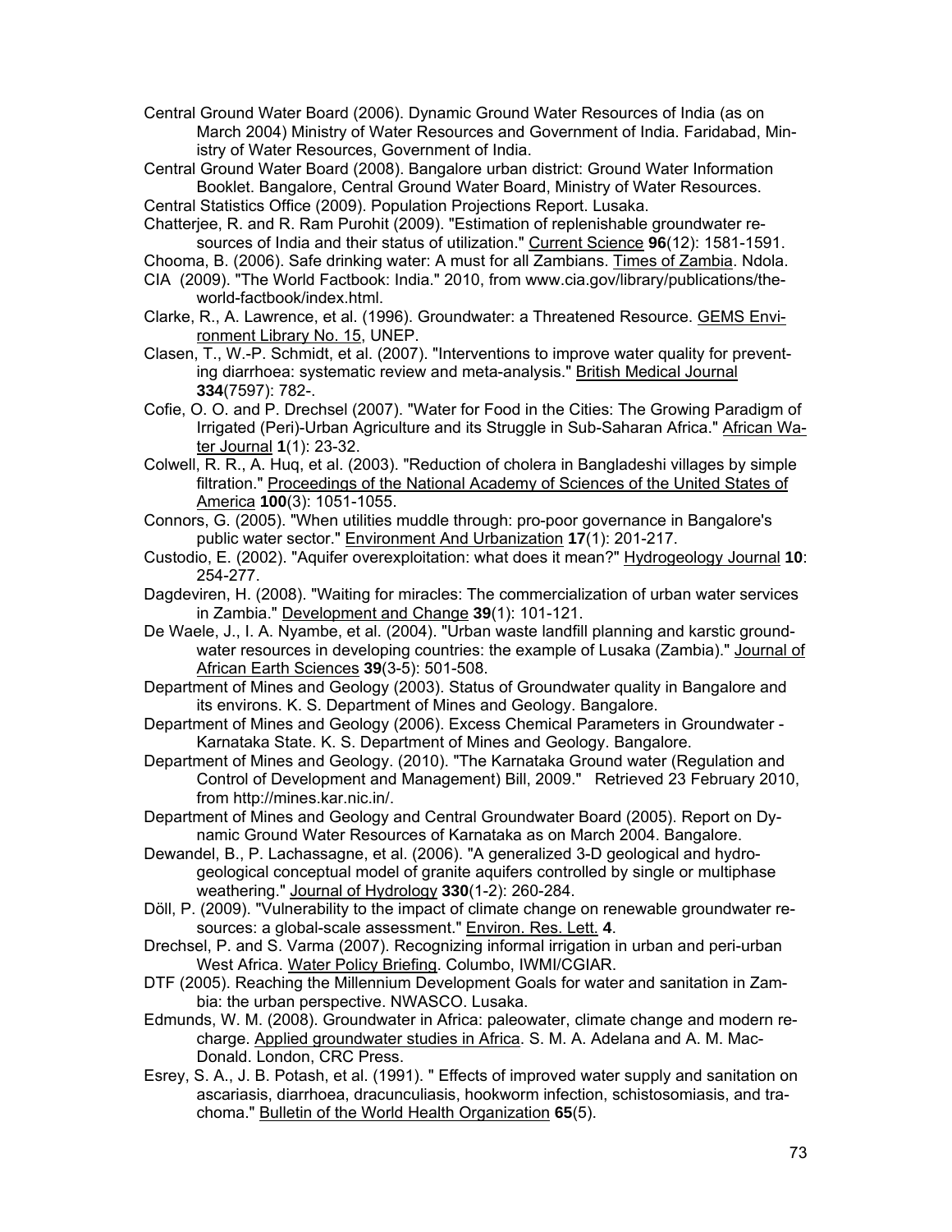Central Ground Water Board (2006). Dynamic Ground Water Resources of India (as on March 2004) Ministry of Water Resources and Government of India. Faridabad, Ministry of Water Resources, Government of India.

Central Ground Water Board (2008). Bangalore urban district: Ground Water Information Booklet. Bangalore, Central Ground Water Board, Ministry of Water Resources.

Central Statistics Office (2009). Population Projections Report. Lusaka.

Chatterjee, R. and R. Ram Purohit (2009). "Estimation of replenishable groundwater resources of India and their status of utilization." Current Science **96**(12): 1581-1591.

Chooma, B. (2006). Safe drinking water: A must for all Zambians. Times of Zambia. Ndola.

CIA (2009). "The World Factbook: India." 2010, from www.cia.gov/library/publications/the-world-factbook/index.html.

Clarke, R., A. Lawrence, et al. (1996). Groundwater: a Threatened Resource. GEMS Environment Library No. 15, UNEP.

Clasen, T., W.-P. Schmidt, et al. (2007). "Interventions to improve water quality for preventing diarrhoea: systematic review and meta-analysis." British Medical Journal **334**(7597): 782-.

Cofie, O. O. and P. Drechsel (2007). "Water for Food in the Cities: The Growing Paradigm of Irrigated (Peri)-Urban Agriculture and its Struggle in Sub-Saharan Africa." African Water Journal **1**(1): 23-32.

Colwell, R. R., A. Huq, et al. (2003). "Reduction of cholera in Bangladeshi villages by simple filtration." Proceedings of the National Academy of Sciences of the United States of America **100**(3): 1051-1055.

Connors, G. (2005). "When utilities muddle through: pro-poor governance in Bangalore's public water sector." Environment And Urbanization **17**(1): 201-217.

Custodio, E. (2002). "Aquifer overexploitation: what does it mean?" Hydrogeology Journal **10**: 254-277.

Dagdeviren, H. (2008). "Waiting for miracles: The commercialization of urban water services in Zambia." Development and Change **39**(1): 101-121.

De Waele, J., I. A. Nyambe, et al. (2004). "Urban waste landfill planning and karstic groundwater resources in developing countries: the example of Lusaka (Zambia)." Journal of African Earth Sciences **39**(3-5): 501-508.

Department of Mines and Geology (2003). Status of Groundwater quality in Bangalore and its environs. K. S. Department of Mines and Geology. Bangalore.

Department of Mines and Geology (2006). Excess Chemical Parameters in Groundwater - Karnataka State. K. S. Department of Mines and Geology. Bangalore.

Department of Mines and Geology. (2010). "The Karnataka Ground water (Regulation and Control of Development and Management) Bill, 2009." Retrieved 23 February 2010, from http://mines.kar.nic.in/.

Department of Mines and Geology and Central Groundwater Board (2005). Report on Dynamic Ground Water Resources of Karnataka as on March 2004. Bangalore.

Dewandel, B., P. Lachassagne, et al. (2006). "A generalized 3-D geological and hydrogeological conceptual model of granite aquifers controlled by single or multiphase weathering." Journal of Hydrology **330**(1-2): 260-284.

Döll, P. (2009). "Vulnerability to the impact of climate change on renewable groundwater resources: a global-scale assessment." Environ. Res. Lett. **4**.

Drechsel, P. and S. Varma (2007). Recognizing informal irrigation in urban and peri-urban West Africa. Water Policy Briefing. Columbo, IWMI/CGIAR.

DTF (2005). Reaching the Millennium Development Goals for water and sanitation in Zambia: the urban perspective. NWASCO. Lusaka.

Edmunds, W. M. (2008). Groundwater in Africa: paleowater, climate change and modern recharge. Applied groundwater studies in Africa. S. M. A. Adelana and A. M. MacDonald. London, CRC Press.

Esrey, S. A., J. B. Potash, et al. (1991). " Effects of improved water supply and sanitation on ascariasis, diarrhoea, dracunculiasis, hookworm infection, schistosomiasis, and trachoma." Bulletin of the World Health Organization **65**(5).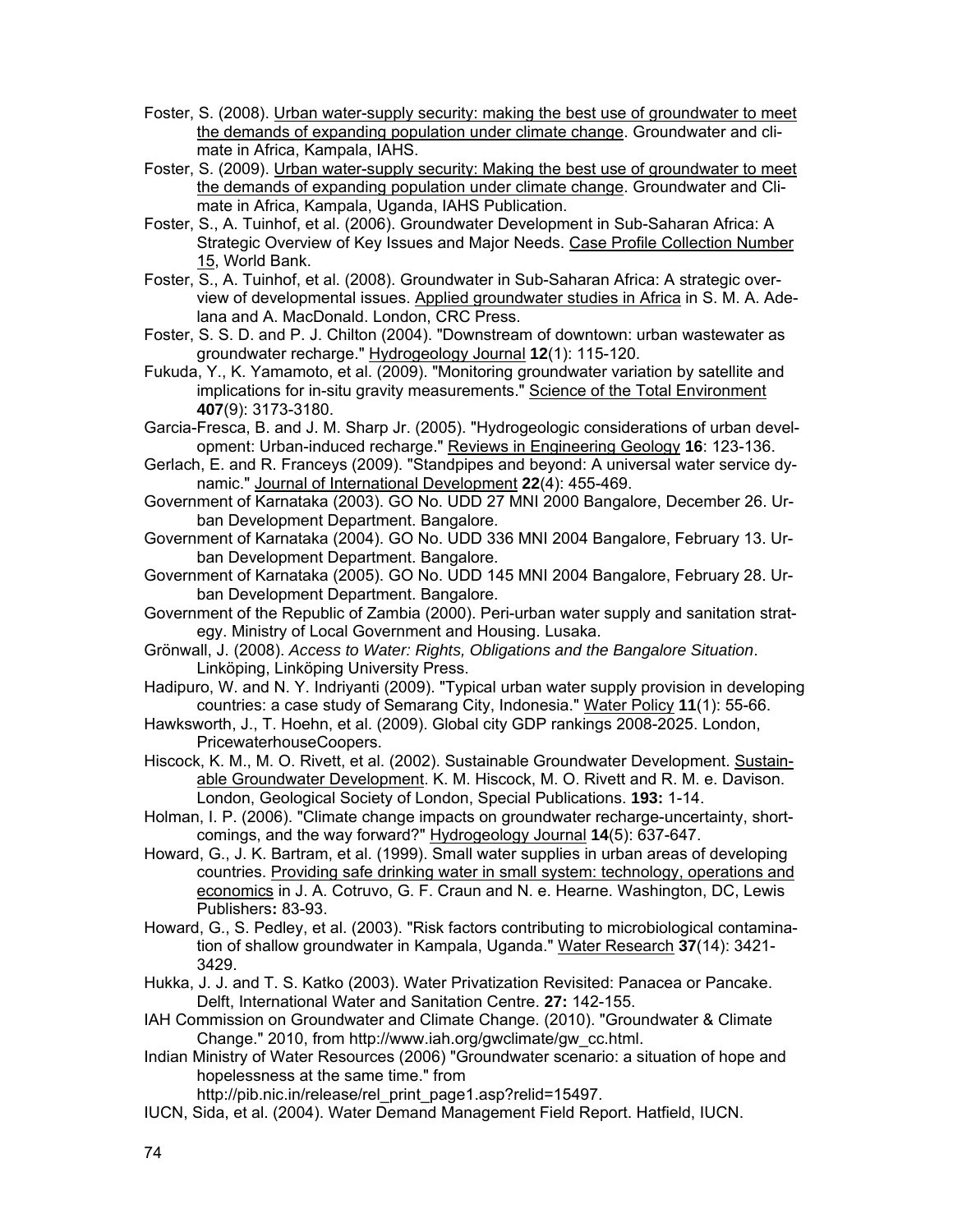Foster, S. (2008). Urban water-supply security: making the best use of groundwater to meet the demands of expanding population under climate change. Groundwater and climate in Africa, Kampala, IAHS.

Foster, S. (2009). Urban water-supply security: Making the best use of groundwater to meet the demands of expanding population under climate change. Groundwater and Climate in Africa, Kampala, Uganda, IAHS Publication.

Foster, S., A. Tuinhof, et al. (2006). Groundwater Development in Sub-Saharan Africa: A Strategic Overview of Key Issues and Major Needs. Case Profile Collection Number 15, World Bank.

Foster, S., A. Tuinhof, et al. (2008). Groundwater in Sub-Saharan Africa: A strategic overview of developmental issues. Applied groundwater studies in Africa in S. M. A. Adelana and A. MacDonald. London, CRC Press.

Foster, S. S. D. and P. J. Chilton (2004). "Downstream of downtown: urban wastewater as groundwater recharge." Hydrogeology Journal **12**(1): 115-120.

Fukuda, Y., K. Yamamoto, et al. (2009). "Monitoring groundwater variation by satellite and implications for in-situ gravity measurements." Science of the Total Environment **407**(9): 3173-3180.

Garcia-Fresca, B. and J. M. Sharp Jr. (2005). "Hydrogeologic considerations of urban development: Urban-induced recharge." Reviews in Engineering Geology **16**: 123-136.

Gerlach, E. and R. Franceys (2009). "Standpipes and beyond: A universal water service dynamic." Journal of International Development **22**(4): 455-469.

Government of Karnataka (2003). GO No. UDD 27 MNI 2000 Bangalore, December 26. Urban Development Department. Bangalore.

Government of Karnataka (2004). GO No. UDD 336 MNI 2004 Bangalore, February 13. Urban Development Department. Bangalore.

Government of Karnataka (2005). GO No. UDD 145 MNI 2004 Bangalore, February 28. Urban Development Department. Bangalore.

Government of the Republic of Zambia (2000). Peri-urban water supply and sanitation strategy. Ministry of Local Government and Housing. Lusaka.

Grönwall, J. (2008). *Access to Water: Rights, Obligations and the Bangalore Situation*. Linköping, Linköping University Press.

Hadipuro, W. and N. Y. Indriyanti (2009). "Typical urban water supply provision in developing countries: a case study of Semarang City, Indonesia." Water Policy **11**(1): 55-66.

Hawksworth, J., T. Hoehn, et al. (2009). Global city GDP rankings 2008-2025. London, PricewaterhouseCoopers.

Hiscock, K. M., M. O. Rivett, et al. (2002). Sustainable Groundwater Development. Sustainable Groundwater Development. K. M. Hiscock, M. O. Rivett and R. M. e. Davison. London, Geological Society of London, Special Publications. **193:** 1-14.

Holman, I. P. (2006). "Climate change impacts on groundwater recharge-uncertainty, shortcomings, and the way forward?" Hydrogeology Journal **14**(5): 637-647.

Howard, G., J. K. Bartram, et al. (1999). Small water supplies in urban areas of developing countries. Providing safe drinking water in small system: technology, operations and economics in J. A. Cotruvo, G. F. Craun and N. e. Hearne. Washington, DC, Lewis Publishers**:** 83-93.

Howard, G., S. Pedley, et al. (2003). "Risk factors contributing to microbiological contamination of shallow groundwater in Kampala, Uganda." Water Research **37**(14): 3421-3429.

Hukka, J. J. and T. S. Katko (2003). Water Privatization Revisited: Panacea or Pancake. Delft, International Water and Sanitation Centre. **27:** 142-155.

IAH Commission on Groundwater and Climate Change. (2010). "Groundwater & Climate Change." 2010, from http://www.iah.org/gwclimate/gw_cc.html.

Indian Ministry of Water Resources (2006) "Groundwater scenario: a situation of hope and hopelessness at the same time." from http://pib.nic.in/release/rel_print_page1.asp?relid=15497.

IUCN, Sida, et al. (2004). Water Demand Management Field Report. Hatfield, IUCN.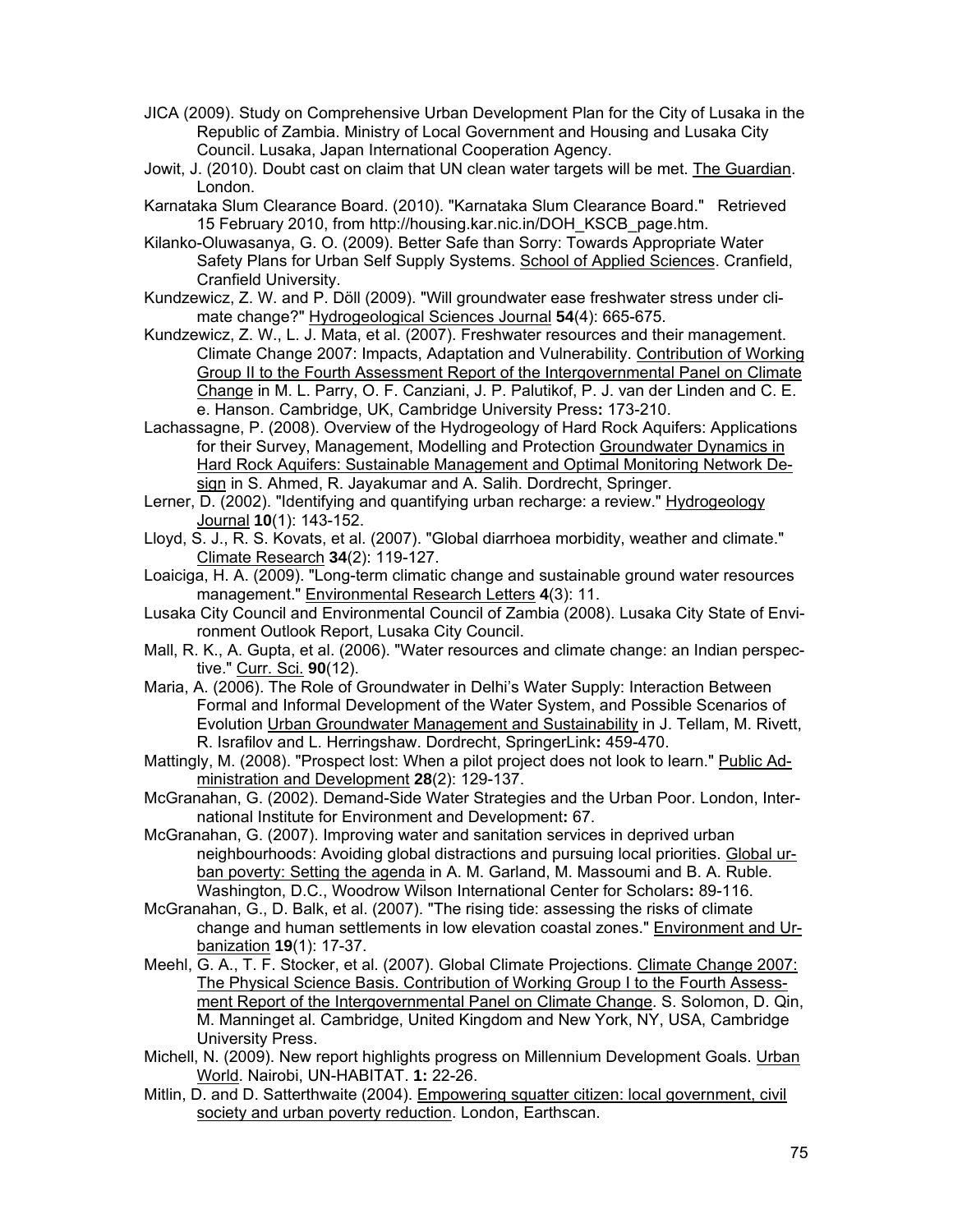JICA (2009). Study on Comprehensive Urban Development Plan for the City of Lusaka in the Republic of Zambia. Ministry of Local Government and Housing and Lusaka City Council. Lusaka, Japan International Cooperation Agency.

Jowit, J. (2010). Doubt cast on claim that UN clean water targets will be met. The Guardian. London.

Karnataka Slum Clearance Board. (2010). "Karnataka Slum Clearance Board." Retrieved 15 February 2010, from http://housing.kar.nic.in/DOH_KSCB_page.htm.

Kilanko-Oluwasanya, G. O. (2009). Better Safe than Sorry: Towards Appropriate Water Safety Plans for Urban Self Supply Systems. School of Applied Sciences. Cranfield, Cranfield University.

Kundzewicz, Z. W. and P. Döll (2009). "Will groundwater ease freshwater stress under climate change?" Hydrogeological Sciences Journal **54**(4): 665-675.

Kundzewicz, Z. W., L. J. Mata, et al. (2007). Freshwater resources and their management. Climate Change 2007: Impacts, Adaptation and Vulnerability. Contribution of Working Group II to the Fourth Assessment Report of the Intergovernmental Panel on Climate Change in M. L. Parry, O. F. Canziani, J. P. Palutikof, P. J. van der Linden and C. E. e. Hanson. Cambridge, UK, Cambridge University Press**:** 173-210.

Lachassagne, P. (2008). Overview of the Hydrogeology of Hard Rock Aquifers: Applications for their Survey, Management, Modelling and Protection Groundwater Dynamics in Hard Rock Aquifers: Sustainable Management and Optimal Monitoring Network Design in S. Ahmed, R. Jayakumar and A. Salih. Dordrecht, Springer.

Lerner, D. (2002). "Identifying and quantifying urban recharge: a review." Hydrogeology Journal **10**(1): 143-152.

Lloyd, S. J., R. S. Kovats, et al. (2007). "Global diarrhoea morbidity, weather and climate." Climate Research **34**(2): 119-127.

Loaiciga, H. A. (2009). "Long-term climatic change and sustainable ground water resources management." Environmental Research Letters **4**(3): 11.

Lusaka City Council and Environmental Council of Zambia (2008). Lusaka City State of Environment Outlook Report, Lusaka City Council.

Mall, R. K., A. Gupta, et al. (2006). "Water resources and climate change: an Indian perspective." Curr. Sci. **90**(12).

Maria, A. (2006). The Role of Groundwater in Delhi's Water Supply: Interaction Between Formal and Informal Development of the Water System, and Possible Scenarios of Evolution Urban Groundwater Management and Sustainability in J. Tellam, M. Rivett, R. Israfilov and L. Herringshaw. Dordrecht, SpringerLink**:** 459-470.

Mattingly, M. (2008). "Prospect lost: When a pilot project does not look to learn." Public Administration and Development **28**(2): 129-137.

McGranahan, G. (2002). Demand-Side Water Strategies and the Urban Poor. London, International Institute for Environment and Development**:** 67.

McGranahan, G. (2007). Improving water and sanitation services in deprived urban neighbourhoods: Avoiding global distractions and pursuing local priorities. Global urban poverty: Setting the agenda in A. M. Garland, M. Massoumi and B. A. Ruble. Washington, D.C., Woodrow Wilson International Center for Scholars**:** 89-116.

McGranahan, G., D. Balk, et al. (2007). "The rising tide: assessing the risks of climate change and human settlements in low elevation coastal zones." Environment and Urbanization **19**(1): 17-37.

Meehl, G. A., T. F. Stocker, et al. (2007). Global Climate Projections. Climate Change 2007: The Physical Science Basis. Contribution of Working Group I to the Fourth Assessment Report of the Intergovernmental Panel on Climate Change. S. Solomon, D. Qin, M. Manninget al. Cambridge, United Kingdom and New York, NY, USA, Cambridge University Press.

Michell, N. (2009). New report highlights progress on Millennium Development Goals. Urban World. Nairobi, UN-HABITAT. **1:** 22-26.

Mitlin, D. and D. Satterthwaite (2004). Empowering squatter citizen: local government, civil society and urban poverty reduction. London, Earthscan.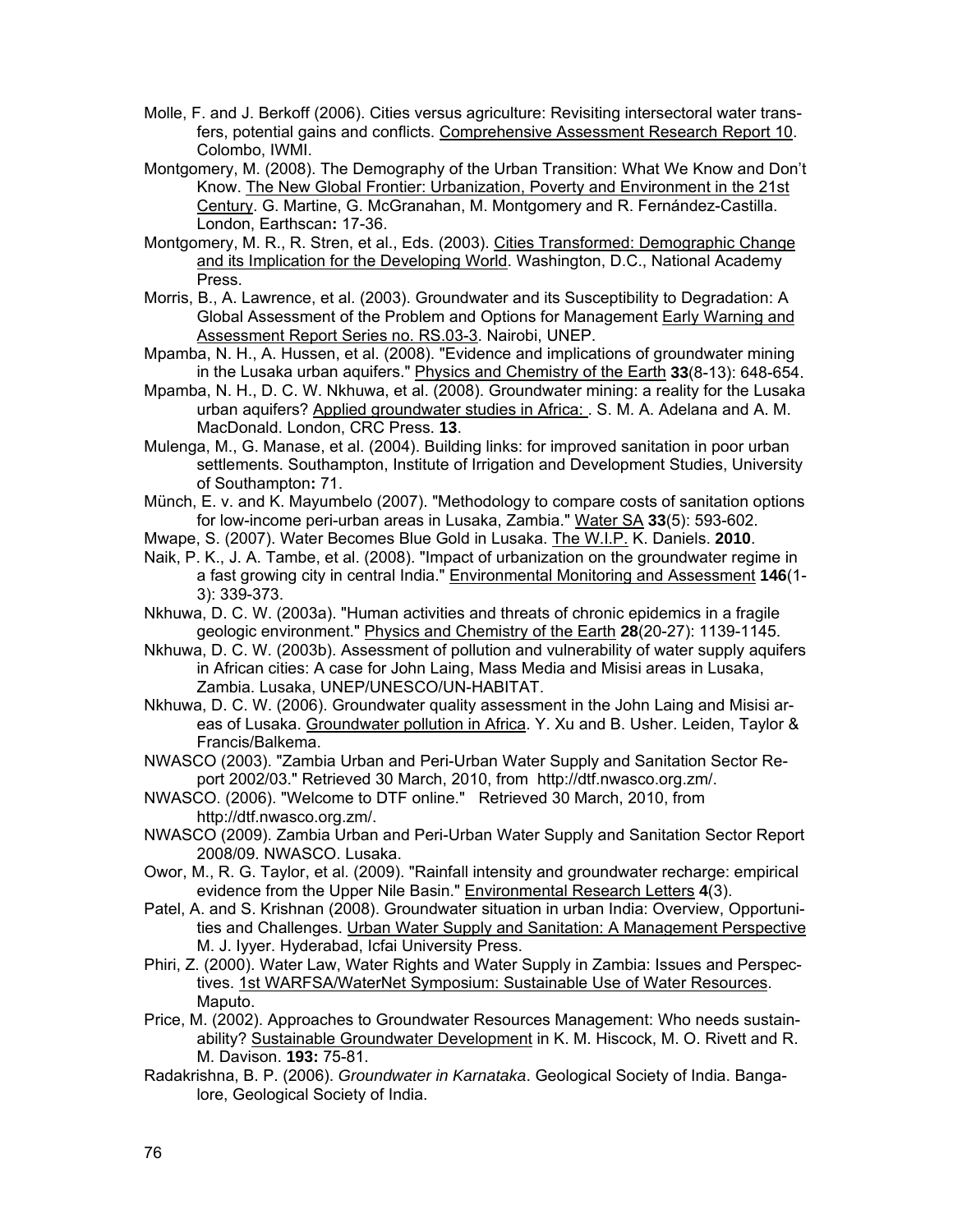Molle, F. and J. Berkoff (2006). Cities versus agriculture: Revisiting intersectoral water transfers, potential gains and conflicts. Comprehensive Assessment Research Report 10. Colombo, IWMI.

Montgomery, M. (2008). The Demography of the Urban Transition: What We Know and Don't Know. The New Global Frontier: Urbanization, Poverty and Environment in the 21st Century. G. Martine, G. McGranahan, M. Montgomery and R. Fernández-Castilla. London, Earthscan**:** 17-36.

Montgomery, M. R., R. Stren, et al., Eds. (2003). Cities Transformed: Demographic Change and its Implication for the Developing World. Washington, D.C., National Academy Press.

Morris, B., A. Lawrence, et al. (2003). Groundwater and its Susceptibility to Degradation: A Global Assessment of the Problem and Options for Management Early Warning and Assessment Report Series no. RS.03-3. Nairobi, UNEP.

Mpamba, N. H., A. Hussen, et al. (2008). "Evidence and implications of groundwater mining in the Lusaka urban aquifers." Physics and Chemistry of the Earth **33**(8-13): 648-654.

Mpamba, N. H., D. C. W. Nkhuwa, et al. (2008). Groundwater mining: a reality for the Lusaka urban aquifers? Applied groundwater studies in Africa: . S. M. A. Adelana and A. M. MacDonald. London, CRC Press. **13**.

Mulenga, M., G. Manase, et al. (2004). Building links: for improved sanitation in poor urban settlements. Southampton, Institute of Irrigation and Development Studies, University of Southampton**:** 71.

Münch, E. v. and K. Mayumbelo (2007). "Methodology to compare costs of sanitation options for low-income peri-urban areas in Lusaka, Zambia." Water SA **33**(5): 593-602.

Mwape, S. (2007). Water Becomes Blue Gold in Lusaka. The W.I.P. K. Daniels. **2010**.

Naik, P. K., J. A. Tambe, et al. (2008). "Impact of urbanization on the groundwater regime in a fast growing city in central India." Environmental Monitoring and Assessment **146**(1-3): 339-373.

Nkhuwa, D. C. W. (2003a). "Human activities and threats of chronic epidemics in a fragile geologic environment." Physics and Chemistry of the Earth **28**(20-27): 1139-1145.

Nkhuwa, D. C. W. (2003b). Assessment of pollution and vulnerability of water supply aquifers in African cities: A case for John Laing, Mass Media and Misisi areas in Lusaka, Zambia. Lusaka, UNEP/UNESCO/UN-HABITAT.

Nkhuwa, D. C. W. (2006). Groundwater quality assessment in the John Laing and Misisi areas of Lusaka. Groundwater pollution in Africa. Y. Xu and B. Usher. Leiden, Taylor & Francis/Balkema.

NWASCO (2003). "Zambia Urban and Peri-Urban Water Supply and Sanitation Sector Report 2002/03." Retrieved 30 March, 2010, from http://dtf.nwasco.org.zm/.

NWASCO. (2006). "Welcome to DTF online." Retrieved 30 March, 2010, from http://dtf.nwasco.org.zm/.

NWASCO (2009). Zambia Urban and Peri-Urban Water Supply and Sanitation Sector Report 2008/09. NWASCO. Lusaka.

Owor, M., R. G. Taylor, et al. (2009). "Rainfall intensity and groundwater recharge: empirical evidence from the Upper Nile Basin." Environmental Research Letters **4**(3).

Patel, A. and S. Krishnan (2008). Groundwater situation in urban India: Overview, Opportunities and Challenges. Urban Water Supply and Sanitation: A Management Perspective M. J. Iyyer. Hyderabad, Icfai University Press.

Phiri, Z. (2000). Water Law, Water Rights and Water Supply in Zambia: Issues and Perspectives. 1st WARFSA/WaterNet Symposium: Sustainable Use of Water Resources. Maputo.

Price, M. (2002). Approaches to Groundwater Resources Management: Who needs sustainability? Sustainable Groundwater Development in K. M. Hiscock, M. O. Rivett and R. M. Davison. **193:** 75-81.

Radakrishna, B. P. (2006). *Groundwater in Karnataka*. Geological Society of India. Bangalore, Geological Society of India.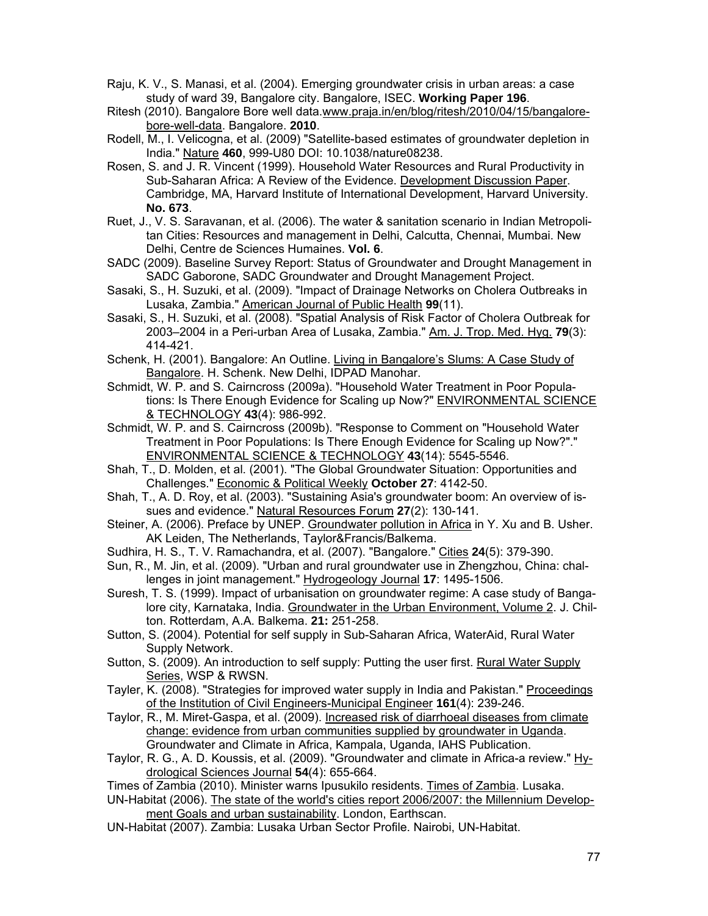Raju, K. V., S. Manasi, et al. (2004). Emerging groundwater crisis in urban areas: a case study of ward 39, Bangalore city. Bangalore, ISEC. **Working Paper 196**.

Ritesh (2010). Bangalore Bore well data.www.praja.in/en/blog/ritesh/2010/04/15/bangalore-bore-well-data. Bangalore. **2010**.

Rodell, M., I. Velicogna, et al. (2009) "Satellite-based estimates of groundwater depletion in India." Nature **460**, 999-U80 DOI: 10.1038/nature08238.

Rosen, S. and J. R. Vincent (1999). Household Water Resources and Rural Productivity in Sub-Saharan Africa: A Review of the Evidence. Development Discussion Paper. Cambridge, MA, Harvard Institute of International Development, Harvard University. **No. 673**.

Ruet, J., V. S. Saravanan, et al. (2006). The water & sanitation scenario in Indian Metropolitan Cities: Resources and management in Delhi, Calcutta, Chennai, Mumbai. New Delhi, Centre de Sciences Humaines. **Vol. 6**.

SADC (2009). Baseline Survey Report: Status of Groundwater and Drought Management in SADC Gaborone, SADC Groundwater and Drought Management Project.

Sasaki, S., H. Suzuki, et al. (2009). "Impact of Drainage Networks on Cholera Outbreaks in Lusaka, Zambia." American Journal of Public Health **99**(11).

Sasaki, S., H. Suzuki, et al. (2008). "Spatial Analysis of Risk Factor of Cholera Outbreak for 2003–2004 in a Peri-urban Area of Lusaka, Zambia." Am. J. Trop. Med. Hyg. **79**(3): 414-421.

Schenk, H. (2001). Bangalore: An Outline. Living in Bangalore's Slums: A Case Study of Bangalore. H. Schenk. New Delhi, IDPAD Manohar.

Schmidt, W. P. and S. Cairncross (2009a). "Household Water Treatment in Poor Populations: Is There Enough Evidence for Scaling up Now?" ENVIRONMENTAL SCIENCE & TECHNOLOGY **43**(4): 986-992.

Schmidt, W. P. and S. Cairncross (2009b). "Response to Comment on "Household Water Treatment in Poor Populations: Is There Enough Evidence for Scaling up Now?"." ENVIRONMENTAL SCIENCE & TECHNOLOGY **43**(14): 5545-5546.

Shah, T., D. Molden, et al. (2001). "The Global Groundwater Situation: Opportunities and Challenges." Economic & Political Weekly **October 27**: 4142-50.

Shah, T., A. D. Roy, et al. (2003). "Sustaining Asia's groundwater boom: An overview of issues and evidence." Natural Resources Forum **27**(2): 130-141.

Steiner, A. (2006). Preface by UNEP. Groundwater pollution in Africa in Y. Xu and B. Usher. AK Leiden, The Netherlands, Taylor&Francis/Balkema.

Sudhira, H. S., T. V. Ramachandra, et al. (2007). "Bangalore." Cities **24**(5): 379-390.

Sun, R., M. Jin, et al. (2009). "Urban and rural groundwater use in Zhengzhou, China: challenges in joint management." Hydrogeology Journal **17**: 1495-1506.

Suresh, T. S. (1999). Impact of urbanisation on groundwater regime: A case study of Bangalore city, Karnataka, India. Groundwater in the Urban Environment, Volume 2. J. Chilton. Rotterdam, A.A. Balkema. **21:** 251-258.

Sutton, S. (2004). Potential for self supply in Sub-Saharan Africa, WaterAid, Rural Water Supply Network.

Sutton, S. (2009). An introduction to self supply: Putting the user first. Rural Water Supply Series, WSP & RWSN.

Tayler, K. (2008). "Strategies for improved water supply in India and Pakistan." Proceedings of the Institution of Civil Engineers-Municipal Engineer **161**(4): 239-246.

Taylor, R., M. Miret-Gaspa, et al. (2009). Increased risk of diarrhoeal diseases from climate change: evidence from urban communities supplied by groundwater in Uganda. Groundwater and Climate in Africa, Kampala, Uganda, IAHS Publication.

Taylor, R. G., A. D. Koussis, et al. (2009). "Groundwater and climate in Africa-a review." Hydrological Sciences Journal **54**(4): 655-664.

Times of Zambia (2010). Minister warns Ipusukilo residents. Times of Zambia. Lusaka.

UN-Habitat (2006). The state of the world's cities report 2006/2007: the Millennium Development Goals and urban sustainability. London, Earthscan.

UN-Habitat (2007). Zambia: Lusaka Urban Sector Profile. Nairobi, UN-Habitat.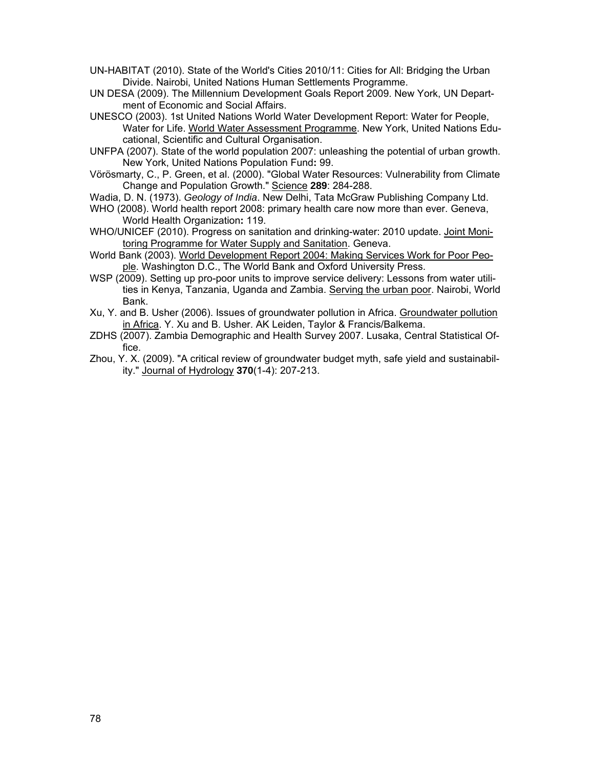UN-HABITAT (2010). State of the World's Cities 2010/11: Cities for All: Bridging the Urban Divide. Nairobi, United Nations Human Settlements Programme.

UN DESA (2009). The Millennium Development Goals Report 2009. New York, UN Department of Economic and Social Affairs.

UNESCO (2003). 1st United Nations World Water Development Report: Water for People, Water for Life. World Water Assessment Programme. New York, United Nations Educational, Scientific and Cultural Organisation.

UNFPA (2007). State of the world population 2007: unleashing the potential of urban growth. New York, United Nations Population Fund**:** 99.

Vörösmarty, C., P. Green, et al. (2000). "Global Water Resources: Vulnerability from Climate Change and Population Growth." Science **289**: 284-288.

Wadia, D. N. (1973). *Geology of India*. New Delhi, Tata McGraw Publishing Company Ltd.

WHO (2008). World health report 2008: primary health care now more than ever. Geneva, World Health Organization**:** 119.

WHO/UNICEF (2010). Progress on sanitation and drinking-water: 2010 update. Joint Monitoring Programme for Water Supply and Sanitation. Geneva.

World Bank (2003). World Development Report 2004: Making Services Work for Poor People. Washington D.C., The World Bank and Oxford University Press.

WSP (2009). Setting up pro-poor units to improve service delivery: Lessons from water utilities in Kenya, Tanzania, Uganda and Zambia. Serving the urban poor. Nairobi, World Bank.

Xu, Y. and B. Usher (2006). Issues of groundwater pollution in Africa. Groundwater pollution in Africa. Y. Xu and B. Usher. AK Leiden, Taylor & Francis/Balkema.

ZDHS (2007). Zambia Demographic and Health Survey 2007. Lusaka, Central Statistical Office.

Zhou, Y. X. (2009). "A critical review of groundwater budget myth, safe yield and sustainability." Journal of Hydrology **370**(1-4): 207-213.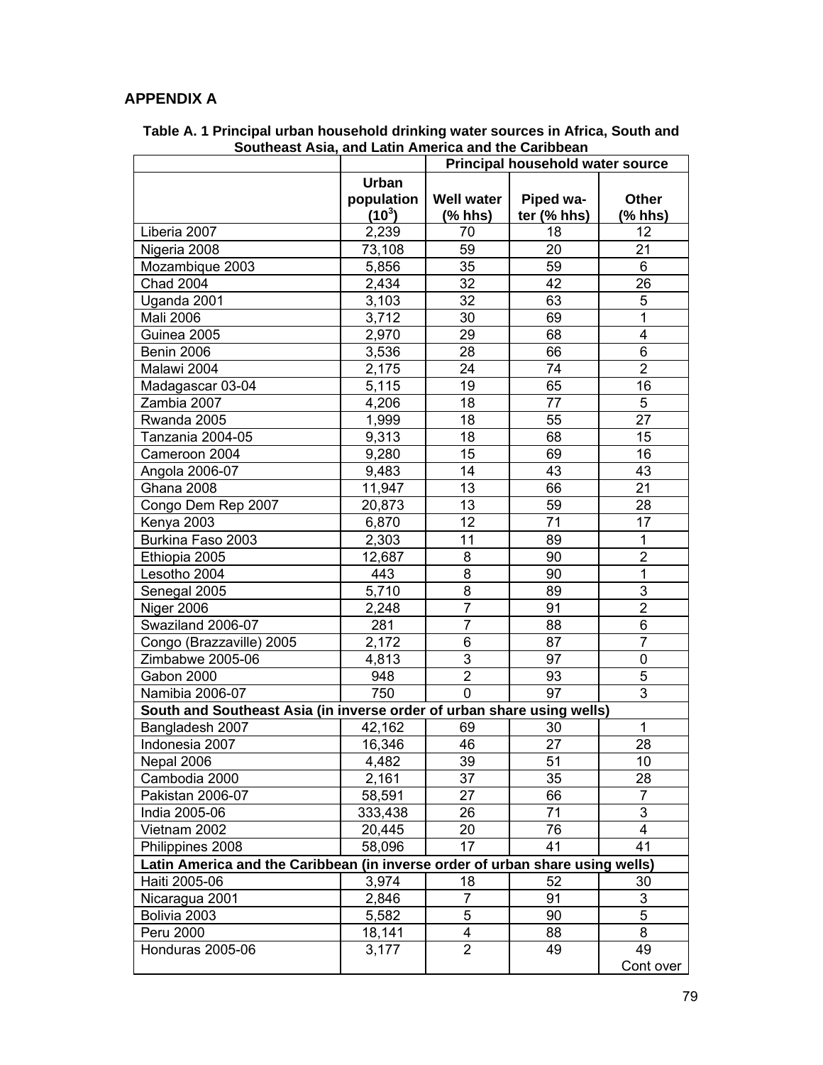## APPENDIX A

**Table A. 1 Principal urban household drinking water sources in Africa, South and Southeast Asia, and Latin America and the Caribbean**

| | | Principal household water source | | |
|---|---|---|---|---|
| | Urban population ($10^3$) | Well water (% hhs) | Piped water (% hhs) | Other (% hhs) |
| Liberia 2007 | 2,239 | 70 | 18 | 12 |
| Nigeria 2008 | 73,108 | 59 | 20 | 21 |
| Mozambique 2003 | 5,856 | 35 | 59 | 6 |
| Chad 2004 | 2,434 | 32 | 42 | 26 |
| Uganda 2001 | 3,103 | 32 | 63 | 5 |
| Mali 2006 | 3,712 | 30 | 69 | 1 |
| Guinea 2005 | 2,970 | 29 | 68 | 4 |
| Benin 2006 | 3,536 | 28 | 66 | 6 |
| Malawi 2004 | 2,175 | 24 | 74 | 2 |
| Madagascar 03-04 | 5,115 | 19 | 65 | 16 |
| Zambia 2007 | 4,206 | 18 | 77 | 5 |
| Rwanda 2005 | 1,999 | 18 | 55 | 27 |
| Tanzania 2004-05 | 9,313 | 18 | 68 | 15 |
| Cameroon 2004 | 9,280 | 15 | 69 | 16 |
| Angola 2006-07 | 9,483 | 14 | 43 | 43 |
| Ghana 2008 | 11,947 | 13 | 66 | 21 |
| Congo Dem Rep 2007 | 20,873 | 13 | 59 | 28 |
| Kenya 2003 | 6,870 | 12 | 71 | 17 |
| Burkina Faso 2003 | 2,303 | 11 | 89 | 1 |
| Ethiopia 2005 | 12,687 | 8 | 90 | 2 |
| Lesotho 2004 | 443 | 8 | 90 | 1 |
| Senegal 2005 | 5,710 | 8 | 89 | 3 |
| Niger 2006 | 2,248 | 7 | 91 | 2 |
| Swaziland 2006-07 | 281 | 7 | 88 | 6 |
| Congo (Brazzaville) 2005 | 2,172 | 6 | 87 | 7 |
| Zimbabwe 2005-06 | 4,813 | 3 | 97 | 0 |
| Gabon 2000 | 948 | 2 | 93 | 5 |
| Namibia 2006-07 | 750 | 0 | 97 | 3 |
| **South and Southeast Asia (in inverse order of urban share using wells)** | | | | |
| Bangladesh 2007 | 42,162 | 69 | 30 | 1 |
| Indonesia 2007 | 16,346 | 46 | 27 | 28 |
| Nepal 2006 | 4,482 | 39 | 51 | 10 |
| Cambodia 2000 | 2,161 | 37 | 35 | 28 |
| Pakistan 2006-07 | 58,591 | 27 | 66 | 7 |
| India 2005-06 | 333,438 | 26 | 71 | 3 |
| Vietnam 2002 | 20,445 | 20 | 76 | 4 |
| Philippines 2008 | 58,096 | 17 | 41 | 41 |
| **Latin America and the Caribbean (in inverse order of urban share using wells)** | | | | |
| Haiti 2005-06 | 3,974 | 18 | 52 | 30 |
| Nicaragua 2001 | 2,846 | 7 | 91 | 3 |
| Bolivia 2003 | 5,582 | 5 | 90 | 5 |
| Peru 2000 | 18,141 | 4 | 88 | 8 |
| Honduras 2005-06 | 3,177 | 2 | 49 | 49 |

Cont over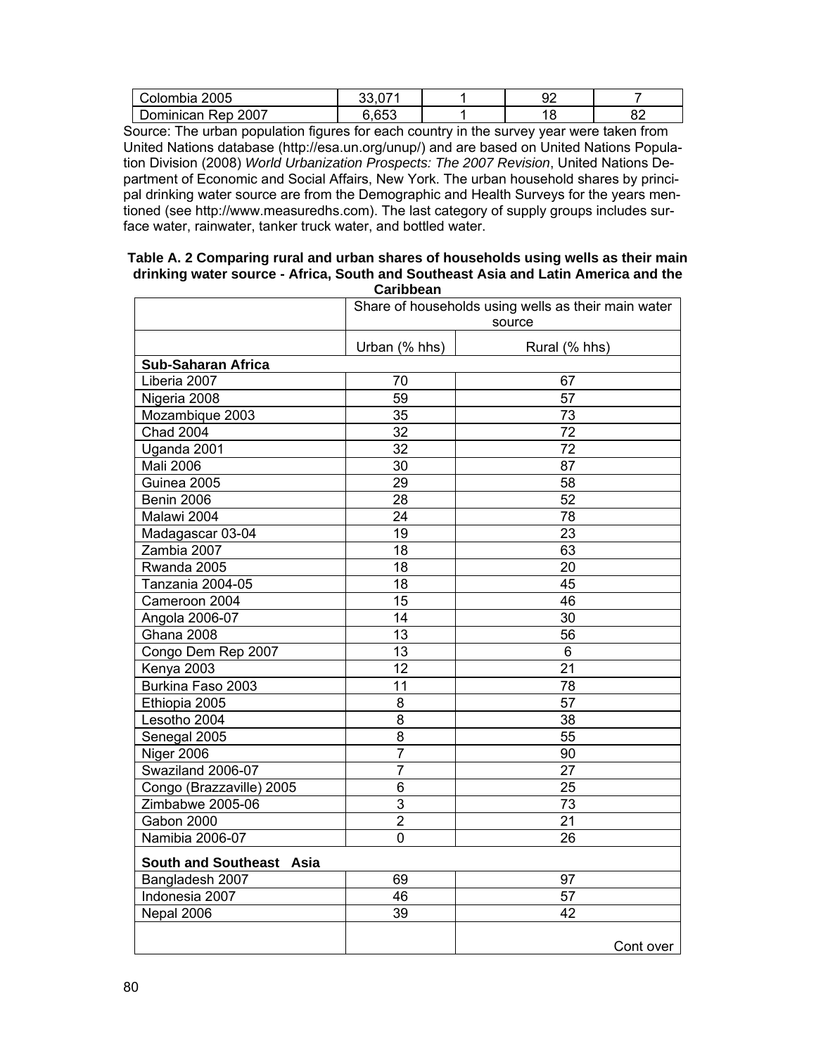| Colombia 2005 | 33,071 | 1 | 92 | 7 |
|---|---|---|---|---|
| Dominican Rep 2007 | 6,653 | 1 | 18 | 82 |

Source: The urban population figures for each country in the survey year were taken from United Nations database (http://esa.un.org/unup/) and are based on United Nations Population Division (2008) *World Urbanization Prospects: The 2007 Revision*, United Nations Department of Economic and Social Affairs, New York. The urban household shares by principal drinking water source are from the Demographic and Health Surveys for the years mentioned (see http://www.measuredhs.com). The last category of supply groups includes surface water, rainwater, tanker truck water, and bottled water.

**Table A. 2 Comparing rural and urban shares of households using wells as their main drinking water source - Africa, South and Southeast Asia and Latin America and the Caribbean**

| | Share of households using wells as their main water source | |
|---|---|---|
| | Urban (% hhs) | Rural (% hhs) |
| **Sub-Saharan Africa** | | |
| Liberia 2007 | 70 | 67 |
| Nigeria 2008 | 59 | 57 |
| Mozambique 2003 | 35 | 73 |
| Chad 2004 | 32 | 72 |
| Uganda 2001 | 32 | 72 |
| Mali 2006 | 30 | 87 |
| Guinea 2005 | 29 | 58 |
| Benin 2006 | 28 | 52 |
| Malawi 2004 | 24 | 78 |
| Madagascar 03-04 | 19 | 23 |
| Zambia 2007 | 18 | 63 |
| Rwanda 2005 | 18 | 20 |
| Tanzania 2004-05 | 18 | 45 |
| Cameroon 2004 | 15 | 46 |
| Angola 2006-07 | 14 | 30 |
| Ghana 2008 | 13 | 56 |
| Congo Dem Rep 2007 | 13 | 6 |
| Kenya 2003 | 12 | 21 |
| Burkina Faso 2003 | 11 | 78 |
| Ethiopia 2005 | 8 | 57 |
| Lesotho 2004 | 8 | 38 |
| Senegal 2005 | 8 | 55 |
| Niger 2006 | 7 | 90 |
| Swaziland 2006-07 | 7 | 27 |
| Congo (Brazzaville) 2005 | 6 | 25 |
| Zimbabwe 2005-06 | 3 | 73 |
| Gabon 2000 | 2 | 21 |
| Namibia 2006-07 | 0 | 26 |
| **South and Southeast Asia** | | |
| Bangladesh 2007 | 69 | 97 |
| Indonesia 2007 | 46 | 57 |
| Nepal 2006 | 39 | 42 |
| | | Cont over |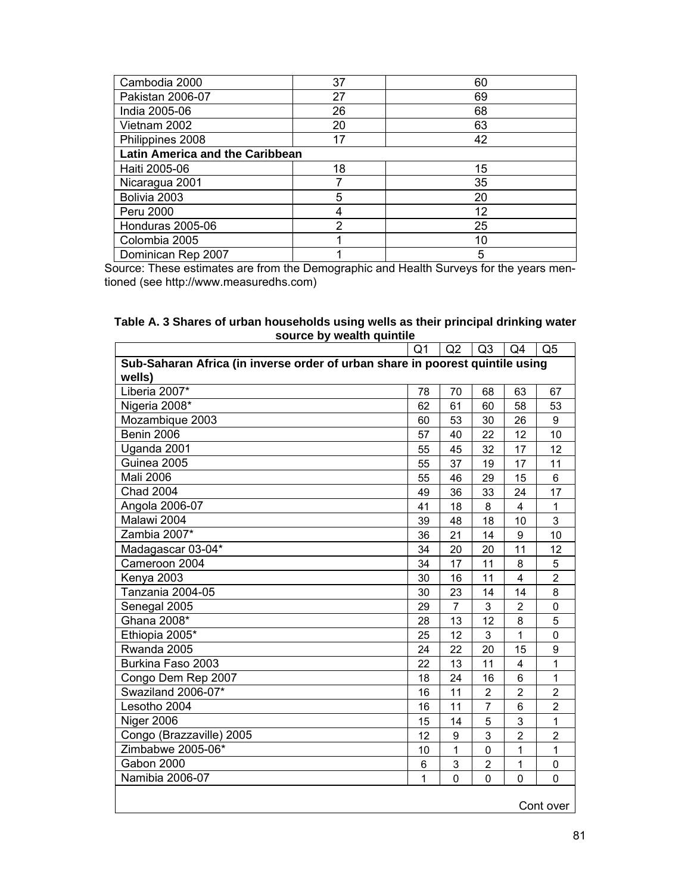| | | |
|---|---|---|
| Cambodia 2000 | 37 | 60 |
| Pakistan 2006-07 | 27 | 69 |
| India 2005-06 | 26 | 68 |
| Vietnam 2002 | 20 | 63 |
| Philippines 2008 | 17 | 42 |
| **Latin America and the Caribbean** | | |
| Haiti 2005-06 | 18 | 15 |
| Nicaragua 2001 | 7 | 35 |
| Bolivia 2003 | 5 | 20 |
| Peru 2000 | 4 | 12 |
| Honduras 2005-06 | 2 | 25 |
| Colombia 2005 | 1 | 10 |
| Dominican Rep 2007 | 1 | 5 |

Source: These estimates are from the Demographic and Health Surveys for the years mentioned (see http://www.measuredhs.com)

**Table A. 3 Shares of urban households using wells as their principal drinking water source by wealth quintile**

| | Q1 | Q2 | Q3 | Q4 | Q5 |
|---|---|---|---|---|---|
| **Sub-Saharan Africa (in inverse order of urban share in poorest quintile using wells)** | | | | | |
| Liberia 2007* | 78 | 70 | 68 | 63 | 67 |
| Nigeria 2008* | 62 | 61 | 60 | 58 | 53 |
| Mozambique 2003 | 60 | 53 | 30 | 26 | 9 |
| Benin 2006 | 57 | 40 | 22 | 12 | 10 |
| Uganda 2001 | 55 | 45 | 32 | 17 | 12 |
| Guinea 2005 | 55 | 37 | 19 | 17 | 11 |
| Mali 2006 | 55 | 46 | 29 | 15 | 6 |
| Chad 2004 | 49 | 36 | 33 | 24 | 17 |
| Angola 2006-07 | 41 | 18 | 8 | 4 | 1 |
| Malawi 2004 | 39 | 48 | 18 | 10 | 3 |
| Zambia 2007* | 36 | 21 | 14 | 9 | 10 |
| Madagascar 03-04* | 34 | 20 | 20 | 11 | 12 |
| Cameroon 2004 | 34 | 17 | 11 | 8 | 5 |
| Kenya 2003 | 30 | 16 | 11 | 4 | 2 |
| Tanzania 2004-05 | 30 | 23 | 14 | 14 | 8 |
| Senegal 2005 | 29 | 7 | 3 | 2 | 0 |
| Ghana 2008* | 28 | 13 | 12 | 8 | 5 |
| Ethiopia 2005* | 25 | 12 | 3 | 1 | 0 |
| Rwanda 2005 | 24 | 22 | 20 | 15 | 9 |
| Burkina Faso 2003 | 22 | 13 | 11 | 4 | 1 |
| Congo Dem Rep 2007 | 18 | 24 | 16 | 6 | 1 |
| Swaziland 2006-07* | 16 | 11 | 2 | 2 | 2 |
| Lesotho 2004 | 16 | 11 | 7 | 6 | 2 |
| Niger 2006 | 15 | 14 | 5 | 3 | 1 |
| Congo (Brazzaville) 2005 | 12 | 9 | 3 | 2 | 2 |
| Zimbabwe 2005-06* | 10 | 1 | 0 | 1 | 1 |
| Gabon 2000 | 6 | 3 | 2 | 1 | 0 |
| Namibia 2006-07 | 1 | 0 | 0 | 0 | 0 |
| | | | | | Cont over |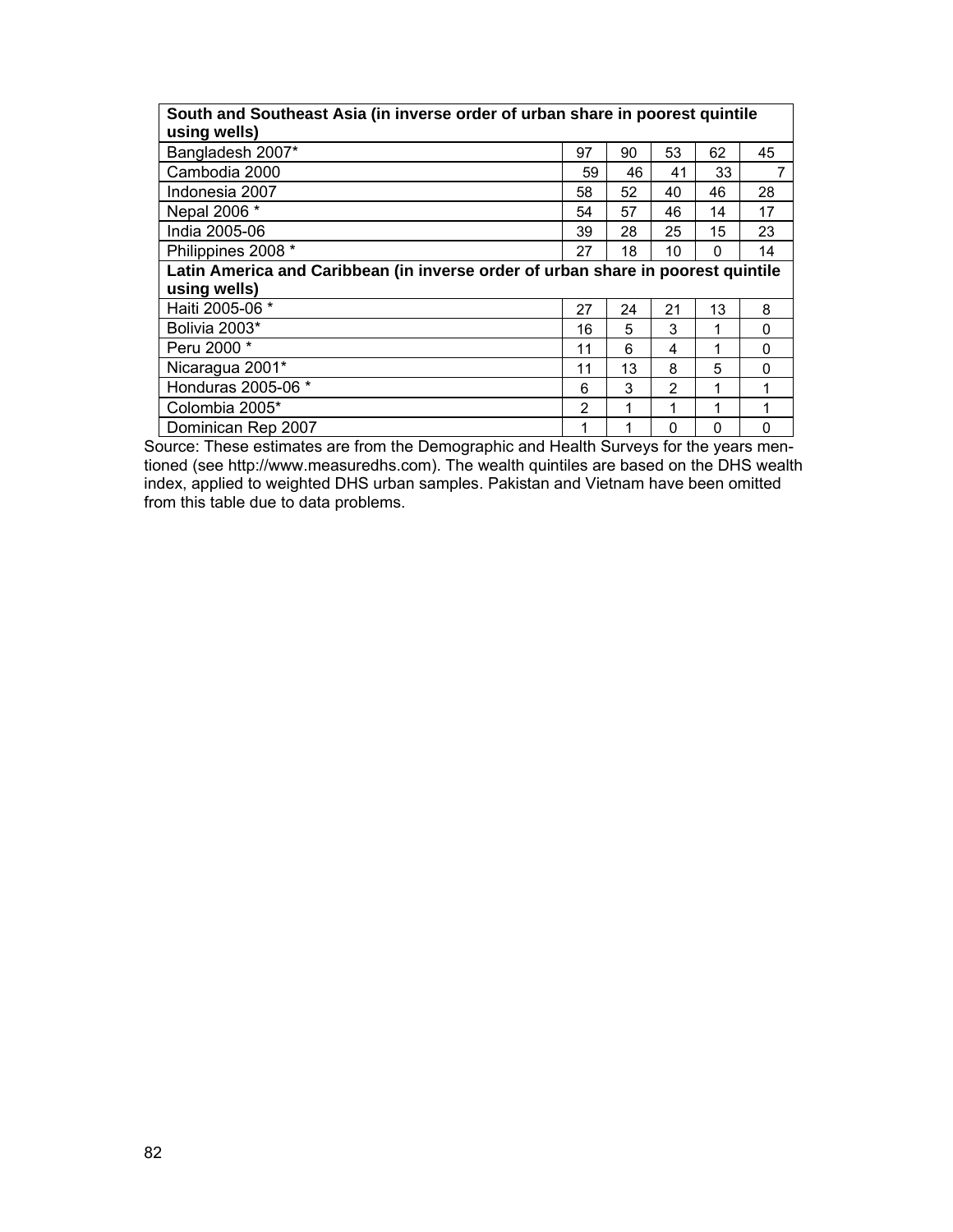| South and Southeast Asia (in inverse order of urban share in poorest quintile using wells) | | | | | |
|---|---|---|---|---|---|
| Bangladesh 2007* | 97 | 90 | 53 | 62 | 45 |
| Cambodia 2000 | 59 | 46 | 41 | 33 | 7 |
| Indonesia 2007 | 58 | 52 | 40 | 46 | 28 |
| Nepal 2006 * | 54 | 57 | 46 | 14 | 17 |
| India 2005-06 | 39 | 28 | 25 | 15 | 23 |
| Philippines 2008 * | 27 | 18 | 10 | 0 | 14 |
| **Latin America and Caribbean (in inverse order of urban share in poorest quintile using wells)** | | | | | |
| Haiti 2005-06 * | 27 | 24 | 21 | 13 | 8 |
| Bolivia 2003* | 16 | 5 | 3 | 1 | 0 |
| Peru 2000 * | 11 | 6 | 4 | 1 | 0 |
| Nicaragua 2001* | 11 | 13 | 8 | 5 | 0 |
| Honduras 2005-06 * | 6 | 3 | 2 | 1 | 1 |
| Colombia 2005* | 2 | 1 | 1 | 1 | 1 |
| Dominican Rep 2007 | 1 | 1 | 0 | 0 | 0 |

Source: These estimates are from the Demographic and Health Surveys for the years mentioned (see http://www.measuredhs.com). The wealth quintiles are based on the DHS wealth index, applied to weighted DHS urban samples. Pakistan and Vietnam have been omitted from this table due to data problems.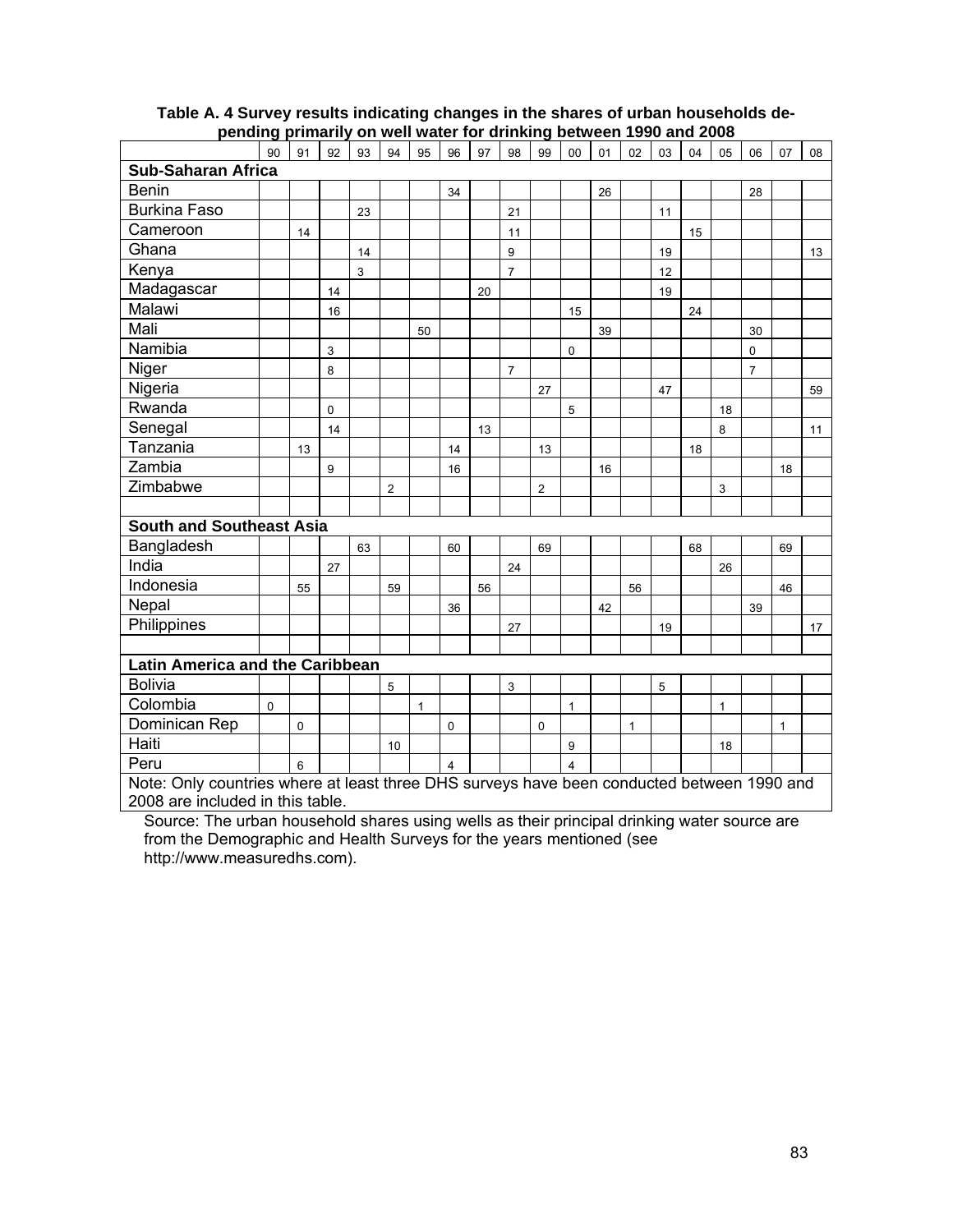**Table A. 4 Survey results indicating changes in the shares of urban households depending primarily on well water for drinking between 1990 and 2008**

| | 90 | 91 | 92 | 93 | 94 | 95 | 96 | 97 | 98 | 99 | 00 | 01 | 02 | 03 | 04 | 05 | 06 | 07 | 08 |
|---|---|---|---|---|---|---|---|---|---|---|---|---|---|---|---|---|---|---|---|
| **Sub-Saharan Africa** | | | | | | | | | | | | | | | | | | | |
| Benin | | | | | | | 34 | | | | | 26 | | | | | 28 | | |
| Burkina Faso | | | | 23 | | | | | 21 | | | | | 11 | | | | | |
| Cameroon | | 14 | | | | | | | 11 | | | | | | 15 | | | | |
| Ghana | | | | 14 | | | | | 9 | | | | | 19 | | | | | 13 |
| Kenya | | | | 3 | | | | | 7 | | | | | 12 | | | | | |
| Madagascar | | | 14 | | | | | 20 | | | | | | 19 | | | | | |
| Malawi | | | 16 | | | | | | | | 15 | | | | 24 | | | | |
| Mali | | | | | | 50 | | | | | | 39 | | | | | 30 | | |
| Namibia | | | 3 | | | | | | | | 0 | | | | | | 0 | | |
| Niger | | | 8 | | | | | | 7 | | | | | | | | 7 | | |
| Nigeria | | | | | | | | | | 27 | | | | 47 | | | | | 59 |
| Rwanda | | | 0 | | | | | | | | 5 | | | | | 18 | | | |
| Senegal | | | 14 | | | | | 13 | | | | | | | | 8 | | | 11 |
| Tanzania | | 13 | | | | | 14 | | | 13 | | | | | 18 | | | | |
| Zambia | | | 9 | | | | 16 | | | | | 16 | | | | | | 18 | |
| Zimbabwe | | | | | 2 | | | | | 2 | | | | | | 3 | | | |
| | | | | | | | | | | | | | | | | | | | |
| **South and Southeast Asia** | | | | | | | | | | | | | | | | | | | |
| Bangladesh | | | | 63 | | | 60 | | | 69 | | | | | 68 | | | 69 | |
| India | | | 27 | | | | | | 24 | | | | | | | 26 | | | |
| Indonesia | | 55 | | | 59 | | | 56 | | | | | 56 | | | | | 46 | |
| Nepal | | | | | | | 36 | | | | | 42 | | | | | 39 | | |
| Philippines | | | | | | | | | 27 | | | | | 19 | | | | | 17 |
| | | | | | | | | | | | | | | | | | | | |
| **Latin America and the Caribbean** | | | | | | | | | | | | | | | | | | | |
| Bolivia | | | | | 5 | | | | 3 | | | | | 5 | | | | | |
| Colombia | 0 | | | | | 1 | | | | | 1 | | | | | 1 | | | |
| Dominican Rep | | 0 | | | | | 0 | | | 0 | | | 1 | | | | | 1 | |
| Haiti | | | | | 10 | | | | | | 9 | | | | | 18 | | | |
| Peru | | 6 | | | | | 4 | | | | 4 | | | | | | | | |

Note: Only countries where at least three DHS surveys have been conducted between 1990 and 2008 are included in this table.

Source: The urban household shares using wells as their principal drinking water source are from the Demographic and Health Surveys for the years mentioned (see http://www.measuredhs.com).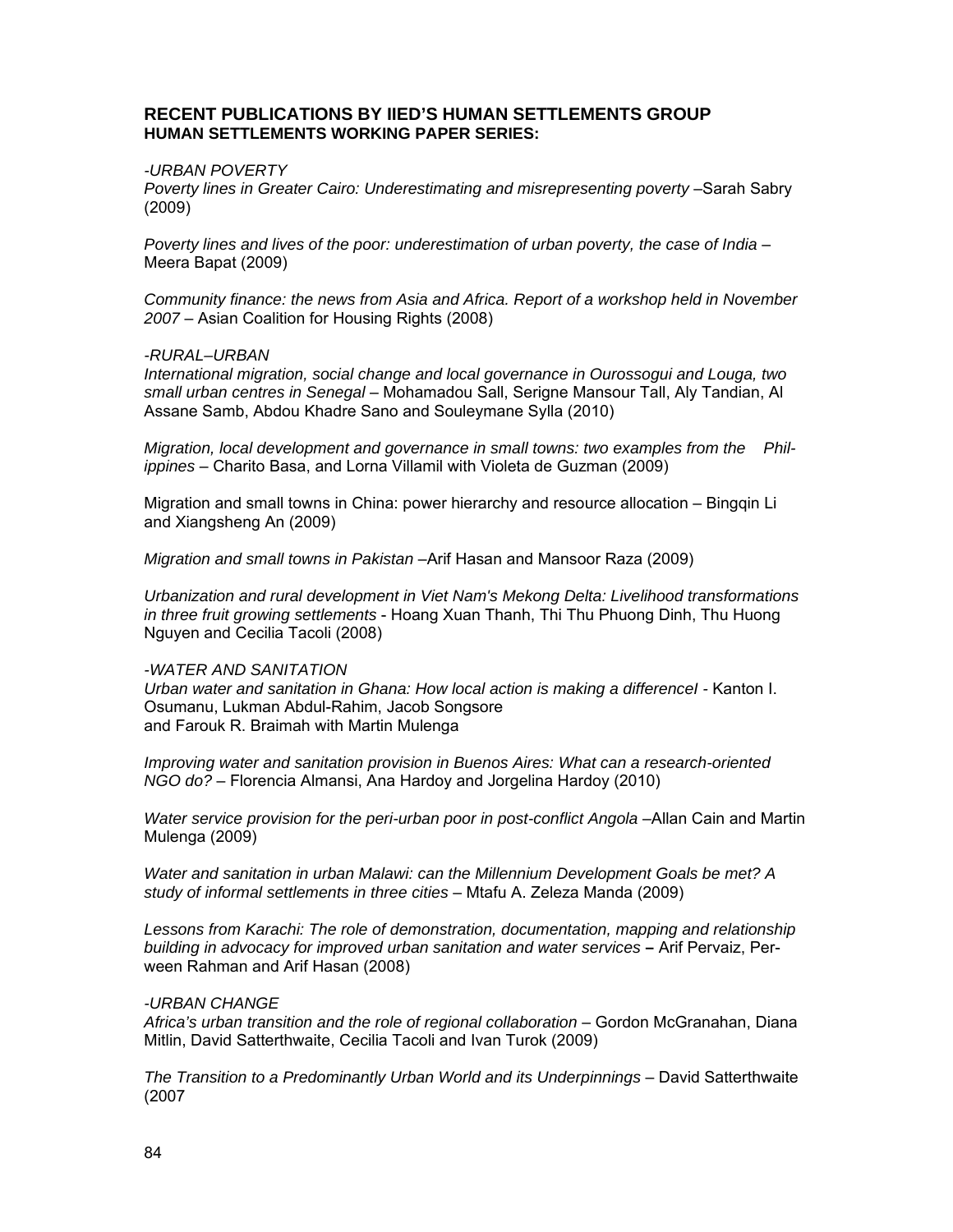## RECENT PUBLICATIONS BY IIED'S HUMAN SETTLEMENTS GROUP
### HUMAN SETTLEMENTS WORKING PAPER SERIES:

*-URBAN POVERTY*

*Poverty lines in Greater Cairo: Underestimating and misrepresenting poverty* –Sarah Sabry (2009)

*Poverty lines and lives of the poor: underestimation of urban poverty, the case of India* – Meera Bapat (2009)

*Community finance: the news from Asia and Africa. Report of a workshop held in November 2007* – Asian Coalition for Housing Rights (2008)

*-RURAL–URBAN*

*International migration, social change and local governance in Ourossogui and Louga, two small urban centres in Senegal* – Mohamadou Sall, Serigne Mansour Tall, Aly Tandian, Al Assane Samb, Abdou Khadre Sano and Souleymane Sylla (2010)

*Migration, local development and governance in small towns: two examples from the Philippines* – Charito Basa, and Lorna Villamil with Violeta de Guzman (2009)

Migration and small towns in China: power hierarchy and resource allocation – Bingqin Li and Xiangsheng An (2009)

*Migration and small towns in Pakistan* –Arif Hasan and Mansoor Raza (2009)

*Urbanization and rural development in Viet Nam's Mekong Delta: Livelihood transformations in three fruit growing settlements* - Hoang Xuan Thanh, Thi Thu Phuong Dinh, Thu Huong Nguyen and Cecilia Tacoli (2008)

*-WATER AND SANITATION*

*Urban water and sanitation in Ghana: How local action is making a differenceI* - Kanton I. Osumanu, Lukman Abdul-Rahim, Jacob Songsore and Farouk R. Braimah with Martin Mulenga

*Improving water and sanitation provision in Buenos Aires: What can a research-oriented NGO do?* – Florencia Almansi, Ana Hardoy and Jorgelina Hardoy (2010)

*Water service provision for the peri-urban poor in post-conflict Angola* –Allan Cain and Martin Mulenga (2009)

*Water and sanitation in urban Malawi: can the Millennium Development Goals be met? A study of informal settlements in three cities* – Mtafu A. Zeleza Manda (2009)

*Lessons from Karachi: The role of demonstration, documentation, mapping and relationship building in advocacy for improved urban sanitation and water services* **–** Arif Pervaiz, Perween Rahman and Arif Hasan (2008)

*-URBAN CHANGE*

*Africa's urban transition and the role of regional collaboration* – Gordon McGranahan, Diana Mitlin, David Satterthwaite, Cecilia Tacoli and Ivan Turok (2009)

*The Transition to a Predominantly Urban World and its Underpinnings* – David Satterthwaite (2007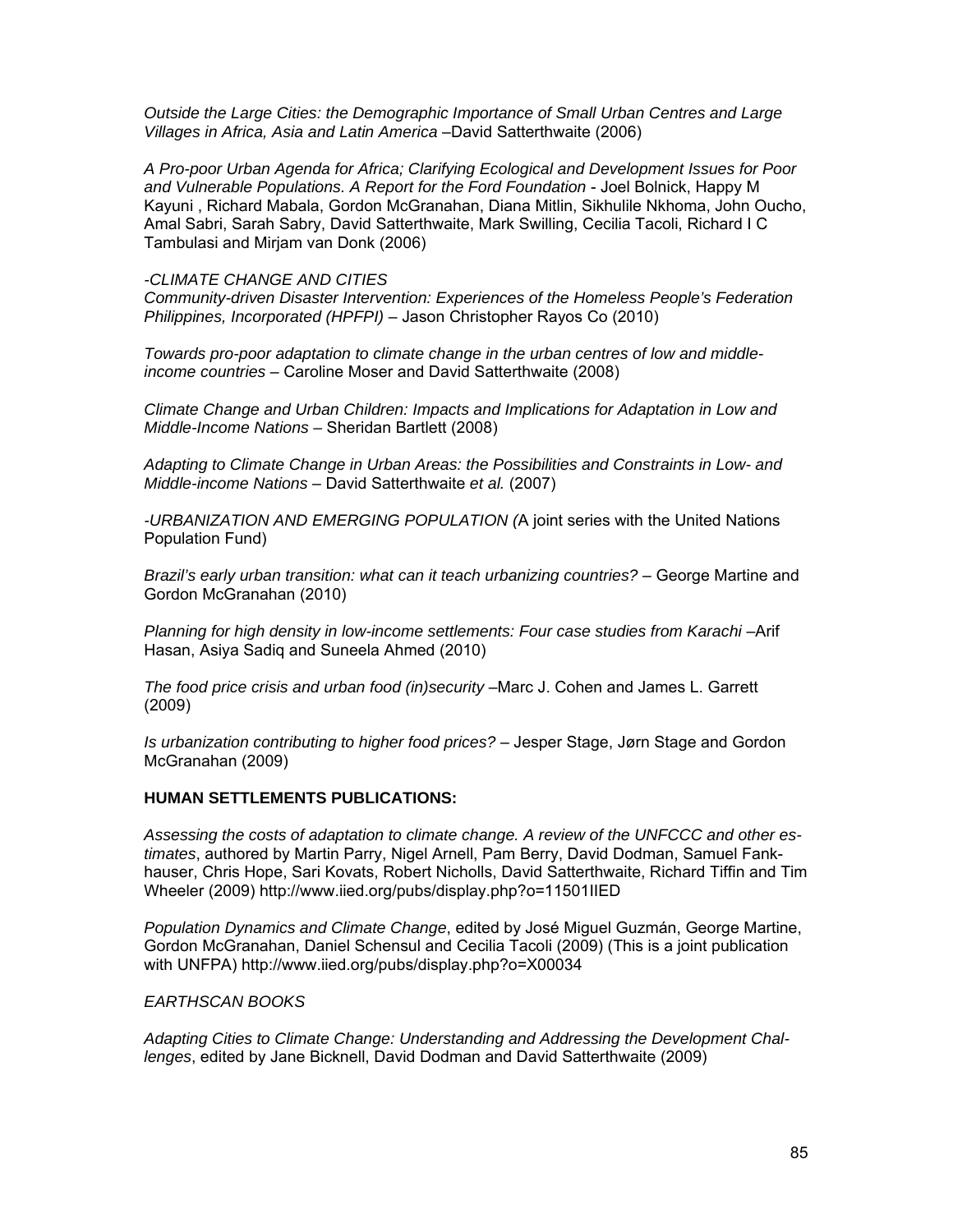*Outside the Large Cities: the Demographic Importance of Small Urban Centres and Large Villages in Africa, Asia and Latin America* –David Satterthwaite (2006)

*A Pro-poor Urban Agenda for Africa; Clarifying Ecological and Development Issues for Poor and Vulnerable Populations. A Report for the Ford Foundation* - Joel Bolnick, Happy M Kayuni , Richard Mabala, Gordon McGranahan, Diana Mitlin, Sikhulile Nkhoma, John Oucho, Amal Sabri, Sarah Sabry, David Satterthwaite, Mark Swilling, Cecilia Tacoli, Richard I C Tambulasi and Mirjam van Donk (2006)

*-CLIMATE CHANGE AND CITIES*

*Community-driven Disaster Intervention: Experiences of the Homeless People's Federation Philippines, Incorporated (HPFPI)* – Jason Christopher Rayos Co (2010)

*Towards pro-poor adaptation to climate change in the urban centres of low and middle-income countries* – Caroline Moser and David Satterthwaite (2008)

*Climate Change and Urban Children: Impacts and Implications for Adaptation in Low and Middle-Income Nations* – Sheridan Bartlett (2008)

*Adapting to Climate Change in Urban Areas: the Possibilities and Constraints in Low- and Middle-income Nations* – David Satterthwaite *et al.* (2007)

*-URBANIZATION AND EMERGING POPULATION (*A joint series with the United Nations Population Fund)

*Brazil's early urban transition: what can it teach urbanizing countries?* – George Martine and Gordon McGranahan (2010)

*Planning for high density in low-income settlements: Four case studies from Karachi* –Arif Hasan, Asiya Sadiq and Suneela Ahmed (2010)

*The food price crisis and urban food (in)security* –Marc J. Cohen and James L. Garrett (2009)

*Is urbanization contributing to higher food prices?* – Jesper Stage, Jørn Stage and Gordon McGranahan (2009)

**HUMAN SETTLEMENTS PUBLICATIONS:**

*Assessing the costs of adaptation to climate change. A review of the UNFCCC and other estimates*, authored by Martin Parry, Nigel Arnell, Pam Berry, David Dodman, Samuel Fankhauser, Chris Hope, Sari Kovats, Robert Nicholls, David Satterthwaite, Richard Tiffin and Tim Wheeler (2009) http://www.iied.org/pubs/display.php?o=11501IIED

*Population Dynamics and Climate Change*, edited by José Miguel Guzmán, George Martine, Gordon McGranahan, Daniel Schensul and Cecilia Tacoli (2009) (This is a joint publication with UNFPA) http://www.iied.org/pubs/display.php?o=X00034

*EARTHSCAN BOOKS*

*Adapting Cities to Climate Change: Understanding and Addressing the Development Challenges*, edited by Jane Bicknell, David Dodman and David Satterthwaite (2009)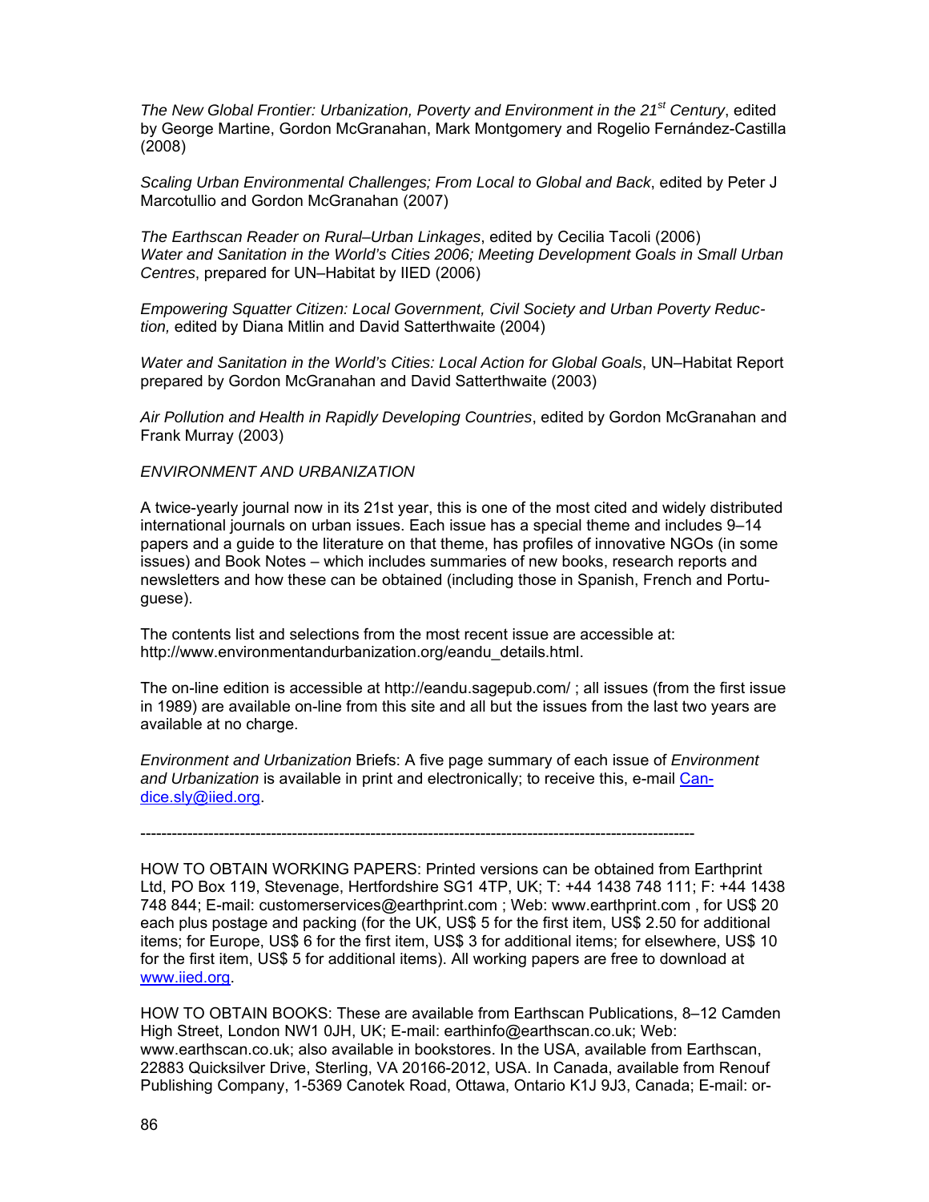*The New Global Frontier: Urbanization, Poverty and Environment in the 21st Century*, edited by George Martine, Gordon McGranahan, Mark Montgomery and Rogelio Fernández-Castilla (2008)

*Scaling Urban Environmental Challenges; From Local to Global and Back*, edited by Peter J Marcotullio and Gordon McGranahan (2007)

*The Earthscan Reader on Rural–Urban Linkages*, edited by Cecilia Tacoli (2006)
*Water and Sanitation in the World's Cities 2006; Meeting Development Goals in Small Urban Centres*, prepared for UN–Habitat by IIED (2006)

*Empowering Squatter Citizen: Local Government, Civil Society and Urban Poverty Reduction,* edited by Diana Mitlin and David Satterthwaite (2004)

*Water and Sanitation in the World's Cities: Local Action for Global Goals*, UN–Habitat Report prepared by Gordon McGranahan and David Satterthwaite (2003)

*Air Pollution and Health in Rapidly Developing Countries*, edited by Gordon McGranahan and Frank Murray (2003)

*ENVIRONMENT AND URBANIZATION*

A twice-yearly journal now in its 21st year, this is one of the most cited and widely distributed international journals on urban issues. Each issue has a special theme and includes 9–14 papers and a guide to the literature on that theme, has profiles of innovative NGOs (in some issues) and Book Notes – which includes summaries of new books, research reports and newsletters and how these can be obtained (including those in Spanish, French and Portuguese).

The contents list and selections from the most recent issue are accessible at: http://www.environmentandurbanization.org/eandu_details.html.

The on-line edition is accessible at http://eandu.sagepub.com/ ; all issues (from the first issue in 1989) are available on-line from this site and all but the issues from the last two years are available at no charge.

*Environment and Urbanization* Briefs: A five page summary of each issue of *Environment and Urbanization* is available in print and electronically; to receive this, e-mail Candice.sly@iied.org.

---

HOW TO OBTAIN WORKING PAPERS: Printed versions can be obtained from Earthprint Ltd, PO Box 119, Stevenage, Hertfordshire SG1 4TP, UK; T: +44 1438 748 111; F: +44 1438 748 844; E-mail: customerservices@earthprint.com ; Web: www.earthprint.com , for US$ 20 each plus postage and packing (for the UK, US$ 5 for the first item, US$ 2.50 for additional items; for Europe, US$ 6 for the first item, US$ 3 for additional items; for elsewhere, US$ 10 for the first item, US$ 5 for additional items). All working papers are free to download at www.iied.org.

HOW TO OBTAIN BOOKS: These are available from Earthscan Publications, 8–12 Camden High Street, London NW1 0JH, UK; E-mail: earthinfo@earthscan.co.uk; Web: www.earthscan.co.uk; also available in bookstores. In the USA, available from Earthscan, 22883 Quicksilver Drive, Sterling, VA 20166-2012, USA. In Canada, available from Renouf Publishing Company, 1-5369 Canotek Road, Ottawa, Ontario K1J 9J3, Canada; E-mail: or-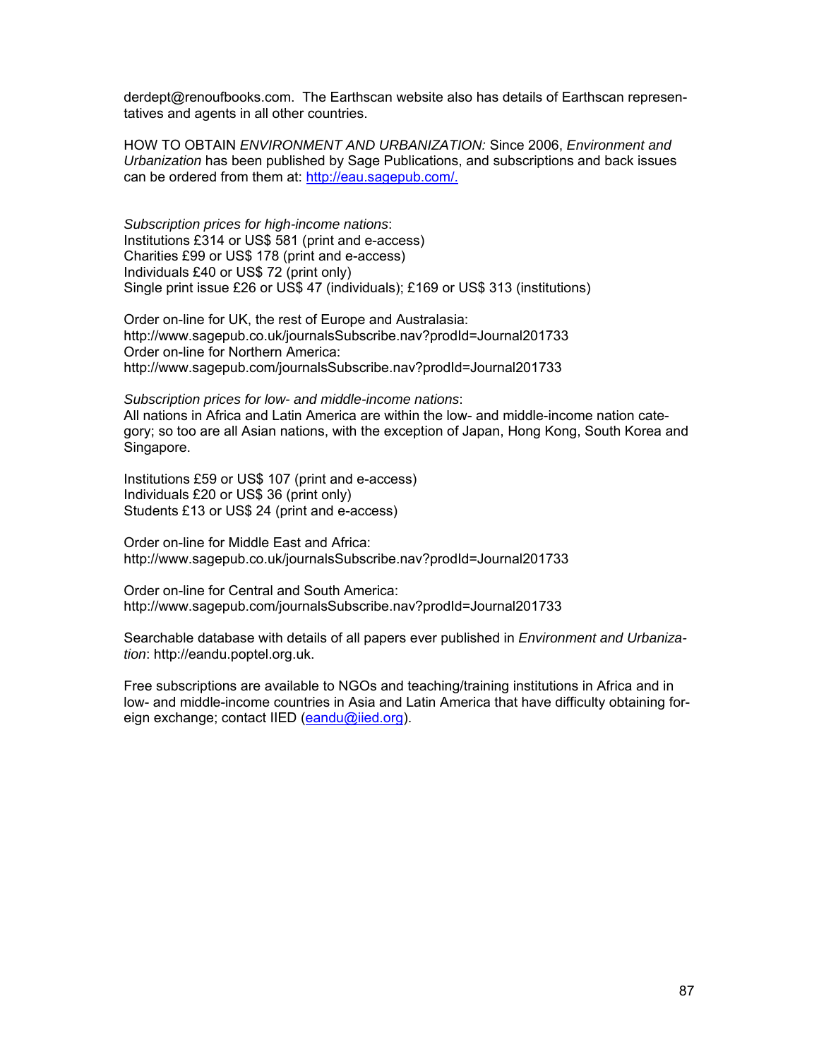derdept@renoufbooks.com. The Earthscan website also has details of Earthscan representatives and agents in all other countries.

HOW TO OBTAIN *ENVIRONMENT AND URBANIZATION:* Since 2006, *Environment and Urbanization* has been published by Sage Publications, and subscriptions and back issues can be ordered from them at: http://eau.sagepub.com/.

*Subscription prices for high-income nations*:
Institutions £314 or US$ 581 (print and e-access)
Charities £99 or US$ 178 (print and e-access)
Individuals £40 or US$ 72 (print only)
Single print issue £26 or US$ 47 (individuals); £169 or US$ 313 (institutions)

Order on-line for UK, the rest of Europe and Australasia:
http://www.sagepub.co.uk/journalsSubscribe.nav?prodId=Journal201733
Order on-line for Northern America:
http://www.sagepub.com/journalsSubscribe.nav?prodId=Journal201733

*Subscription prices for low- and middle-income nations*:
All nations in Africa and Latin America are within the low- and middle-income nation category; so too are all Asian nations, with the exception of Japan, Hong Kong, South Korea and Singapore.

Institutions £59 or US$ 107 (print and e-access)
Individuals £20 or US$ 36 (print only)
Students £13 or US$ 24 (print and e-access)

Order on-line for Middle East and Africa:
http://www.sagepub.co.uk/journalsSubscribe.nav?prodId=Journal201733

Order on-line for Central and South America:
http://www.sagepub.com/journalsSubscribe.nav?prodId=Journal201733

Searchable database with details of all papers ever published in *Environment and Urbanization*: http://eandu.poptel.org.uk.

Free subscriptions are available to NGOs and teaching/training institutions in Africa and in low- and middle-income countries in Asia and Latin America that have difficulty obtaining foreign exchange; contact IIED (eandu@iied.org).